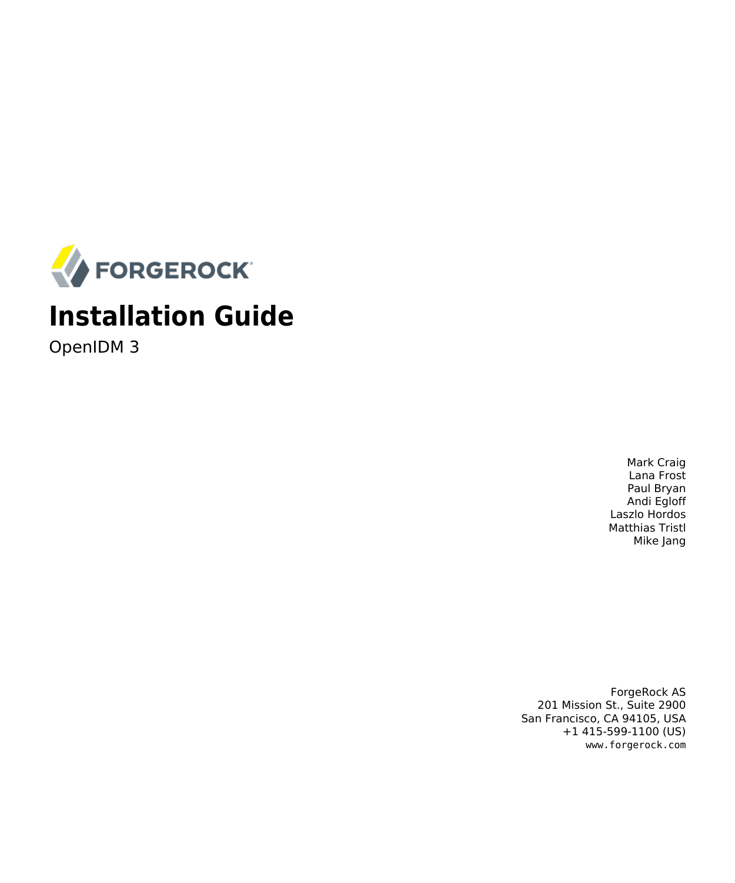FORGEROCK

# Installation Guide

OpenIDM 3

Mark Craig
Lana Frost
Paul Bryan
Andi Egloff
Laszlo Hordos
Matthias Tristl
Mike Jang

ForgeRock AS
201 Mission St., Suite 2900
San Francisco, CA 94105, USA
+1 415-599-1100 (US)
www.forgerock.com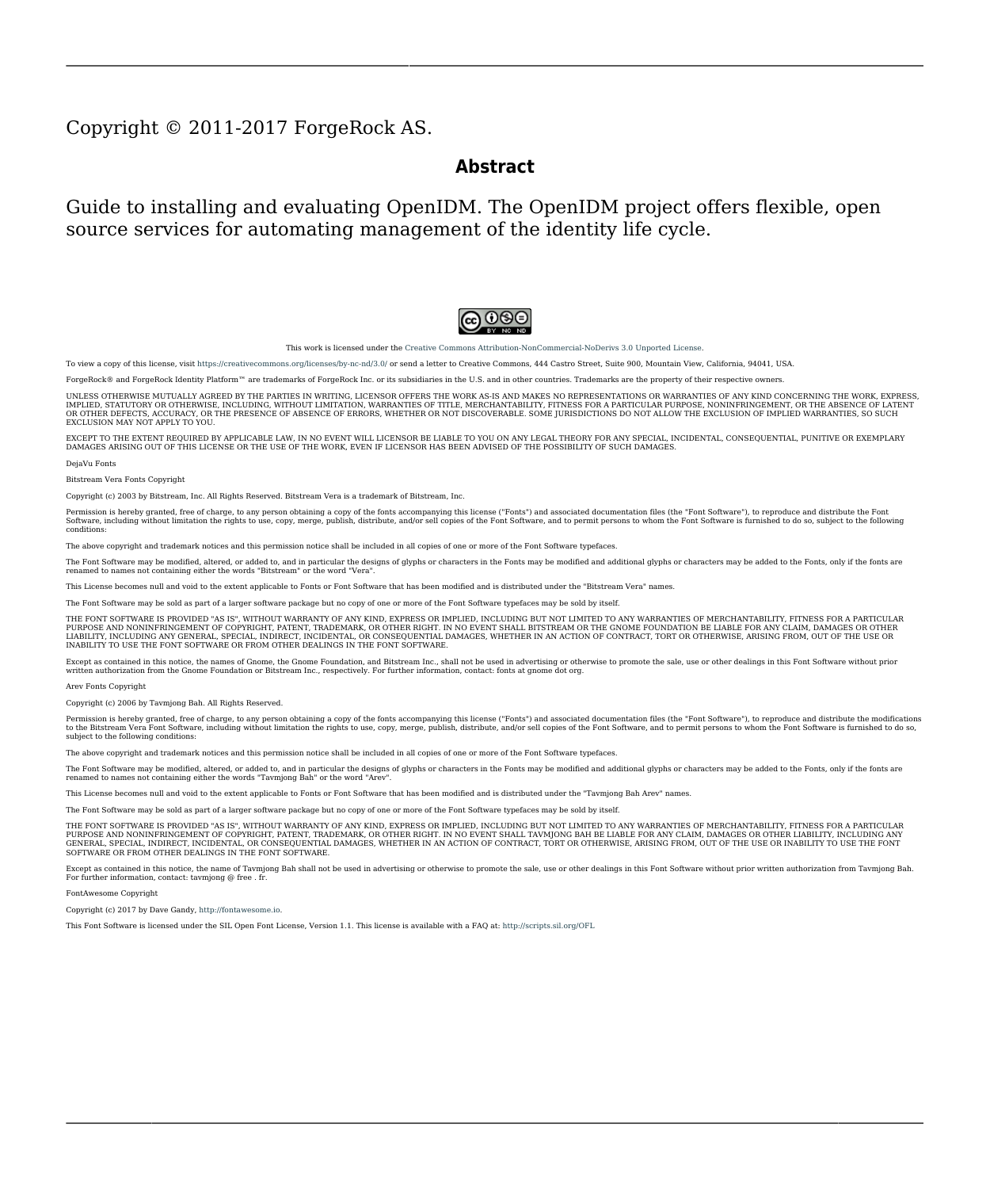Copyright © 2011-2017 ForgeRock AS.

## Abstract

Guide to installing and evaluating OpenIDM. The OpenIDM project offers flexible, open source services for automating management of the identity life cycle.

This work is licensed under the Creative Commons Attribution-NonCommercial-NoDerivs 3.0 Unported License.

To view a copy of this license, visit https://creativecommons.org/licenses/by-nc-nd/3.0/ or send a letter to Creative Commons, 444 Castro Street, Suite 900, Mountain View, California, 94041, USA.

ForgeRock® and ForgeRock Identity Platform™ are trademarks of ForgeRock Inc. or its subsidiaries in the U.S. and in other countries. Trademarks are the property of their respective owners.

UNLESS OTHERWISE MUTUALLY AGREED BY THE PARTIES IN WRITING, LICENSOR OFFERS THE WORK AS-IS AND MAKES NO REPRESENTATIONS OR WARRANTIES OF ANY KIND CONCERNING THE WORK, EXPRESS, IMPLIED, STATUTORY OR OTHERWISE, INCLUDING, WITHOUT LIMITATION, WARRANTIES OF TITLE, MERCHANTABILITY, FITNESS FOR A PARTICULAR PURPOSE, NONINFRINGEMENT, OR THE ABSENCE OF LATENT OR OTHER DEFECTS, ACCURACY, OR THE PRESENCE OF ABSENCE OF ERRORS, WHETHER OR NOT DISCOVERABLE. SOME JURISDICTIONS DO NOT ALLOW THE EXCLUSION OF IMPLIED WARRANTIES, SO SUCH EXCLUSION MAY NOT APPLY TO YOU.

EXCEPT TO THE EXTENT REQUIRED BY APPLICABLE LAW, IN NO EVENT WILL LICENSOR BE LIABLE TO YOU ON ANY LEGAL THEORY FOR ANY SPECIAL, INCIDENTAL, CONSEQUENTIAL, PUNITIVE OR EXEMPLARY DAMAGES ARISING OUT OF THIS LICENSE OR THE USE OF THE WORK, EVEN IF LICENSOR HAS BEEN ADVISED OF THE POSSIBILITY OF SUCH DAMAGES.

DejaVu Fonts

Bitstream Vera Fonts Copyright

Copyright (c) 2003 by Bitstream, Inc. All Rights Reserved. Bitstream Vera is a trademark of Bitstream, Inc.

Permission is hereby granted, free of charge, to any person obtaining a copy of the fonts accompanying this license ("Fonts") and associated documentation files (the "Font Software"), to reproduce and distribute the Font Software, including without limitation the rights to use, copy, merge, publish, distribute, and/or sell copies of the Font Software, and to permit persons to whom the Font Software is furnished to do so, subject to the following conditions:

The above copyright and trademark notices and this permission notice shall be included in all copies of one or more of the Font Software typefaces.

The Font Software may be modified, altered, or added to, and in particular the designs of glyphs or characters in the Fonts may be modified and additional glyphs or characters may be added to the Fonts, only if the fonts are renamed to names not containing either the words "Bitstream" or the word "Vera".

This License becomes null and void to the extent applicable to Fonts or Font Software that has been modified and is distributed under the "Bitstream Vera" names.

The Font Software may be sold as part of a larger software package but no copy of one or more of the Font Software typefaces may be sold by itself.

THE FONT SOFTWARE IS PROVIDED "AS IS", WITHOUT WARRANTY OF ANY KIND, EXPRESS OR IMPLIED, INCLUDING BUT NOT LIMITED TO ANY WARRANTIES OF MERCHANTABILITY, FITNESS FOR A PARTICULAR PURPOSE AND NONINFRINGEMENT OF COPYRIGHT, PATENT, TRADEMARK, OR OTHER RIGHT. IN NO EVENT SHALL BITSTREAM OR THE GNOME FOUNDATION BE LIABLE FOR ANY CLAIM, DAMAGES OR OTHER LIABILITY, INCLUDING ANY GENERAL, SPECIAL, INDIRECT, INCIDENTAL, OR CONSEQUENTIAL DAMAGES, WHETHER IN AN ACTION OF CONTRACT, TORT OR OTHERWISE, ARISING FROM, OUT OF THE USE OR INABILITY TO USE THE FONT SOFTWARE OR FROM OTHER DEALINGS IN THE FONT SOFTWARE.

Except as contained in this notice, the names of Gnome, the Gnome Foundation, and Bitstream Inc., shall not be used in advertising or otherwise to promote the sale, use or other dealings in this Font Software without prior written authorization from the Gnome Foundation or Bitstream Inc., respectively. For further information, contact: fonts at gnome dot org.

Arev Fonts Copyright

Copyright (c) 2006 by Tavmjong Bah. All Rights Reserved.

Permission is hereby granted, free of charge, to any person obtaining a copy of the fonts accompanying this license ("Fonts") and associated documentation files (the "Font Software"), to reproduce and distribute the modifications to the Bitstream Vera Font Software, including without limitation the rights to use, copy, merge, publish, distribute, and/or sell copies of the Font Software, and to permit persons to whom the Font Software is furnished to do so, subject to the following conditions:

The above copyright and trademark notices and this permission notice shall be included in all copies of one or more of the Font Software typefaces.

The Font Software may be modified, altered, or added to, and in particular the designs of glyphs or characters in the Fonts may be modified and additional glyphs or characters may be added to the Fonts, only if the fonts are renamed to names not containing either the words "Tavmjong Bah" or the word "Arev".

This License becomes null and void to the extent applicable to Fonts or Font Software that has been modified and is distributed under the "Tavmjong Bah Arev" names.

The Font Software may be sold as part of a larger software package but no copy of one or more of the Font Software typefaces may be sold by itself.

THE FONT SOFTWARE IS PROVIDED "AS IS", WITHOUT WARRANTY OF ANY KIND, EXPRESS OR IMPLIED, INCLUDING BUT NOT LIMITED TO ANY WARRANTIES OF MERCHANTABILITY, FITNESS FOR A PARTICULAR PURPOSE AND NONINFRINGEMENT OF COPYRIGHT, PATENT, TRADEMARK, OR OTHER RIGHT. IN NO EVENT SHALL TAVMJONG BAH BE LIABLE FOR ANY CLAIM, DAMAGES OR OTHER LIABILITY, INCLUDING ANY GENERAL, SPECIAL, INDIRECT, INCIDENTAL, OR CONSEQUENTIAL DAMAGES, WHETHER IN AN ACTION OF CONTRACT, TORT OR OTHERWISE, ARISING FROM, OUT OF THE USE OR INABILITY TO USE THE FONT SOFTWARE OR FROM OTHER DEALINGS IN THE FONT SOFTWARE.

Except as contained in this notice, the name of Tavmjong Bah shall not be used in advertising or otherwise to promote the sale, use or other dealings in this Font Software without prior written authorization from Tavmjong Bah. For further information, contact: tavmjong @ free . fr.

FontAwesome Copyright

Copyright (c) 2017 by Dave Gandy, http://fontawesome.io.

This Font Software is licensed under the SIL Open Font License, Version 1.1. This license is available with a FAQ at: http://scripts.sil.org/OFL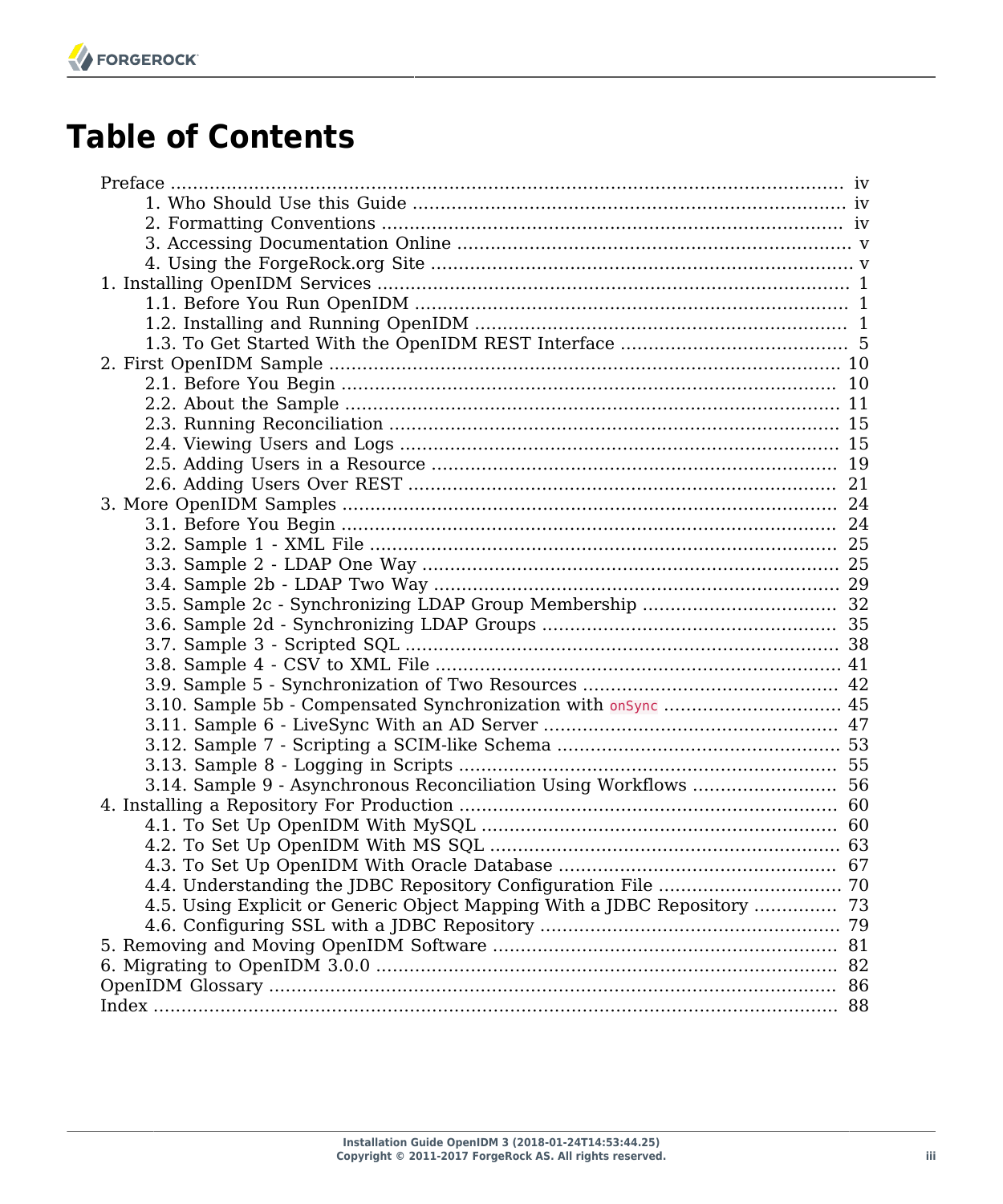# Table of Contents

- Preface ..... iv
  - 1. Who Should Use this Guide ..... iv
  - 2. Formatting Conventions ..... iv
  - 3. Accessing Documentation Online ..... v
  - 4. Using the ForgeRock.org Site ..... v
- 1. Installing OpenIDM Services ..... 1
  - 1.1. Before You Run OpenIDM ..... 1
  - 1.2. Installing and Running OpenIDM ..... 1
  - 1.3. To Get Started With the OpenIDM REST Interface ..... 5
- 2. First OpenIDM Sample ..... 10
  - 2.1. Before You Begin ..... 10
  - 2.2. About the Sample ..... 11
  - 2.3. Running Reconciliation ..... 15
  - 2.4. Viewing Users and Logs ..... 15
  - 2.5. Adding Users in a Resource ..... 19
  - 2.6. Adding Users Over REST ..... 21
- 3. More OpenIDM Samples ..... 24
  - 3.1. Before You Begin ..... 24
  - 3.2. Sample 1 - XML File ..... 25
  - 3.3. Sample 2 - LDAP One Way ..... 25
  - 3.4. Sample 2b - LDAP Two Way ..... 29
  - 3.5. Sample 2c - Synchronizing LDAP Group Membership ..... 32
  - 3.6. Sample 2d - Synchronizing LDAP Groups ..... 35
  - 3.7. Sample 3 - Scripted SQL ..... 38
  - 3.8. Sample 4 - CSV to XML File ..... 41
  - 3.9. Sample 5 - Synchronization of Two Resources ..... 42
  - 3.10. Sample 5b - Compensated Synchronization with `onSync` ..... 45
  - 3.11. Sample 6 - LiveSync With an AD Server ..... 47
  - 3.12. Sample 7 - Scripting a SCIM-like Schema ..... 53
  - 3.13. Sample 8 - Logging in Scripts ..... 55
  - 3.14. Sample 9 - Asynchronous Reconciliation Using Workflows ..... 56
- 4. Installing a Repository For Production ..... 60
  - 4.1. To Set Up OpenIDM With MySQL ..... 60
  - 4.2. To Set Up OpenIDM With MS SQL ..... 63
  - 4.3. To Set Up OpenIDM With Oracle Database ..... 67
  - 4.4. Understanding the JDBC Repository Configuration File ..... 70
  - 4.5. Using Explicit or Generic Object Mapping With a JDBC Repository ..... 73
  - 4.6. Configuring SSL with a JDBC Repository ..... 79
- 5. Removing and Moving OpenIDM Software ..... 81
- 6. Migrating to OpenIDM 3.0.0 ..... 82
- OpenIDM Glossary ..... 86
- Index ..... 88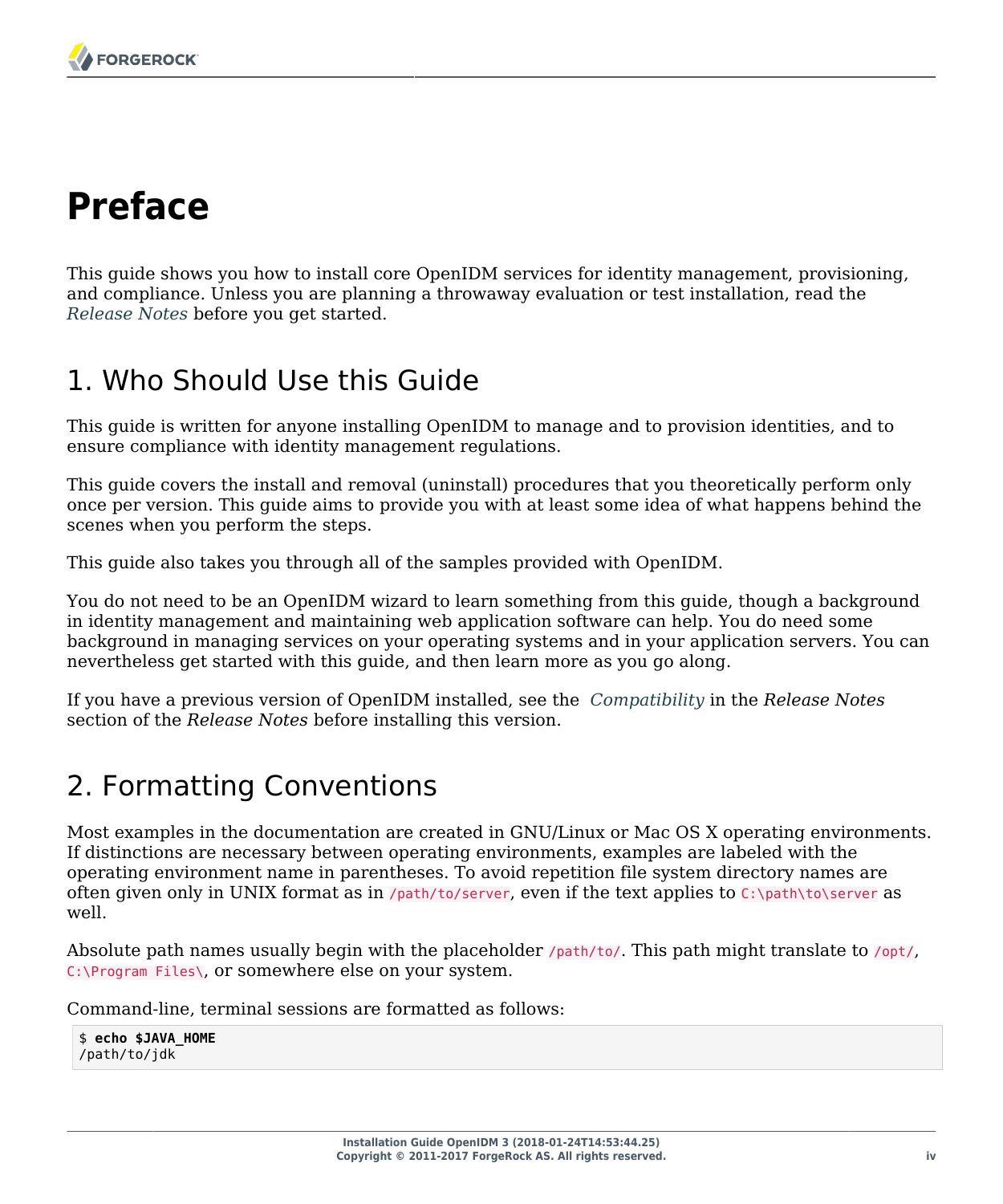# Preface

This guide shows you how to install core OpenIDM services for identity management, provisioning, and compliance. Unless you are planning a throwaway evaluation or test installation, read the *Release Notes* before you get started.

## 1. Who Should Use this Guide

This guide is written for anyone installing OpenIDM to manage and to provision identities, and to ensure compliance with identity management regulations.

This guide covers the install and removal (uninstall) procedures that you theoretically perform only once per version. This guide aims to provide you with at least some idea of what happens behind the scenes when you perform the steps.

This guide also takes you through all of the samples provided with OpenIDM.

You do not need to be an OpenIDM wizard to learn something from this guide, though a background in identity management and maintaining web application software can help. You do need some background in managing services on your operating systems and in your application servers. You can nevertheless get started with this guide, and then learn more as you go along.

If you have a previous version of OpenIDM installed, see the *Compatibility* in the *Release Notes* section of the *Release Notes* before installing this version.

## 2. Formatting Conventions

Most examples in the documentation are created in GNU/Linux or Mac OS X operating environments. If distinctions are necessary between operating environments, examples are labeled with the operating environment name in parentheses. To avoid repetition file system directory names are often given only in UNIX format as in `/path/to/server`, even if the text applies to `C:\path\to\server` as well.

Absolute path names usually begin with the placeholder `/path/to/`. This path might translate to `/opt/`, `C:\Program Files\`, or somewhere else on your system.

Command-line, terminal sessions are formatted as follows:

```
$ echo $JAVA_HOME
/path/to/jdk
```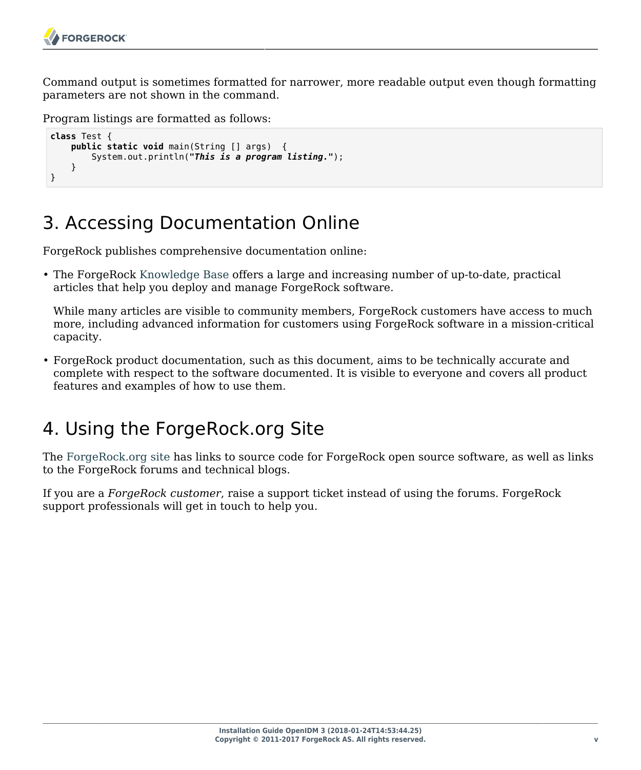Command output is sometimes formatted for narrower, more readable output even though formatting parameters are not shown in the command.

Program listings are formatted as follows:

```
class Test {
    public static void main(String [] args)  {
        System.out.println("This is a program listing.");
    }
}
```

## 3. Accessing Documentation Online

ForgeRock publishes comprehensive documentation online:

- The ForgeRock Knowledge Base offers a large and increasing number of up-to-date, practical articles that help you deploy and manage ForgeRock software.

  While many articles are visible to community members, ForgeRock customers have access to much more, including advanced information for customers using ForgeRock software in a mission-critical capacity.

- ForgeRock product documentation, such as this document, aims to be technically accurate and complete with respect to the software documented. It is visible to everyone and covers all product features and examples of how to use them.

## 4. Using the ForgeRock.org Site

The ForgeRock.org site has links to source code for ForgeRock open source software, as well as links to the ForgeRock forums and technical blogs.

If you are a *ForgeRock customer*, raise a support ticket instead of using the forums. ForgeRock support professionals will get in touch to help you.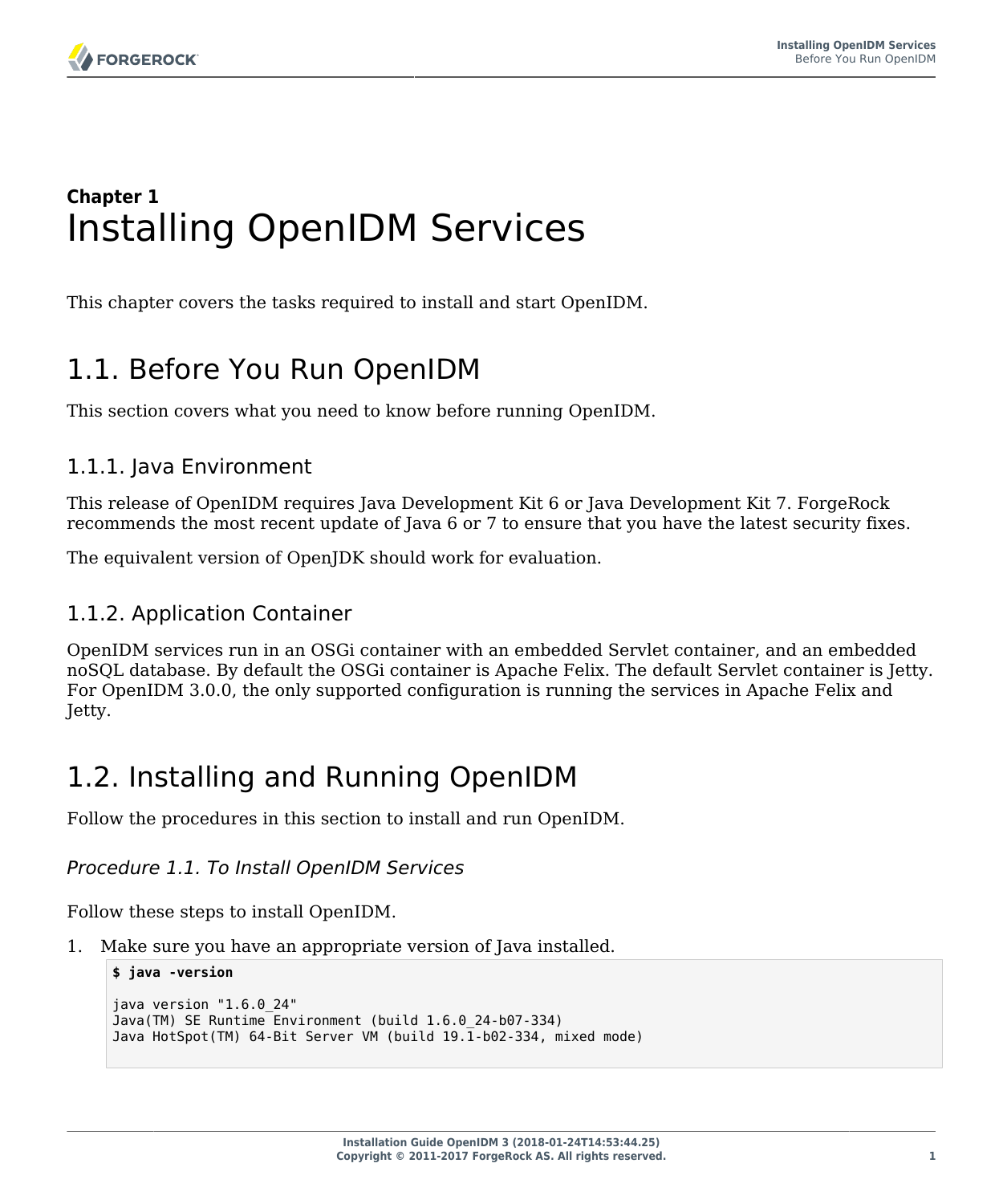**Chapter 1**

# Installing OpenIDM Services

This chapter covers the tasks required to install and start OpenIDM.

## 1.1. Before You Run OpenIDM

This section covers what you need to know before running OpenIDM.

### 1.1.1. Java Environment

This release of OpenIDM requires Java Development Kit 6 or Java Development Kit 7. ForgeRock recommends the most recent update of Java 6 or 7 to ensure that you have the latest security fixes.

The equivalent version of OpenJDK should work for evaluation.

### 1.1.2. Application Container

OpenIDM services run in an OSGi container with an embedded Servlet container, and an embedded noSQL database. By default the OSGi container is Apache Felix. The default Servlet container is Jetty. For OpenIDM 3.0.0, the only supported configuration is running the services in Apache Felix and Jetty.

## 1.2. Installing and Running OpenIDM

Follow the procedures in this section to install and run OpenIDM.

*Procedure 1.1. To Install OpenIDM Services*

Follow these steps to install OpenIDM.

1. Make sure you have an appropriate version of Java installed.

```
$ java -version

java version "1.6.0_24"
Java(TM) SE Runtime Environment (build 1.6.0_24-b07-334)
Java HotSpot(TM) 64-Bit Server VM (build 19.1-b02-334, mixed mode)
```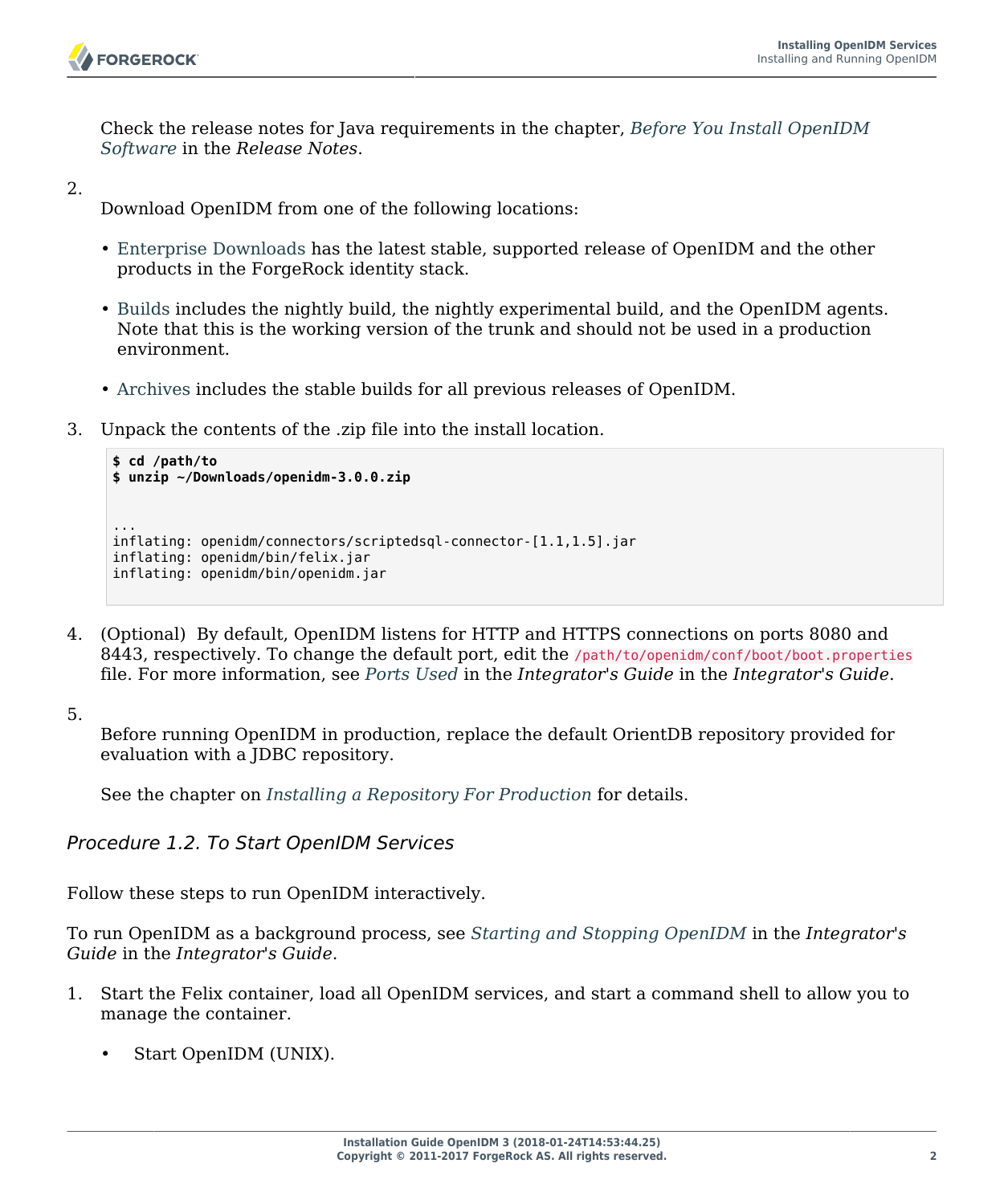Check the release notes for Java requirements in the chapter, *Before You Install OpenIDM Software* in the *Release Notes*.

2. Download OpenIDM from one of the following locations:

   - Enterprise Downloads has the latest stable, supported release of OpenIDM and the other products in the ForgeRock identity stack.
   - Builds includes the nightly build, the nightly experimental build, and the OpenIDM agents. Note that this is the working version of the trunk and should not be used in a production environment.
   - Archives includes the stable builds for all previous releases of OpenIDM.

3. Unpack the contents of the .zip file into the install location.

```
$ cd /path/to
$ unzip ~/Downloads/openidm-3.0.0.zip


...
inflating: openidm/connectors/scriptedsql-connector-[1.1,1.5].jar
inflating: openidm/bin/felix.jar
inflating: openidm/bin/openidm.jar
```

4. (Optional) By default, OpenIDM listens for HTTP and HTTPS connections on ports 8080 and 8443, respectively. To change the default port, edit the `/path/to/openidm/conf/boot/boot.properties` file. For more information, see *Ports Used* in the *Integrator's Guide* in the *Integrator's Guide*.

5. Before running OpenIDM in production, replace the default OrientDB repository provided for evaluation with a JDBC repository.

   See the chapter on *Installing a Repository For Production* for details.

### *Procedure 1.2. To Start OpenIDM Services*

Follow these steps to run OpenIDM interactively.

To run OpenIDM as a background process, see *Starting and Stopping OpenIDM* in the *Integrator's Guide* in the *Integrator's Guide*.

1. Start the Felix container, load all OpenIDM services, and start a command shell to allow you to manage the container.

   - Start OpenIDM (UNIX).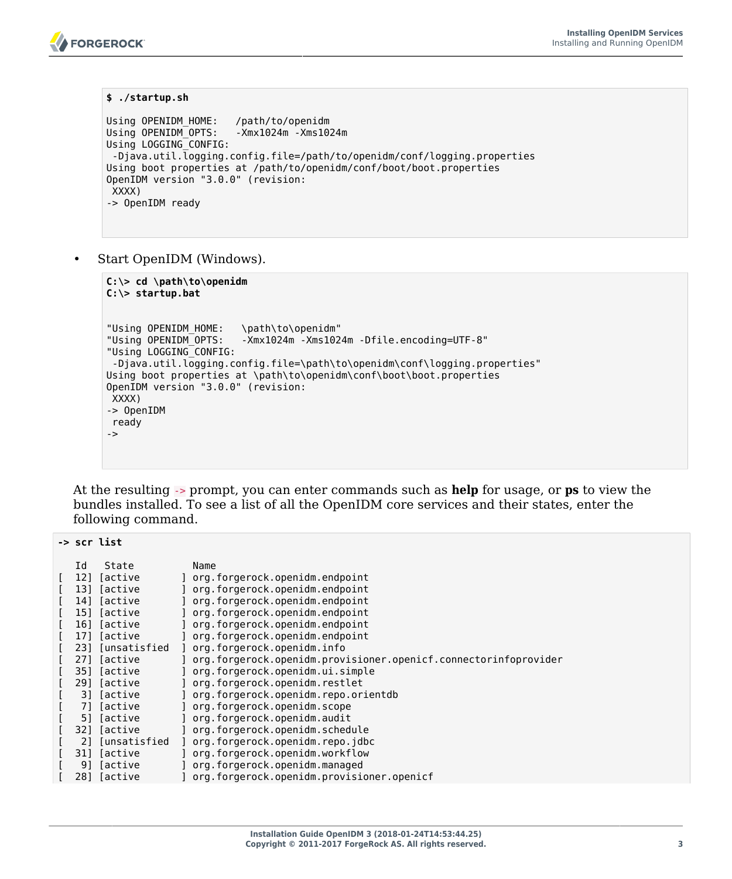```
$ ./startup.sh

Using OPENIDM_HOME:   /path/to/openidm
Using OPENIDM_OPTS:   -Xmx1024m -Xms1024m
Using LOGGING_CONFIG:
 -Djava.util.logging.config.file=/path/to/openidm/conf/logging.properties
Using boot properties at /path/to/openidm/conf/boot/boot.properties
OpenIDM version "3.0.0" (revision:
 XXXX)
-> OpenIDM ready
```

- Start OpenIDM (Windows).

```
C:\> cd \path\to\openidm
C:\> startup.bat


"Using OPENIDM_HOME:   \path\to\openidm"
"Using OPENIDM_OPTS:   -Xmx1024m -Xms1024m -Dfile.encoding=UTF-8"
"Using LOGGING_CONFIG:
 -Djava.util.logging.config.file=\path\to\openidm\conf\logging.properties"
Using boot properties at \path\to\openidm\conf\boot\boot.properties
OpenIDM version "3.0.0" (revision:
 XXXX)
-> OpenIDM
 ready
->
```

At the resulting `->` prompt, you can enter commands such as **help** for usage, or **ps** to view the bundles installed. To see a list of all the OpenIDM core services and their states, enter the following command.

```
-> scr list

   Id   State          Name
[  12] [active       ] org.forgerock.openidm.endpoint
[  13] [active       ] org.forgerock.openidm.endpoint
[  14] [active       ] org.forgerock.openidm.endpoint
[  15] [active       ] org.forgerock.openidm.endpoint
[  16] [active       ] org.forgerock.openidm.endpoint
[  17] [active       ] org.forgerock.openidm.endpoint
[  23] [unsatisfied  ] org.forgerock.openidm.info
[  27] [active       ] org.forgerock.openidm.provisioner.openicf.connectorinfoprovider
[  35] [active       ] org.forgerock.openidm.ui.simple
[  29] [active       ] org.forgerock.openidm.restlet
[   3] [active       ] org.forgerock.openidm.repo.orientdb
[   7] [active       ] org.forgerock.openidm.scope
[   5] [active       ] org.forgerock.openidm.audit
[  32] [active       ] org.forgerock.openidm.schedule
[   2] [unsatisfied  ] org.forgerock.openidm.repo.jdbc
[  31] [active       ] org.forgerock.openidm.workflow
[   9] [active       ] org.forgerock.openidm.managed
[  28] [active       ] org.forgerock.openidm.provisioner.openicf
```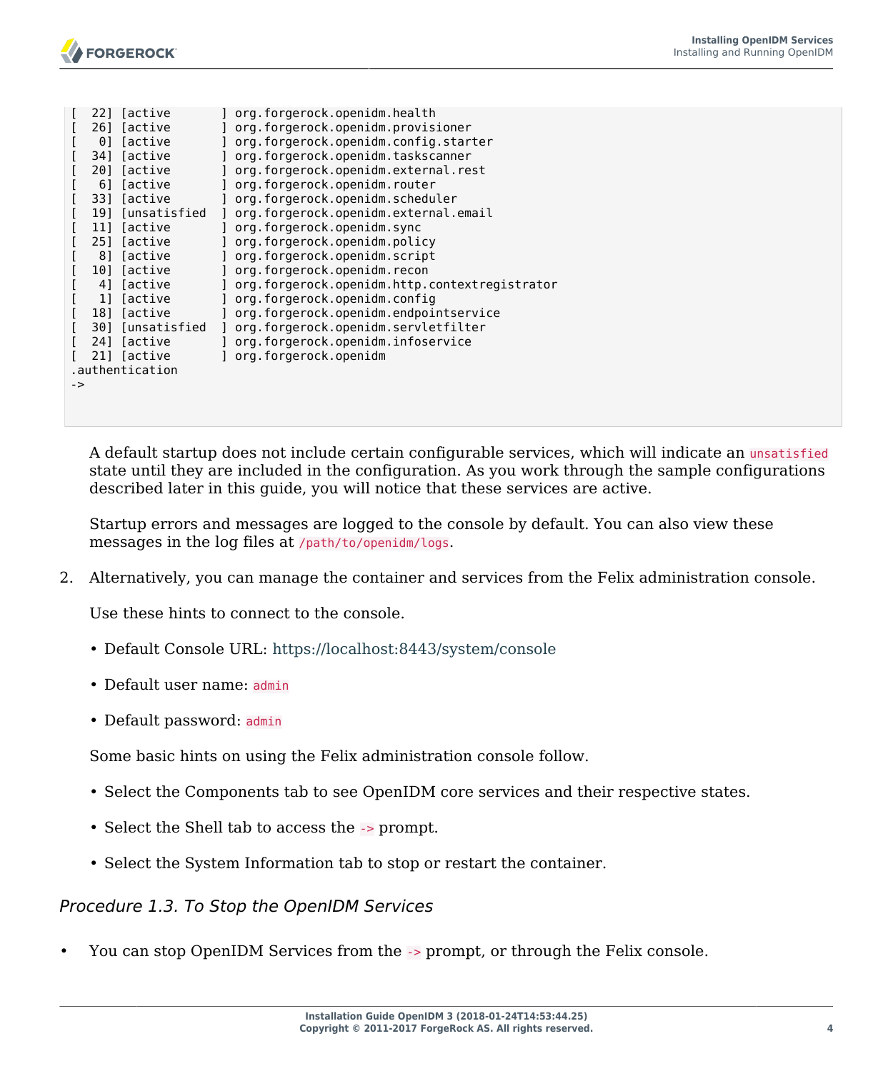```
[  22] [active       ] org.forgerock.openidm.health
[  26] [active       ] org.forgerock.openidm.provisioner
[   0] [active       ] org.forgerock.openidm.config.starter
[  34] [active       ] org.forgerock.openidm.taskscanner
[  20] [active       ] org.forgerock.openidm.external.rest
[   6] [active       ] org.forgerock.openidm.router
[  33] [active       ] org.forgerock.openidm.scheduler
[  19] [unsatisfied  ] org.forgerock.openidm.external.email
[  11] [active       ] org.forgerock.openidm.sync
[  25] [active       ] org.forgerock.openidm.policy
[   8] [active       ] org.forgerock.openidm.script
[  10] [active       ] org.forgerock.openidm.recon
[   4] [active       ] org.forgerock.openidm.http.contextregistrator
[   1] [active       ] org.forgerock.openidm.config
[  18] [active       ] org.forgerock.openidm.endpointservice
[  30] [unsatisfied  ] org.forgerock.openidm.servletfilter
[  24] [active       ] org.forgerock.openidm.infoservice
[  21] [active       ] org.forgerock.openidm
.authentication
->
```

A default startup does not include certain configurable services, which will indicate an `unsatisfied` state until they are included in the configuration. As you work through the sample configurations described later in this guide, you will notice that these services are active.

Startup errors and messages are logged to the console by default. You can also view these messages in the log files at `/path/to/openidm/logs`.

2. Alternatively, you can manage the container and services from the Felix administration console.

   Use these hints to connect to the console.

   - Default Console URL: https://localhost:8443/system/console
   - Default user name: `admin`
   - Default password: `admin`

   Some basic hints on using the Felix administration console follow.

   - Select the Components tab to see OpenIDM core services and their respective states.
   - Select the Shell tab to access the `->` prompt.
   - Select the System Information tab to stop or restart the container.

*Procedure 1.3. To Stop the OpenIDM Services*

- You can stop OpenIDM Services from the `->` prompt, or through the Felix console.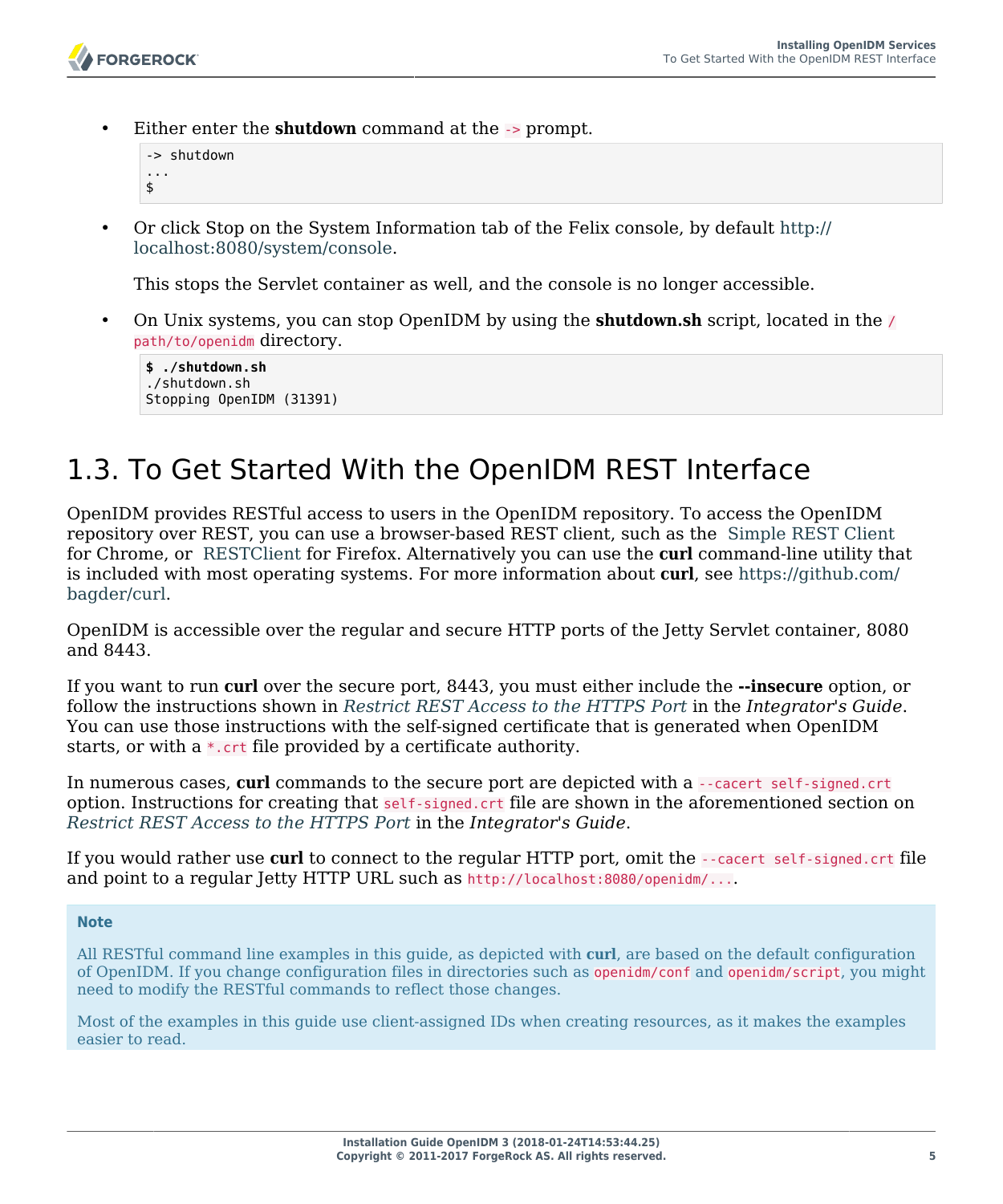- Either enter the **shutdown** command at the `->` prompt.

```
-> shutdown
...
$
```

- Or click Stop on the System Information tab of the Felix console, by default http://localhost:8080/system/console.

  This stops the Servlet container as well, and the console is no longer accessible.

- On Unix systems, you can stop OpenIDM by using the **shutdown.sh** script, located in the `/path/to/openidm` directory.

```
$ ./shutdown.sh
./shutdown.sh
Stopping OpenIDM (31391)
```

## 1.3. To Get Started With the OpenIDM REST Interface

OpenIDM provides RESTful access to users in the OpenIDM repository. To access the OpenIDM repository over REST, you can use a browser-based REST client, such as the Simple REST Client for Chrome, or RESTClient for Firefox. Alternatively you can use the **curl** command-line utility that is included with most operating systems. For more information about **curl**, see https://github.com/bagder/curl.

OpenIDM is accessible over the regular and secure HTTP ports of the Jetty Servlet container, 8080 and 8443.

If you want to run **curl** over the secure port, 8443, you must either include the **--insecure** option, or follow the instructions shown in *Restrict REST Access to the HTTPS Port* in the *Integrator's Guide*. You can use those instructions with the self-signed certificate that is generated when OpenIDM starts, or with a `*.crt` file provided by a certificate authority.

In numerous cases, **curl** commands to the secure port are depicted with a `--cacert self-signed.crt` option. Instructions for creating that `self-signed.crt` file are shown in the aforementioned section on *Restrict REST Access to the HTTPS Port* in the *Integrator's Guide*.

If you would rather use **curl** to connect to the regular HTTP port, omit the `--cacert self-signed.crt` file and point to a regular Jetty HTTP URL such as `http://localhost:8080/openidm/...`.

> **Note**
>
> All RESTful command line examples in this guide, as depicted with **curl**, are based on the default configuration of OpenIDM. If you change configuration files in directories such as `openidm/conf` and `openidm/script`, you might need to modify the RESTful commands to reflect those changes.
>
> Most of the examples in this guide use client-assigned IDs when creating resources, as it makes the examples easier to read.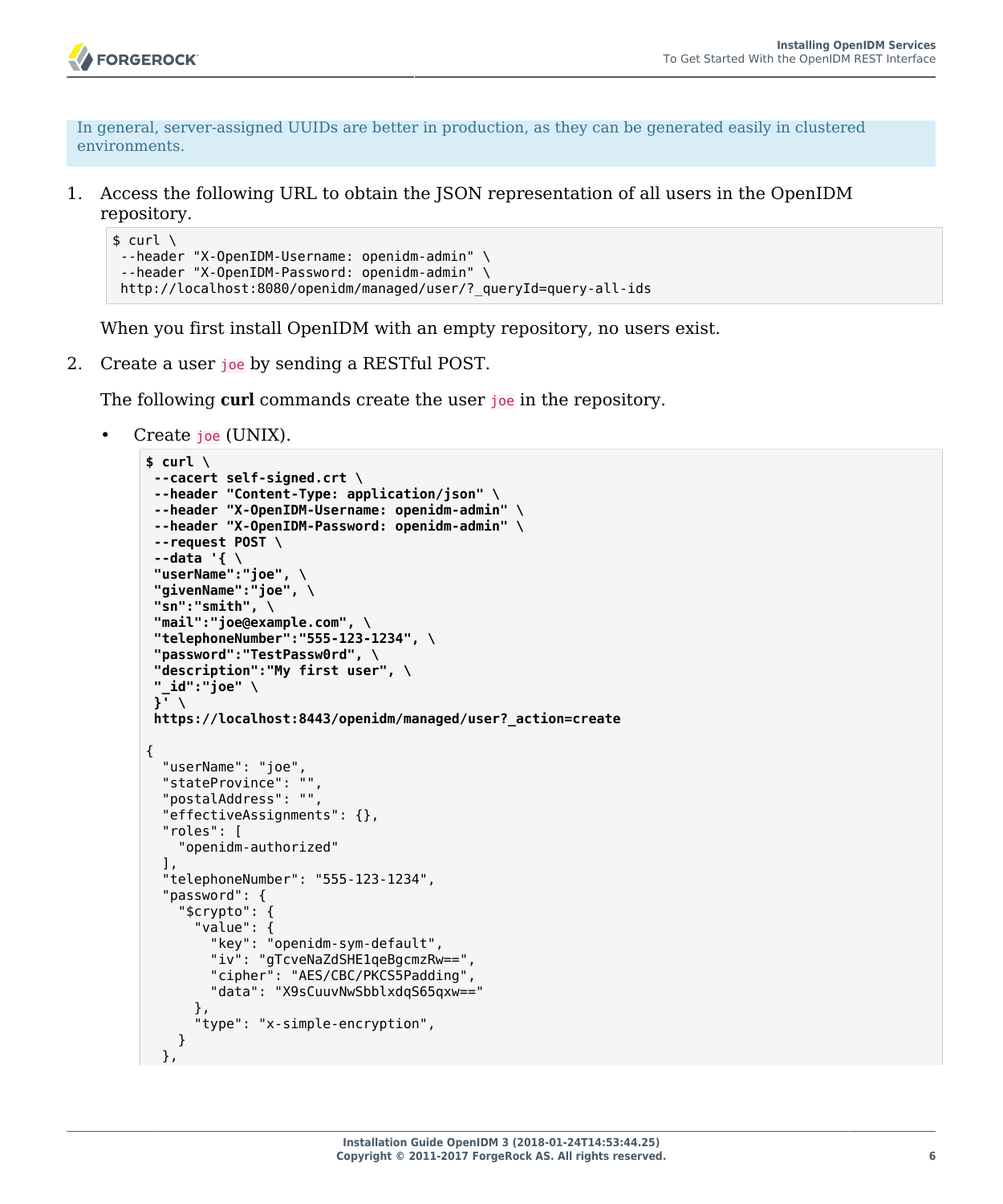In general, server-assigned UUIDs are better in production, as they can be generated easily in clustered environments.

1. Access the following URL to obtain the JSON representation of all users in the OpenIDM repository.

   ```
   $ curl \
    --header "X-OpenIDM-Username: openidm-admin" \
    --header "X-OpenIDM-Password: openidm-admin" \
    http://localhost:8080/openidm/managed/user/?_queryId=query-all-ids
   ```

   When you first install OpenIDM with an empty repository, no users exist.

2. Create a user `joe` by sending a RESTful POST.

   The following **curl** commands create the user `joe` in the repository.

   - Create `joe` (UNIX).

     ```
     $ curl \
      --cacert self-signed.crt \
      --header "Content-Type: application/json" \
      --header "X-OpenIDM-Username: openidm-admin" \
      --header "X-OpenIDM-Password: openidm-admin" \
      --request POST \
      --data '{ \
      "userName":"joe", \
      "givenName":"joe", \
      "sn":"smith", \
      "mail":"joe@example.com", \
      "telephoneNumber":"555-123-1234", \
      "password":"TestPassw0rd", \
      "description":"My first user", \
      "_id":"joe" \
      }' \
      https://localhost:8443/openidm/managed/user?_action=create

     {
       "userName": "joe",
       "stateProvince": "",
       "postalAddress": "",
       "effectiveAssignments": {},
       "roles": [
         "openidm-authorized"
       ],
       "telephoneNumber": "555-123-1234",
       "password": {
         "$crypto": {
           "value": {
             "key": "openidm-sym-default",
             "iv": "gTcveNaZdSHE1qeBgcmzRw==",
             "cipher": "AES/CBC/PKCS5Padding",
             "data": "X9sCuuvNwSbblxdqS65qxw=="
           },
           "type": "x-simple-encryption",
         }
       },
     ```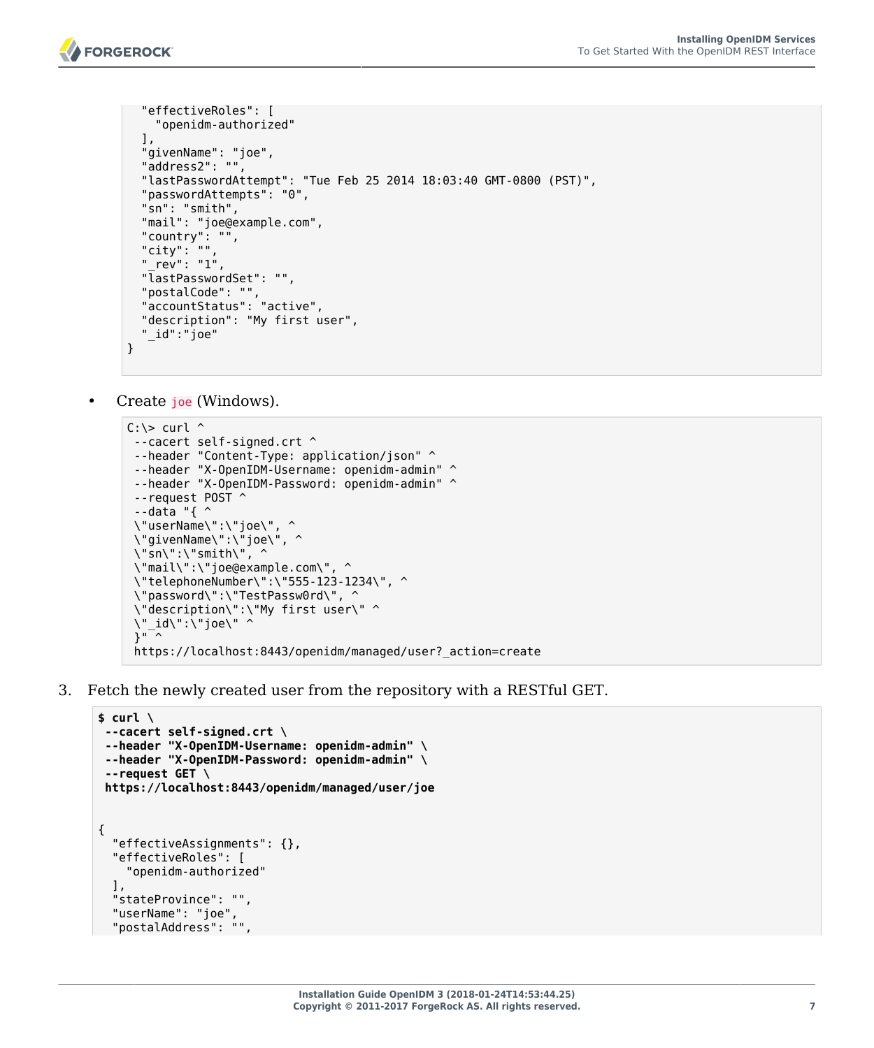```
  "effectiveRoles": [
    "openidm-authorized"
  ],
  "givenName": "joe",
  "address2": "",
  "lastPasswordAttempt": "Tue Feb 25 2014 18:03:40 GMT-0800 (PST)",
  "passwordAttempts": "0",
  "sn": "smith",
  "mail": "joe@example.com",
  "country": "",
  "city": "",
  "_rev": "1",
  "lastPasswordSet": "",
  "postalCode": "",
  "accountStatus": "active",
  "description": "My first user",
  "_id":"joe"
}
```

- Create `joe` (Windows).

```
C:\> curl ^
 --cacert self-signed.crt ^
 --header "Content-Type: application/json" ^
 --header "X-OpenIDM-Username: openidm-admin" ^
 --header "X-OpenIDM-Password: openidm-admin" ^
 --request POST ^
 --data "{ ^
 \"userName\":\"joe\", ^
 \"givenName\":\"joe\", ^
 \"sn\":\"smith\", ^
 \"mail\":\"joe@example.com\", ^
 \"telephoneNumber\":\"555-123-1234\", ^
 \"password\":\"TestPassw0rd\", ^
 \"description\":\"My first user\" ^
 \"_id\":\"joe\" ^
 }" ^
 https://localhost:8443/openidm/managed/user?_action=create
```

3. Fetch the newly created user from the repository with a RESTful GET.

```
$ curl \
 --cacert self-signed.crt \
 --header "X-OpenIDM-Username: openidm-admin" \
 --header "X-OpenIDM-Password: openidm-admin" \
 --request GET \
 https://localhost:8443/openidm/managed/user/joe


{
  "effectiveAssignments": {},
  "effectiveRoles": [
    "openidm-authorized"
  ],
  "stateProvince": "",
  "userName": "joe",
  "postalAddress": "",
```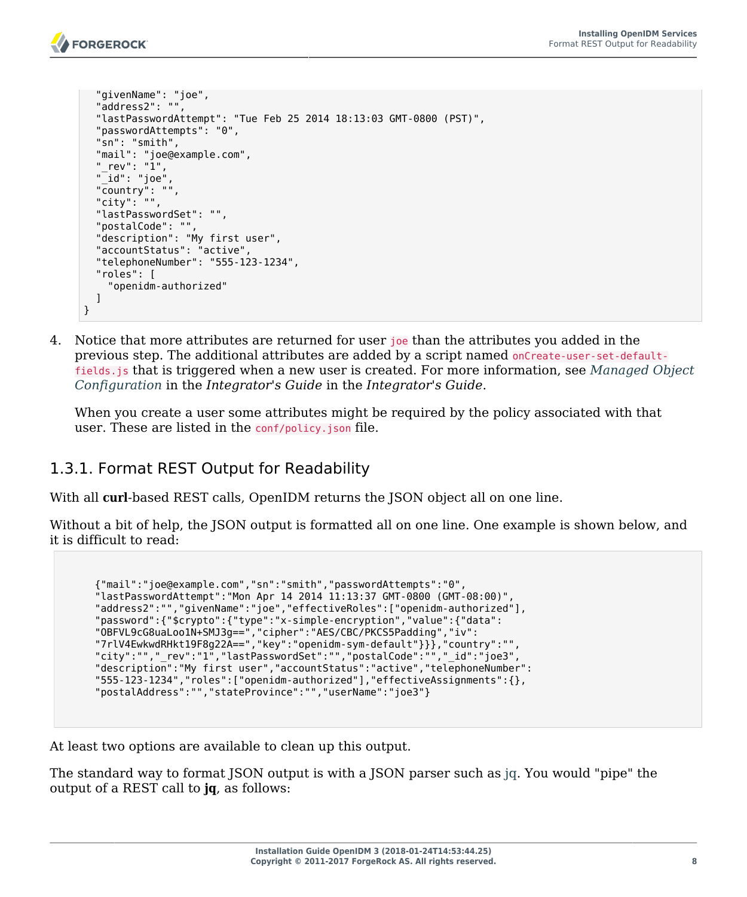```
  "givenName": "joe",
  "address2": "",
  "lastPasswordAttempt": "Tue Feb 25 2014 18:13:03 GMT-0800 (PST)",
  "passwordAttempts": "0",
  "sn": "smith",
  "mail": "joe@example.com",
  "_rev": "1",
  "_id": "joe",
  "country": "",
  "city": "",
  "lastPasswordSet": "",
  "postalCode": "",
  "description": "My first user",
  "accountStatus": "active",
  "telephoneNumber": "555-123-1234",
  "roles": [
    "openidm-authorized"
  ]
}
```

4. Notice that more attributes are returned for user `joe` than the attributes you added in the previous step. The additional attributes are added by a script named `onCreate-user-set-default-fields.js` that is triggered when a new user is created. For more information, see *Managed Object Configuration* in the *Integrator's Guide* in the *Integrator's Guide*.

   When you create a user some attributes might be required by the policy associated with that user. These are listed in the `conf/policy.json` file.

### 1.3.1. Format REST Output for Readability

With all **curl**-based REST calls, OpenIDM returns the JSON object all on one line.

Without a bit of help, the JSON output is formatted all on one line. One example is shown below, and it is difficult to read:

```
{"mail":"joe@example.com","sn":"smith","passwordAttempts":"0",
"lastPasswordAttempt":"Mon Apr 14 2014 11:13:37 GMT-0800 (GMT-08:00)",
"address2":"","givenName":"joe","effectiveRoles":["openidm-authorized"],
"password":{"$crypto":{"type":"x-simple-encryption","value":{"data":
"OBFVL9cG8uaLoo1N+SMJ3g==","cipher":"AES/CBC/PKCS5Padding","iv":
"7rlV4EwkwdRHkt19F8g22A==","key":"openidm-sym-default"}}},"country":"",
"city":"","_rev":"1","lastPasswordSet":"","postalCode":"","_id":"joe3",
"description":"My first user","accountStatus":"active","telephoneNumber":
"555-123-1234","roles":["openidm-authorized"],"effectiveAssignments":{},
"postalAddress":"","stateProvince":"","userName":"joe3"}
```

At least two options are available to clean up this output.

The standard way to format JSON output is with a JSON parser such as jq. You would "pipe" the output of a REST call to **jq**, as follows: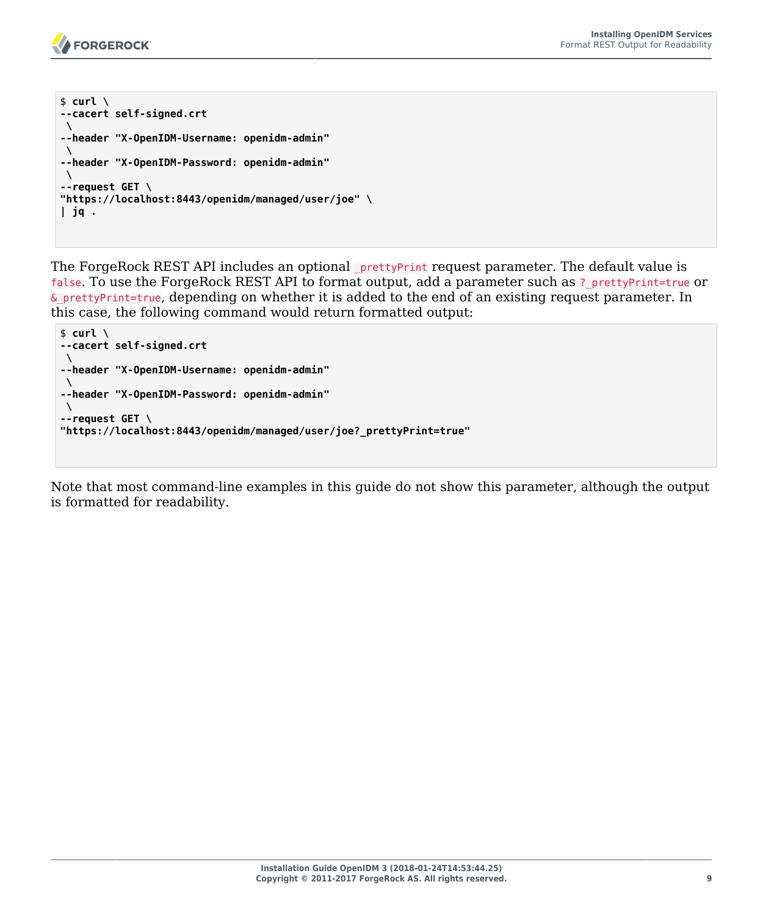```
$ curl \
--cacert self-signed.crt
 \
--header "X-OpenIDM-Username: openidm-admin"
 \
--header "X-OpenIDM-Password: openidm-admin"
 \
--request GET \
"https://localhost:8443/openidm/managed/user/joe" \
| jq .
```

The ForgeRock REST API includes an optional `_prettyPrint` request parameter. The default value is `false`. To use the ForgeRock REST API to format output, add a parameter such as `?_prettyPrint=true` or `&_prettyPrint=true`, depending on whether it is added to the end of an existing request parameter. In this case, the following command would return formatted output:

```
$ curl \
--cacert self-signed.crt
 \
--header "X-OpenIDM-Username: openidm-admin"
 \
--header "X-OpenIDM-Password: openidm-admin"
 \
--request GET \
"https://localhost:8443/openidm/managed/user/joe?_prettyPrint=true"
```

Note that most command-line examples in this guide do not show this parameter, although the output is formatted for readability.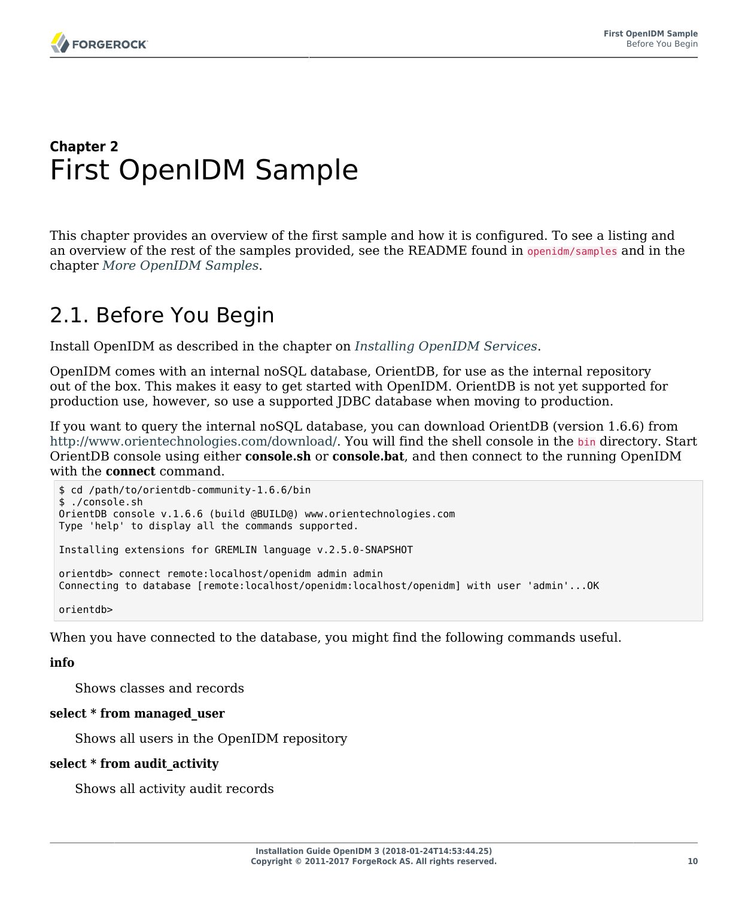# Chapter 2 First OpenIDM Sample

This chapter provides an overview of the first sample and how it is configured. To see a listing and an overview of the rest of the samples provided, see the README found in `openidm/samples` and in the chapter *More OpenIDM Samples*.

## 2.1. Before You Begin

Install OpenIDM as described in the chapter on *Installing OpenIDM Services*.

OpenIDM comes with an internal noSQL database, OrientDB, for use as the internal repository out of the box. This makes it easy to get started with OpenIDM. OrientDB is not yet supported for production use, however, so use a supported JDBC database when moving to production.

If you want to query the internal noSQL database, you can download OrientDB (version 1.6.6) from http://www.orientechnologies.com/download/. You will find the shell console in the `bin` directory. Start OrientDB console using either **console.sh** or **console.bat**, and then connect to the running OpenIDM with the **connect** command.

```
$ cd /path/to/orientdb-community-1.6.6/bin
$ ./console.sh
OrientDB console v.1.6.6 (build @BUILD@) www.orientechnologies.com
Type 'help' to display all the commands supported.

Installing extensions for GREMLIN language v.2.5.0-SNAPSHOT

orientdb> connect remote:localhost/openidm admin admin
Connecting to database [remote:localhost/openidm:localhost/openidm] with user 'admin'...OK

orientdb>
```

When you have connected to the database, you might find the following commands useful.

**info**

Shows classes and records

**select * from managed_user**

Shows all users in the OpenIDM repository

**select * from audit_activity**

Shows all activity audit records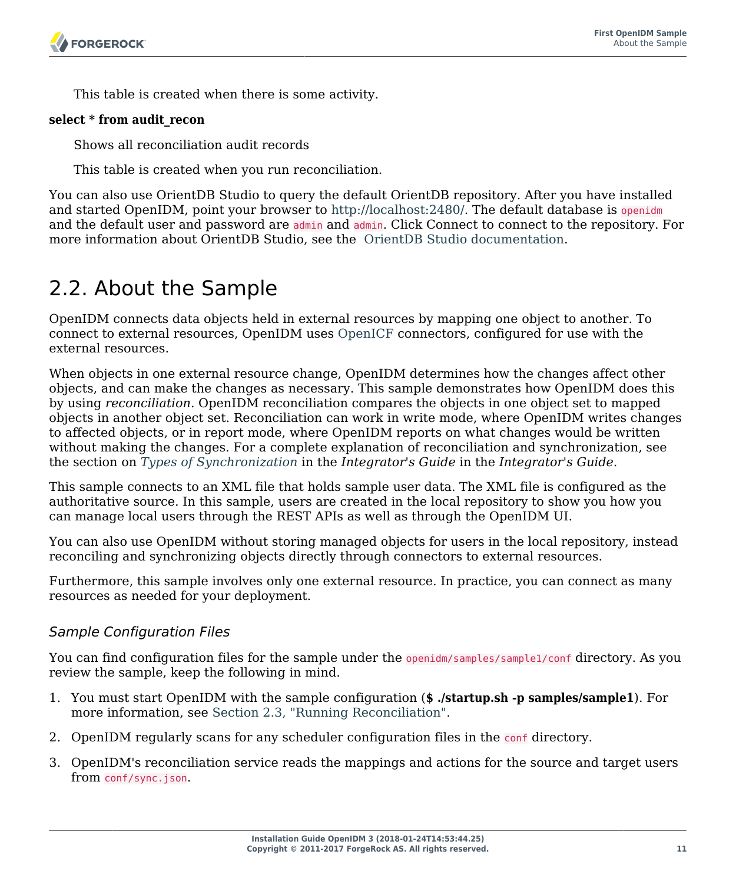This table is created when there is some activity.

**select * from audit_recon**

Shows all reconciliation audit records

This table is created when you run reconciliation.

You can also use OrientDB Studio to query the default OrientDB repository. After you have installed and started OpenIDM, point your browser to http://localhost:2480/. The default database is `openidm` and the default user and password are `admin` and `admin`. Click Connect to connect to the repository. For more information about OrientDB Studio, see the OrientDB Studio documentation.

## 2.2. About the Sample

OpenIDM connects data objects held in external resources by mapping one object to another. To connect to external resources, OpenIDM uses OpenICF connectors, configured for use with the external resources.

When objects in one external resource change, OpenIDM determines how the changes affect other objects, and can make the changes as necessary. This sample demonstrates how OpenIDM does this by using *reconciliation*. OpenIDM reconciliation compares the objects in one object set to mapped objects in another object set. Reconciliation can work in write mode, where OpenIDM writes changes to affected objects, or in report mode, where OpenIDM reports on what changes would be written without making the changes. For a complete explanation of reconciliation and synchronization, see the section on *Types of Synchronization* in the *Integrator's Guide* in the *Integrator's Guide*.

This sample connects to an XML file that holds sample user data. The XML file is configured as the authoritative source. In this sample, users are created in the local repository to show you how you can manage local users through the REST APIs as well as through the OpenIDM UI.

You can also use OpenIDM without storing managed objects for users in the local repository, instead reconciling and synchronizing objects directly through connectors to external resources.

Furthermore, this sample involves only one external resource. In practice, you can connect as many resources as needed for your deployment.

### *Sample Configuration Files*

You can find configuration files for the sample under the `openidm/samples/sample1/conf` directory. As you review the sample, keep the following in mind.

1. You must start OpenIDM with the sample configuration (**$ ./startup.sh -p samples/sample1**). For more information, see Section 2.3, "Running Reconciliation".
2. OpenIDM regularly scans for any scheduler configuration files in the `conf` directory.
3. OpenIDM's reconciliation service reads the mappings and actions for the source and target users from `conf/sync.json`.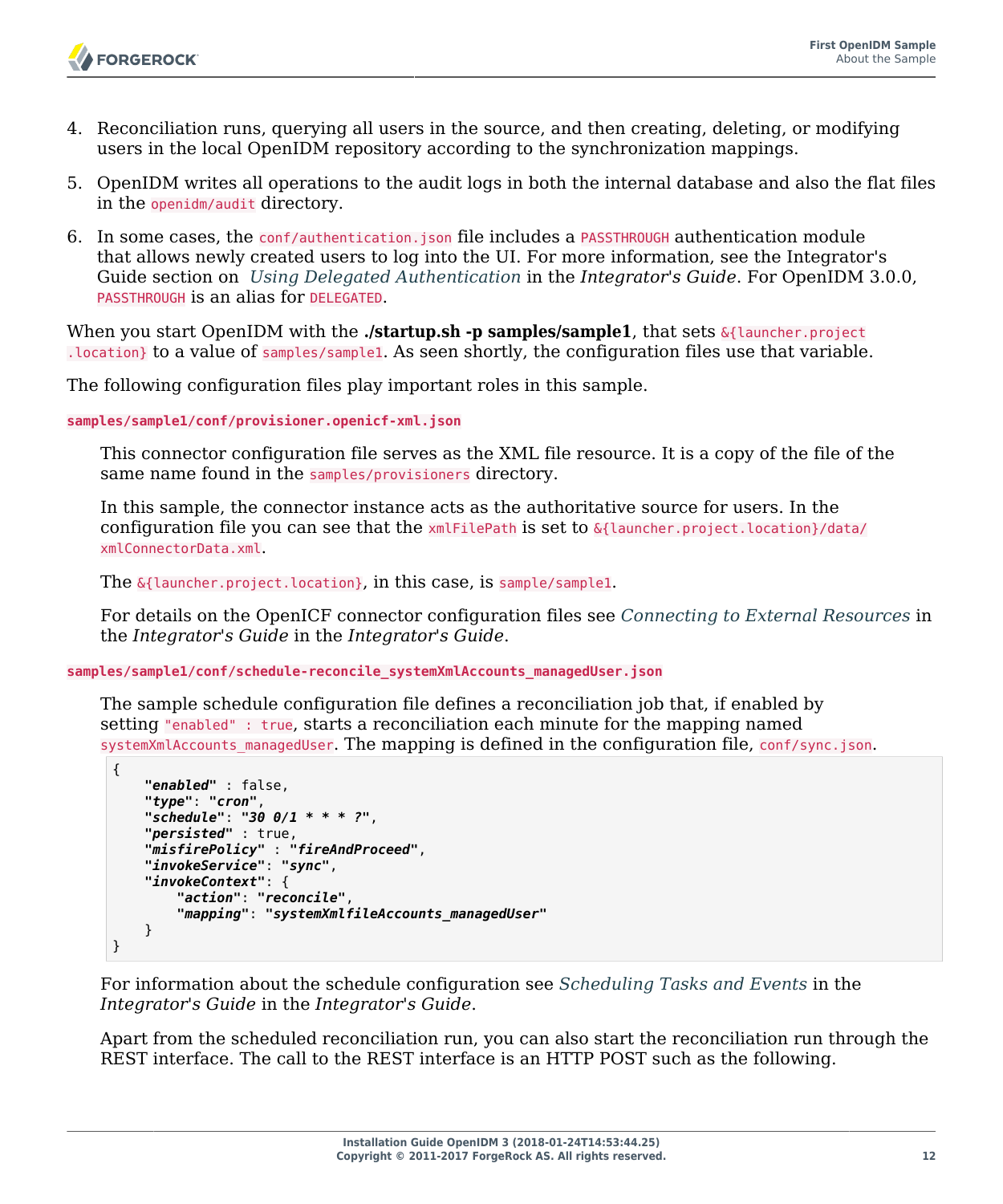4. Reconciliation runs, querying all users in the source, and then creating, deleting, or modifying users in the local OpenIDM repository according to the synchronization mappings.

5. OpenIDM writes all operations to the audit logs in both the internal database and also the flat files in the `openidm/audit` directory.

6. In some cases, the `conf/authentication.json` file includes a `PASSTHROUGH` authentication module that allows newly created users to log into the UI. For more information, see the Integrator's Guide section on *Using Delegated Authentication* in the *Integrator's Guide*. For OpenIDM 3.0.0, `PASSTHROUGH` is an alias for `DELEGATED`.

When you start OpenIDM with the **./startup.sh -p samples/sample1**, that sets `&{launcher.project.location}` to a value of `samples/sample1`. As seen shortly, the configuration files use that variable.

The following configuration files play important roles in this sample.

**`samples/sample1/conf/provisioner.openicf-xml.json`**

This connector configuration file serves as the XML file resource. It is a copy of the file of the same name found in the `samples/provisioners` directory.

In this sample, the connector instance acts as the authoritative source for users. In the configuration file you can see that the `xmlFilePath` is set to `&{launcher.project.location}/data/xmlConnectorData.xml`.

The `&{launcher.project.location}`, in this case, is `sample/sample1`.

For details on the OpenICF connector configuration files see *Connecting to External Resources* in the *Integrator's Guide* in the *Integrator's Guide*.

**`samples/sample1/conf/schedule-reconcile_systemXmlAccounts_managedUser.json`**

The sample schedule configuration file defines a reconciliation job that, if enabled by setting `"enabled" : true`, starts a reconciliation each minute for the mapping named `systemXmlAccounts_managedUser`. The mapping is defined in the configuration file, `conf/sync.json`.

```
{
    "enabled" : false,
    "type": "cron",
    "schedule": "30 0/1 * * * ?",
    "persisted" : true,
    "misfirePolicy" : "fireAndProceed",
    "invokeService": "sync",
    "invokeContext": {
        "action": "reconcile",
        "mapping": "systemXmlfileAccounts_managedUser"
    }
}
```

For information about the schedule configuration see *Scheduling Tasks and Events* in the *Integrator's Guide* in the *Integrator's Guide*.

Apart from the scheduled reconciliation run, you can also start the reconciliation run through the REST interface. The call to the REST interface is an HTTP POST such as the following.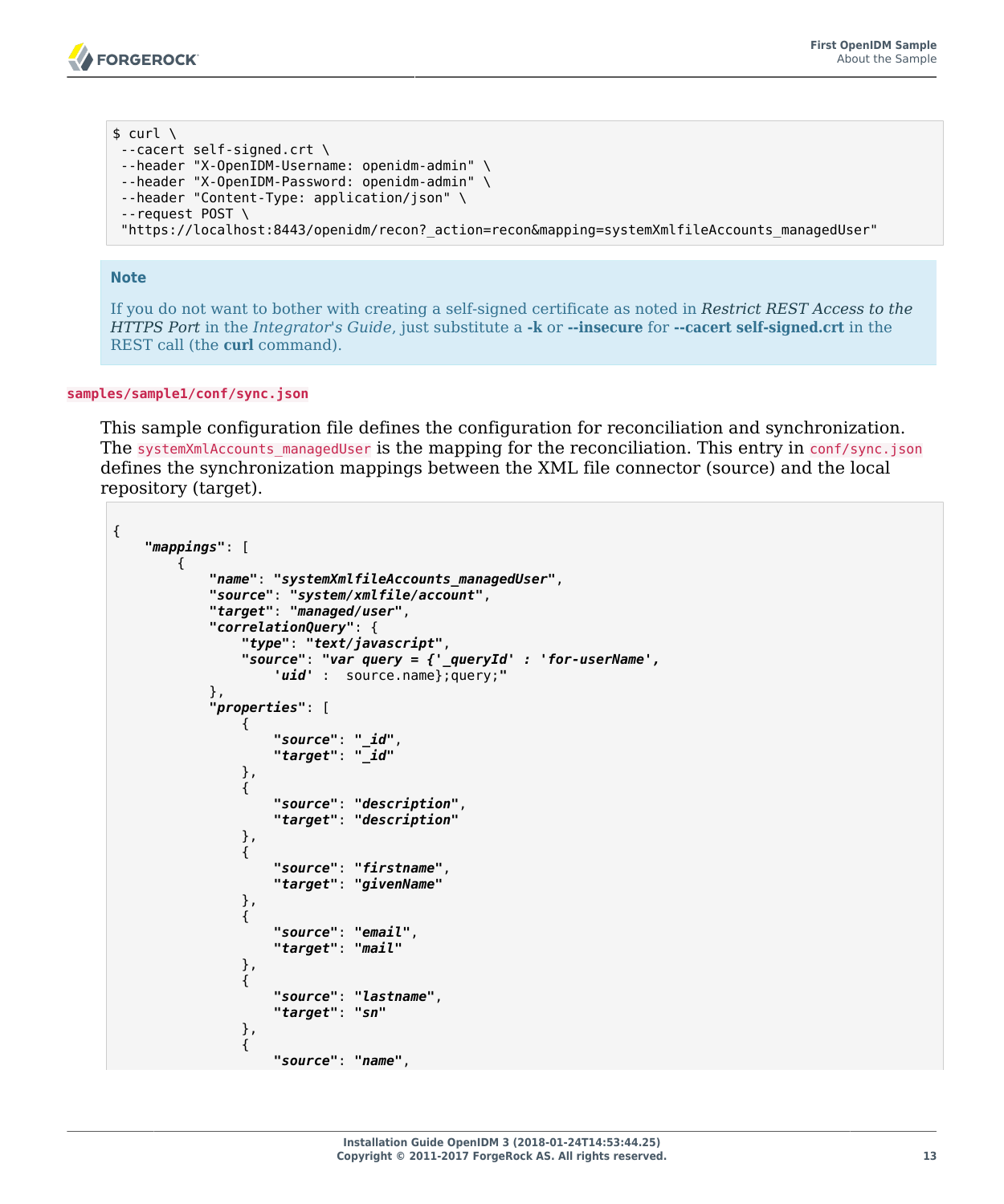```
$ curl \
 --cacert self-signed.crt \
 --header "X-OpenIDM-Username: openidm-admin" \
 --header "X-OpenIDM-Password: openidm-admin" \
 --header "Content-Type: application/json" \
 --request POST \
 "https://localhost:8443/openidm/recon?_action=recon&mapping=systemXmlfileAccounts_managedUser"
```

> **Note**
>
> If you do not want to bother with creating a self-signed certificate as noted in *Restrict REST Access to the HTTPS Port* in the *Integrator's Guide*, just substitute a **-k** or **--insecure** for **--cacert self-signed.crt** in the REST call (the **curl** command).

`samples/sample1/conf/sync.json`

This sample configuration file defines the configuration for reconciliation and synchronization. The `systemXmlAccounts_managedUser` is the mapping for the reconciliation. This entry in `conf/sync.json` defines the synchronization mappings between the XML file connector (source) and the local repository (target).

```
{
    "mappings": [
        {
            "name": "systemXmlfileAccounts_managedUser",
            "source": "system/xmlfile/account",
            "target": "managed/user",
            "correlationQuery": {
                "type": "text/javascript",
                "source": "var query = {'_queryId' : 'for-userName',
                    'uid' :  source.name};query;"
            },
            "properties": [
                {
                    "source": "_id",
                    "target": "_id"
                },
                {
                    "source": "description",
                    "target": "description"
                },
                {
                    "source": "firstname",
                    "target": "givenName"
                },
                {
                    "source": "email",
                    "target": "mail"
                },
                {
                    "source": "lastname",
                    "target": "sn"
                },
                {
                    "source": "name",
```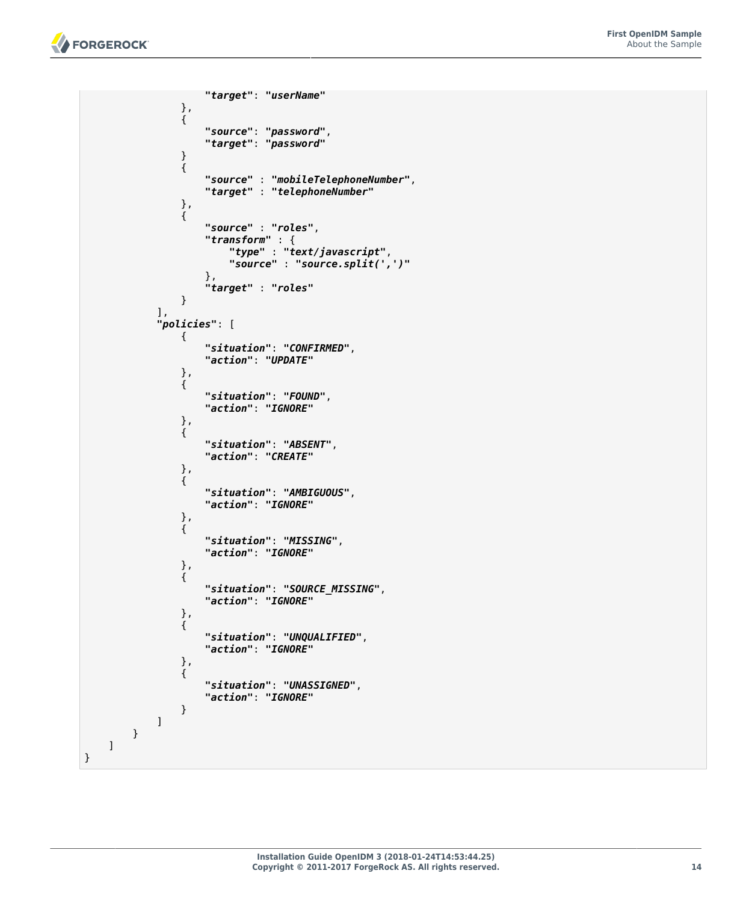```
                    "target": "userName"
                },
                {
                    "source": "password",
                    "target": "password"
                }
                {
                    "source" : "mobileTelephoneNumber",
                    "target" : "telephoneNumber"
                },
                {
                    "source" : "roles",
                    "transform" : {
                        "type" : "text/javascript",
                        "source" : "source.split(',')"
                    },
                    "target" : "roles"
                }
            ],
            "policies": [
                {
                    "situation": "CONFIRMED",
                    "action": "UPDATE"
                },
                {
                    "situation": "FOUND",
                    "action": "IGNORE"
                },
                {
                    "situation": "ABSENT",
                    "action": "CREATE"
                },
                {
                    "situation": "AMBIGUOUS",
                    "action": "IGNORE"
                },
                {
                    "situation": "MISSING",
                    "action": "IGNORE"
                },
                {
                    "situation": "SOURCE_MISSING",
                    "action": "IGNORE"
                },
                {
                    "situation": "UNQUALIFIED",
                    "action": "IGNORE"
                },
                {
                    "situation": "UNASSIGNED",
                    "action": "IGNORE"
                }
            ]
        }
    ]
}
```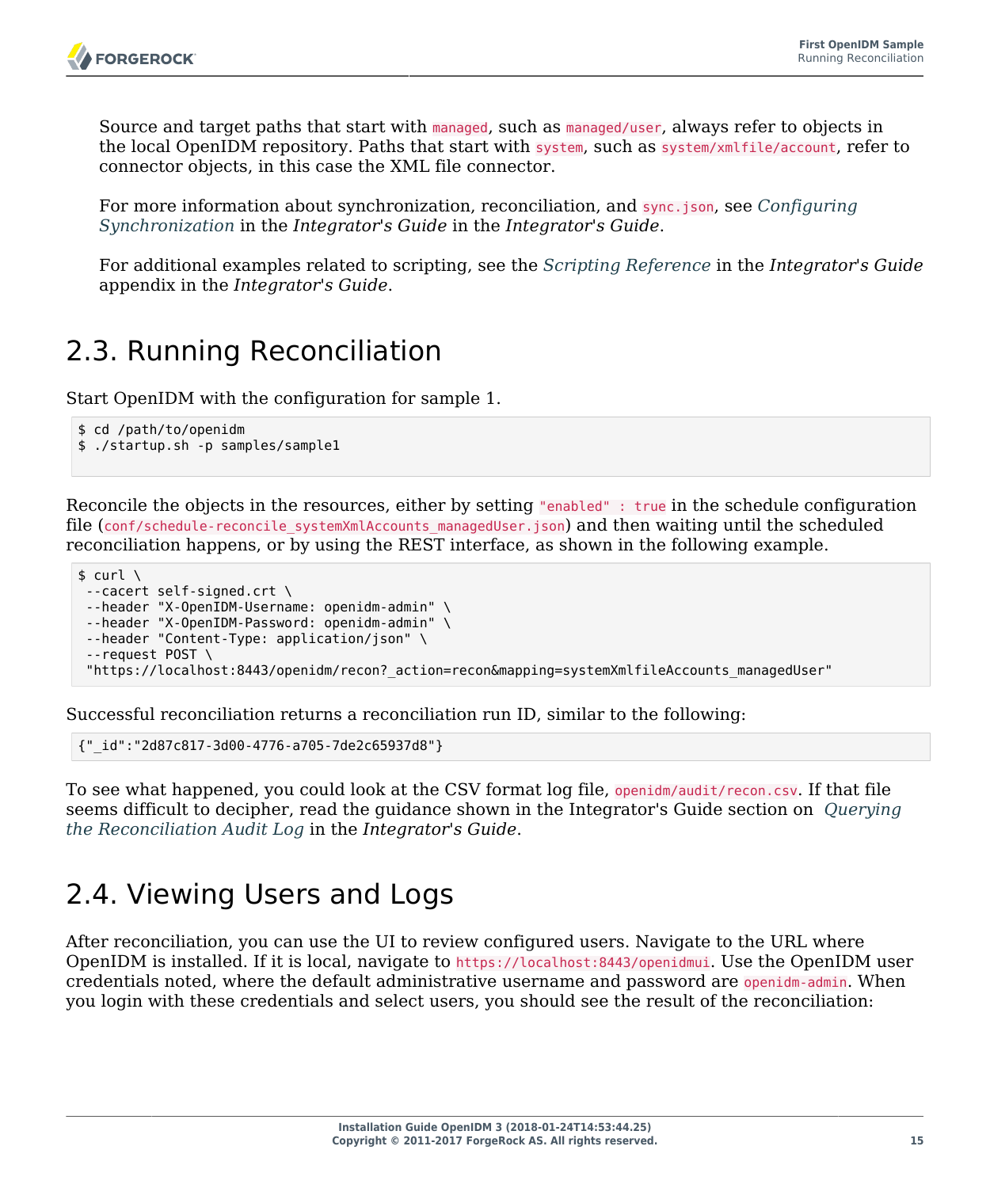Source and target paths that start with `managed`, such as `managed/user`, always refer to objects in the local OpenIDM repository. Paths that start with `system`, such as `system/xmlfile/account`, refer to connector objects, in this case the XML file connector.

For more information about synchronization, reconciliation, and `sync.json`, see *Configuring Synchronization* in the *Integrator's Guide* in the *Integrator's Guide*.

For additional examples related to scripting, see the *Scripting Reference* in the *Integrator's Guide* appendix in the *Integrator's Guide*.

## 2.3. Running Reconciliation

Start OpenIDM with the configuration for sample 1.

```
$ cd /path/to/openidm
$ ./startup.sh -p samples/sample1
```

Reconcile the objects in the resources, either by setting `"enabled" : true` in the schedule configuration file (`conf/schedule-reconcile_systemXmlAccounts_managedUser.json`) and then waiting until the scheduled reconciliation happens, or by using the REST interface, as shown in the following example.

```
$ curl \
 --cacert self-signed.crt \
 --header "X-OpenIDM-Username: openidm-admin" \
 --header "X-OpenIDM-Password: openidm-admin" \
 --header "Content-Type: application/json" \
 --request POST \
 "https://localhost:8443/openidm/recon?_action=recon&mapping=systemXmlfileAccounts_managedUser"
```

Successful reconciliation returns a reconciliation run ID, similar to the following:

```
{"_id":"2d87c817-3d00-4776-a705-7de2c65937d8"}
```

To see what happened, you could look at the CSV format log file, `openidm/audit/recon.csv`. If that file seems difficult to decipher, read the guidance shown in the Integrator's Guide section on *Querying the Reconciliation Audit Log* in the *Integrator's Guide*.

## 2.4. Viewing Users and Logs

After reconciliation, you can use the UI to review configured users. Navigate to the URL where OpenIDM is installed. If it is local, navigate to `https://localhost:8443/openidmui`. Use the OpenIDM user credentials noted, where the default administrative username and password are `openidm-admin`. When you login with these credentials and select users, you should see the result of the reconciliation: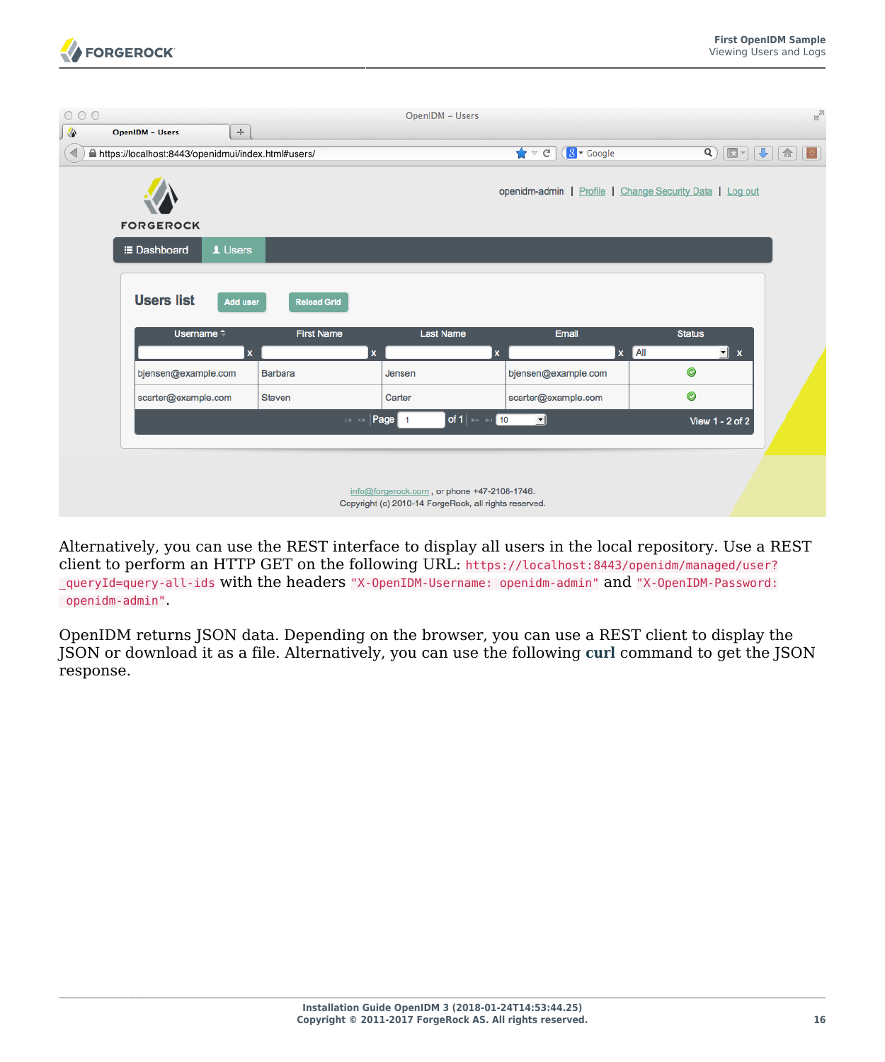Alternatively, you can use the REST interface to display all users in the local repository. Use a REST client to perform an HTTP GET on the following URL: `https://localhost:8443/openidm/managed/user?_queryId=query-all-ids` with the headers `"X-OpenIDM-Username: openidm-admin"` and `"X-OpenIDM-Password: openidm-admin"`.

OpenIDM returns JSON data. Depending on the browser, you can use a REST client to display the JSON or download it as a file. Alternatively, you can use the following **curl** command to get the JSON response.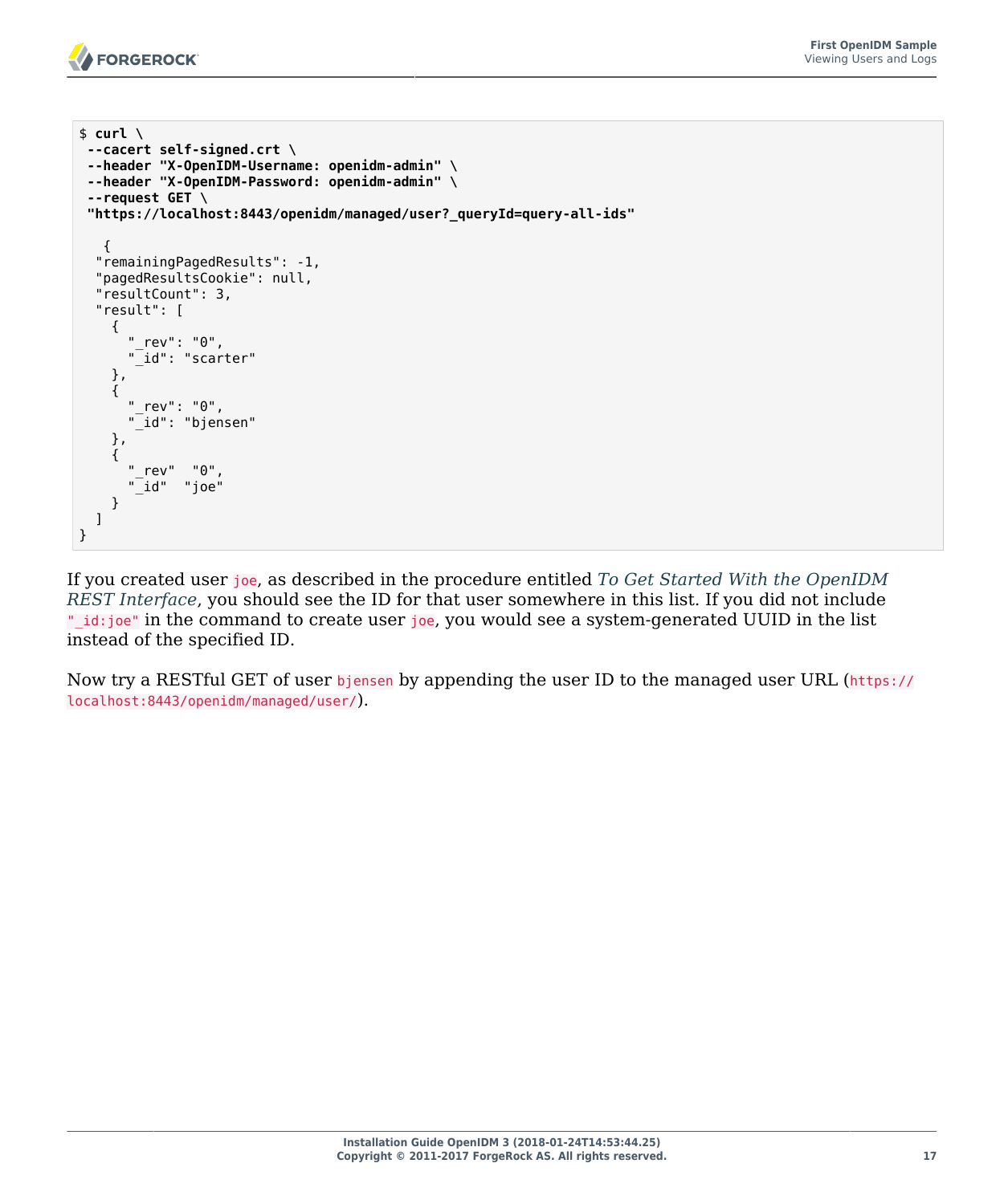```
$ curl \
 --cacert self-signed.crt \
 --header "X-OpenIDM-Username: openidm-admin" \
 --header "X-OpenIDM-Password: openidm-admin" \
 --request GET \
 "https://localhost:8443/openidm/managed/user?_queryId=query-all-ids"

   {
  "remainingPagedResults": -1,
  "pagedResultsCookie": null,
  "resultCount": 3,
  "result": [
    {
      "_rev": "0",
      "_id": "scarter"
    },
    {
      "_rev": "0",
      "_id": "bjensen"
    },
    {
      "_rev"  "0",
      "_id"  "joe"
    }
  ]
}
```

If you created user `joe`, as described in the procedure entitled *To Get Started With the OpenIDM REST Interface*, you should see the ID for that user somewhere in this list. If you did not include `"_id:joe"` in the command to create user `joe`, you would see a system-generated UUID in the list instead of the specified ID.

Now try a RESTful GET of user `bjensen` by appending the user ID to the managed user URL (`https://localhost:8443/openidm/managed/user/`).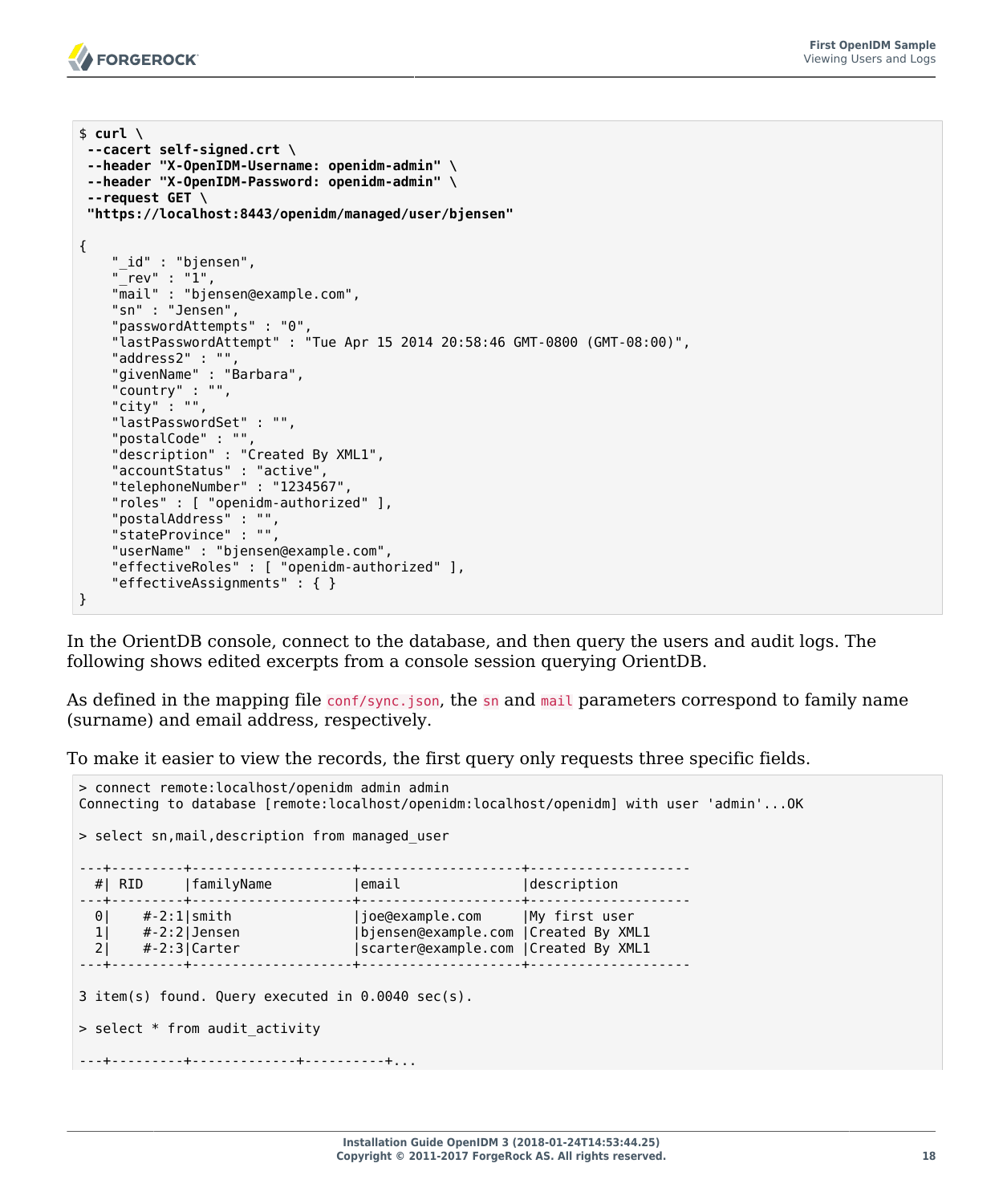```
$ curl \
 --cacert self-signed.crt \
 --header "X-OpenIDM-Username: openidm-admin" \
 --header "X-OpenIDM-Password: openidm-admin" \
 --request GET \
 "https://localhost:8443/openidm/managed/user/bjensen"

{
    "_id" : "bjensen",
    "_rev" : "1",
    "mail" : "bjensen@example.com",
    "sn" : "Jensen",
    "passwordAttempts" : "0",
    "lastPasswordAttempt" : "Tue Apr 15 2014 20:58:46 GMT-0800 (GMT-08:00)",
    "address2" : "",
    "givenName" : "Barbara",
    "country" : "",
    "city" : "",
    "lastPasswordSet" : "",
    "postalCode" : "",
    "description" : "Created By XML1",
    "accountStatus" : "active",
    "telephoneNumber" : "1234567",
    "roles" : [ "openidm-authorized" ],
    "postalAddress" : "",
    "stateProvince" : "",
    "userName" : "bjensen@example.com",
    "effectiveRoles" : [ "openidm-authorized" ],
    "effectiveAssignments" : { }
}
```

In the OrientDB console, connect to the database, and then query the users and audit logs. The following shows edited excerpts from a console session querying OrientDB.

As defined in the mapping file `conf/sync.json`, the `sn` and `mail` parameters correspond to family name (surname) and email address, respectively.

To make it easier to view the records, the first query only requests three specific fields.

```
> connect remote:localhost/openidm admin admin
Connecting to database [remote:localhost/openidm:localhost/openidm] with user 'admin'...OK

> select sn,mail,description from managed_user

---+---------+--------------------+--------------------+--------------------
  #| RID     |familyName          |email               |description
---+---------+--------------------+--------------------+--------------------
  0|    #-2:1|smith               |joe@example.com     |My first user
  1|    #-2:2|Jensen              |bjensen@example.com |Created By XML1
  2|    #-2:3|Carter              |scarter@example.com |Created By XML1
---+---------+--------------------+--------------------+--------------------

3 item(s) found. Query executed in 0.0040 sec(s).

> select * from audit_activity

---+---------+-------------+----------+...
```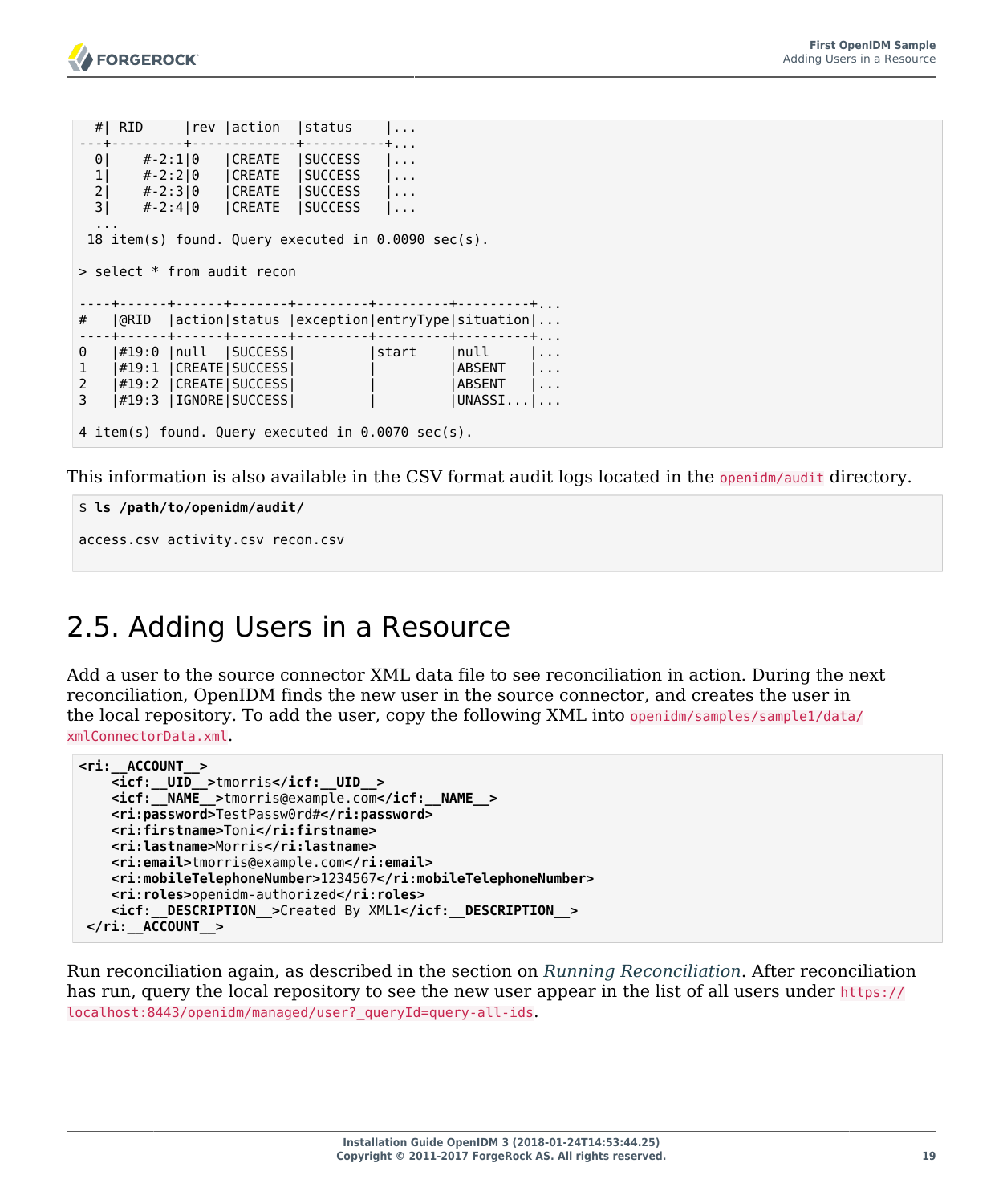```
  #| RID     |rev |action  |status    |...
---+---------+-------------+----------+...
  0|    #-2:1|0   |CREATE  |SUCCESS   |...
  1|    #-2:2|0   |CREATE  |SUCCESS   |...
  2|    #-2:3|0   |CREATE  |SUCCESS   |...
  3|    #-2:4|0   |CREATE  |SUCCESS   |...
  ...
 18 item(s) found. Query executed in 0.0090 sec(s).

> select * from audit_recon

----+------+------+-------+---------+---------+---------+...
#   |@RID  |action|status |exception|entryType|situation|...
----+------+------+-------+---------+---------+---------+...
0   |#19:0 |null  |SUCCESS|         |start    |null     |...
1   |#19:1 |CREATE|SUCCESS|         |         |ABSENT   |...
2   |#19:2 |CREATE|SUCCESS|         |         |ABSENT   |...
3   |#19:3 |IGNORE|SUCCESS|         |         |UNASSI...|...

4 item(s) found. Query executed in 0.0070 sec(s).
```

This information is also available in the CSV format audit logs located in the `openidm/audit` directory.

```
$ ls /path/to/openidm/audit/

access.csv activity.csv recon.csv
```

## 2.5. Adding Users in a Resource

Add a user to the source connector XML data file to see reconciliation in action. During the next reconciliation, OpenIDM finds the new user in the source connector, and creates the user in the local repository. To add the user, copy the following XML into `openidm/samples/sample1/data/xmlConnectorData.xml`.

```
<ri:__ACCOUNT__>
    <icf:__UID__>tmorris</icf:__UID__>
    <icf:__NAME__>tmorris@example.com</icf:__NAME__>
    <ri:password>TestPassw0rd#</ri:password>
    <ri:firstname>Toni</ri:firstname>
    <ri:lastname>Morris</ri:lastname>
    <ri:email>tmorris@example.com</ri:email>
    <ri:mobileTelephoneNumber>1234567</ri:mobileTelephoneNumber>
    <ri:roles>openidm-authorized</ri:roles>
    <icf:__DESCRIPTION__>Created By XML1</icf:__DESCRIPTION__>
 </ri:__ACCOUNT__>
```

Run reconciliation again, as described in the section on *Running Reconciliation*. After reconciliation has run, query the local repository to see the new user appear in the list of all users under `https://localhost:8443/openidm/managed/user?_queryId=query-all-ids`.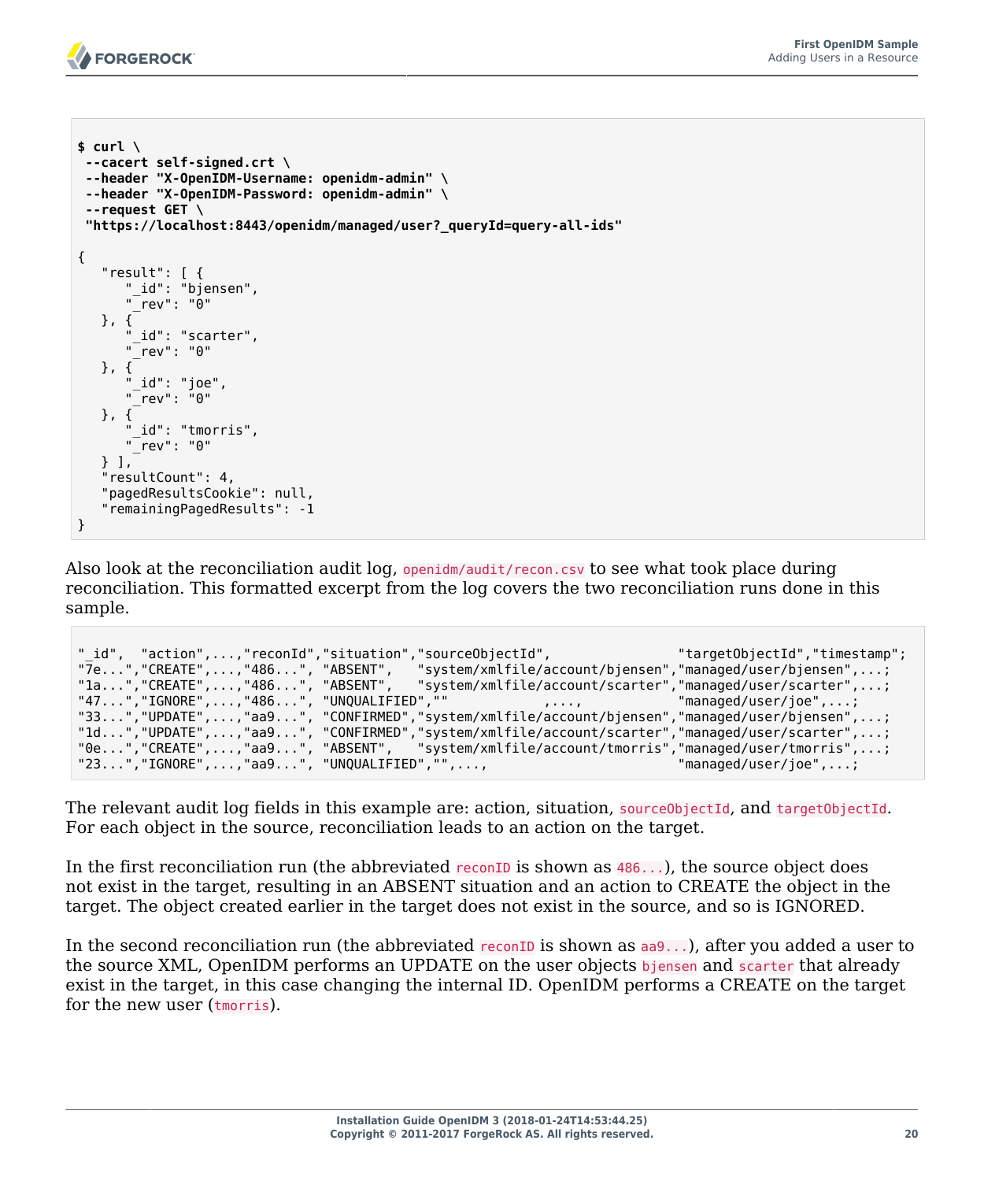```
$ curl \
 --cacert self-signed.crt \
 --header "X-OpenIDM-Username: openidm-admin" \
 --header "X-OpenIDM-Password: openidm-admin" \
 --request GET \
 "https://localhost:8443/openidm/managed/user?_queryId=query-all-ids"

{
   "result": [ {
      "_id": "bjensen",
      "_rev": "0"
   }, {
      "_id": "scarter",
      "_rev": "0"
   }, {
      "_id": "joe",
      "_rev": "0"
   }, {
      "_id": "tmorris",
      "_rev": "0"
   } ],
   "resultCount": 4,
   "pagedResultsCookie": null,
   "remainingPagedResults": -1
}
```

Also look at the reconciliation audit log, `openidm/audit/recon.csv` to see what took place during reconciliation. This formatted excerpt from the log covers the two reconciliation runs done in this sample.

```
"_id",  "action",...,"reconId","situation","sourceObjectId",                "targetObjectId","timestamp";
"7e...","CREATE",...,"486...", "ABSENT",   "system/xmlfile/account/bjensen","managed/user/bjensen",...;
"1a...","CREATE",...,"486...", "ABSENT",   "system/xmlfile/account/scarter","managed/user/scarter",...;
"47...","IGNORE",...,"486...", "UNQUALIFIED",""            ,...,            "managed/user/joe",...;
"33...","UPDATE",...,"aa9...", "CONFIRMED","system/xmlfile/account/bjensen","managed/user/bjensen",...;
"1d...","UPDATE",...,"aa9...", "CONFIRMED","system/xmlfile/account/scarter","managed/user/scarter",...;
"0e...","CREATE",...,"aa9...", "ABSENT",   "system/xmlfile/account/tmorris","managed/user/tmorris",...;
"23...","IGNORE",...,"aa9...", "UNQUALIFIED","",...,                        "managed/user/joe",...;
```

The relevant audit log fields in this example are: action, situation, `sourceObjectId`, and `targetObjectId`. For each object in the source, reconciliation leads to an action on the target.

In the first reconciliation run (the abbreviated `reconID` is shown as `486...`), the source object does not exist in the target, resulting in an ABSENT situation and an action to CREATE the object in the target. The object created earlier in the target does not exist in the source, and so is IGNORED.

In the second reconciliation run (the abbreviated `reconID` is shown as `aa9...`), after you added a user to the source XML, OpenIDM performs an UPDATE on the user objects `bjensen` and `scarter` that already exist in the target, in this case changing the internal ID. OpenIDM performs a CREATE on the target for the new user (`tmorris`).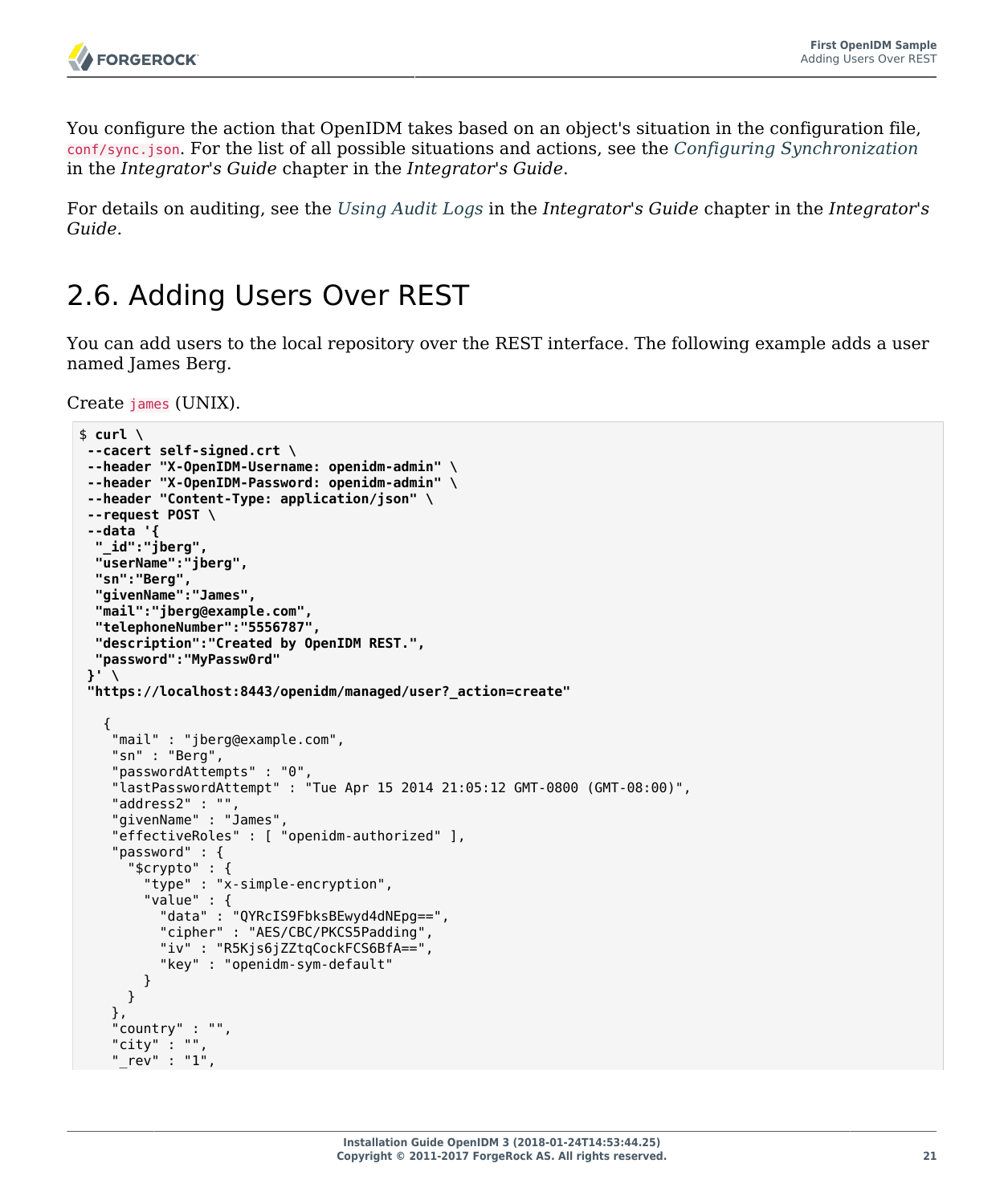You configure the action that OpenIDM takes based on an object's situation in the configuration file, `conf/sync.json`. For the list of all possible situations and actions, see the *Configuring Synchronization* in the *Integrator's Guide* chapter in the *Integrator's Guide*.

For details on auditing, see the *Using Audit Logs* in the *Integrator's Guide* chapter in the *Integrator's Guide*.

## 2.6. Adding Users Over REST

You can add users to the local repository over the REST interface. The following example adds a user named James Berg.

Create `james` (UNIX).

```
$ curl \
 --cacert self-signed.crt \
 --header "X-OpenIDM-Username: openidm-admin" \
 --header "X-OpenIDM-Password: openidm-admin" \
 --header "Content-Type: application/json" \
 --request POST \
 --data '{
  "_id":"jberg",
  "userName":"jberg",
  "sn":"Berg",
  "givenName":"James",
  "mail":"jberg@example.com",
  "telephoneNumber":"5556787",
  "description":"Created by OpenIDM REST.",
  "password":"MyPassw0rd"
 }' \
 "https://localhost:8443/openidm/managed/user?_action=create"

   {
    "mail" : "jberg@example.com",
    "sn" : "Berg",
    "passwordAttempts" : "0",
    "lastPasswordAttempt" : "Tue Apr 15 2014 21:05:12 GMT-0800 (GMT-08:00)",
    "address2" : "",
    "givenName" : "James",
    "effectiveRoles" : [ "openidm-authorized" ],
    "password" : {
      "$crypto" : {
        "type" : "x-simple-encryption",
        "value" : {
          "data" : "QYRcIS9FbksBEwyd4dNEpg==",
          "cipher" : "AES/CBC/PKCS5Padding",
          "iv" : "R5Kjs6jZZtqCockFCS6BfA==",
          "key" : "openidm-sym-default"
        }
      }
    },
    "country" : "",
    "city" : "",
    "_rev" : "1",
```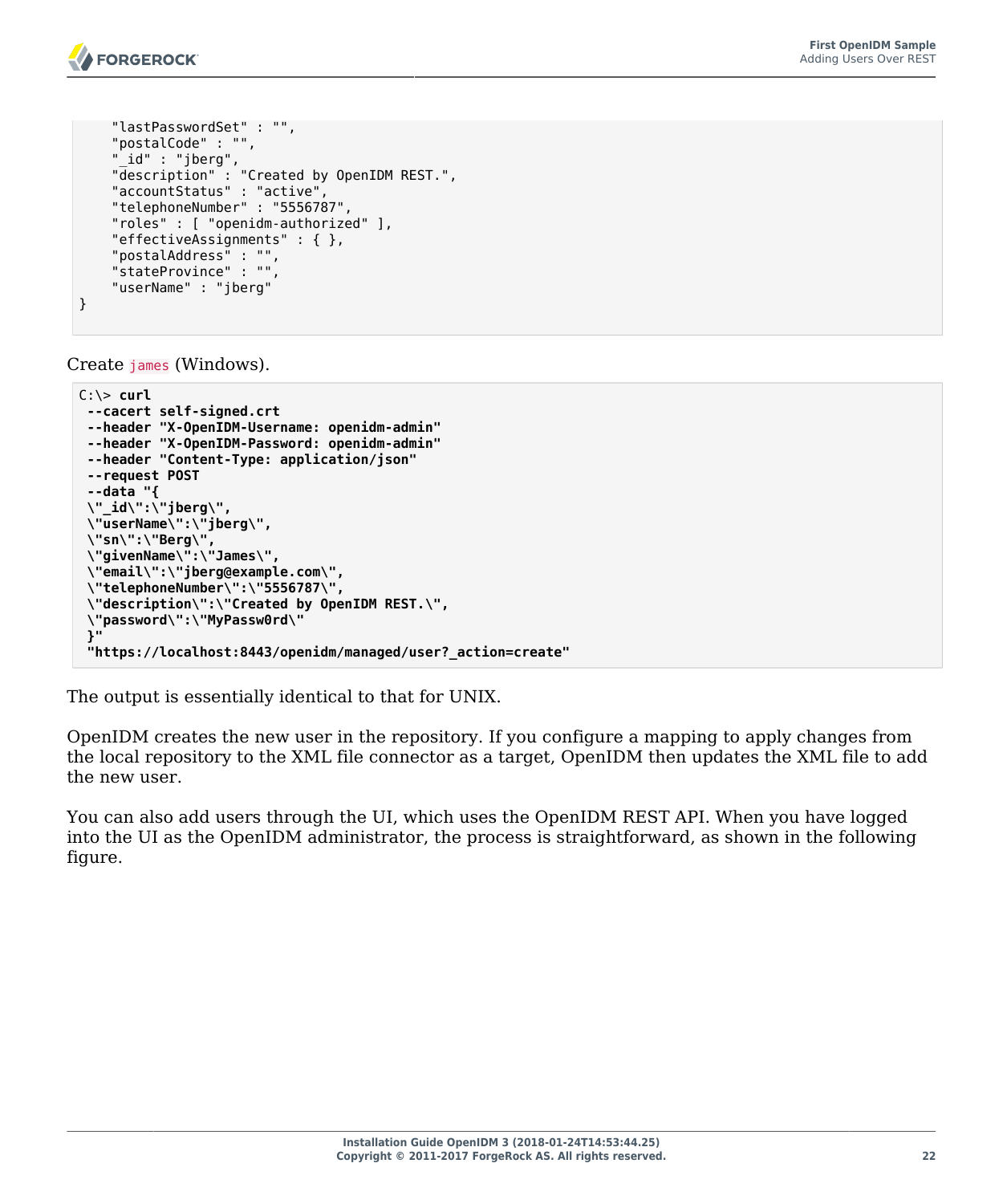```
    "lastPasswordSet" : "",
    "postalCode" : "",
    "_id" : "jberg",
    "description" : "Created by OpenIDM REST.",
    "accountStatus" : "active",
    "telephoneNumber" : "5556787",
    "roles" : [ "openidm-authorized" ],
    "effectiveAssignments" : { },
    "postalAddress" : "",
    "stateProvince" : "",
    "userName" : "jberg"
}
```

Create `james` (Windows).

```
C:\> curl
 --cacert self-signed.crt
 --header "X-OpenIDM-Username: openidm-admin"
 --header "X-OpenIDM-Password: openidm-admin"
 --header "Content-Type: application/json"
 --request POST
 --data "{
 \"_id\":\"jberg\",
 \"userName\":\"jberg\",
 \"sn\":\"Berg\",
 \"givenName\":\"James\",
 \"email\":\"jberg@example.com\",
 \"telephoneNumber\":\"5556787\",
 \"description\":\"Created by OpenIDM REST.\",
 \"password\":\"MyPassw0rd\"
 }"
 "https://localhost:8443/openidm/managed/user?_action=create"
```

The output is essentially identical to that for UNIX.

OpenIDM creates the new user in the repository. If you configure a mapping to apply changes from the local repository to the XML file connector as a target, OpenIDM then updates the XML file to add the new user.

You can also add users through the UI, which uses the OpenIDM REST API. When you have logged into the UI as the OpenIDM administrator, the process is straightforward, as shown in the following figure.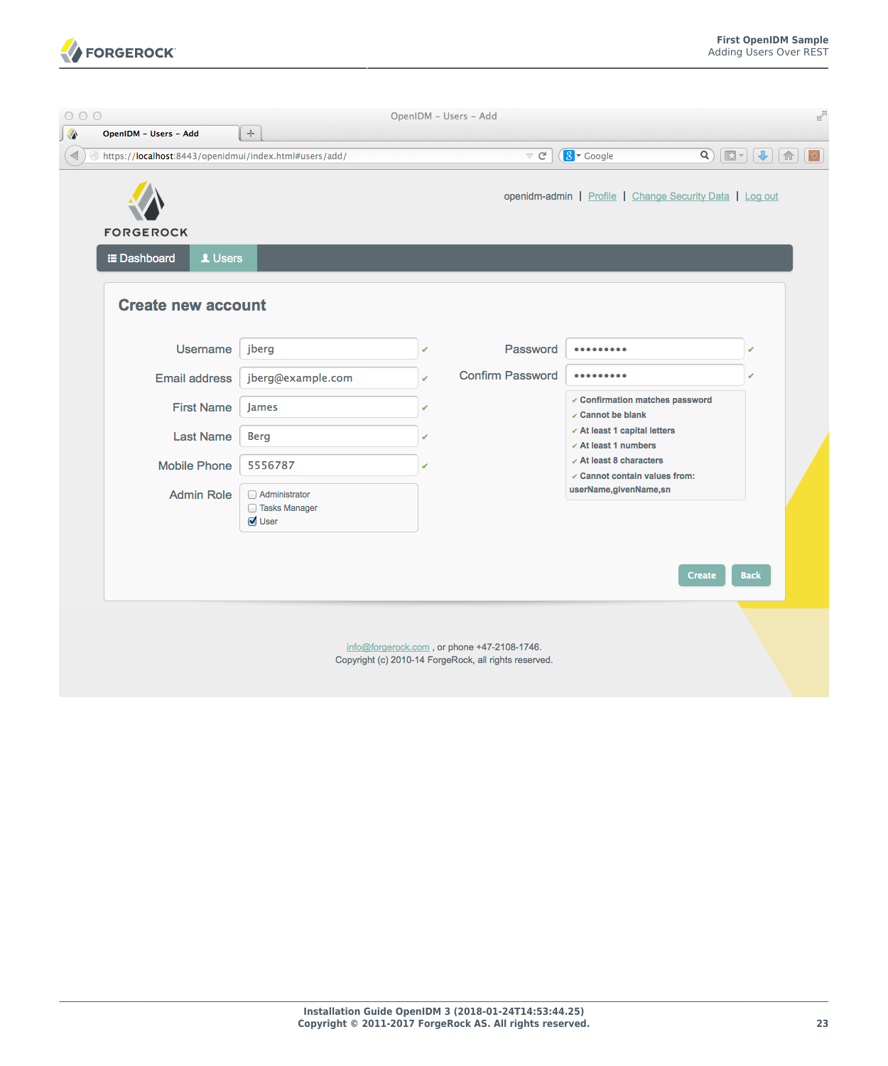OpenIDM – Users – Add

https://localhost:8443/openidmui/index.html#users/add/

openidm-admin | Profile | Change Security Data | Log out

Dashboard | Users

## Create new account

| | |
|---|---|
| Username | jberg |
| Email address | jberg@example.com |
| First Name | James |
| Last Name | Berg |
| Mobile Phone | 5556787 |
| Admin Role | Administrator, Tasks Manager, User (checked) |
| Password | ••••••••• |
| Confirm Password | ••••••••• |

- ✔ Confirmation matches password
- ✔ Cannot be blank
- ✔ At least 1 capital letters
- ✔ At least 1 numbers
- ✔ At least 8 characters
- ✔ Cannot contain values from: userName,givenName,sn

Create | Back

info@forgerock.com , or phone +47-2108-1746.
Copyright (c) 2010-14 ForgeRock, all rights reserved.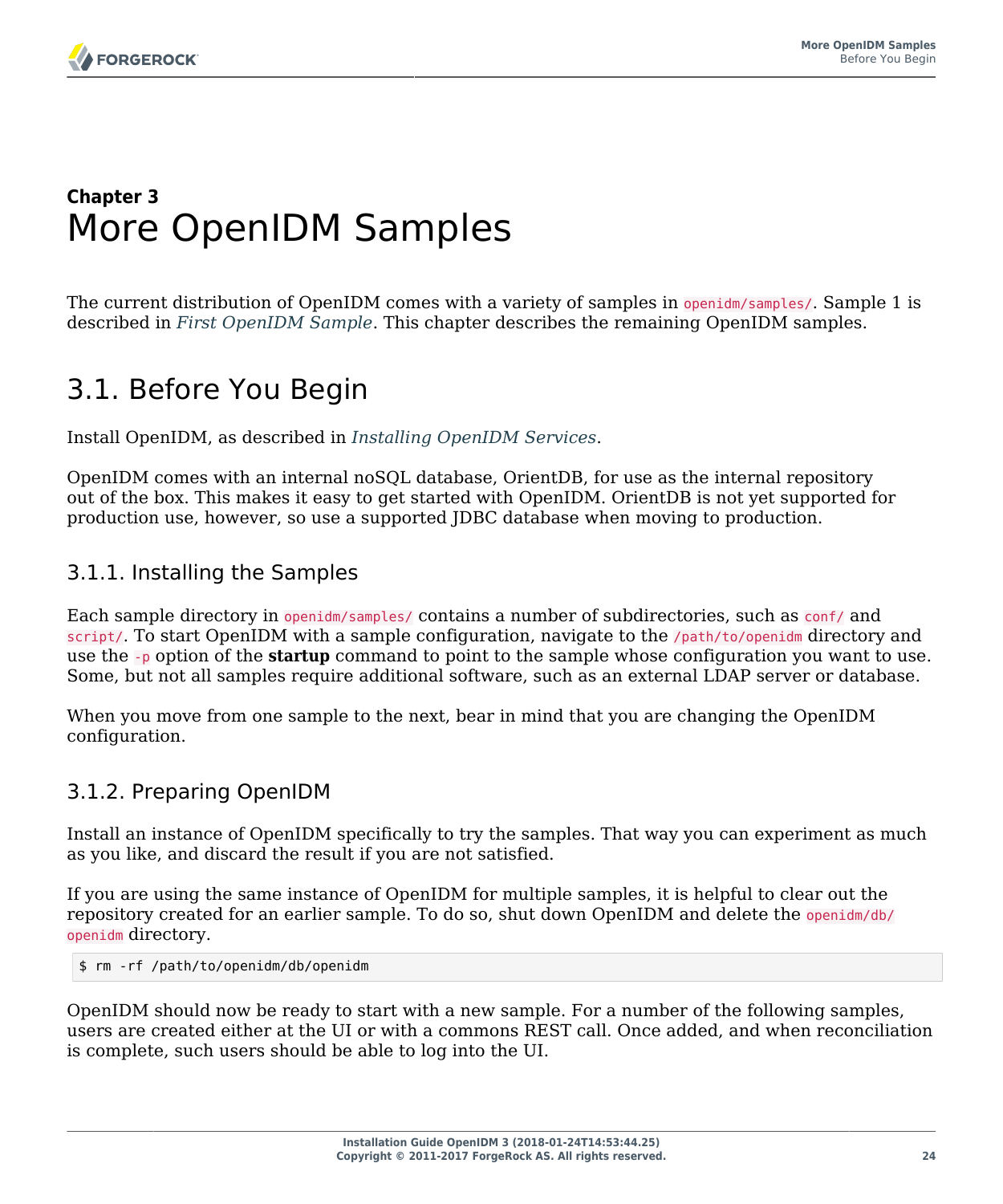**Chapter 3**

# More OpenIDM Samples

The current distribution of OpenIDM comes with a variety of samples in `openidm/samples/`. Sample 1 is described in *First OpenIDM Sample*. This chapter describes the remaining OpenIDM samples.

## 3.1. Before You Begin

Install OpenIDM, as described in *Installing OpenIDM Services*.

OpenIDM comes with an internal noSQL database, OrientDB, for use as the internal repository out of the box. This makes it easy to get started with OpenIDM. OrientDB is not yet supported for production use, however, so use a supported JDBC database when moving to production.

### 3.1.1. Installing the Samples

Each sample directory in `openidm/samples/` contains a number of subdirectories, such as `conf/` and `script/`. To start OpenIDM with a sample configuration, navigate to the `/path/to/openidm` directory and use the `-p` option of the **startup** command to point to the sample whose configuration you want to use. Some, but not all samples require additional software, such as an external LDAP server or database.

When you move from one sample to the next, bear in mind that you are changing the OpenIDM configuration.

### 3.1.2. Preparing OpenIDM

Install an instance of OpenIDM specifically to try the samples. That way you can experiment as much as you like, and discard the result if you are not satisfied.

If you are using the same instance of OpenIDM for multiple samples, it is helpful to clear out the repository created for an earlier sample. To do so, shut down OpenIDM and delete the `openidm/db/openidm` directory.

```
$ rm -rf /path/to/openidm/db/openidm
```

OpenIDM should now be ready to start with a new sample. For a number of the following samples, users are created either at the UI or with a commons REST call. Once added, and when reconciliation is complete, such users should be able to log into the UI.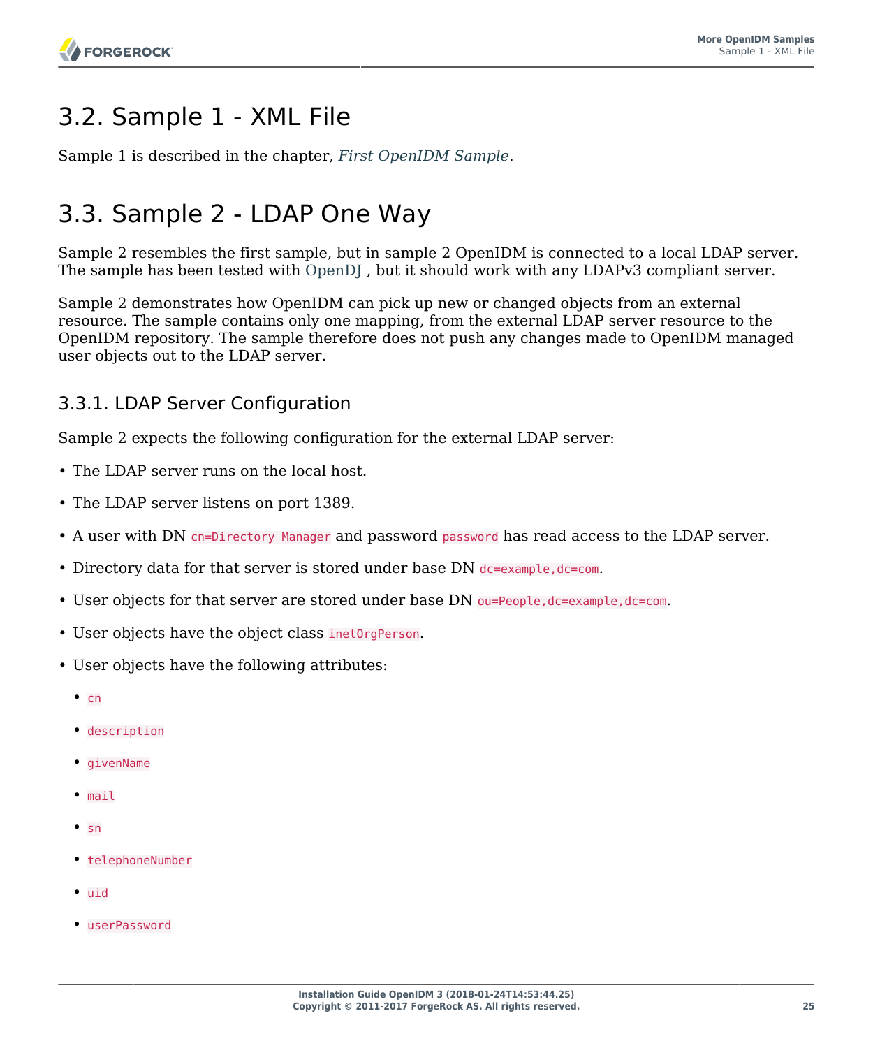## 3.2. Sample 1 - XML File

Sample 1 is described in the chapter, *First OpenIDM Sample*.

## 3.3. Sample 2 - LDAP One Way

Sample 2 resembles the first sample, but in sample 2 OpenIDM is connected to a local LDAP server. The sample has been tested with OpenDJ , but it should work with any LDAPv3 compliant server.

Sample 2 demonstrates how OpenIDM can pick up new or changed objects from an external resource. The sample contains only one mapping, from the external LDAP server resource to the OpenIDM repository. The sample therefore does not push any changes made to OpenIDM managed user objects out to the LDAP server.

### 3.3.1. LDAP Server Configuration

Sample 2 expects the following configuration for the external LDAP server:

- The LDAP server runs on the local host.
- The LDAP server listens on port 1389.
- A user with DN `cn=Directory Manager` and password `password` has read access to the LDAP server.
- Directory data for that server is stored under base DN `dc=example,dc=com`.
- User objects for that server are stored under base DN `ou=People,dc=example,dc=com`.
- User objects have the object class `inetOrgPerson`.
- User objects have the following attributes:
  - `cn`
  - `description`
  - `givenName`
  - `mail`
  - `sn`
  - `telephoneNumber`
  - `uid`
  - `userPassword`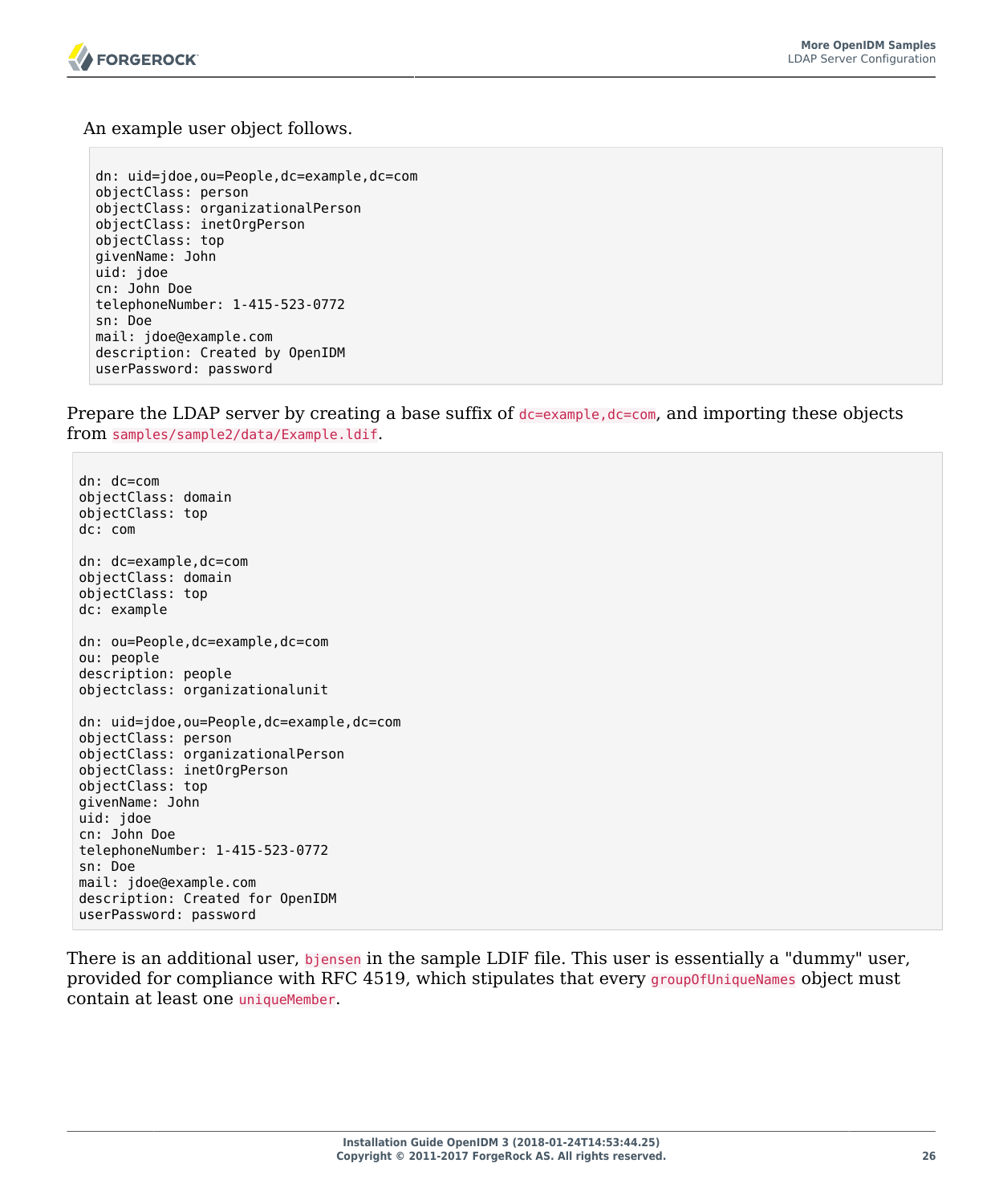An example user object follows.

```
dn: uid=jdoe,ou=People,dc=example,dc=com
objectClass: person
objectClass: organizationalPerson
objectClass: inetOrgPerson
objectClass: top
givenName: John
uid: jdoe
cn: John Doe
telephoneNumber: 1-415-523-0772
sn: Doe
mail: jdoe@example.com
description: Created by OpenIDM
userPassword: password
```

Prepare the LDAP server by creating a base suffix of `dc=example,dc=com`, and importing these objects from `samples/sample2/data/Example.ldif`.

```
dn: dc=com
objectClass: domain
objectClass: top
dc: com

dn: dc=example,dc=com
objectClass: domain
objectClass: top
dc: example

dn: ou=People,dc=example,dc=com
ou: people
description: people
objectclass: organizationalunit

dn: uid=jdoe,ou=People,dc=example,dc=com
objectClass: person
objectClass: organizationalPerson
objectClass: inetOrgPerson
objectClass: top
givenName: John
uid: jdoe
cn: John Doe
telephoneNumber: 1-415-523-0772
sn: Doe
mail: jdoe@example.com
description: Created for OpenIDM
userPassword: password
```

There is an additional user, `bjensen` in the sample LDIF file. This user is essentially a "dummy" user, provided for compliance with RFC 4519, which stipulates that every `groupOfUniqueNames` object must contain at least one `uniqueMember`.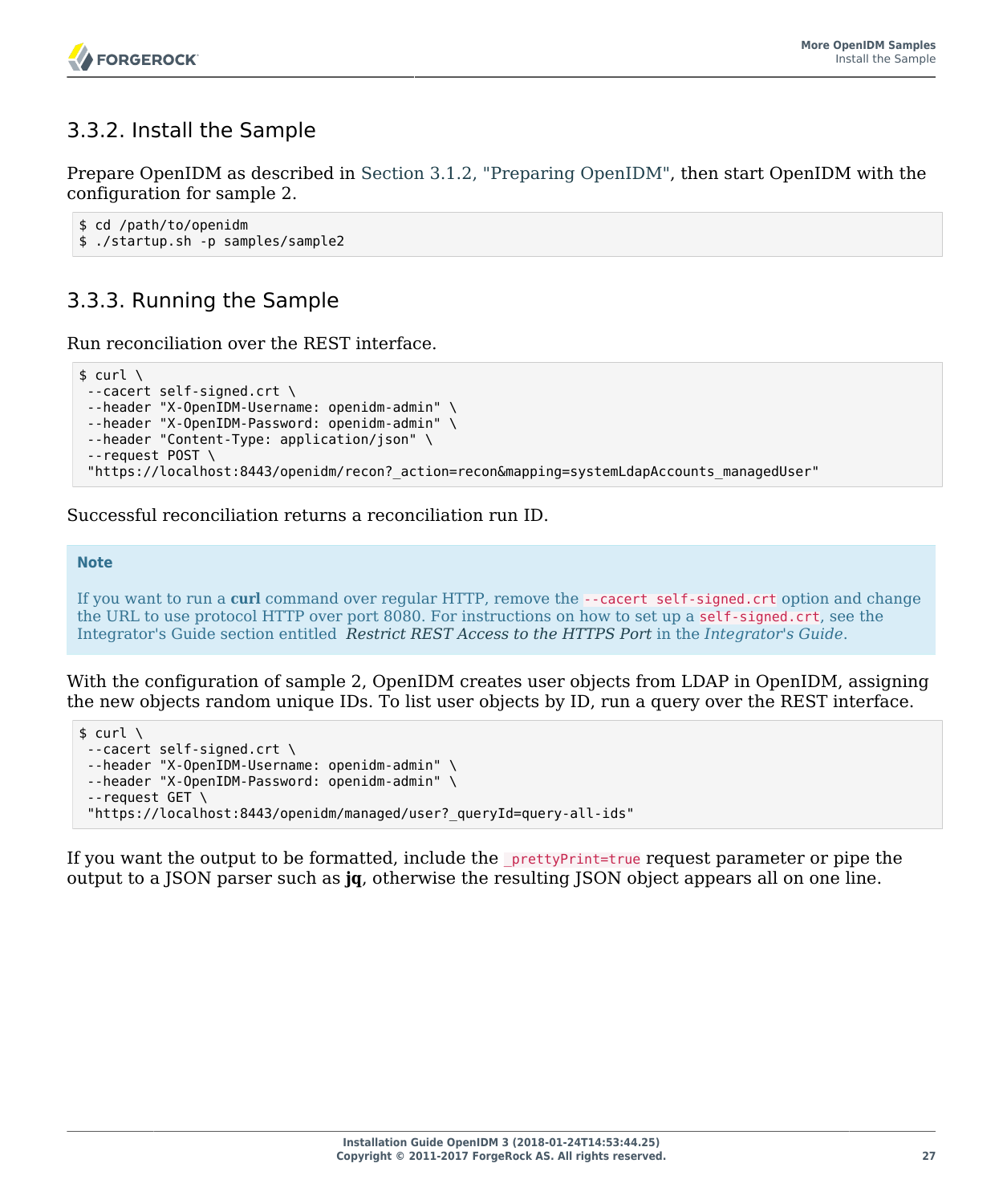### 3.3.2. Install the Sample

Prepare OpenIDM as described in Section 3.1.2, "Preparing OpenIDM", then start OpenIDM with the configuration for sample 2.

```
$ cd /path/to/openidm
$ ./startup.sh -p samples/sample2
```

### 3.3.3. Running the Sample

Run reconciliation over the REST interface.

```
$ curl \
 --cacert self-signed.crt \
 --header "X-OpenIDM-Username: openidm-admin" \
 --header "X-OpenIDM-Password: openidm-admin" \
 --header "Content-Type: application/json" \
 --request POST \
 "https://localhost:8443/openidm/recon?_action=recon&mapping=systemLdapAccounts_managedUser"
```

Successful reconciliation returns a reconciliation run ID.

> **Note**
>
> If you want to run a **curl** command over regular HTTP, remove the `--cacert self-signed.crt` option and change the URL to use protocol HTTP over port 8080. For instructions on how to set up a `self-signed.crt`, see the Integrator's Guide section entitled *Restrict REST Access to the HTTPS Port* in the *Integrator's Guide*.

With the configuration of sample 2, OpenIDM creates user objects from LDAP in OpenIDM, assigning the new objects random unique IDs. To list user objects by ID, run a query over the REST interface.

```
$ curl \
 --cacert self-signed.crt \
 --header "X-OpenIDM-Username: openidm-admin" \
 --header "X-OpenIDM-Password: openidm-admin" \
 --request GET \
 "https://localhost:8443/openidm/managed/user?_queryId=query-all-ids"
```

If you want the output to be formatted, include the `_prettyPrint=true` request parameter or pipe the output to a JSON parser such as **jq**, otherwise the resulting JSON object appears all on one line.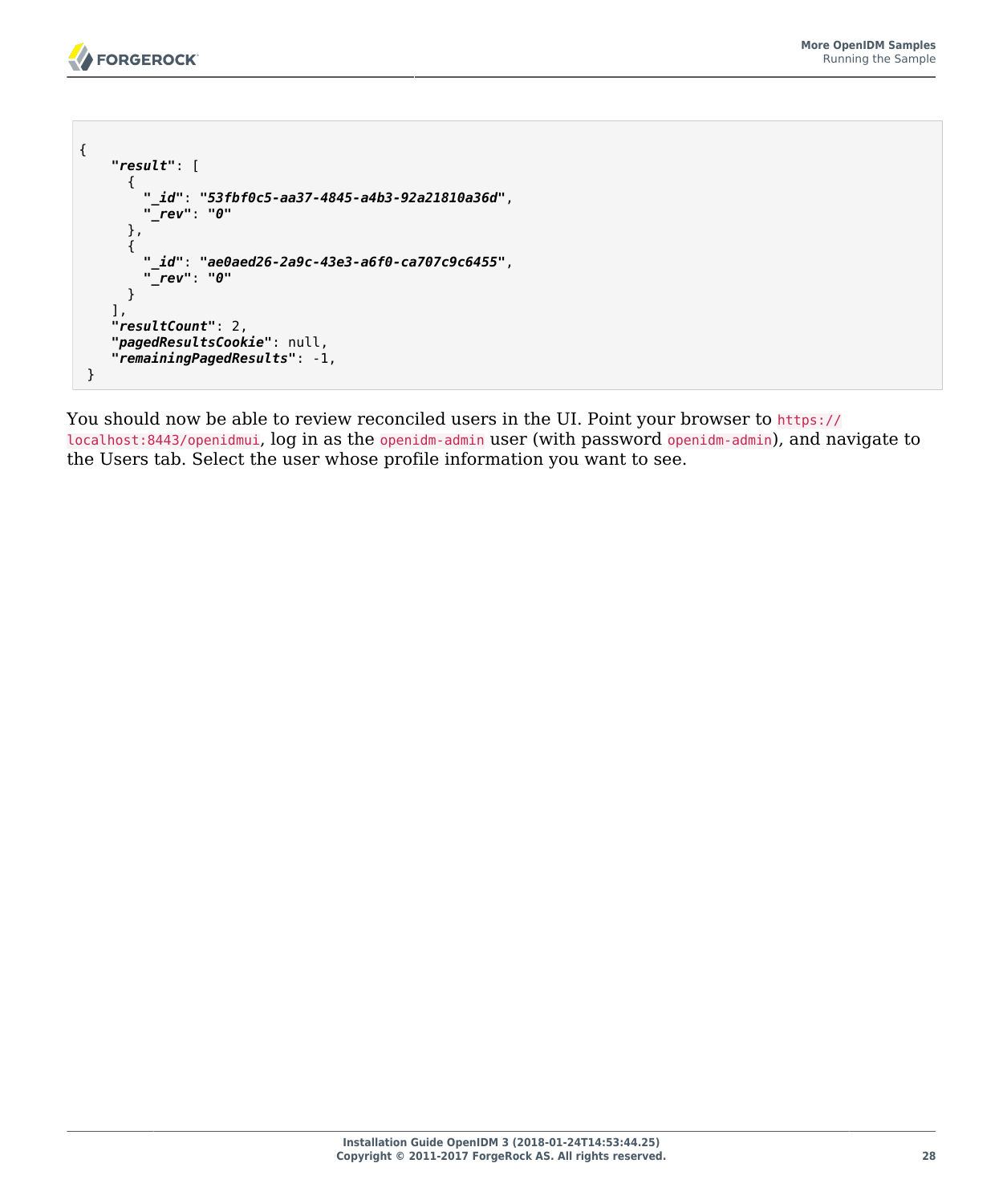```
{
    "result": [
      {
        "_id": "53fbf0c5-aa37-4845-a4b3-92a21810a36d",
        "_rev": "0"
      },
      {
        "_id": "ae0aed26-2a9c-43e3-a6f0-ca707c9c6455",
        "_rev": "0"
      }
    ],
    "resultCount": 2,
    "pagedResultsCookie": null,
    "remainingPagedResults": -1,
 }
```

You should now be able to review reconciled users in the UI. Point your browser to `https://localhost:8443/openidmui`, log in as the `openidm-admin` user (with password `openidm-admin`), and navigate to the Users tab. Select the user whose profile information you want to see.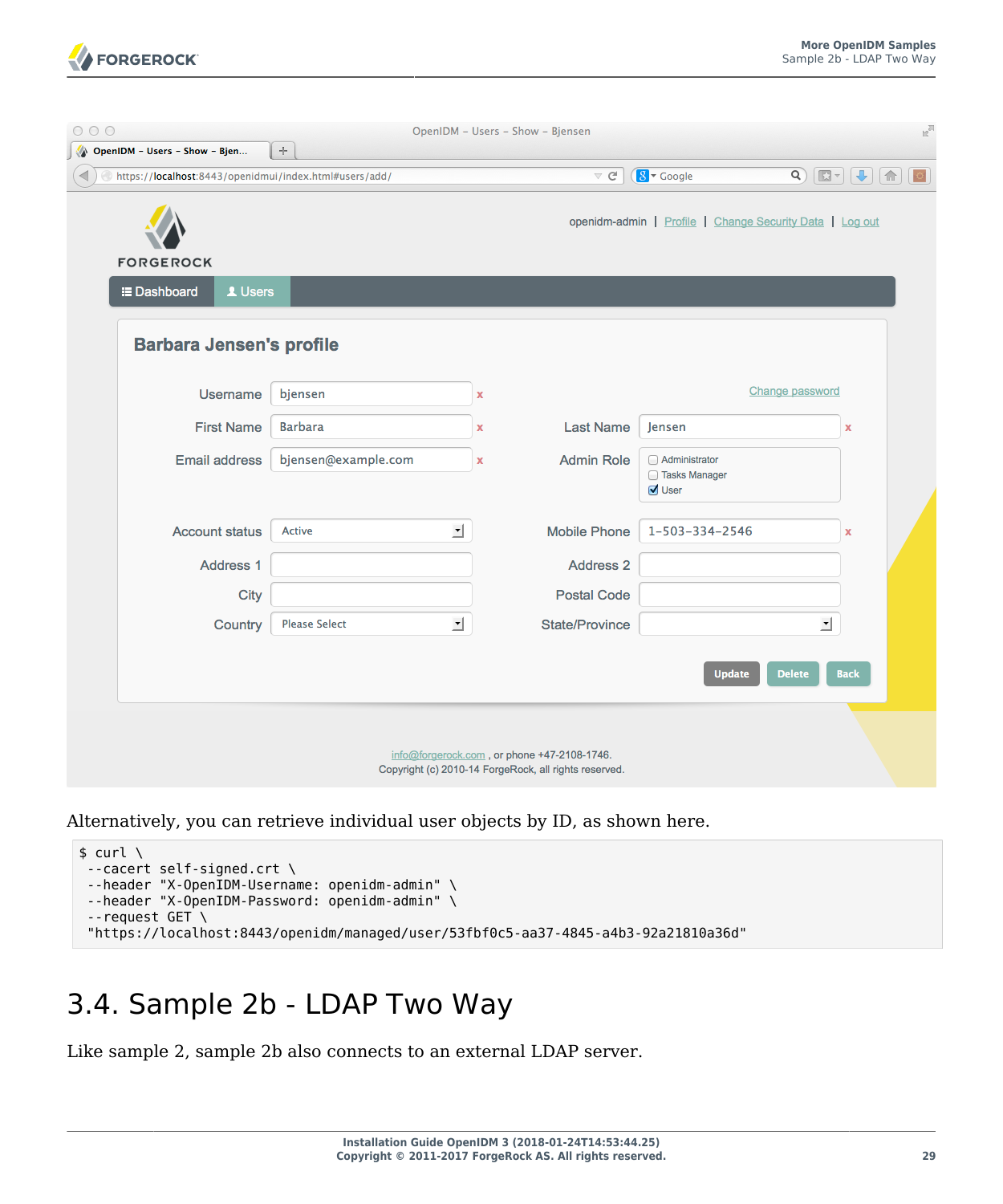Alternatively, you can retrieve individual user objects by ID, as shown here.

```
$ curl \
 --cacert self-signed.crt \
 --header "X-OpenIDM-Username: openidm-admin" \
 --header "X-OpenIDM-Password: openidm-admin" \
 --request GET \
 "https://localhost:8443/openidm/managed/user/53fbf0c5-aa37-4845-a4b3-92a21810a36d"
```

## 3.4. Sample 2b - LDAP Two Way

Like sample 2, sample 2b also connects to an external LDAP server.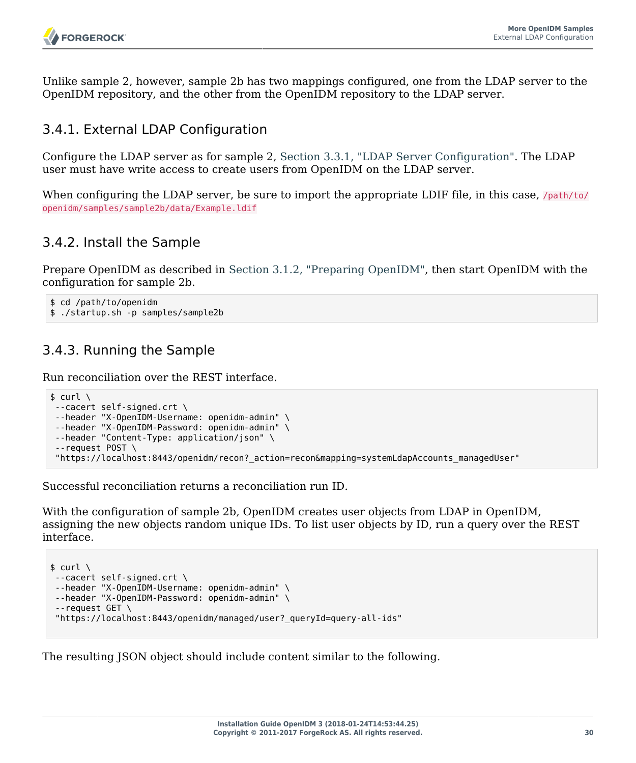Unlike sample 2, however, sample 2b has two mappings configured, one from the LDAP server to the OpenIDM repository, and the other from the OpenIDM repository to the LDAP server.

### 3.4.1. External LDAP Configuration

Configure the LDAP server as for sample 2, Section 3.3.1, "LDAP Server Configuration". The LDAP user must have write access to create users from OpenIDM on the LDAP server.

When configuring the LDAP server, be sure to import the appropriate LDIF file, in this case, `/path/to/openidm/samples/sample2b/data/Example.ldif`

### 3.4.2. Install the Sample

Prepare OpenIDM as described in Section 3.1.2, "Preparing OpenIDM", then start OpenIDM with the configuration for sample 2b.

```
$ cd /path/to/openidm
$ ./startup.sh -p samples/sample2b
```

### 3.4.3. Running the Sample

Run reconciliation over the REST interface.

```
$ curl \
 --cacert self-signed.crt \
 --header "X-OpenIDM-Username: openidm-admin" \
 --header "X-OpenIDM-Password: openidm-admin" \
 --header "Content-Type: application/json" \
 --request POST \
 "https://localhost:8443/openidm/recon?_action=recon&mapping=systemLdapAccounts_managedUser"
```

Successful reconciliation returns a reconciliation run ID.

With the configuration of sample 2b, OpenIDM creates user objects from LDAP in OpenIDM, assigning the new objects random unique IDs. To list user objects by ID, run a query over the REST interface.

```
$ curl \
 --cacert self-signed.crt \
 --header "X-OpenIDM-Username: openidm-admin" \
 --header "X-OpenIDM-Password: openidm-admin" \
 --request GET \
 "https://localhost:8443/openidm/managed/user?_queryId=query-all-ids"
```

The resulting JSON object should include content similar to the following.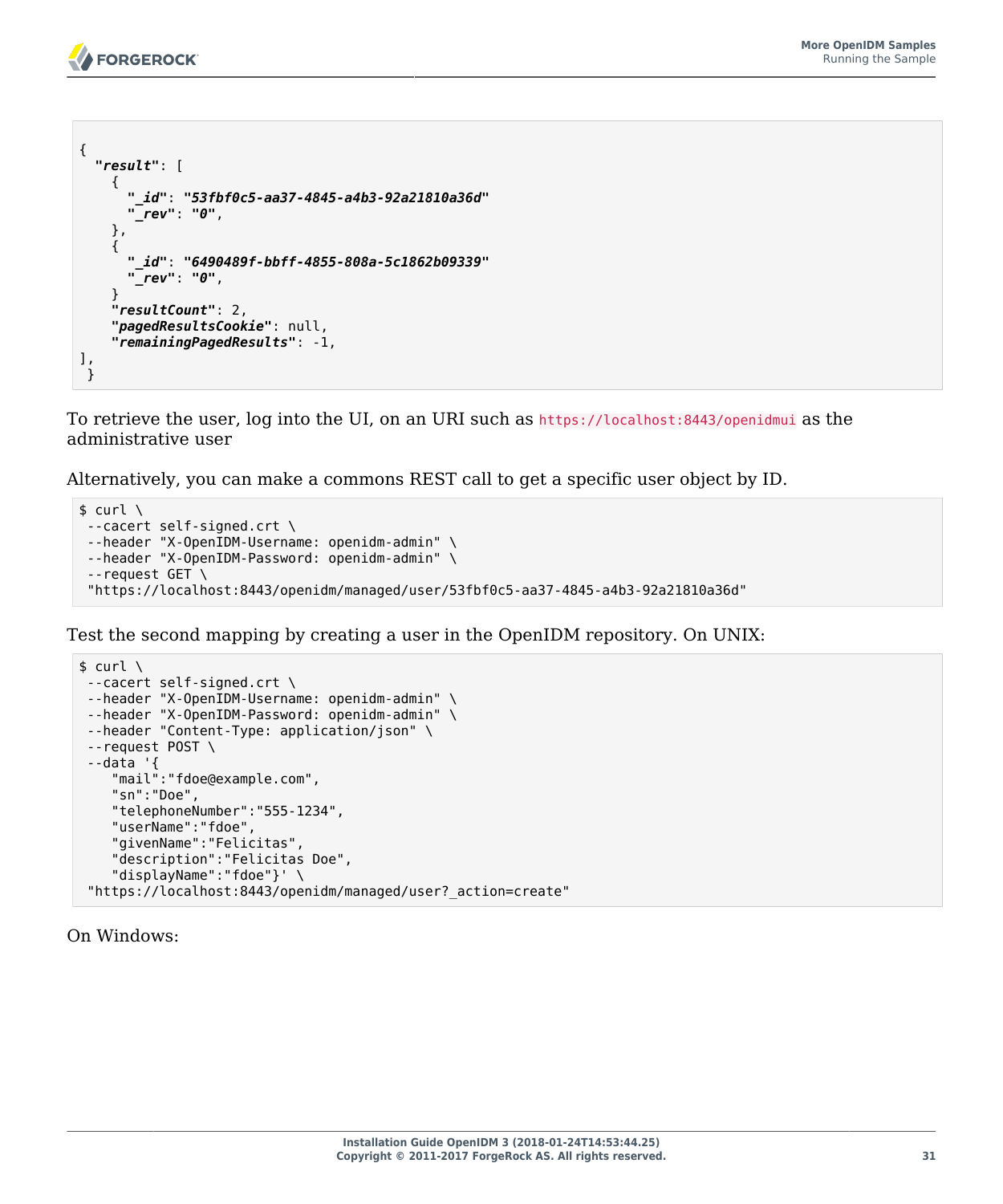```
{
  "result": [
    {
      "_id": "53fbf0c5-aa37-4845-a4b3-92a21810a36d"
      "_rev": "0",
    },
    {
      "_id": "6490489f-bbff-4855-808a-5c1862b09339"
      "_rev": "0",
    }
    "resultCount": 2,
    "pagedResultsCookie": null,
    "remainingPagedResults": -1,
],
 }
```

To retrieve the user, log into the UI, on an URI such as `https://localhost:8443/openidmui` as the administrative user

Alternatively, you can make a commons REST call to get a specific user object by ID.

```
$ curl \
 --cacert self-signed.crt \
 --header "X-OpenIDM-Username: openidm-admin" \
 --header "X-OpenIDM-Password: openidm-admin" \
 --request GET \
 "https://localhost:8443/openidm/managed/user/53fbf0c5-aa37-4845-a4b3-92a21810a36d"
```

Test the second mapping by creating a user in the OpenIDM repository. On UNIX:

```
$ curl \
 --cacert self-signed.crt \
 --header "X-OpenIDM-Username: openidm-admin" \
 --header "X-OpenIDM-Password: openidm-admin" \
 --header "Content-Type: application/json" \
 --request POST \
 --data '{
    "mail":"fdoe@example.com",
    "sn":"Doe",
    "telephoneNumber":"555-1234",
    "userName":"fdoe",
    "givenName":"Felicitas",
    "description":"Felicitas Doe",
    "displayName":"fdoe"}' \
 "https://localhost:8443/openidm/managed/user?_action=create"
```

On Windows: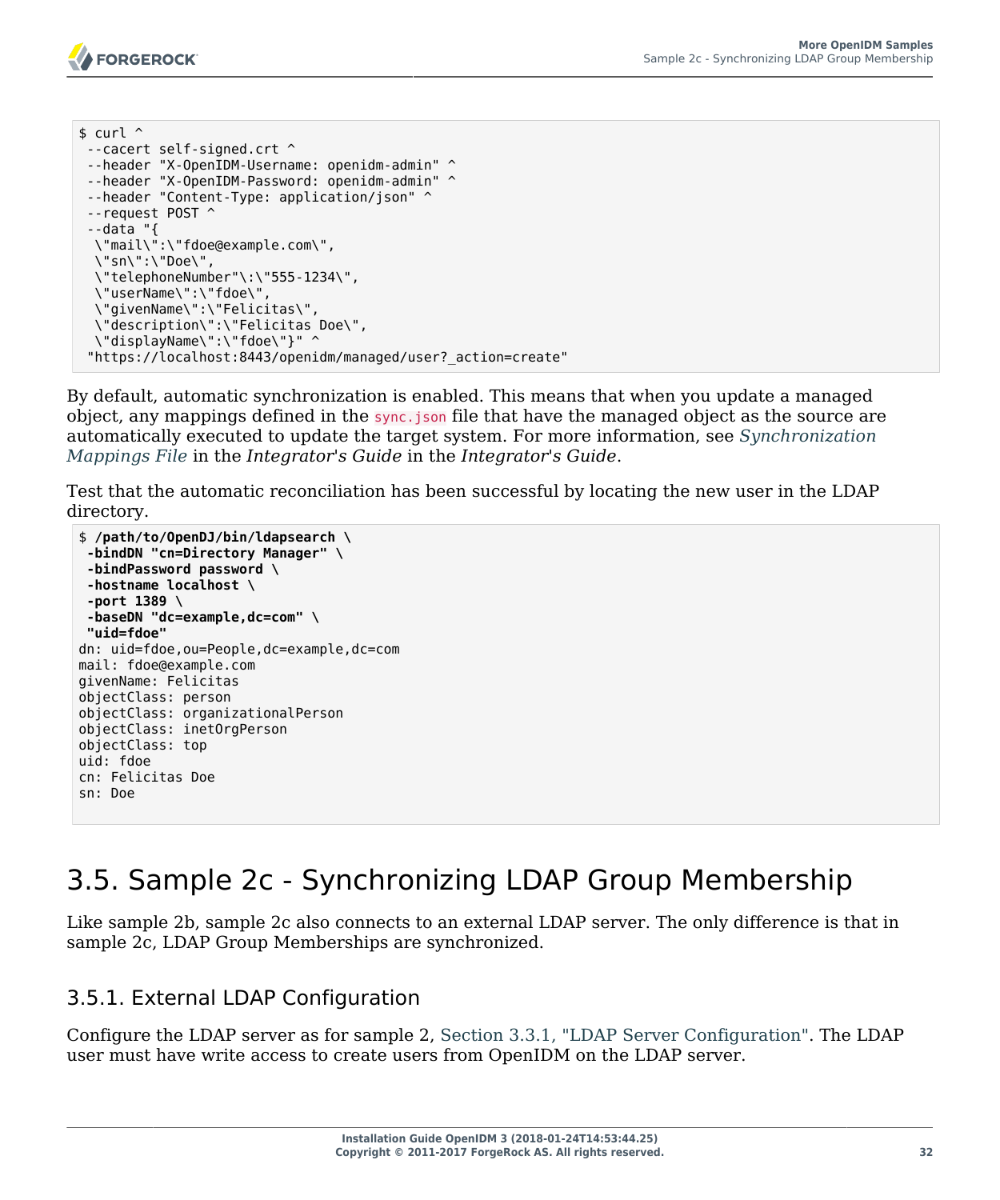```
$ curl ^
 --cacert self-signed.crt ^
 --header "X-OpenIDM-Username: openidm-admin" ^
 --header "X-OpenIDM-Password: openidm-admin" ^
 --header "Content-Type: application/json" ^
 --request POST ^
 --data "{
  \"mail\":\"fdoe@example.com\",
  \"sn\":\"Doe\",
  \"telephoneNumber"\:\"555-1234\",
  \"userName\":\"fdoe\",
  \"givenName\":\"Felicitas\",
  \"description\":\"Felicitas Doe\",
  \"displayName\":\"fdoe\"}" ^
 "https://localhost:8443/openidm/managed/user?_action=create"
```

By default, automatic synchronization is enabled. This means that when you update a managed object, any mappings defined in the `sync.json` file that have the managed object as the source are automatically executed to update the target system. For more information, see *Synchronization Mappings File* in the *Integrator's Guide* in the *Integrator's Guide*.

Test that the automatic reconciliation has been successful by locating the new user in the LDAP directory.

```
$ /path/to/OpenDJ/bin/ldapsearch \
 -bindDN "cn=Directory Manager" \
 -bindPassword password \
 -hostname localhost \
 -port 1389 \
 -baseDN "dc=example,dc=com" \
 "uid=fdoe"
dn: uid=fdoe,ou=People,dc=example,dc=com
mail: fdoe@example.com
givenName: Felicitas
objectClass: person
objectClass: organizationalPerson
objectClass: inetOrgPerson
objectClass: top
uid: fdoe
cn: Felicitas Doe
sn: Doe
```

# 3.5. Sample 2c - Synchronizing LDAP Group Membership

Like sample 2b, sample 2c also connects to an external LDAP server. The only difference is that in sample 2c, LDAP Group Memberships are synchronized.

## 3.5.1. External LDAP Configuration

Configure the LDAP server as for sample 2, Section 3.3.1, "LDAP Server Configuration". The LDAP user must have write access to create users from OpenIDM on the LDAP server.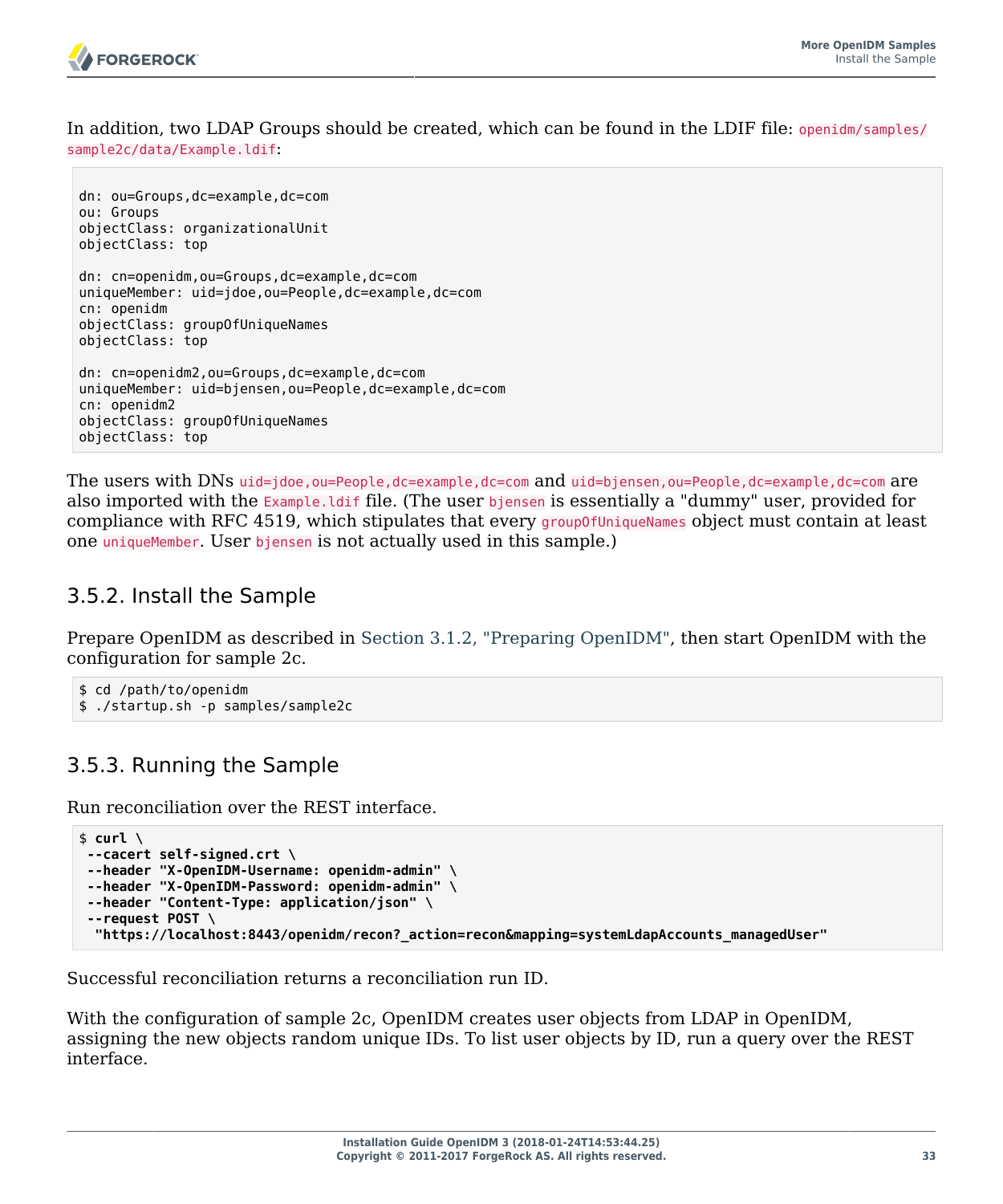In addition, two LDAP Groups should be created, which can be found in the LDIF file: `openidm/samples/sample2c/data/Example.ldif`:

```
dn: ou=Groups,dc=example,dc=com
ou: Groups
objectClass: organizationalUnit
objectClass: top

dn: cn=openidm,ou=Groups,dc=example,dc=com
uniqueMember: uid=jdoe,ou=People,dc=example,dc=com
cn: openidm
objectClass: groupOfUniqueNames
objectClass: top

dn: cn=openidm2,ou=Groups,dc=example,dc=com
uniqueMember: uid=bjensen,ou=People,dc=example,dc=com
cn: openidm2
objectClass: groupOfUniqueNames
objectClass: top
```

The users with DNs `uid=jdoe,ou=People,dc=example,dc=com` and `uid=bjensen,ou=People,dc=example,dc=com` are also imported with the `Example.ldif` file. (The user `bjensen` is essentially a "dummy" user, provided for compliance with RFC 4519, which stipulates that every `groupOfUniqueNames` object must contain at least one `uniqueMember`. User `bjensen` is not actually used in this sample.)

## 3.5.2. Install the Sample

Prepare OpenIDM as described in Section 3.1.2, "Preparing OpenIDM", then start OpenIDM with the configuration for sample 2c.

```
$ cd /path/to/openidm
$ ./startup.sh -p samples/sample2c
```

## 3.5.3. Running the Sample

Run reconciliation over the REST interface.

```
$ curl \
 --cacert self-signed.crt \
 --header "X-OpenIDM-Username: openidm-admin" \
 --header "X-OpenIDM-Password: openidm-admin" \
 --header "Content-Type: application/json" \
 --request POST \
  "https://localhost:8443/openidm/recon?_action=recon&mapping=systemLdapAccounts_managedUser"
```

Successful reconciliation returns a reconciliation run ID.

With the configuration of sample 2c, OpenIDM creates user objects from LDAP in OpenIDM, assigning the new objects random unique IDs. To list user objects by ID, run a query over the REST interface.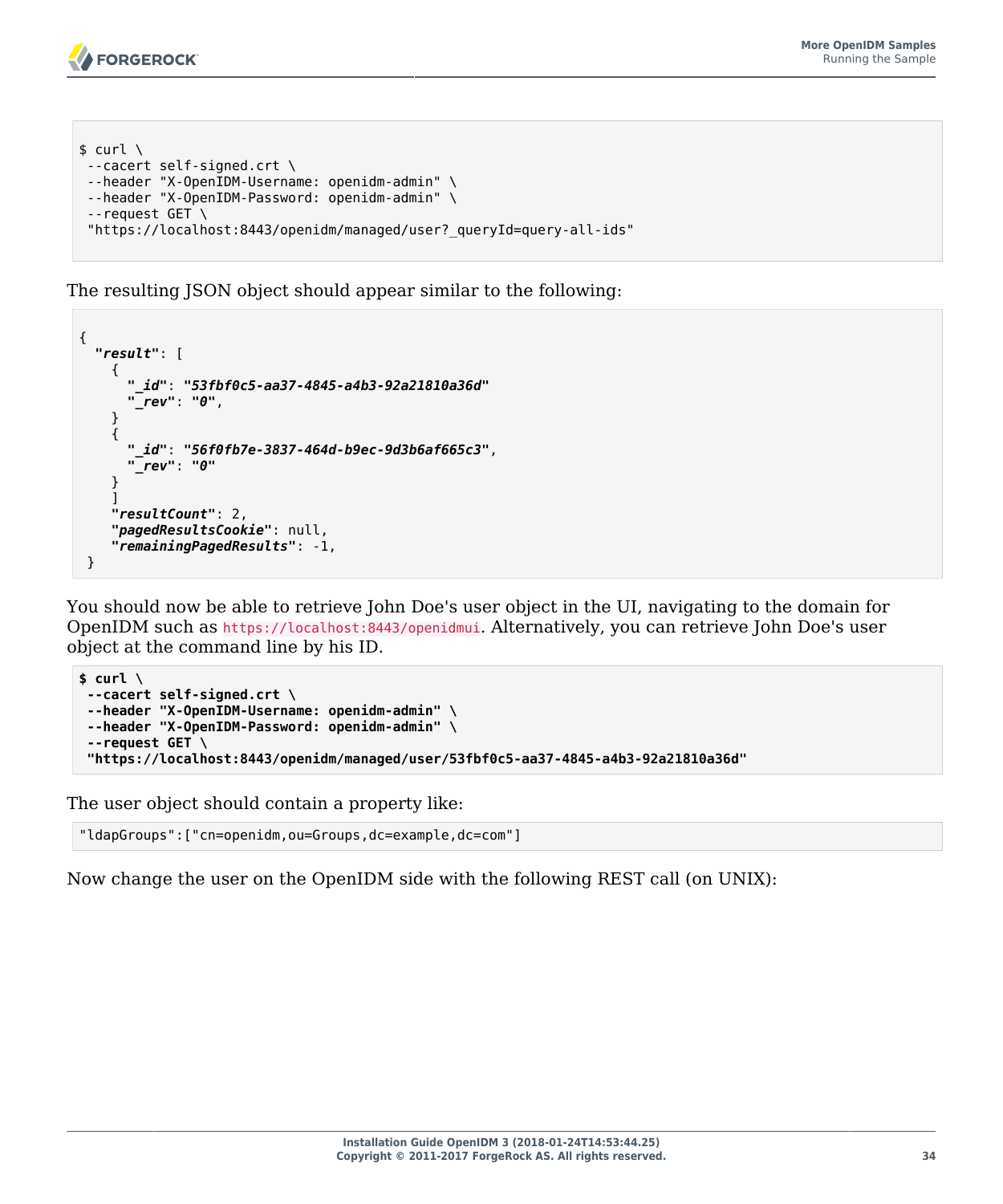```
$ curl \
 --cacert self-signed.crt \
 --header "X-OpenIDM-Username: openidm-admin" \
 --header "X-OpenIDM-Password: openidm-admin" \
 --request GET \
 "https://localhost:8443/openidm/managed/user?_queryId=query-all-ids"
```

The resulting JSON object should appear similar to the following:

```
{
  "result": [
    {
      "_id": "53fbf0c5-aa37-4845-a4b3-92a21810a36d"
      "_rev": "0",
    }
    {
      "_id": "56f0fb7e-3837-464d-b9ec-9d3b6af665c3",
      "_rev": "0"
    }
    ]
    "resultCount": 2,
    "pagedResultsCookie": null,
    "remainingPagedResults": -1,
 }
```

You should now be able to retrieve John Doe's user object in the UI, navigating to the domain for OpenIDM such as `https://localhost:8443/openidmui`. Alternatively, you can retrieve John Doe's user object at the command line by his ID.

```
$ curl \
 --cacert self-signed.crt \
 --header "X-OpenIDM-Username: openidm-admin" \
 --header "X-OpenIDM-Password: openidm-admin" \
 --request GET \
 "https://localhost:8443/openidm/managed/user/53fbf0c5-aa37-4845-a4b3-92a21810a36d"
```

The user object should contain a property like:

```
"ldapGroups":["cn=openidm,ou=Groups,dc=example,dc=com"]
```

Now change the user on the OpenIDM side with the following REST call (on UNIX):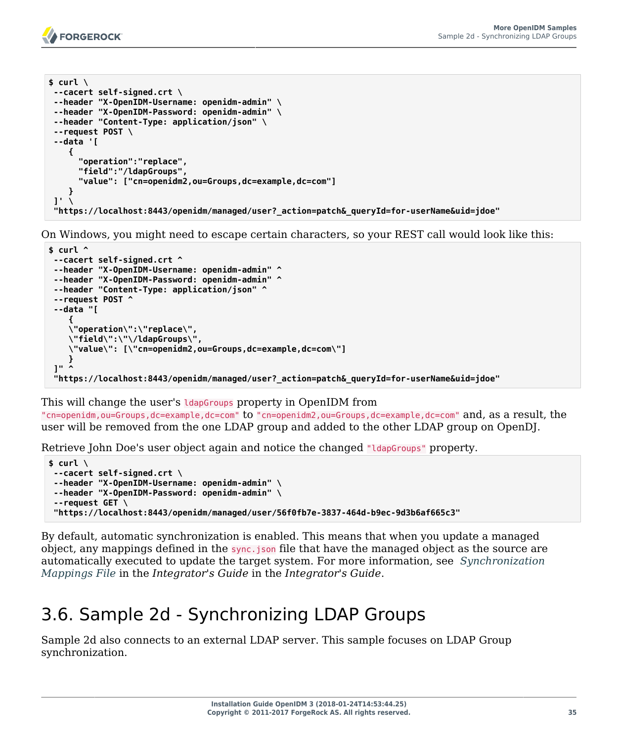```
$ curl \
 --cacert self-signed.crt \
 --header "X-OpenIDM-Username: openidm-admin" \
 --header "X-OpenIDM-Password: openidm-admin" \
 --header "Content-Type: application/json" \
 --request POST \
 --data '[
    {
      "operation":"replace",
      "field":"/ldapGroups",
      "value": ["cn=openidm2,ou=Groups,dc=example,dc=com"]
    }
 ]' \
 "https://localhost:8443/openidm/managed/user?_action=patch&_queryId=for-userName&uid=jdoe"
```

On Windows, you might need to escape certain characters, so your REST call would look like this:

```
$ curl ^
 --cacert self-signed.crt ^
 --header "X-OpenIDM-Username: openidm-admin" ^
 --header "X-OpenIDM-Password: openidm-admin" ^
 --header "Content-Type: application/json" ^
 --request POST ^
 --data "[
    {
    \"operation\":\"replace\",
    \"field\":\"\/ldapGroups\",
    \"value\": [\"cn=openidm2,ou=Groups,dc=example,dc=com\"]
    }
 ]" ^
 "https://localhost:8443/openidm/managed/user?_action=patch&_queryId=for-userName&uid=jdoe"
```

This will change the user's `ldapGroups` property in OpenIDM from `"cn=openidm,ou=Groups,dc=example,dc=com"` to `"cn=openidm2,ou=Groups,dc=example,dc=com"` and, as a result, the user will be removed from the one LDAP group and added to the other LDAP group on OpenDJ.

Retrieve John Doe's user object again and notice the changed `"ldapGroups"` property.

```
$ curl \
 --cacert self-signed.crt \
 --header "X-OpenIDM-Username: openidm-admin" \
 --header "X-OpenIDM-Password: openidm-admin" \
 --request GET \
 "https://localhost:8443/openidm/managed/user/56f0fb7e-3837-464d-b9ec-9d3b6af665c3"
```

By default, automatic synchronization is enabled. This means that when you update a managed object, any mappings defined in the `sync.json` file that have the managed object as the source are automatically executed to update the target system. For more information, see *Synchronization Mappings File* in the *Integrator's Guide* in the *Integrator's Guide*.

## 3.6. Sample 2d - Synchronizing LDAP Groups

Sample 2d also connects to an external LDAP server. This sample focuses on LDAP Group synchronization.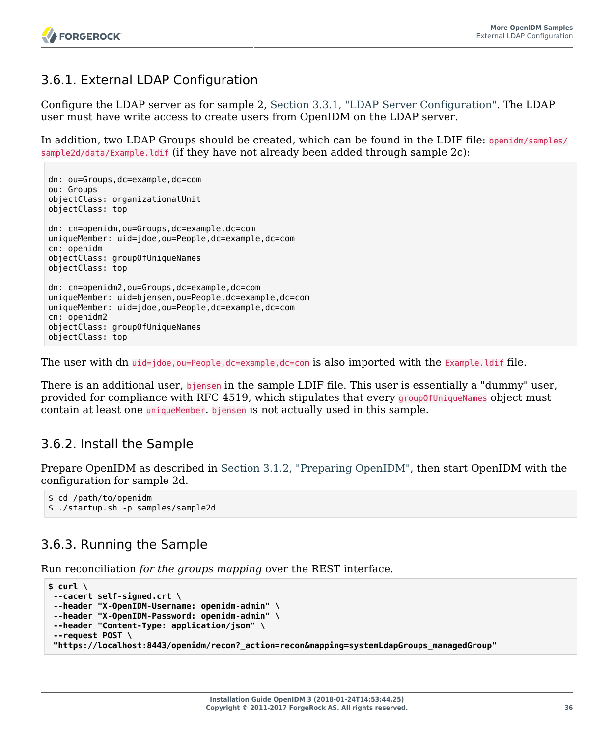### 3.6.1. External LDAP Configuration

Configure the LDAP server as for sample 2, Section 3.3.1, "LDAP Server Configuration". The LDAP user must have write access to create users from OpenIDM on the LDAP server.

In addition, two LDAP Groups should be created, which can be found in the LDIF file: `openidm/samples/sample2d/data/Example.ldif` (if they have not already been added through sample 2c):

```
dn: ou=Groups,dc=example,dc=com
ou: Groups
objectClass: organizationalUnit
objectClass: top

dn: cn=openidm,ou=Groups,dc=example,dc=com
uniqueMember: uid=jdoe,ou=People,dc=example,dc=com
cn: openidm
objectClass: groupOfUniqueNames
objectClass: top

dn: cn=openidm2,ou=Groups,dc=example,dc=com
uniqueMember: uid=bjensen,ou=People,dc=example,dc=com
uniqueMember: uid=jdoe,ou=People,dc=example,dc=com
cn: openidm2
objectClass: groupOfUniqueNames
objectClass: top
```

The user with dn `uid=jdoe,ou=People,dc=example,dc=com` is also imported with the `Example.ldif` file.

There is an additional user, `bjensen` in the sample LDIF file. This user is essentially a "dummy" user, provided for compliance with RFC 4519, which stipulates that every `groupOfUniqueNames` object must contain at least one `uniqueMember`. `bjensen` is not actually used in this sample.

### 3.6.2. Install the Sample

Prepare OpenIDM as described in Section 3.1.2, "Preparing OpenIDM", then start OpenIDM with the configuration for sample 2d.

```
$ cd /path/to/openidm
$ ./startup.sh -p samples/sample2d
```

### 3.6.3. Running the Sample

Run reconciliation *for the groups mapping* over the REST interface.

```
$ curl \
 --cacert self-signed.crt \
 --header "X-OpenIDM-Username: openidm-admin" \
 --header "X-OpenIDM-Password: openidm-admin" \
 --header "Content-Type: application/json" \
 --request POST \
 "https://localhost:8443/openidm/recon?_action=recon&mapping=systemLdapGroups_managedGroup"
```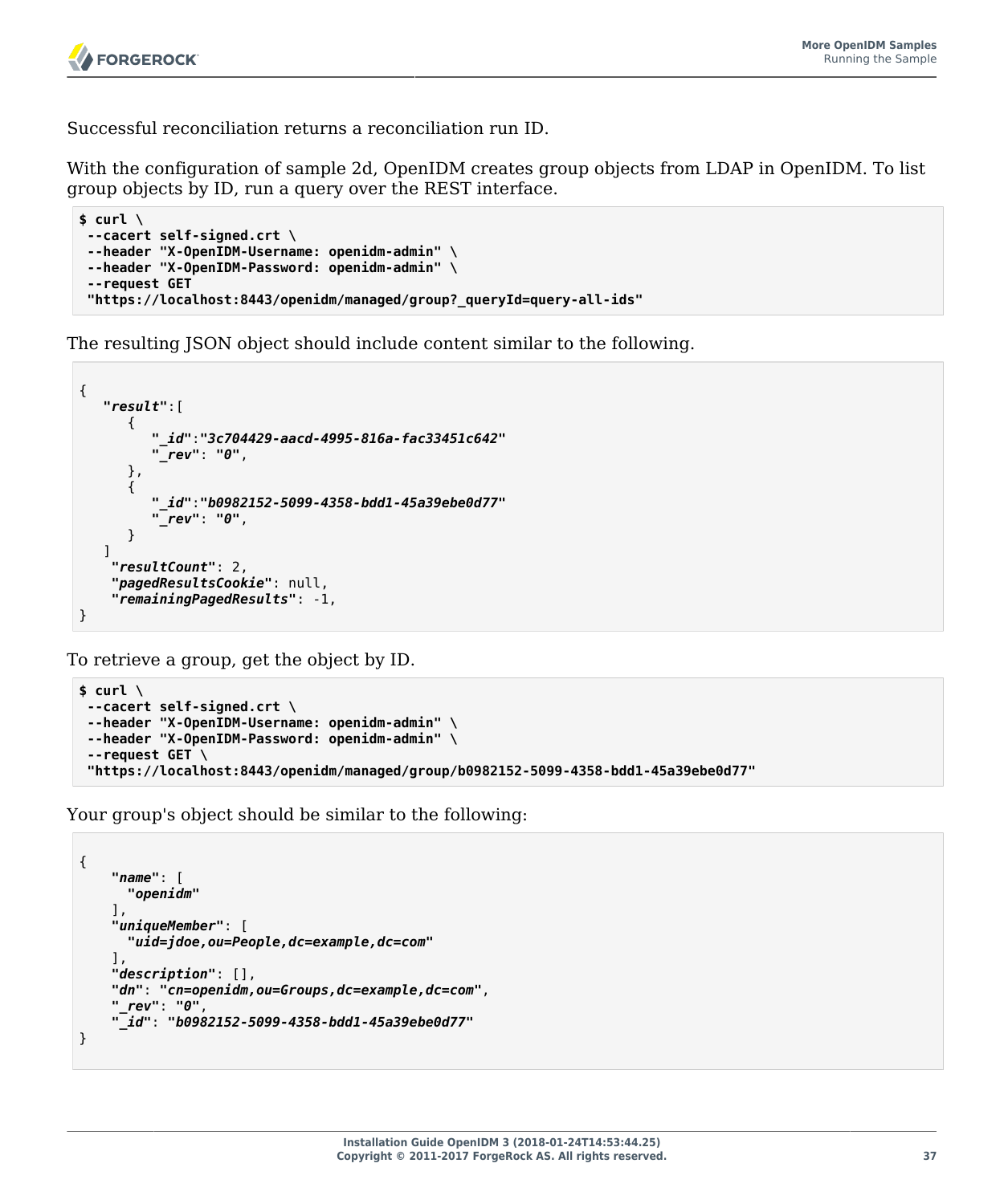Successful reconciliation returns a reconciliation run ID.

With the configuration of sample 2d, OpenIDM creates group objects from LDAP in OpenIDM. To list group objects by ID, run a query over the REST interface.

```
$ curl \
 --cacert self-signed.crt \
 --header "X-OpenIDM-Username: openidm-admin" \
 --header "X-OpenIDM-Password: openidm-admin" \
 --request GET
 "https://localhost:8443/openidm/managed/group?_queryId=query-all-ids"
```

The resulting JSON object should include content similar to the following.

```
{
   "result":[
      {
         "_id":"3c704429-aacd-4995-816a-fac33451c642"
         "_rev": "0",
      },
      {
         "_id":"b0982152-5099-4358-bdd1-45a39ebe0d77"
         "_rev": "0",
      }
   ]
    "resultCount": 2,
    "pagedResultsCookie": null,
    "remainingPagedResults": -1,
}
```

To retrieve a group, get the object by ID.

```
$ curl \
 --cacert self-signed.crt \
 --header "X-OpenIDM-Username: openidm-admin" \
 --header "X-OpenIDM-Password: openidm-admin" \
 --request GET \
 "https://localhost:8443/openidm/managed/group/b0982152-5099-4358-bdd1-45a39ebe0d77"
```

Your group's object should be similar to the following:

```
{
    "name": [
      "openidm"
    ],
    "uniqueMember": [
      "uid=jdoe,ou=People,dc=example,dc=com"
    ],
    "description": [],
    "dn": "cn=openidm,ou=Groups,dc=example,dc=com",
    "_rev": "0",
    "_id": "b0982152-5099-4358-bdd1-45a39ebe0d77"
}
```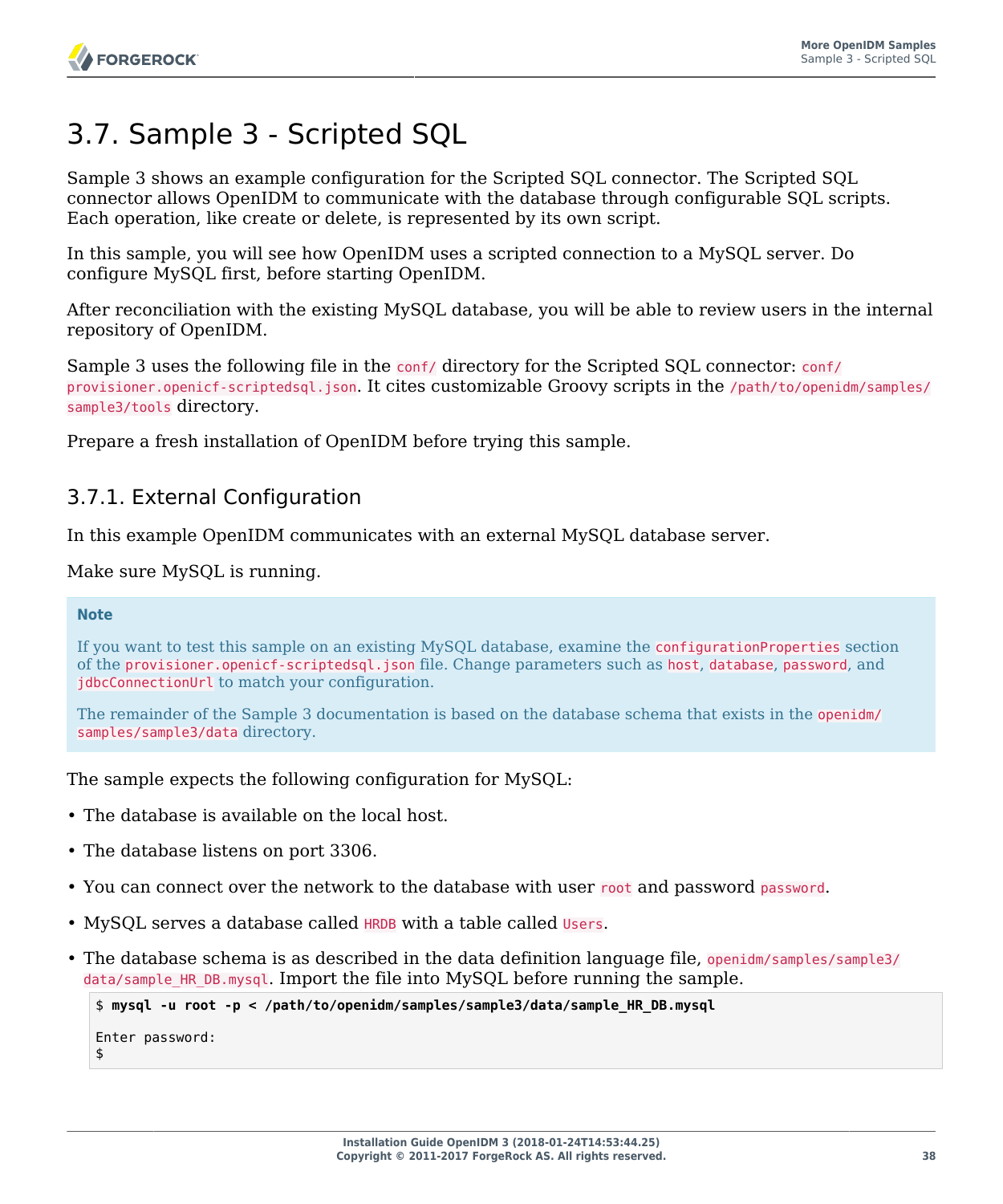# 3.7. Sample 3 - Scripted SQL

Sample 3 shows an example configuration for the Scripted SQL connector. The Scripted SQL connector allows OpenIDM to communicate with the database through configurable SQL scripts. Each operation, like create or delete, is represented by its own script.

In this sample, you will see how OpenIDM uses a scripted connection to a MySQL server. Do configure MySQL first, before starting OpenIDM.

After reconciliation with the existing MySQL database, you will be able to review users in the internal repository of OpenIDM.

Sample 3 uses the following file in the `conf/` directory for the Scripted SQL connector: `conf/provisioner.openicf-scriptedsql.json`. It cites customizable Groovy scripts in the `/path/to/openidm/samples/sample3/tools` directory.

Prepare a fresh installation of OpenIDM before trying this sample.

## 3.7.1. External Configuration

In this example OpenIDM communicates with an external MySQL database server.

Make sure MySQL is running.

> **Note**
>
> If you want to test this sample on an existing MySQL database, examine the `configurationProperties` section of the `provisioner.openicf-scriptedsql.json` file. Change parameters such as `host`, `database`, `password`, and `jdbcConnectionUrl` to match your configuration.
>
> The remainder of the Sample 3 documentation is based on the database schema that exists in the `openidm/samples/sample3/data` directory.

The sample expects the following configuration for MySQL:

- The database is available on the local host.
- The database listens on port 3306.
- You can connect over the network to the database with user `root` and password `password`.
- MySQL serves a database called `HRDB` with a table called `Users`.
- The database schema is as described in the data definition language file, `openidm/samples/sample3/data/sample_HR_DB.mysql`. Import the file into MySQL before running the sample.

```
$ mysql -u root -p < /path/to/openidm/samples/sample3/data/sample_HR_DB.mysql

Enter password:
$
```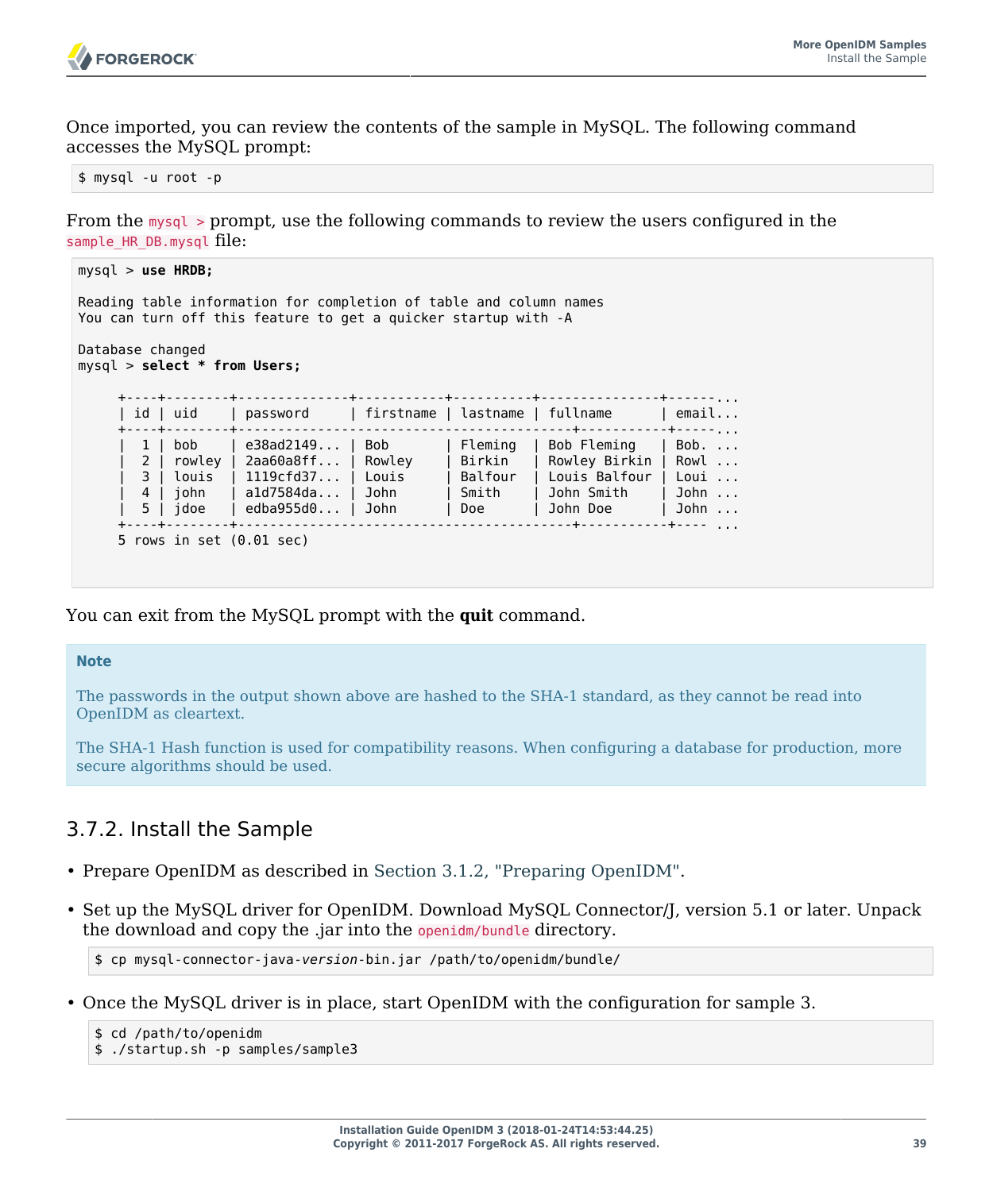Once imported, you can review the contents of the sample in MySQL. The following command accesses the MySQL prompt:

```
$ mysql -u root -p
```

From the `mysql >` prompt, use the following commands to review the users configured in the `sample_HR_DB.mysql` file:

```
mysql > use HRDB;

Reading table information for completion of table and column names
You can turn off this feature to get a quicker startup with -A

Database changed
mysql > select * from Users;

     +----+--------+-------------+-----------+----------+--------------+-----...
     | id | uid    | password     | firstname | lastname | fullname      | email...
     +----+--------+------------------------------------------+-----------+-----...
     |  1 | bob    | e38ad2149... | Bob       | Fleming  | Bob Fleming   | Bob. ...
     |  2 | rowley | 2aa60a8ff... | Rowley    | Birkin   | Rowley Birkin | Rowl ...
     |  3 | louis  | 1119cfd37... | Louis     | Balfour  | Louis Balfour | Loui ...
     |  4 | john   | a1d7584da... | John      | Smith    | John Smith    | John ...
     |  5 | jdoe   | edba955d0... | John      | Doe      | John Doe      | John ...
     +----+--------+------------------------------------------+-----------+---- ...
     5 rows in set (0.01 sec)
```

You can exit from the MySQL prompt with the **quit** command.

> **Note**
>
> The passwords in the output shown above are hashed to the SHA-1 standard, as they cannot be read into OpenIDM as cleartext.
>
> The SHA-1 Hash function is used for compatibility reasons. When configuring a database for production, more secure algorithms should be used.

### 3.7.2. Install the Sample

- Prepare OpenIDM as described in Section 3.1.2, "Preparing OpenIDM".
- Set up the MySQL driver for OpenIDM. Download MySQL Connector/J, version 5.1 or later. Unpack the download and copy the .jar into the `openidm/bundle` directory.

  ```
  $ cp mysql-connector-java-version-bin.jar /path/to/openidm/bundle/
  ```

- Once the MySQL driver is in place, start OpenIDM with the configuration for sample 3.

  ```
  $ cd /path/to/openidm
  $ ./startup.sh -p samples/sample3
  ```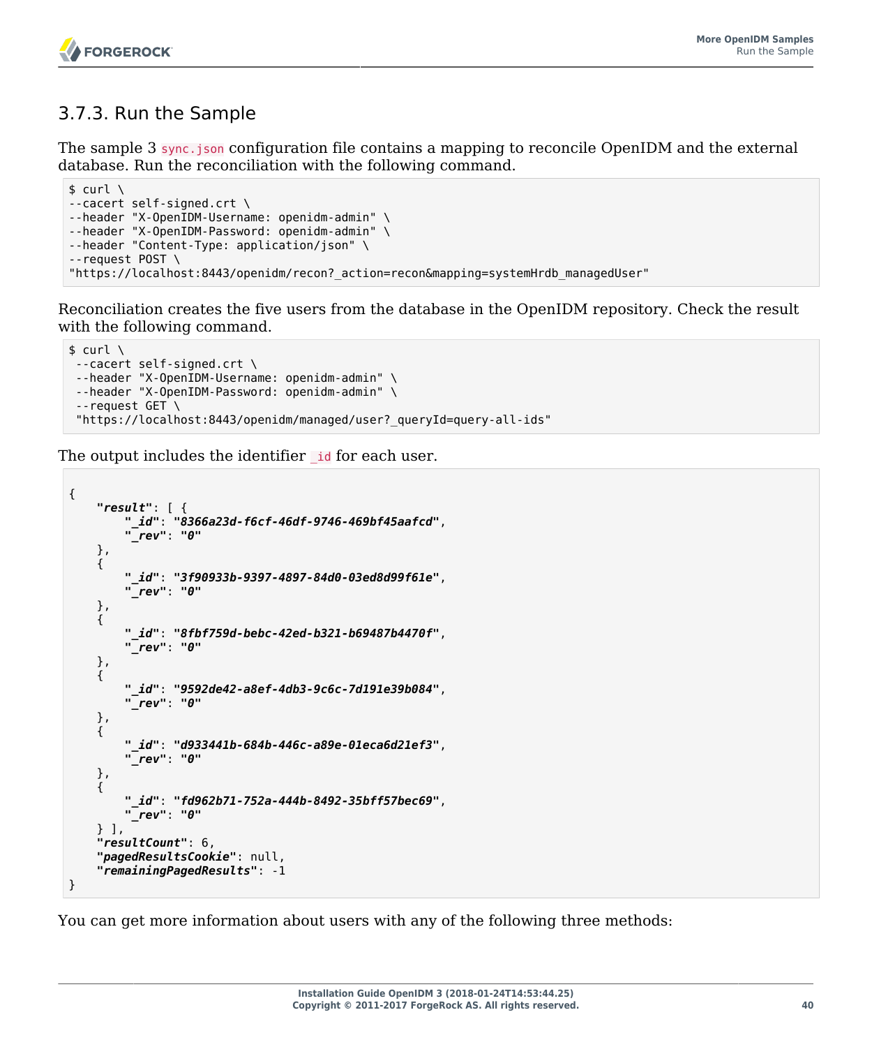### 3.7.3. Run the Sample

The sample 3 `sync.json` configuration file contains a mapping to reconcile OpenIDM and the external database. Run the reconciliation with the following command.

```
$ curl \
--cacert self-signed.crt \
--header "X-OpenIDM-Username: openidm-admin" \
--header "X-OpenIDM-Password: openidm-admin" \
--header "Content-Type: application/json" \
--request POST \
"https://localhost:8443/openidm/recon?_action=recon&mapping=systemHrdb_managedUser"
```

Reconciliation creates the five users from the database in the OpenIDM repository. Check the result with the following command.

```
$ curl \
 --cacert self-signed.crt \
 --header "X-OpenIDM-Username: openidm-admin" \
 --header "X-OpenIDM-Password: openidm-admin" \
 --request GET \
 "https://localhost:8443/openidm/managed/user?_queryId=query-all-ids"
```

The output includes the identifier `_id` for each user.

```
{
    "result": [ {
        "_id": "8366a23d-f6cf-46df-9746-469bf45aafcd",
        "_rev": "0"
    },
    {
        "_id": "3f90933b-9397-4897-84d0-03ed8d99f61e",
        "_rev": "0"
    },
    {
        "_id": "8fbf759d-bebc-42ed-b321-b69487b4470f",
        "_rev": "0"
    },
    {
        "_id": "9592de42-a8ef-4db3-9c6c-7d191e39b084",
        "_rev": "0"
    },
    {
        "_id": "d933441b-684b-446c-a89e-01eca6d21ef3",
        "_rev": "0"
    },
    {
        "_id": "fd962b71-752a-444b-8492-35bff57bec69",
        "_rev": "0"
    } ],
    "resultCount": 6,
    "pagedResultsCookie": null,
    "remainingPagedResults": -1
}
```

You can get more information about users with any of the following three methods: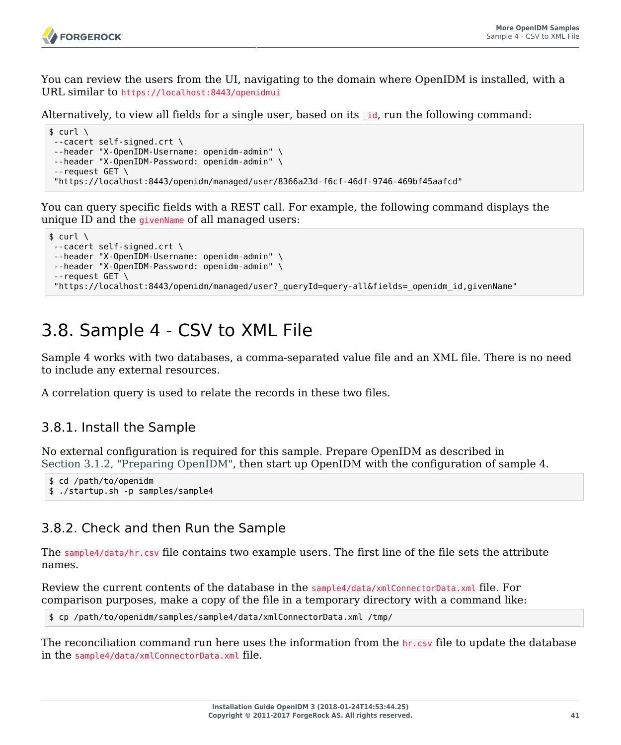You can review the users from the UI, navigating to the domain where OpenIDM is installed, with a URL similar to `https://localhost:8443/openidmui`

Alternatively, to view all fields for a single user, based on its `_id`, run the following command:

```
$ curl \
 --cacert self-signed.crt \
 --header "X-OpenIDM-Username: openidm-admin" \
 --header "X-OpenIDM-Password: openidm-admin" \
 --request GET \
 "https://localhost:8443/openidm/managed/user/8366a23d-f6cf-46df-9746-469bf45aafcd"
```

You can query specific fields with a REST call. For example, the following command displays the unique ID and the `givenName` of all managed users:

```
$ curl \
 --cacert self-signed.crt \
 --header "X-OpenIDM-Username: openidm-admin" \
 --header "X-OpenIDM-Password: openidm-admin" \
 --request GET \
 "https://localhost:8443/openidm/managed/user?_queryId=query-all&fields=_openidm_id,givenName"
```

## 3.8. Sample 4 - CSV to XML File

Sample 4 works with two databases, a comma-separated value file and an XML file. There is no need to include any external resources.

A correlation query is used to relate the records in these two files.

### 3.8.1. Install the Sample

No external configuration is required for this sample. Prepare OpenIDM as described in Section 3.1.2, "Preparing OpenIDM", then start up OpenIDM with the configuration of sample 4.

```
$ cd /path/to/openidm
$ ./startup.sh -p samples/sample4
```

### 3.8.2. Check and then Run the Sample

The `sample4/data/hr.csv` file contains two example users. The first line of the file sets the attribute names.

Review the current contents of the database in the `sample4/data/xmlConnectorData.xml` file. For comparison purposes, make a copy of the file in a temporary directory with a command like:

```
$ cp /path/to/openidm/samples/sample4/data/xmlConnectorData.xml /tmp/
```

The reconciliation command run here uses the information from the `hr.csv` file to update the database in the `sample4/data/xmlConnectorData.xml` file.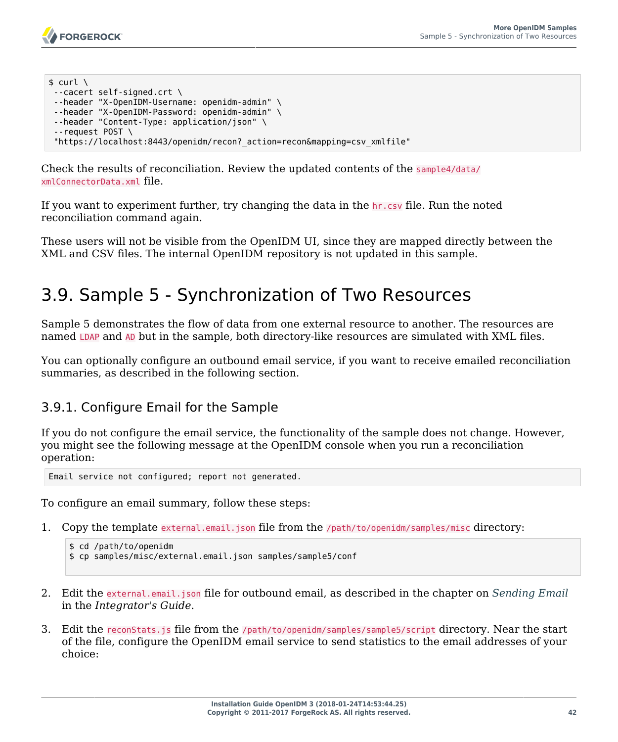```
$ curl \
 --cacert self-signed.crt \
 --header "X-OpenIDM-Username: openidm-admin" \
 --header "X-OpenIDM-Password: openidm-admin" \
 --header "Content-Type: application/json" \
 --request POST \
 "https://localhost:8443/openidm/recon?_action=recon&mapping=csv_xmlfile"
```

Check the results of reconciliation. Review the updated contents of the `sample4/data/xmlConnectorData.xml` file.

If you want to experiment further, try changing the data in the `hr.csv` file. Run the noted reconciliation command again.

These users will not be visible from the OpenIDM UI, since they are mapped directly between the XML and CSV files. The internal OpenIDM repository is not updated in this sample.

## 3.9. Sample 5 - Synchronization of Two Resources

Sample 5 demonstrates the flow of data from one external resource to another. The resources are named `LDAP` and `AD` but in the sample, both directory-like resources are simulated with XML files.

You can optionally configure an outbound email service, if you want to receive emailed reconciliation summaries, as described in the following section.

### 3.9.1. Configure Email for the Sample

If you do not configure the email service, the functionality of the sample does not change. However, you might see the following message at the OpenIDM console when you run a reconciliation operation:

```
Email service not configured; report not generated.
```

To configure an email summary, follow these steps:

1. Copy the template `external.email.json` file from the `/path/to/openidm/samples/misc` directory:

   ```
   $ cd /path/to/openidm
   $ cp samples/misc/external.email.json samples/sample5/conf
   ```

2. Edit the `external.email.json` file for outbound email, as described in the chapter on *Sending Email* in the *Integrator's Guide*.

3. Edit the `reconStats.js` file from the `/path/to/openidm/samples/sample5/script` directory. Near the start of the file, configure the OpenIDM email service to send statistics to the email addresses of your choice: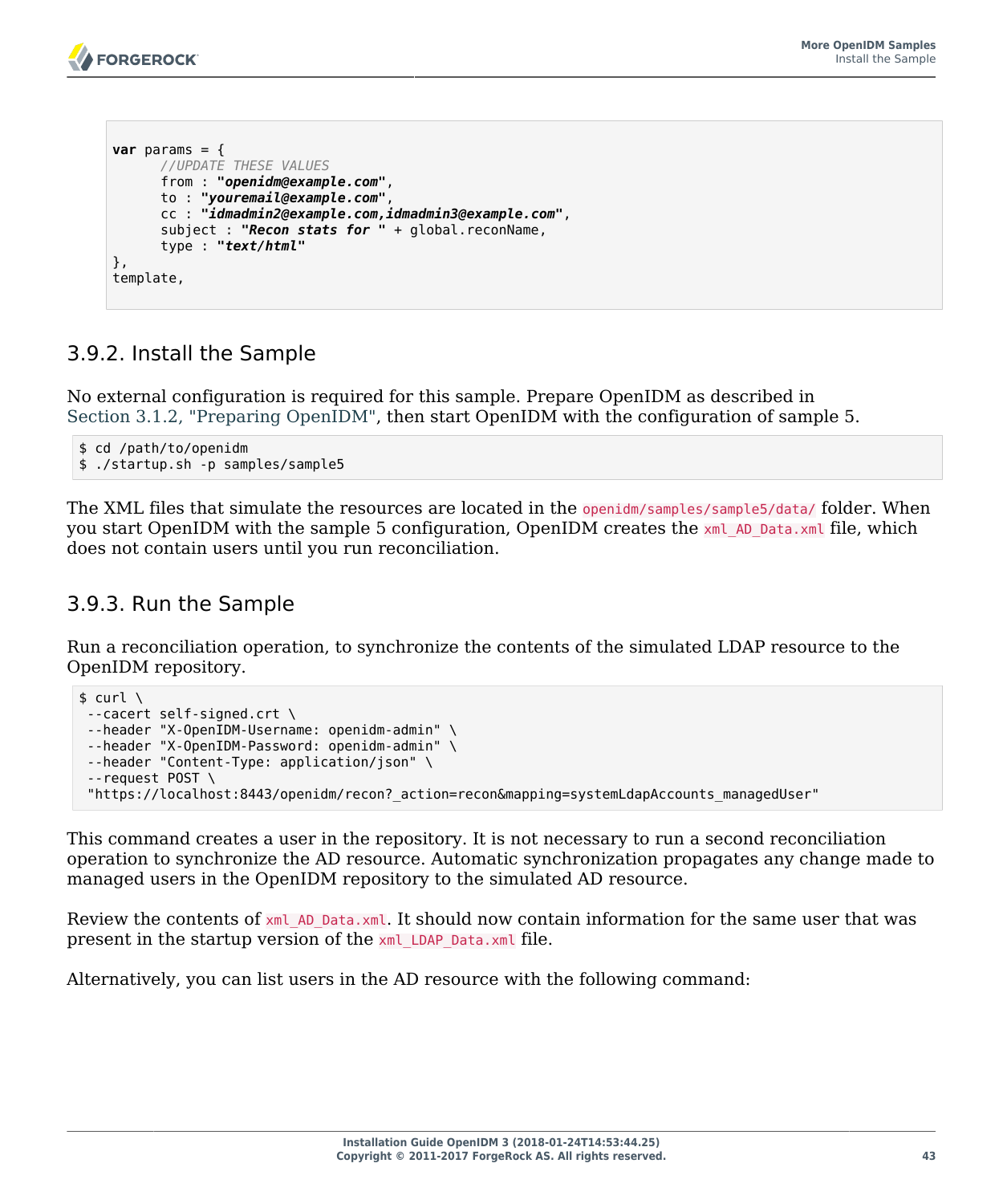```
var params = {
      //UPDATE THESE VALUES
      from : "openidm@example.com",
      to : "youremail@example.com",
      cc : "idmadmin2@example.com,idmadmin3@example.com",
      subject : "Recon stats for " + global.reconName,
      type : "text/html"
},
template,
```

### 3.9.2. Install the Sample

No external configuration is required for this sample. Prepare OpenIDM as described in Section 3.1.2, "Preparing OpenIDM", then start OpenIDM with the configuration of sample 5.

```
$ cd /path/to/openidm
$ ./startup.sh -p samples/sample5
```

The XML files that simulate the resources are located in the `openidm/samples/sample5/data/` folder. When you start OpenIDM with the sample 5 configuration, OpenIDM creates the `xml_AD_Data.xml` file, which does not contain users until you run reconciliation.

### 3.9.3. Run the Sample

Run a reconciliation operation, to synchronize the contents of the simulated LDAP resource to the OpenIDM repository.

```
$ curl \
 --cacert self-signed.crt \
 --header "X-OpenIDM-Username: openidm-admin" \
 --header "X-OpenIDM-Password: openidm-admin" \
 --header "Content-Type: application/json" \
 --request POST \
 "https://localhost:8443/openidm/recon?_action=recon&mapping=systemLdapAccounts_managedUser"
```

This command creates a user in the repository. It is not necessary to run a second reconciliation operation to synchronize the AD resource. Automatic synchronization propagates any change made to managed users in the OpenIDM repository to the simulated AD resource.

Review the contents of `xml_AD_Data.xml`. It should now contain information for the same user that was present in the startup version of the `xml_LDAP_Data.xml` file.

Alternatively, you can list users in the AD resource with the following command: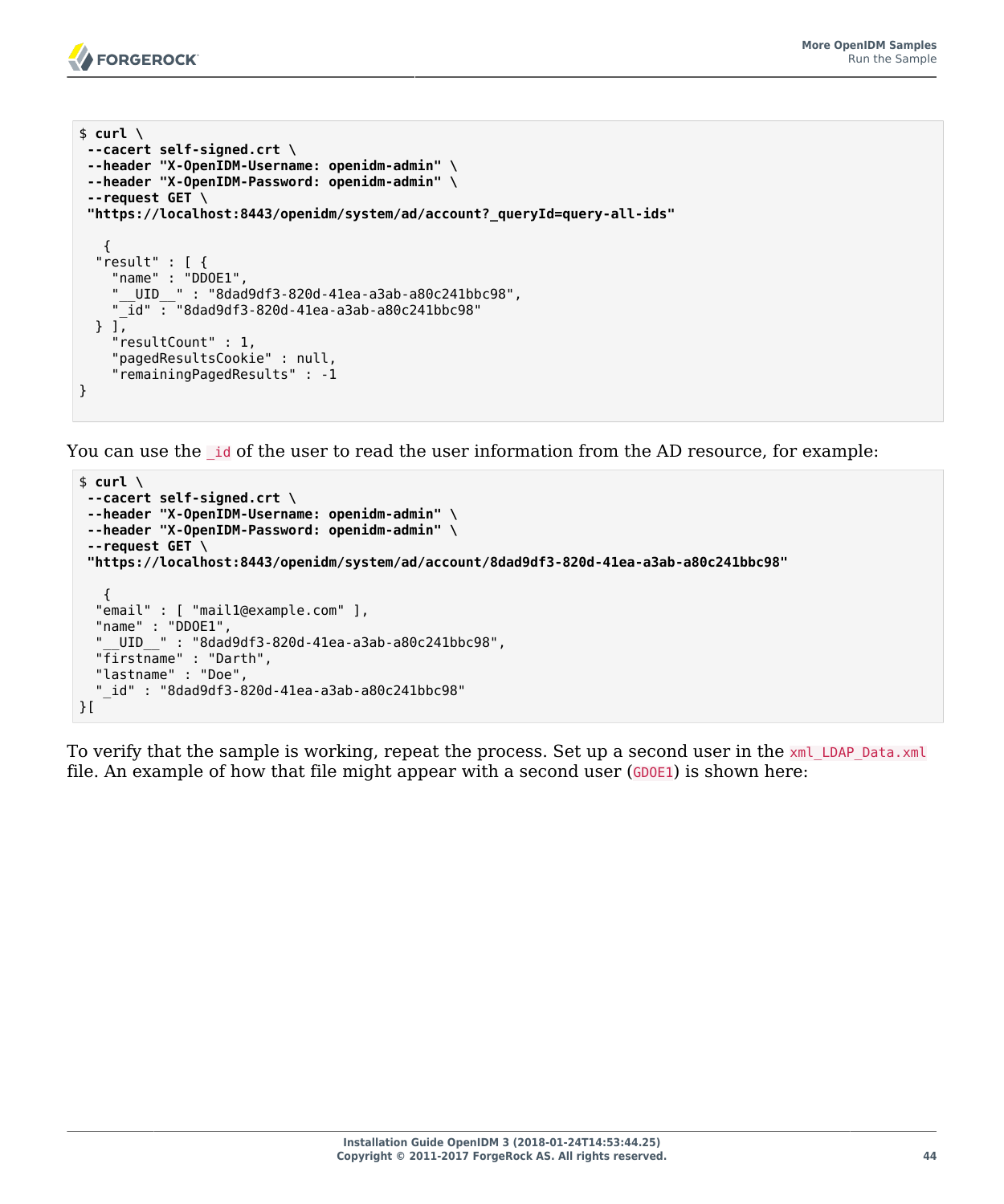```
$ curl \
 --cacert self-signed.crt \
 --header "X-OpenIDM-Username: openidm-admin" \
 --header "X-OpenIDM-Password: openidm-admin" \
 --request GET \
 "https://localhost:8443/openidm/system/ad/account?_queryId=query-all-ids"

   {
  "result" : [ {
    "name" : "DDOE1",
    "__UID__" : "8dad9df3-820d-41ea-a3ab-a80c241bbc98",
    "_id" : "8dad9df3-820d-41ea-a3ab-a80c241bbc98"
  } ],
    "resultCount" : 1,
    "pagedResultsCookie" : null,
    "remainingPagedResults" : -1
}
```

You can use the `_id` of the user to read the user information from the AD resource, for example:

```
$ curl \
 --cacert self-signed.crt \
 --header "X-OpenIDM-Username: openidm-admin" \
 --header "X-OpenIDM-Password: openidm-admin" \
 --request GET \
 "https://localhost:8443/openidm/system/ad/account/8dad9df3-820d-41ea-a3ab-a80c241bbc98"

   {
  "email" : [ "mail1@example.com" ],
  "name" : "DDOE1",
  "__UID__" : "8dad9df3-820d-41ea-a3ab-a80c241bbc98",
  "firstname" : "Darth",
  "lastname" : "Doe",
  "_id" : "8dad9df3-820d-41ea-a3ab-a80c241bbc98"
}[
```

To verify that the sample is working, repeat the process. Set up a second user in the `xml_LDAP_Data.xml` file. An example of how that file might appear with a second user (`GDOE1`) is shown here: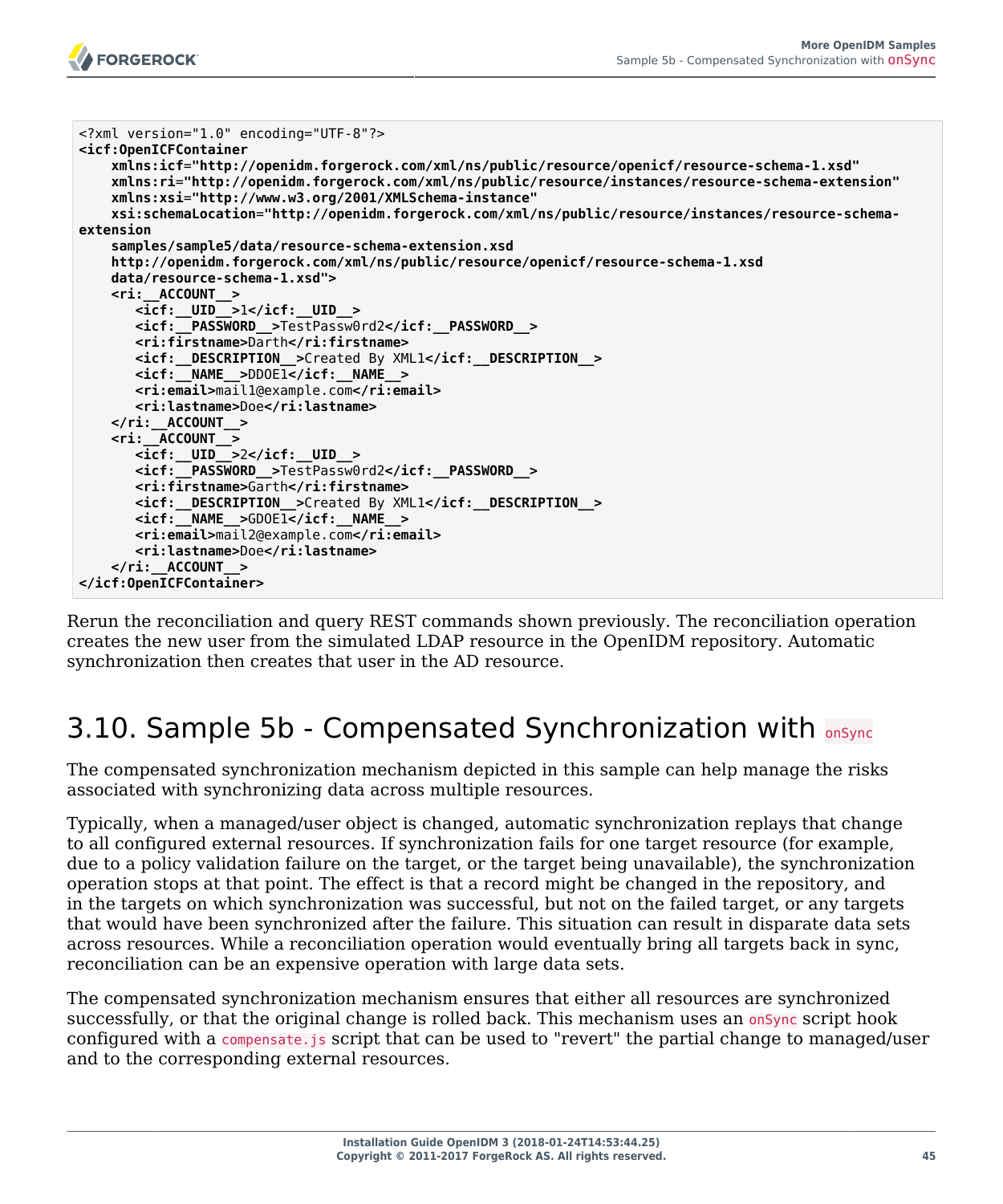```
<?xml version="1.0" encoding="UTF-8"?>
<icf:OpenICFContainer
    xmlns:icf="http://openidm.forgerock.com/xml/ns/public/resource/openicf/resource-schema-1.xsd"
    xmlns:ri="http://openidm.forgerock.com/xml/ns/public/resource/instances/resource-schema-extension"
    xmlns:xsi="http://www.w3.org/2001/XMLSchema-instance"
    xsi:schemaLocation="http://openidm.forgerock.com/xml/ns/public/resource/instances/resource-schema-
extension
    samples/sample5/data/resource-schema-extension.xsd
    http://openidm.forgerock.com/xml/ns/public/resource/openicf/resource-schema-1.xsd
    data/resource-schema-1.xsd">
    <ri:__ACCOUNT__>
       <icf:__UID__>1</icf:__UID__>
       <icf:__PASSWORD__>TestPassw0rd2</icf:__PASSWORD__>
       <ri:firstname>Darth</ri:firstname>
       <icf:__DESCRIPTION__>Created By XML1</icf:__DESCRIPTION__>
       <icf:__NAME__>DDOE1</icf:__NAME__>
       <ri:email>mail1@example.com</ri:email>
       <ri:lastname>Doe</ri:lastname>
    </ri:__ACCOUNT__>
    <ri:__ACCOUNT__>
       <icf:__UID__>2</icf:__UID__>
       <icf:__PASSWORD__>TestPassw0rd2</icf:__PASSWORD__>
       <ri:firstname>Garth</ri:firstname>
       <icf:__DESCRIPTION__>Created By XML1</icf:__DESCRIPTION__>
       <icf:__NAME__>GDOE1</icf:__NAME__>
       <ri:email>mail2@example.com</ri:email>
       <ri:lastname>Doe</ri:lastname>
    </ri:__ACCOUNT__>
</icf:OpenICFContainer>
```

Rerun the reconciliation and query REST commands shown previously. The reconciliation operation creates the new user from the simulated LDAP resource in the OpenIDM repository. Automatic synchronization then creates that user in the AD resource.

## 3.10. Sample 5b - Compensated Synchronization with `onSync`

The compensated synchronization mechanism depicted in this sample can help manage the risks associated with synchronizing data across multiple resources.

Typically, when a managed/user object is changed, automatic synchronization replays that change to all configured external resources. If synchronization fails for one target resource (for example, due to a policy validation failure on the target, or the target being unavailable), the synchronization operation stops at that point. The effect is that a record might be changed in the repository, and in the targets on which synchronization was successful, but not on the failed target, or any targets that would have been synchronized after the failure. This situation can result in disparate data sets across resources. While a reconciliation operation would eventually bring all targets back in sync, reconciliation can be an expensive operation with large data sets.

The compensated synchronization mechanism ensures that either all resources are synchronized successfully, or that the original change is rolled back. This mechanism uses an `onSync` script hook configured with a `compensate.js` script that can be used to "revert" the partial change to managed/user and to the corresponding external resources.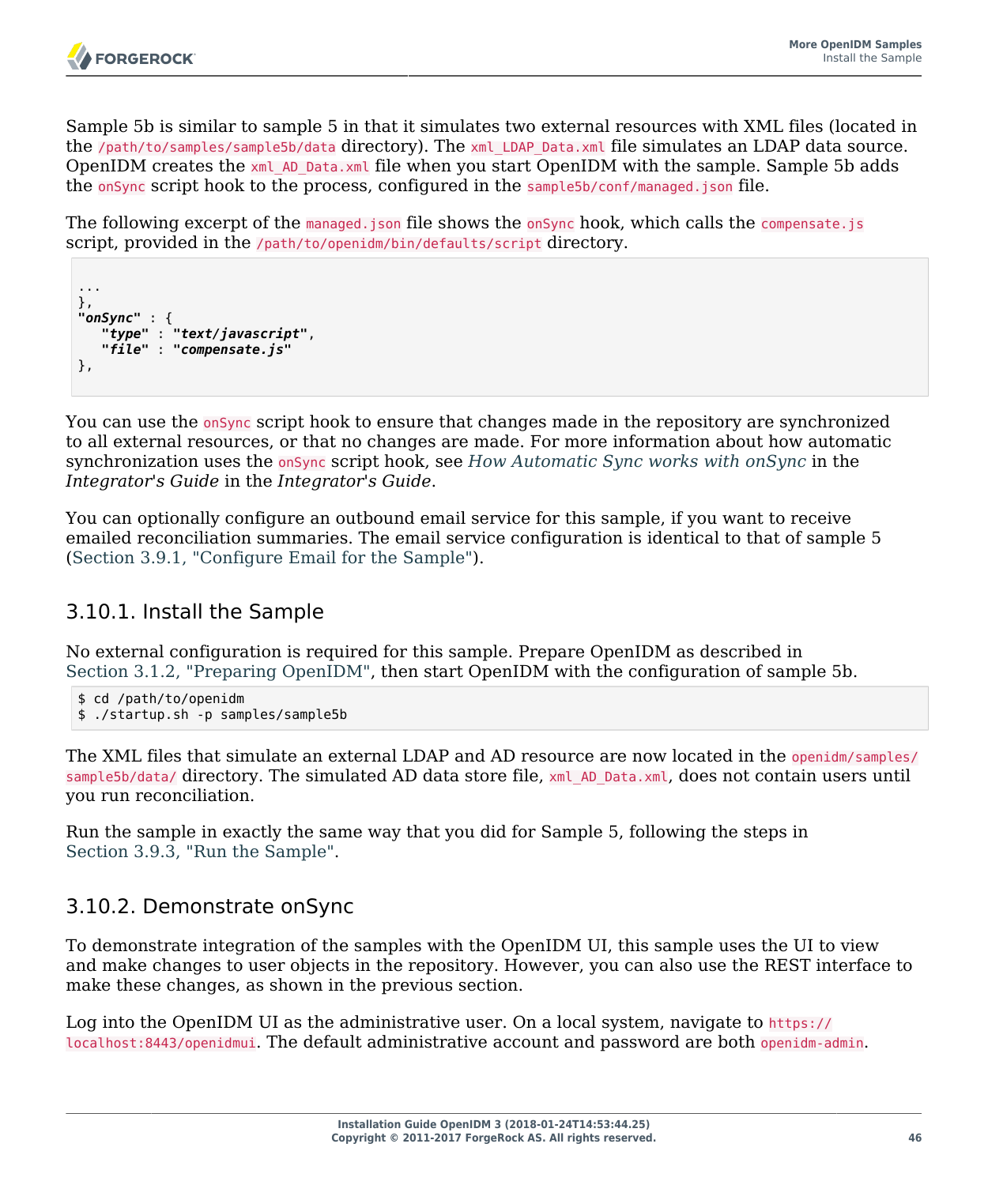Sample 5b is similar to sample 5 in that it simulates two external resources with XML files (located in the `/path/to/samples/sample5b/data` directory). The `xml_LDAP_Data.xml` file simulates an LDAP data source. OpenIDM creates the `xml_AD_Data.xml` file when you start OpenIDM with the sample. Sample 5b adds the `onSync` script hook to the process, configured in the `sample5b/conf/managed.json` file.

The following excerpt of the `managed.json` file shows the `onSync` hook, which calls the `compensate.js` script, provided in the `/path/to/openidm/bin/defaults/script` directory.

```
...
},
"onSync" : {
   "type" : "text/javascript",
   "file" : "compensate.js"
},
```

You can use the `onSync` script hook to ensure that changes made in the repository are synchronized to all external resources, or that no changes are made. For more information about how automatic synchronization uses the `onSync` script hook, see *How Automatic Sync works with onSync* in the *Integrator's Guide* in the *Integrator's Guide*.

You can optionally configure an outbound email service for this sample, if you want to receive emailed reconciliation summaries. The email service configuration is identical to that of sample 5 (Section 3.9.1, "Configure Email for the Sample").

## 3.10.1. Install the Sample

No external configuration is required for this sample. Prepare OpenIDM as described in Section 3.1.2, "Preparing OpenIDM", then start OpenIDM with the configuration of sample 5b.

```
$ cd /path/to/openidm
$ ./startup.sh -p samples/sample5b
```

The XML files that simulate an external LDAP and AD resource are now located in the `openidm/samples/sample5b/data/` directory. The simulated AD data store file, `xml_AD_Data.xml`, does not contain users until you run reconciliation.

Run the sample in exactly the same way that you did for Sample 5, following the steps in Section 3.9.3, "Run the Sample".

## 3.10.2. Demonstrate onSync

To demonstrate integration of the samples with the OpenIDM UI, this sample uses the UI to view and make changes to user objects in the repository. However, you can also use the REST interface to make these changes, as shown in the previous section.

Log into the OpenIDM UI as the administrative user. On a local system, navigate to `https://localhost:8443/openidmui`. The default administrative account and password are both `openidm-admin`.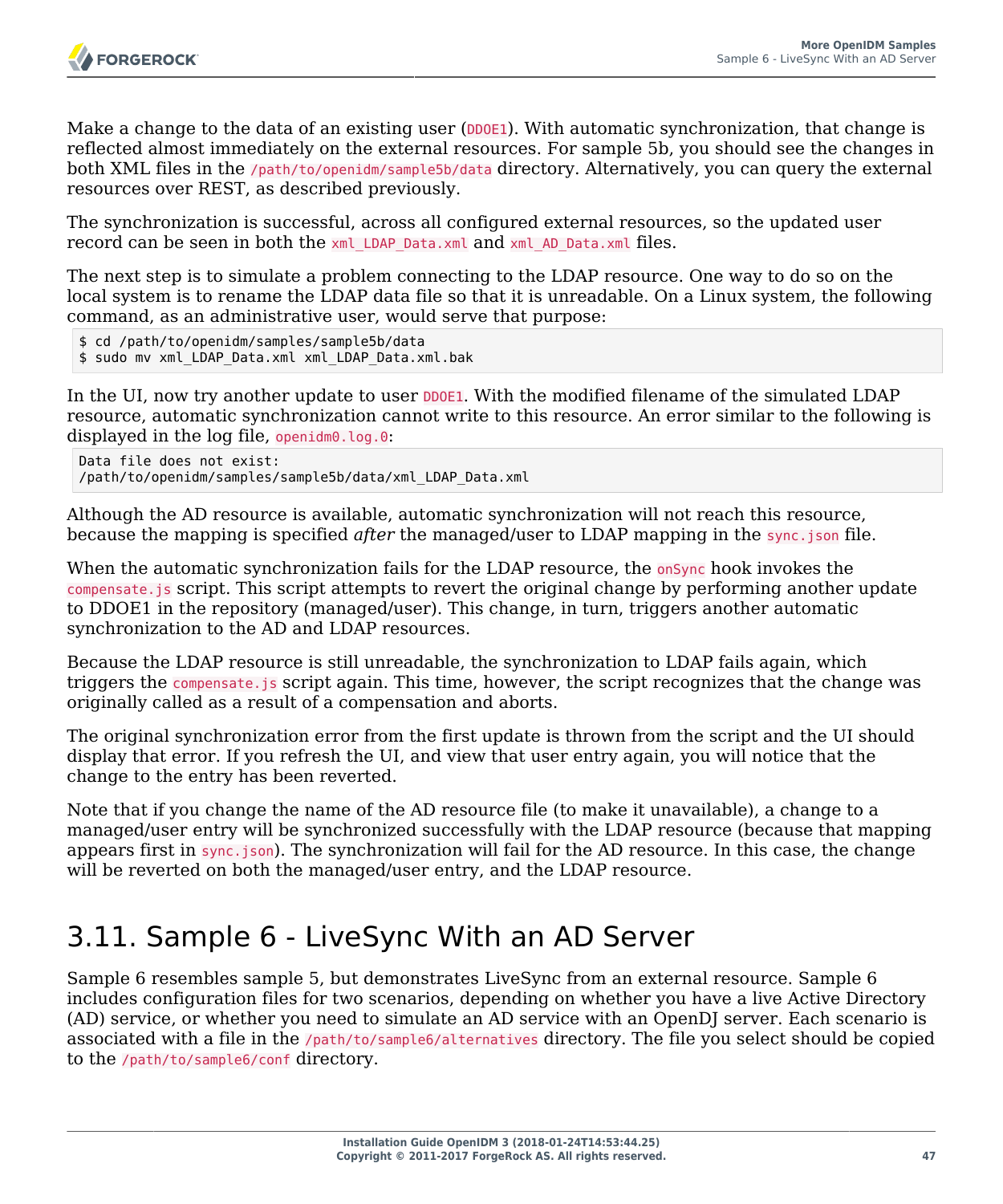Make a change to the data of an existing user (`DDOE1`). With automatic synchronization, that change is reflected almost immediately on the external resources. For sample 5b, you should see the changes in both XML files in the `/path/to/openidm/sample5b/data` directory. Alternatively, you can query the external resources over REST, as described previously.

The synchronization is successful, across all configured external resources, so the updated user record can be seen in both the `xml_LDAP_Data.xml` and `xml_AD_Data.xml` files.

The next step is to simulate a problem connecting to the LDAP resource. One way to do so on the local system is to rename the LDAP data file so that it is unreadable. On a Linux system, the following command, as an administrative user, would serve that purpose:

```
$ cd /path/to/openidm/samples/sample5b/data
$ sudo mv xml_LDAP_Data.xml xml_LDAP_Data.xml.bak
```

In the UI, now try another update to user `DDOE1`. With the modified filename of the simulated LDAP resource, automatic synchronization cannot write to this resource. An error similar to the following is displayed in the log file, `openidm0.log.0`:

```
Data file does not exist:
/path/to/openidm/samples/sample5b/data/xml_LDAP_Data.xml
```

Although the AD resource is available, automatic synchronization will not reach this resource, because the mapping is specified *after* the managed/user to LDAP mapping in the `sync.json` file.

When the automatic synchronization fails for the LDAP resource, the `onSync` hook invokes the `compensate.js` script. This script attempts to revert the original change by performing another update to DDOE1 in the repository (managed/user). This change, in turn, triggers another automatic synchronization to the AD and LDAP resources.

Because the LDAP resource is still unreadable, the synchronization to LDAP fails again, which triggers the `compensate.js` script again. This time, however, the script recognizes that the change was originally called as a result of a compensation and aborts.

The original synchronization error from the first update is thrown from the script and the UI should display that error. If you refresh the UI, and view that user entry again, you will notice that the change to the entry has been reverted.

Note that if you change the name of the AD resource file (to make it unavailable), a change to a managed/user entry will be synchronized successfully with the LDAP resource (because that mapping appears first in `sync.json`). The synchronization will fail for the AD resource. In this case, the change will be reverted on both the managed/user entry, and the LDAP resource.

## 3.11. Sample 6 - LiveSync With an AD Server

Sample 6 resembles sample 5, but demonstrates LiveSync from an external resource. Sample 6 includes configuration files for two scenarios, depending on whether you have a live Active Directory (AD) service, or whether you need to simulate an AD service with an OpenDJ server. Each scenario is associated with a file in the `/path/to/sample6/alternatives` directory. The file you select should be copied to the `/path/to/sample6/conf` directory.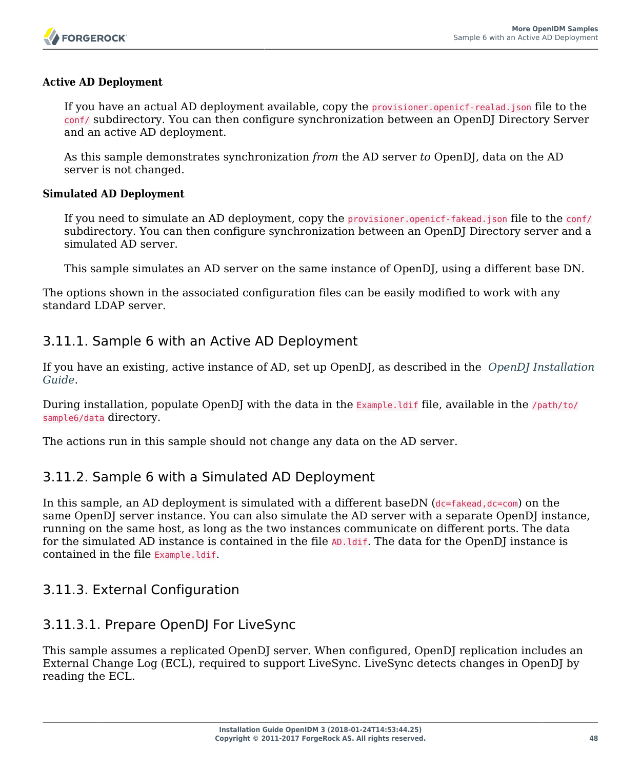**Active AD Deployment**

If you have an actual AD deployment available, copy the `provisioner.openicf-realad.json` file to the `conf/` subdirectory. You can then configure synchronization between an OpenDJ Directory Server and an active AD deployment.

As this sample demonstrates synchronization *from* the AD server *to* OpenDJ, data on the AD server is not changed.

**Simulated AD Deployment**

If you need to simulate an AD deployment, copy the `provisioner.openicf-fakead.json` file to the `conf/` subdirectory. You can then configure synchronization between an OpenDJ Directory server and a simulated AD server.

This sample simulates an AD server on the same instance of OpenDJ, using a different base DN.

The options shown in the associated configuration files can be easily modified to work with any standard LDAP server.

## 3.11.1. Sample 6 with an Active AD Deployment

If you have an existing, active instance of AD, set up OpenDJ, as described in the *OpenDJ Installation Guide*.

During installation, populate OpenDJ with the data in the `Example.ldif` file, available in the `/path/to/sample6/data` directory.

The actions run in this sample should not change any data on the AD server.

## 3.11.2. Sample 6 with a Simulated AD Deployment

In this sample, an AD deployment is simulated with a different baseDN (`dc=fakead,dc=com`) on the same OpenDJ server instance. You can also simulate the AD server with a separate OpenDJ instance, running on the same host, as long as the two instances communicate on different ports. The data for the simulated AD instance is contained in the file `AD.ldif`. The data for the OpenDJ instance is contained in the file `Example.ldif`.

## 3.11.3. External Configuration

### 3.11.3.1. Prepare OpenDJ For LiveSync

This sample assumes a replicated OpenDJ server. When configured, OpenDJ replication includes an External Change Log (ECL), required to support LiveSync. LiveSync detects changes in OpenDJ by reading the ECL.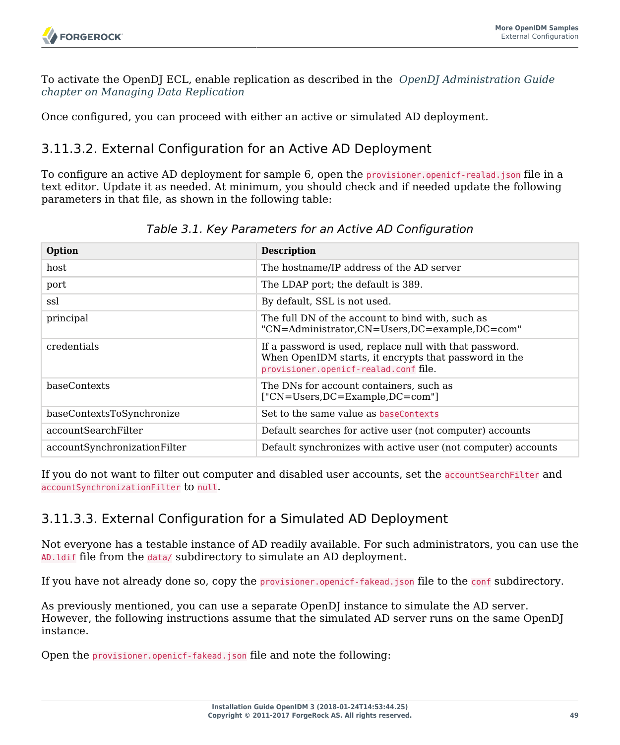To activate the OpenDJ ECL, enable replication as described in the *OpenDJ Administration Guide chapter on Managing Data Replication*

Once configured, you can proceed with either an active or simulated AD deployment.

### 3.11.3.2. External Configuration for an Active AD Deployment

To configure an active AD deployment for sample 6, open the `provisioner.openicf-realad.json` file in a text editor. Update it as needed. At minimum, you should check and if needed update the following parameters in that file, as shown in the following table:

*Table 3.1. Key Parameters for an Active AD Configuration*

| Option | Description |
| --- | --- |
| host | The hostname/IP address of the AD server |
| port | The LDAP port; the default is 389. |
| ssl | By default, SSL is not used. |
| principal | The full DN of the account to bind with, such as "CN=Administrator,CN=Users,DC=example,DC=com" |
| credentials | If a password is used, replace null with that password. When OpenIDM starts, it encrypts that password in the `provisioner.openicf-realad.conf` file. |
| baseContexts | The DNs for account containers, such as ["CN=Users,DC=Example,DC=com"] |
| baseContextsToSynchronize | Set to the same value as `baseContexts` |
| accountSearchFilter | Default searches for active user (not computer) accounts |
| accountSynchronizationFilter | Default synchronizes with active user (not computer) accounts |

If you do not want to filter out computer and disabled user accounts, set the `accountSearchFilter` and `accountSynchronizationFilter` to `null`.

### 3.11.3.3. External Configuration for a Simulated AD Deployment

Not everyone has a testable instance of AD readily available. For such administrators, you can use the `AD.ldif` file from the `data/` subdirectory to simulate an AD deployment.

If you have not already done so, copy the `provisioner.openicf-fakead.json` file to the `conf` subdirectory.

As previously mentioned, you can use a separate OpenDJ instance to simulate the AD server. However, the following instructions assume that the simulated AD server runs on the same OpenDJ instance.

Open the `provisioner.openicf-fakead.json` file and note the following: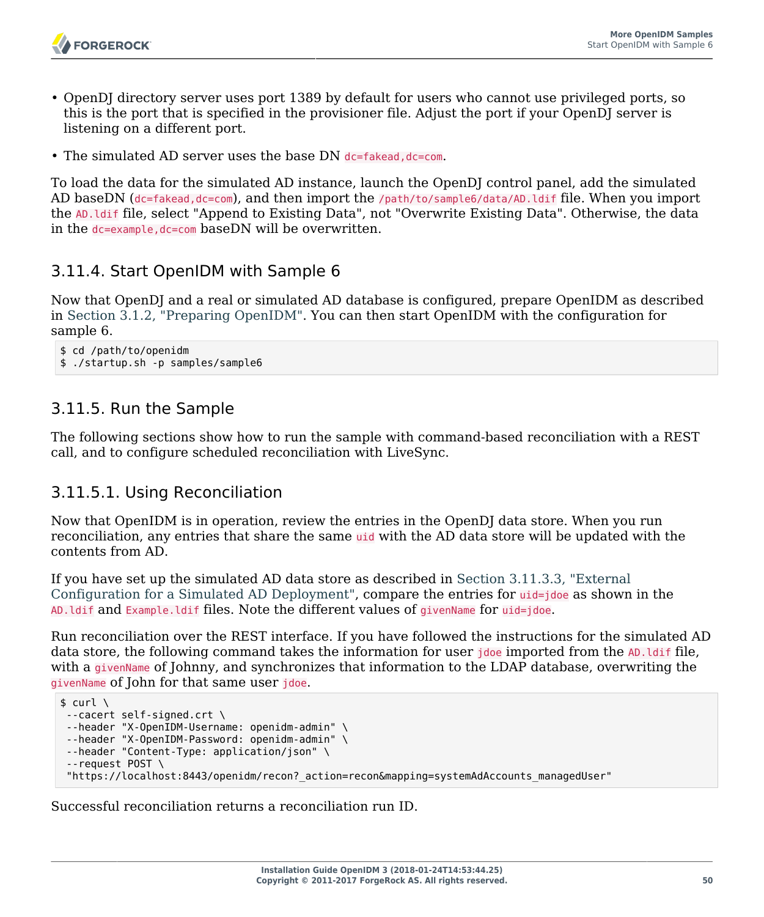- OpenDJ directory server uses port 1389 by default for users who cannot use privileged ports, so this is the port that is specified in the provisioner file. Adjust the port if your OpenDJ server is listening on a different port.
- The simulated AD server uses the base DN `dc=fakead,dc=com`.

To load the data for the simulated AD instance, launch the OpenDJ control panel, add the simulated AD baseDN (`dc=fakead,dc=com`), and then import the `/path/to/sample6/data/AD.ldif` file. When you import the `AD.ldif` file, select "Append to Existing Data", not "Overwrite Existing Data". Otherwise, the data in the `dc=example,dc=com` baseDN will be overwritten.

### 3.11.4. Start OpenIDM with Sample 6

Now that OpenDJ and a real or simulated AD database is configured, prepare OpenIDM as described in Section 3.1.2, "Preparing OpenIDM". You can then start OpenIDM with the configuration for sample 6.

```
$ cd /path/to/openidm
$ ./startup.sh -p samples/sample6
```

### 3.11.5. Run the Sample

The following sections show how to run the sample with command-based reconciliation with a REST call, and to configure scheduled reconciliation with LiveSync.

#### 3.11.5.1. Using Reconciliation

Now that OpenIDM is in operation, review the entries in the OpenDJ data store. When you run reconciliation, any entries that share the same `uid` with the AD data store will be updated with the contents from AD.

If you have set up the simulated AD data store as described in Section 3.11.3.3, "External Configuration for a Simulated AD Deployment", compare the entries for `uid=jdoe` as shown in the `AD.ldif` and `Example.ldif` files. Note the different values of `givenName` for `uid=jdoe`.

Run reconciliation over the REST interface. If you have followed the instructions for the simulated AD data store, the following command takes the information for user `jdoe` imported from the `AD.ldif` file, with a `givenName` of Johnny, and synchronizes that information to the LDAP database, overwriting the `givenName` of John for that same user `jdoe`.

```
$ curl \
 --cacert self-signed.crt \
 --header "X-OpenIDM-Username: openidm-admin" \
 --header "X-OpenIDM-Password: openidm-admin" \
 --header "Content-Type: application/json" \
 --request POST \
 "https://localhost:8443/openidm/recon?_action=recon&mapping=systemAdAccounts_managedUser"
```

Successful reconciliation returns a reconciliation run ID.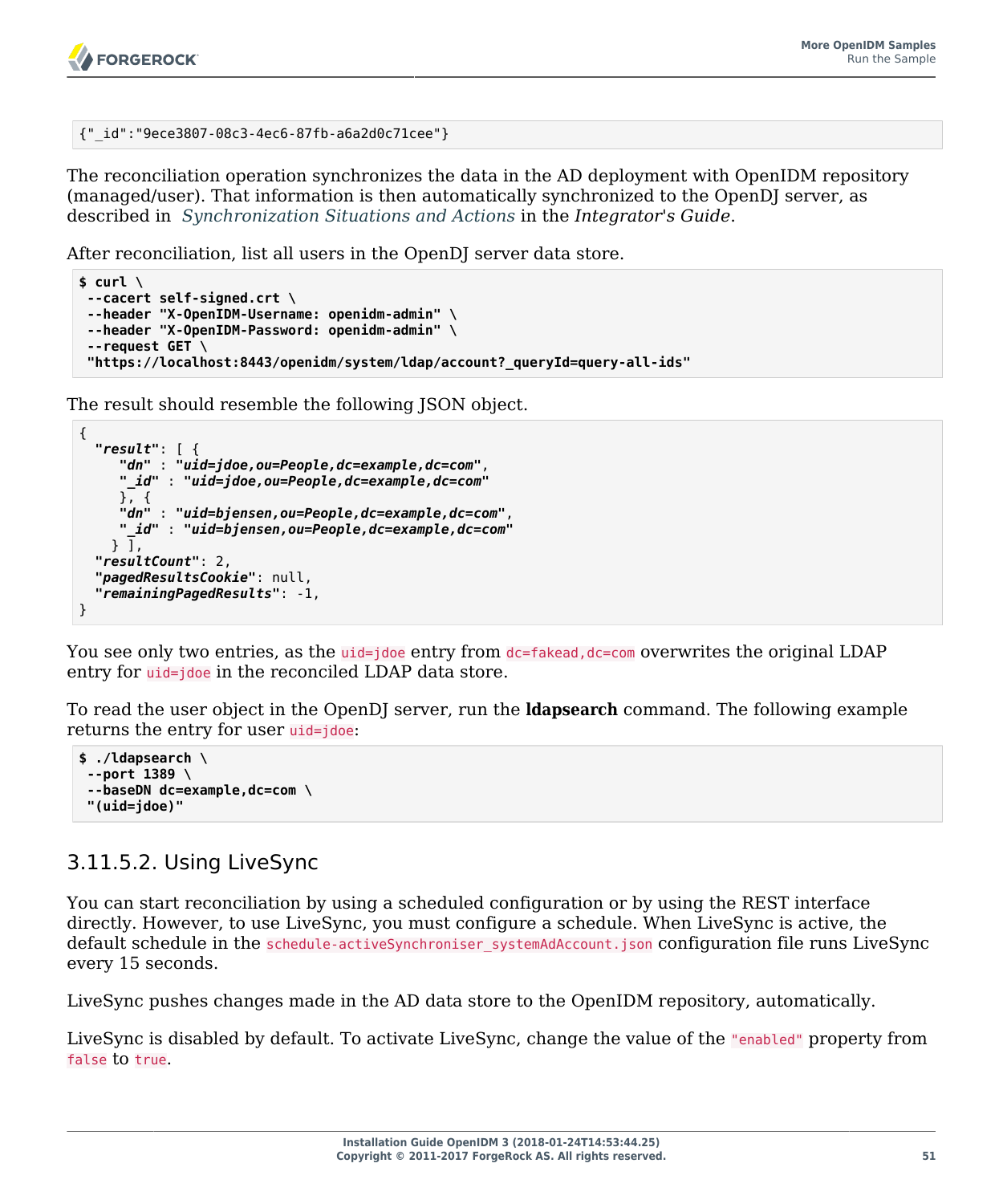```
{"_id":"9ece3807-08c3-4ec6-87fb-a6a2d0c71cee"}
```

The reconciliation operation synchronizes the data in the AD deployment with OpenIDM repository (managed/user). That information is then automatically synchronized to the OpenDJ server, as described in *Synchronization Situations and Actions* in the *Integrator's Guide*.

After reconciliation, list all users in the OpenDJ server data store.

```
$ curl \
 --cacert self-signed.crt \
 --header "X-OpenIDM-Username: openidm-admin" \
 --header "X-OpenIDM-Password: openidm-admin" \
 --request GET \
 "https://localhost:8443/openidm/system/ldap/account?_queryId=query-all-ids"
```

The result should resemble the following JSON object.

```
{
  "result": [ {
     "dn" : "uid=jdoe,ou=People,dc=example,dc=com",
     "_id" : "uid=jdoe,ou=People,dc=example,dc=com"
     }, {
     "dn" : "uid=bjensen,ou=People,dc=example,dc=com",
     "_id" : "uid=bjensen,ou=People,dc=example,dc=com"
    } ],
  "resultCount": 2,
  "pagedResultsCookie": null,
  "remainingPagedResults": -1,
}
```

You see only two entries, as the `uid=jdoe` entry from `dc=fakead,dc=com` overwrites the original LDAP entry for `uid=jdoe` in the reconciled LDAP data store.

To read the user object in the OpenDJ server, run the **ldapsearch** command. The following example returns the entry for user `uid=jdoe`:

```
$ ./ldapsearch \
 --port 1389 \
 --baseDN dc=example,dc=com \
 "(uid=jdoe)"
```

### 3.11.5.2. Using LiveSync

You can start reconciliation by using a scheduled configuration or by using the REST interface directly. However, to use LiveSync, you must configure a schedule. When LiveSync is active, the default schedule in the `schedule-activeSynchroniser_systemAdAccount.json` configuration file runs LiveSync every 15 seconds.

LiveSync pushes changes made in the AD data store to the OpenIDM repository, automatically.

LiveSync is disabled by default. To activate LiveSync, change the value of the `"enabled"` property from `false` to `true`.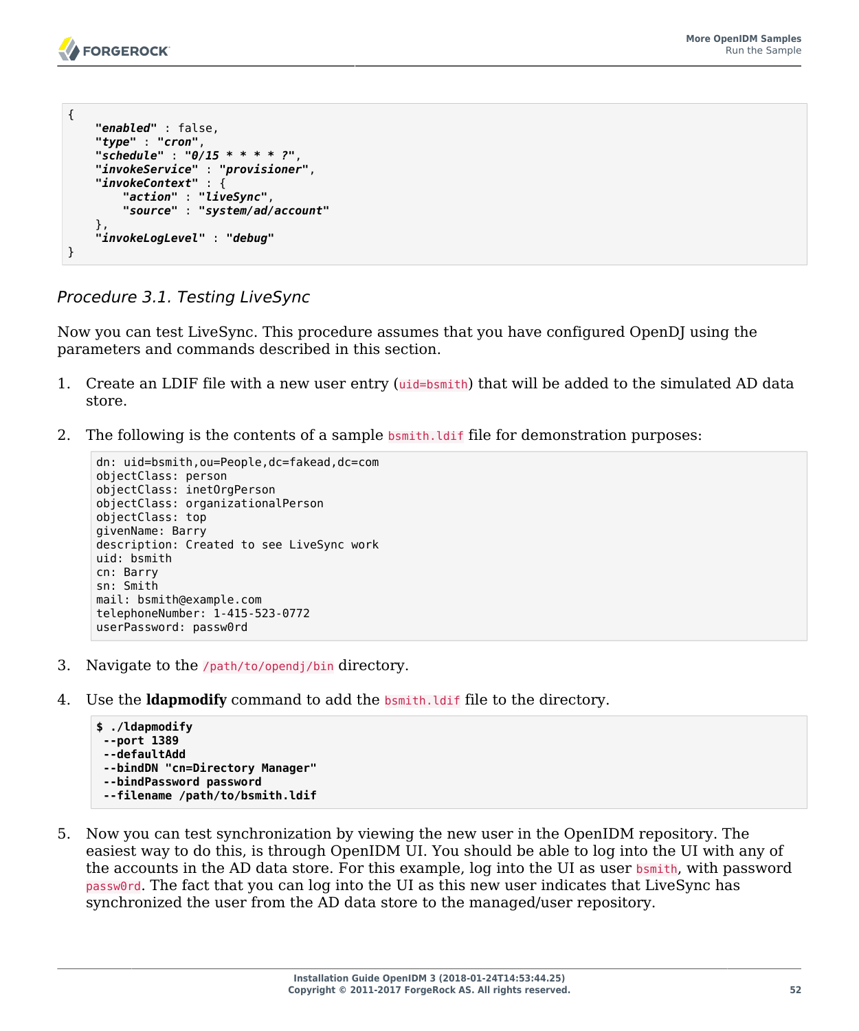```
{
    "enabled" : false,
    "type" : "cron",
    "schedule" : "0/15 * * * * ?",
    "invokeService" : "provisioner",
    "invokeContext" : {
        "action" : "liveSync",
        "source" : "system/ad/account"
    },
    "invokeLogLevel" : "debug"
}
```

*Procedure 3.1. Testing LiveSync*

Now you can test LiveSync. This procedure assumes that you have configured OpenDJ using the parameters and commands described in this section.

1. Create an LDIF file with a new user entry (`uid=bsmith`) that will be added to the simulated AD data store.

2. The following is the contents of a sample `bsmith.ldif` file for demonstration purposes:

   ```
   dn: uid=bsmith,ou=People,dc=fakead,dc=com
   objectClass: person
   objectClass: inetOrgPerson
   objectClass: organizationalPerson
   objectClass: top
   givenName: Barry
   description: Created to see LiveSync work
   uid: bsmith
   cn: Barry
   sn: Smith
   mail: bsmith@example.com
   telephoneNumber: 1-415-523-0772
   userPassword: passw0rd
   ```

3. Navigate to the `/path/to/opendj/bin` directory.

4. Use the **ldapmodify** command to add the `bsmith.ldif` file to the directory.

   ```
   $ ./ldapmodify
    --port 1389
    --defaultAdd
    --bindDN "cn=Directory Manager"
    --bindPassword password
    --filename /path/to/bsmith.ldif
   ```

5. Now you can test synchronization by viewing the new user in the OpenIDM repository. The easiest way to do this, is through OpenIDM UI. You should be able to log into the UI with any of the accounts in the AD data store. For this example, log into the UI as user `bsmith`, with password `passw0rd`. The fact that you can log into the UI as this new user indicates that LiveSync has synchronized the user from the AD data store to the managed/user repository.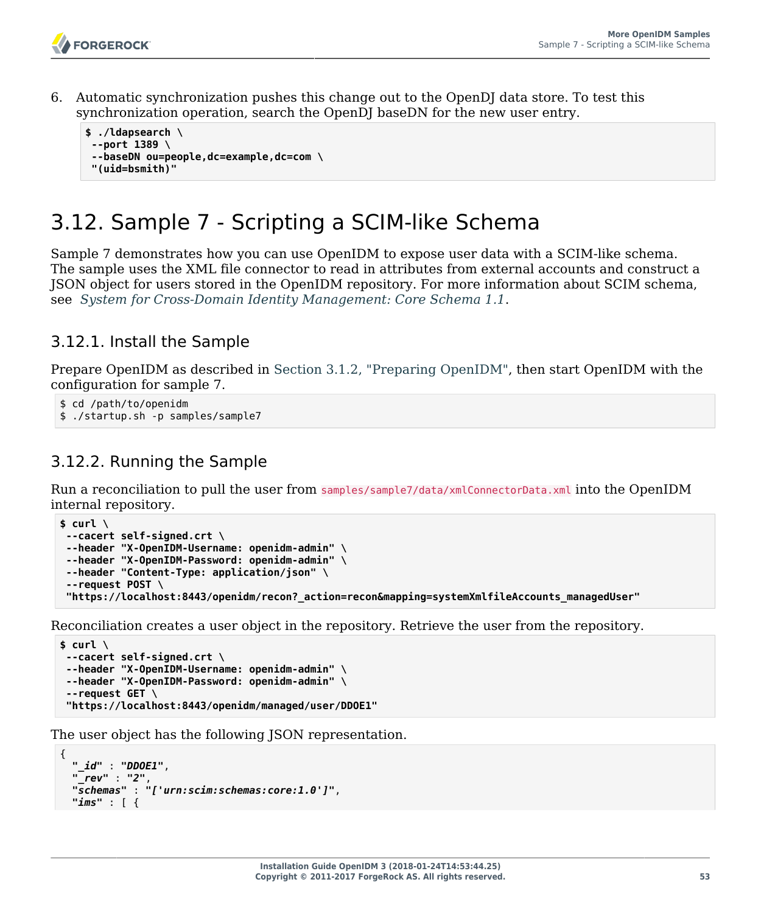6. Automatic synchronization pushes this change out to the OpenDJ data store. To test this synchronization operation, search the OpenDJ baseDN for the new user entry.

   ```
   $ ./ldapsearch \
    --port 1389 \
    --baseDN ou=people,dc=example,dc=com \
    "(uid=bsmith)"
   ```

# 3.12. Sample 7 - Scripting a SCIM-like Schema

Sample 7 demonstrates how you can use OpenIDM to expose user data with a SCIM-like schema. The sample uses the XML file connector to read in attributes from external accounts and construct a JSON object for users stored in the OpenIDM repository. For more information about SCIM schema, see *System for Cross-Domain Identity Management: Core Schema 1.1*.

## 3.12.1. Install the Sample

Prepare OpenIDM as described in Section 3.1.2, "Preparing OpenIDM", then start OpenIDM with the configuration for sample 7.

```
$ cd /path/to/openidm
$ ./startup.sh -p samples/sample7
```

## 3.12.2. Running the Sample

Run a reconciliation to pull the user from `samples/sample7/data/xmlConnectorData.xml` into the OpenIDM internal repository.

```
$ curl \
 --cacert self-signed.crt \
 --header "X-OpenIDM-Username: openidm-admin" \
 --header "X-OpenIDM-Password: openidm-admin" \
 --header "Content-Type: application/json" \
 --request POST \
 "https://localhost:8443/openidm/recon?_action=recon&mapping=systemXmlfileAccounts_managedUser"
```

Reconciliation creates a user object in the repository. Retrieve the user from the repository.

```
$ curl \
 --cacert self-signed.crt \
 --header "X-OpenIDM-Username: openidm-admin" \
 --header "X-OpenIDM-Password: openidm-admin" \
 --request GET \
 "https://localhost:8443/openidm/managed/user/DDOE1"
```

The user object has the following JSON representation.

```
{
  "_id" : "DDOE1",
  "_rev" : "2",
  "schemas" : "['urn:scim:schemas:core:1.0']",
  "ims" : [ {
```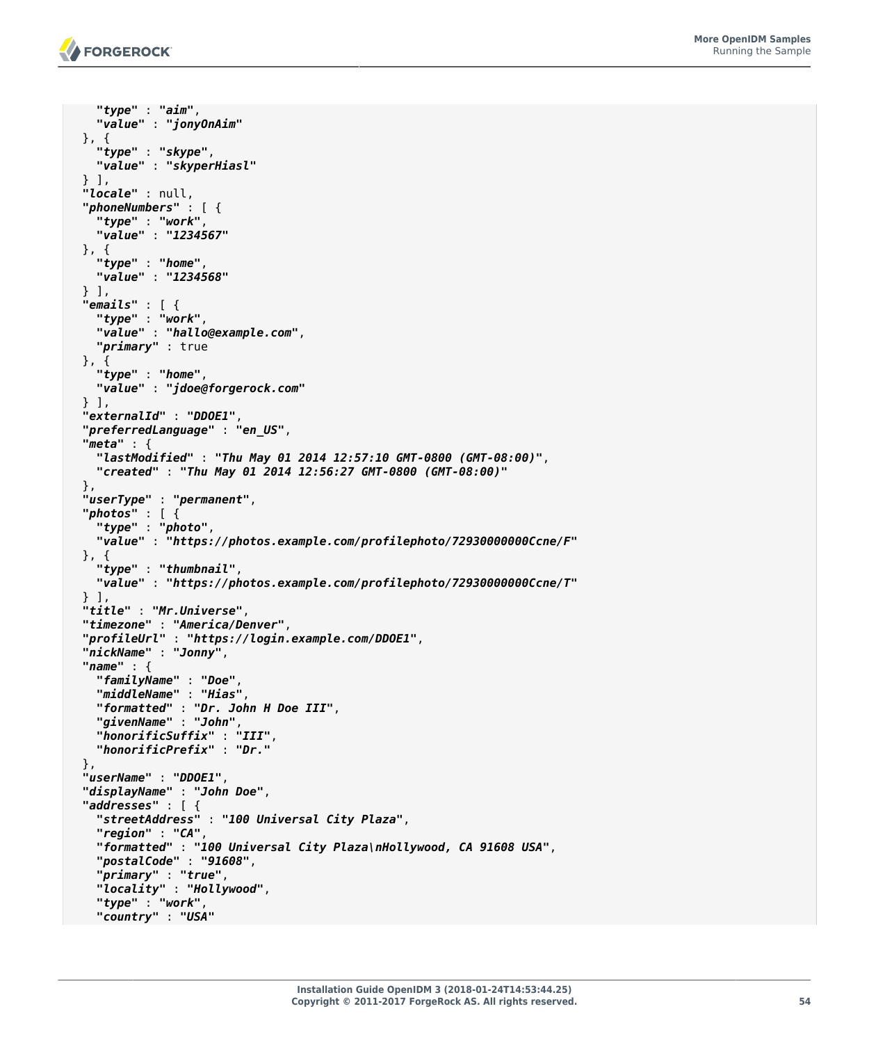```
      "type" : "aim",
      "value" : "jonyOnAim"
    }, {
      "type" : "skype",
      "value" : "skyperHiasl"
    } ],
    "locale" : null,
    "phoneNumbers" : [ {
      "type" : "work",
      "value" : "1234567"
    }, {
      "type" : "home",
      "value" : "1234568"
    } ],
    "emails" : [ {
      "type" : "work",
      "value" : "hallo@example.com",
      "primary" : true
    }, {
      "type" : "home",
      "value" : "jdoe@forgerock.com"
    } ],
    "externalId" : "DDOE1",
    "preferredLanguage" : "en_US",
    "meta" : {
      "lastModified" : "Thu May 01 2014 12:57:10 GMT-0800 (GMT-08:00)",
      "created" : "Thu May 01 2014 12:56:27 GMT-0800 (GMT-08:00)"
    },
    "userType" : "permanent",
    "photos" : [ {
      "type" : "photo",
      "value" : "https://photos.example.com/profilephoto/72930000000Ccne/F"
    }, {
      "type" : "thumbnail",
      "value" : "https://photos.example.com/profilephoto/72930000000Ccne/T"
    } ],
    "title" : "Mr.Universe",
    "timezone" : "America/Denver",
    "profileUrl" : "https://login.example.com/DDOE1",
    "nickName" : "Jonny",
    "name" : {
      "familyName" : "Doe",
      "middleName" : "Hias",
      "formatted" : "Dr. John H Doe III",
      "givenName" : "John",
      "honorificSuffix" : "III",
      "honorificPrefix" : "Dr."
    },
    "userName" : "DDOE1",
    "displayName" : "John Doe",
    "addresses" : [ {
      "streetAddress" : "100 Universal City Plaza",
      "region" : "CA",
      "formatted" : "100 Universal City Plaza\nHollywood, CA 91608 USA",
      "postalCode" : "91608",
      "primary" : "true",
      "locality" : "Hollywood",
      "type" : "work",
      "country" : "USA"
```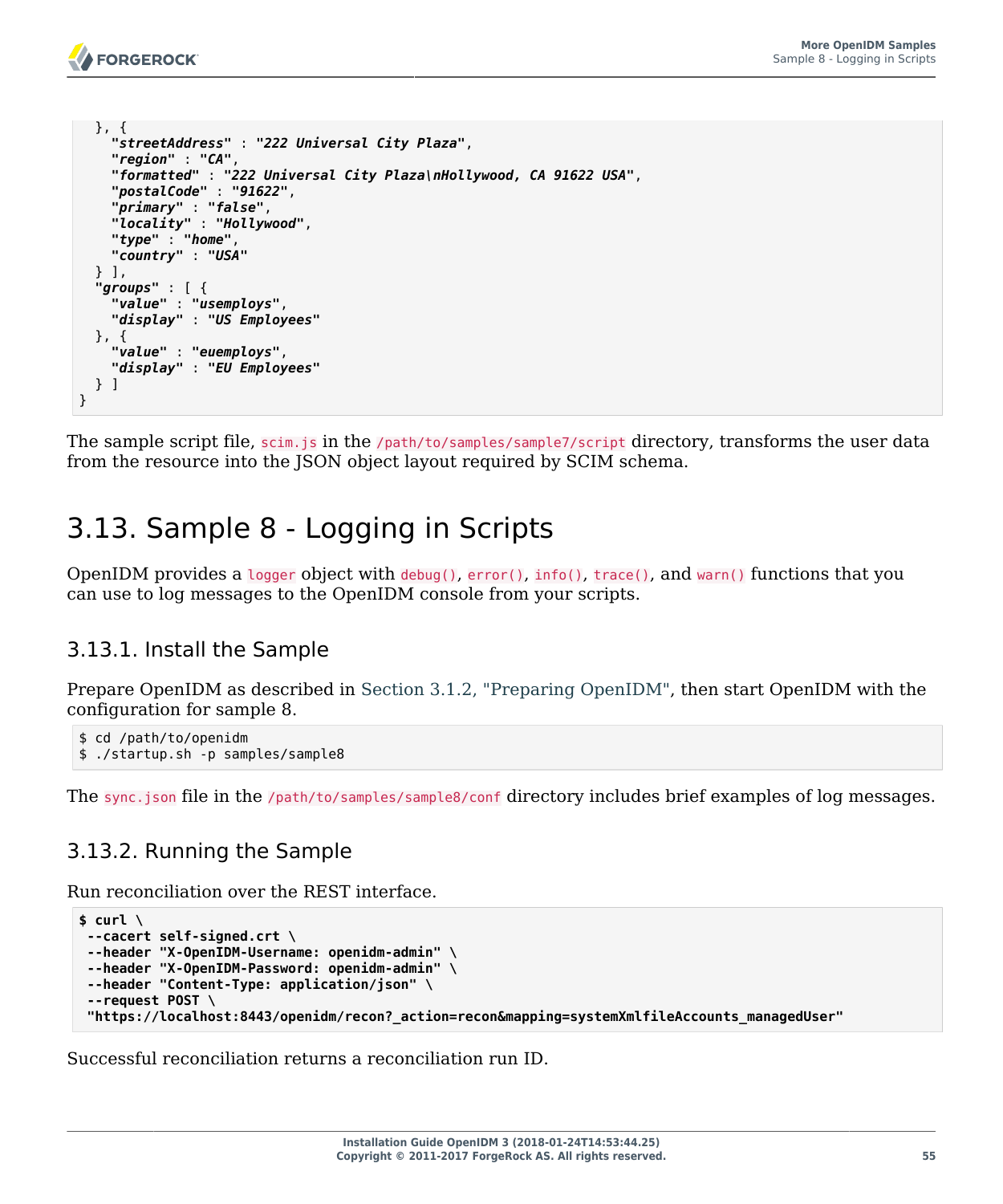```
  }, {
    "streetAddress" : "222 Universal City Plaza",
    "region" : "CA",
    "formatted" : "222 Universal City Plaza\nHollywood, CA 91622 USA",
    "postalCode" : "91622",
    "primary" : "false",
    "locality" : "Hollywood",
    "type" : "home",
    "country" : "USA"
  } ],
  "groups" : [ {
    "value" : "usemploys",
    "display" : "US Employees"
  }, {
    "value" : "euemploys",
    "display" : "EU Employees"
  } ]
}
```

The sample script file, `scim.js` in the `/path/to/samples/sample7/script` directory, transforms the user data from the resource into the JSON object layout required by SCIM schema.

## 3.13. Sample 8 - Logging in Scripts

OpenIDM provides a `logger` object with `debug()`, `error()`, `info()`, `trace()`, and `warn()` functions that you can use to log messages to the OpenIDM console from your scripts.

### 3.13.1. Install the Sample

Prepare OpenIDM as described in Section 3.1.2, "Preparing OpenIDM", then start OpenIDM with the configuration for sample 8.

```
$ cd /path/to/openidm
$ ./startup.sh -p samples/sample8
```

The `sync.json` file in the `/path/to/samples/sample8/conf` directory includes brief examples of log messages.

### 3.13.2. Running the Sample

Run reconciliation over the REST interface.

```
$ curl \
 --cacert self-signed.crt \
 --header "X-OpenIDM-Username: openidm-admin" \
 --header "X-OpenIDM-Password: openidm-admin" \
 --header "Content-Type: application/json" \
 --request POST \
 "https://localhost:8443/openidm/recon?_action=recon&mapping=systemXmlfileAccounts_managedUser"
```

Successful reconciliation returns a reconciliation run ID.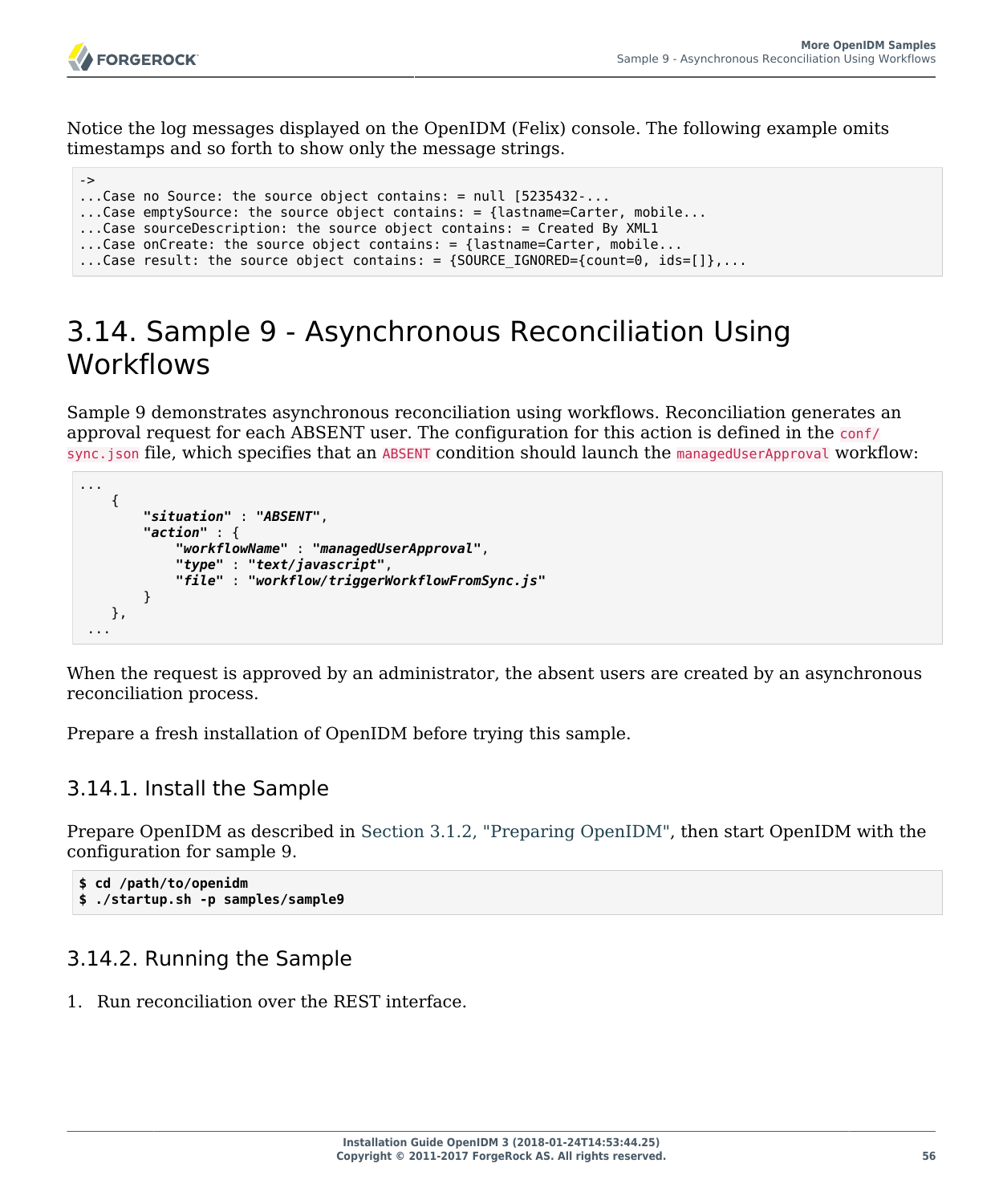Notice the log messages displayed on the OpenIDM (Felix) console. The following example omits timestamps and so forth to show only the message strings.

```
->
...Case no Source: the source object contains: = null [5235432-...
...Case emptySource: the source object contains: = {lastname=Carter, mobile...
...Case sourceDescription: the source object contains: = Created By XML1
...Case onCreate: the source object contains: = {lastname=Carter, mobile...
...Case result: the source object contains: = {SOURCE_IGNORED={count=0, ids=[]},...
```

## 3.14. Sample 9 - Asynchronous Reconciliation Using Workflows

Sample 9 demonstrates asynchronous reconciliation using workflows. Reconciliation generates an approval request for each ABSENT user. The configuration for this action is defined in the `conf/sync.json` file, which specifies that an `ABSENT` condition should launch the `managedUserApproval` workflow:

```
...
    {
        "situation" : "ABSENT",
        "action" : {
            "workflowName" : "managedUserApproval",
            "type" : "text/javascript",
            "file" : "workflow/triggerWorkflowFromSync.js"
        }
    },
 ...
```

When the request is approved by an administrator, the absent users are created by an asynchronous reconciliation process.

Prepare a fresh installation of OpenIDM before trying this sample.

### 3.14.1. Install the Sample

Prepare OpenIDM as described in Section 3.1.2, "Preparing OpenIDM", then start OpenIDM with the configuration for sample 9.

```
$ cd /path/to/openidm
$ ./startup.sh -p samples/sample9
```

### 3.14.2. Running the Sample

1. Run reconciliation over the REST interface.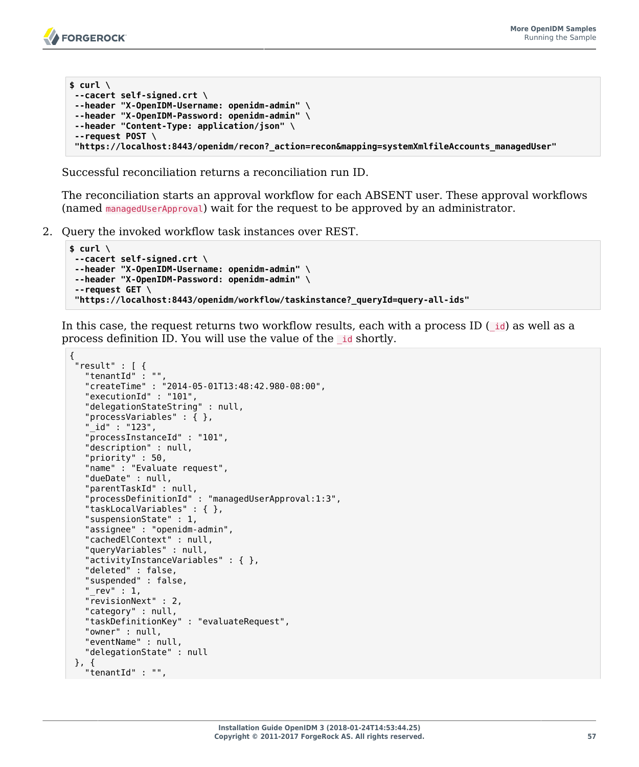```
$ curl \
 --cacert self-signed.crt \
 --header "X-OpenIDM-Username: openidm-admin" \
 --header "X-OpenIDM-Password: openidm-admin" \
 --header "Content-Type: application/json" \
 --request POST \
 "https://localhost:8443/openidm/recon?_action=recon&mapping=systemXmlfileAccounts_managedUser"
```

Successful reconciliation returns a reconciliation run ID.

The reconciliation starts an approval workflow for each ABSENT user. These approval workflows (named `managedUserApproval`) wait for the request to be approved by an administrator.

2. Query the invoked workflow task instances over REST.

```
$ curl \
 --cacert self-signed.crt \
 --header "X-OpenIDM-Username: openidm-admin" \
 --header "X-OpenIDM-Password: openidm-admin" \
 --request GET \
 "https://localhost:8443/openidm/workflow/taskinstance?_queryId=query-all-ids"
```

In this case, the request returns two workflow results, each with a process ID (`_id`) as well as a process definition ID. You will use the value of the `_id` shortly.

```
{
 "result" : [ {
   "tenantId" : "",
   "createTime" : "2014-05-01T13:48:42.980-08:00",
   "executionId" : "101",
   "delegationStateString" : null,
   "processVariables" : { },
   "_id" : "123",
   "processInstanceId" : "101",
   "description" : null,
   "priority" : 50,
   "name" : "Evaluate request",
   "dueDate" : null,
   "parentTaskId" : null,
   "processDefinitionId" : "managedUserApproval:1:3",
   "taskLocalVariables" : { },
   "suspensionState" : 1,
   "assignee" : "openidm-admin",
   "cachedElContext" : null,
   "queryVariables" : null,
   "activityInstanceVariables" : { },
   "deleted" : false,
   "suspended" : false,
   "_rev" : 1,
   "revisionNext" : 2,
   "category" : null,
   "taskDefinitionKey" : "evaluateRequest",
   "owner" : null,
   "eventName" : null,
   "delegationState" : null
 }, {
   "tenantId" : "",
```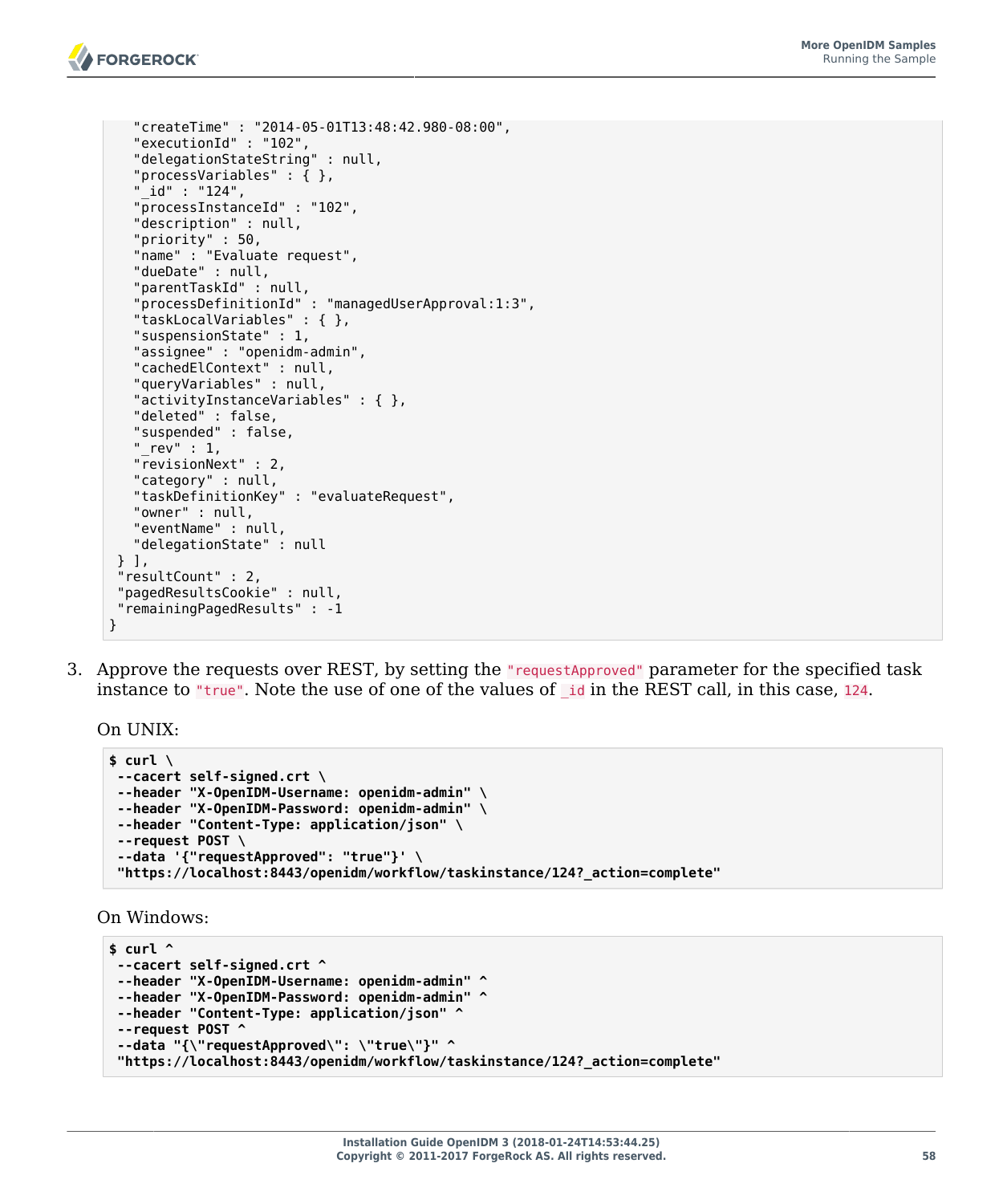```
    "createTime" : "2014-05-01T13:48:42.980-08:00",
    "executionId" : "102",
    "delegationStateString" : null,
    "processVariables" : { },
    "_id" : "124",
    "processInstanceId" : "102",
    "description" : null,
    "priority" : 50,
    "name" : "Evaluate request",
    "dueDate" : null,
    "parentTaskId" : null,
    "processDefinitionId" : "managedUserApproval:1:3",
    "taskLocalVariables" : { },
    "suspensionState" : 1,
    "assignee" : "openidm-admin",
    "cachedElContext" : null,
    "queryVariables" : null,
    "activityInstanceVariables" : { },
    "deleted" : false,
    "suspended" : false,
    "_rev" : 1,
    "revisionNext" : 2,
    "category" : null,
    "taskDefinitionKey" : "evaluateRequest",
    "owner" : null,
    "eventName" : null,
    "delegationState" : null
  } ],
  "resultCount" : 2,
  "pagedResultsCookie" : null,
  "remainingPagedResults" : -1
}
```

3. Approve the requests over REST, by setting the `"requestApproved"` parameter for the specified task instance to `"true"`. Note the use of one of the values of `_id` in the REST call, in this case, `124`.

   On UNIX:

```
$ curl \
 --cacert self-signed.crt \
 --header "X-OpenIDM-Username: openidm-admin" \
 --header "X-OpenIDM-Password: openidm-admin" \
 --header "Content-Type: application/json" \
 --request POST \
 --data '{"requestApproved": "true"}' \
 "https://localhost:8443/openidm/workflow/taskinstance/124?_action=complete"
```

   On Windows:

```
$ curl ^
 --cacert self-signed.crt ^
 --header "X-OpenIDM-Username: openidm-admin" ^
 --header "X-OpenIDM-Password: openidm-admin" ^
 --header "Content-Type: application/json" ^
 --request POST ^
 --data "{\"requestApproved\": \"true\"}" ^
 "https://localhost:8443/openidm/workflow/taskinstance/124?_action=complete"
```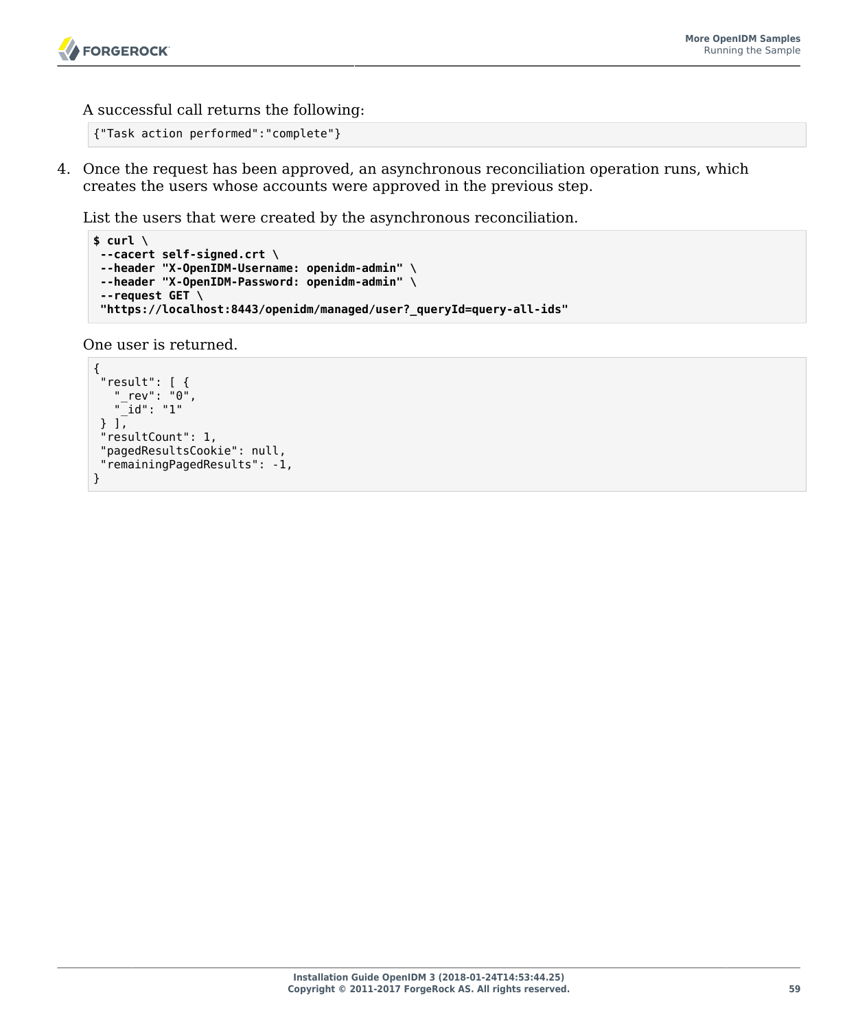A successful call returns the following:

```
{"Task action performed":"complete"}
```

4. Once the request has been approved, an asynchronous reconciliation operation runs, which creates the users whose accounts were approved in the previous step.

   List the users that were created by the asynchronous reconciliation.

   ```
   $ curl \
    --cacert self-signed.crt \
    --header "X-OpenIDM-Username: openidm-admin" \
    --header "X-OpenIDM-Password: openidm-admin" \
    --request GET \
    "https://localhost:8443/openidm/managed/user?_queryId=query-all-ids"
   ```

   One user is returned.

   ```
   {
    "result": [ {
      "_rev": "0",
      "_id": "1"
    } ],
    "resultCount": 1,
    "pagedResultsCookie": null,
    "remainingPagedResults": -1,
   }
   ```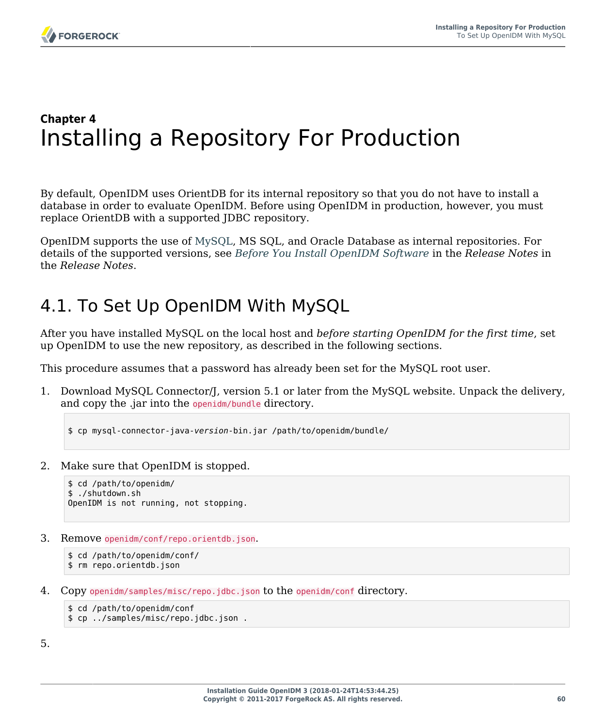## Chapter 4
# Installing a Repository For Production

By default, OpenIDM uses OrientDB for its internal repository so that you do not have to install a database in order to evaluate OpenIDM. Before using OpenIDM in production, however, you must replace OrientDB with a supported JDBC repository.

OpenIDM supports the use of MySQL, MS SQL, and Oracle Database as internal repositories. For details of the supported versions, see *Before You Install OpenIDM Software* in the *Release Notes* in the *Release Notes*.

## 4.1. To Set Up OpenIDM With MySQL

After you have installed MySQL on the local host and *before starting OpenIDM for the first time*, set up OpenIDM to use the new repository, as described in the following sections.

This procedure assumes that a password has already been set for the MySQL root user.

1. Download MySQL Connector/J, version 5.1 or later from the MySQL website. Unpack the delivery, and copy the .jar into the `openidm/bundle` directory.

```
$ cp mysql-connector-java-version-bin.jar /path/to/openidm/bundle/
```

2. Make sure that OpenIDM is stopped.

```
$ cd /path/to/openidm/
$ ./shutdown.sh
OpenIDM is not running, not stopping.
```

3. Remove `openidm/conf/repo.orientdb.json`.

```
$ cd /path/to/openidm/conf/
$ rm repo.orientdb.json
```

4. Copy `openidm/samples/misc/repo.jdbc.json` to the `openidm/conf` directory.

```
$ cd /path/to/openidm/conf
$ cp ../samples/misc/repo.jdbc.json .
```

5.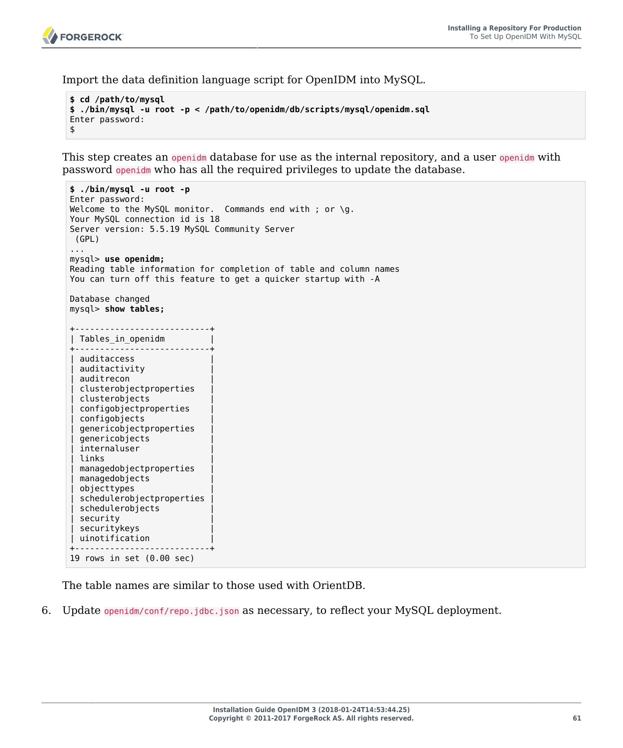Import the data definition language script for OpenIDM into MySQL.

```
$ cd /path/to/mysql
$ ./bin/mysql -u root -p < /path/to/openidm/db/scripts/mysql/openidm.sql
Enter password:
$
```

This step creates an `openidm` database for use as the internal repository, and a user `openidm` with password `openidm` who has all the required privileges to update the database.

```
$ ./bin/mysql -u root -p
Enter password:
Welcome to the MySQL monitor.  Commands end with ; or \g.
Your MySQL connection id is 18
Server version: 5.5.19 MySQL Community Server
 (GPL)
...
mysql> use openidm;
Reading table information for completion of table and column names
You can turn off this feature to get a quicker startup with -A

Database changed
mysql> show tables;

+---------------------------+
| Tables_in_openidm         |
+---------------------------+
| auditaccess               |
| auditactivity             |
| auditrecon                |
| clusterobjectproperties   |
| clusterobjects            |
| configobjectproperties    |
| configobjects             |
| genericobjectproperties   |
| genericobjects            |
| internaluser              |
| links                     |
| managedobjectproperties   |
| managedobjects            |
| objecttypes               |
| schedulerobjectproperties |
| schedulerobjects          |
| security                  |
| securitykeys              |
| uinotification            |
+---------------------------+
19 rows in set (0.00 sec)
```

The table names are similar to those used with OrientDB.

6. Update `openidm/conf/repo.jdbc.json` as necessary, to reflect your MySQL deployment.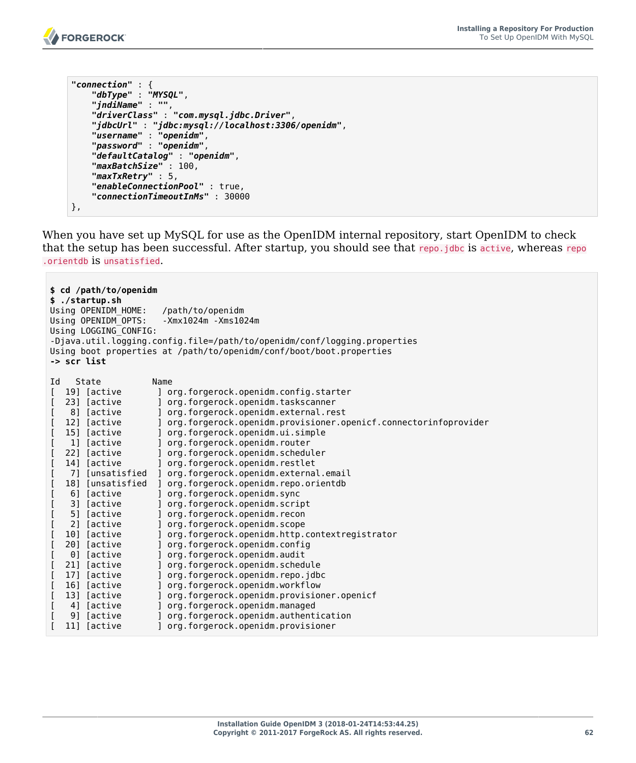```
"connection" : {
    "dbType" : "MYSQL",
    "jndiName" : "",
    "driverClass" : "com.mysql.jdbc.Driver",
    "jdbcUrl" : "jdbc:mysql://localhost:3306/openidm",
    "username" : "openidm",
    "password" : "openidm",
    "defaultCatalog" : "openidm",
    "maxBatchSize" : 100,
    "maxTxRetry" : 5,
    "enableConnectionPool" : true,
    "connectionTimeoutInMs" : 30000
},
```

When you have set up MySQL for use as the OpenIDM internal repository, start OpenIDM to check that the setup has been successful. After startup, you should see that `repo.jdbc` is `active`, whereas `repo.orientdb` is `unsatisfied`.

```
$ cd /path/to/openidm
$ ./startup.sh
Using OPENIDM_HOME:   /path/to/openidm
Using OPENIDM_OPTS:   -Xmx1024m -Xms1024m
Using LOGGING_CONFIG:
-Djava.util.logging.config.file=/path/to/openidm/conf/logging.properties
Using boot properties at /path/to/openidm/conf/boot/boot.properties
-> scr list

Id   State          Name
[  19] [active       ] org.forgerock.openidm.config.starter
[  23] [active       ] org.forgerock.openidm.taskscanner
[   8] [active       ] org.forgerock.openidm.external.rest
[  12] [active       ] org.forgerock.openidm.provisioner.openicf.connectorinfoprovider
[  15] [active       ] org.forgerock.openidm.ui.simple
[   1] [active       ] org.forgerock.openidm.router
[  22] [active       ] org.forgerock.openidm.scheduler
[  14] [active       ] org.forgerock.openidm.restlet
[   7] [unsatisfied  ] org.forgerock.openidm.external.email
[  18] [unsatisfied  ] org.forgerock.openidm.repo.orientdb
[   6] [active       ] org.forgerock.openidm.sync
[   3] [active       ] org.forgerock.openidm.script
[   5] [active       ] org.forgerock.openidm.recon
[   2] [active       ] org.forgerock.openidm.scope
[  10] [active       ] org.forgerock.openidm.http.contextregistrator
[  20] [active       ] org.forgerock.openidm.config
[   0] [active       ] org.forgerock.openidm.audit
[  21] [active       ] org.forgerock.openidm.schedule
[  17] [active       ] org.forgerock.openidm.repo.jdbc
[  16] [active       ] org.forgerock.openidm.workflow
[  13] [active       ] org.forgerock.openidm.provisioner.openicf
[   4] [active       ] org.forgerock.openidm.managed
[   9] [active       ] org.forgerock.openidm.authentication
[  11] [active       ] org.forgerock.openidm.provisioner
```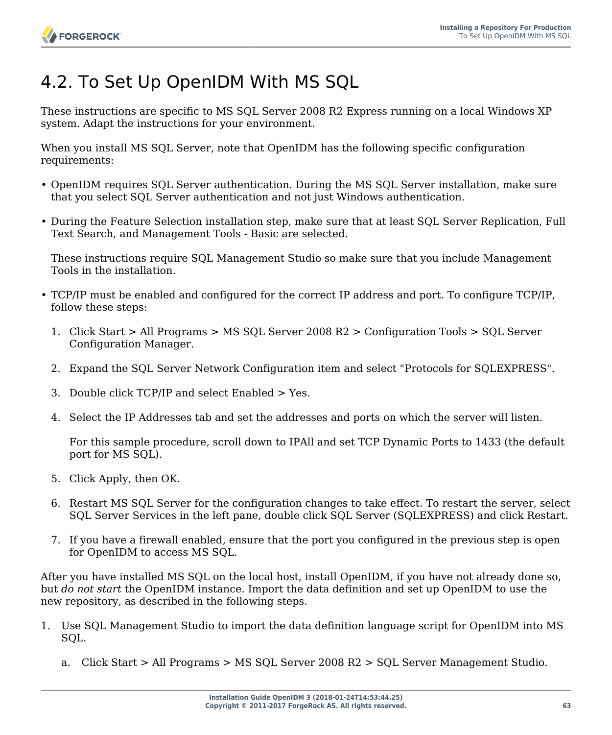## 4.2. To Set Up OpenIDM With MS SQL

These instructions are specific to MS SQL Server 2008 R2 Express running on a local Windows XP system. Adapt the instructions for your environment.

When you install MS SQL Server, note that OpenIDM has the following specific configuration requirements:

- OpenIDM requires SQL Server authentication. During the MS SQL Server installation, make sure that you select SQL Server authentication and not just Windows authentication.
- During the Feature Selection installation step, make sure that at least SQL Server Replication, Full Text Search, and Management Tools - Basic are selected.

  These instructions require SQL Management Studio so make sure that you include Management Tools in the installation.

- TCP/IP must be enabled and configured for the correct IP address and port. To configure TCP/IP, follow these steps:

  1. Click Start > All Programs > MS SQL Server 2008 R2 > Configuration Tools > SQL Server Configuration Manager.
  2. Expand the SQL Server Network Configuration item and select "Protocols for SQLEXPRESS".
  3. Double click TCP/IP and select Enabled > Yes.
  4. Select the IP Addresses tab and set the addresses and ports on which the server will listen.

     For this sample procedure, scroll down to IPAll and set TCP Dynamic Ports to 1433 (the default port for MS SQL).

  5. Click Apply, then OK.
  6. Restart MS SQL Server for the configuration changes to take effect. To restart the server, select SQL Server Services in the left pane, double click SQL Server (SQLEXPRESS) and click Restart.
  7. If you have a firewall enabled, ensure that the port you configured in the previous step is open for OpenIDM to access MS SQL.

After you have installed MS SQL on the local host, install OpenIDM, if you have not already done so, but *do not start* the OpenIDM instance. Import the data definition and set up OpenIDM to use the new repository, as described in the following steps.

1. Use SQL Management Studio to import the data definition language script for OpenIDM into MS SQL.

   a. Click Start > All Programs > MS SQL Server 2008 R2 > SQL Server Management Studio.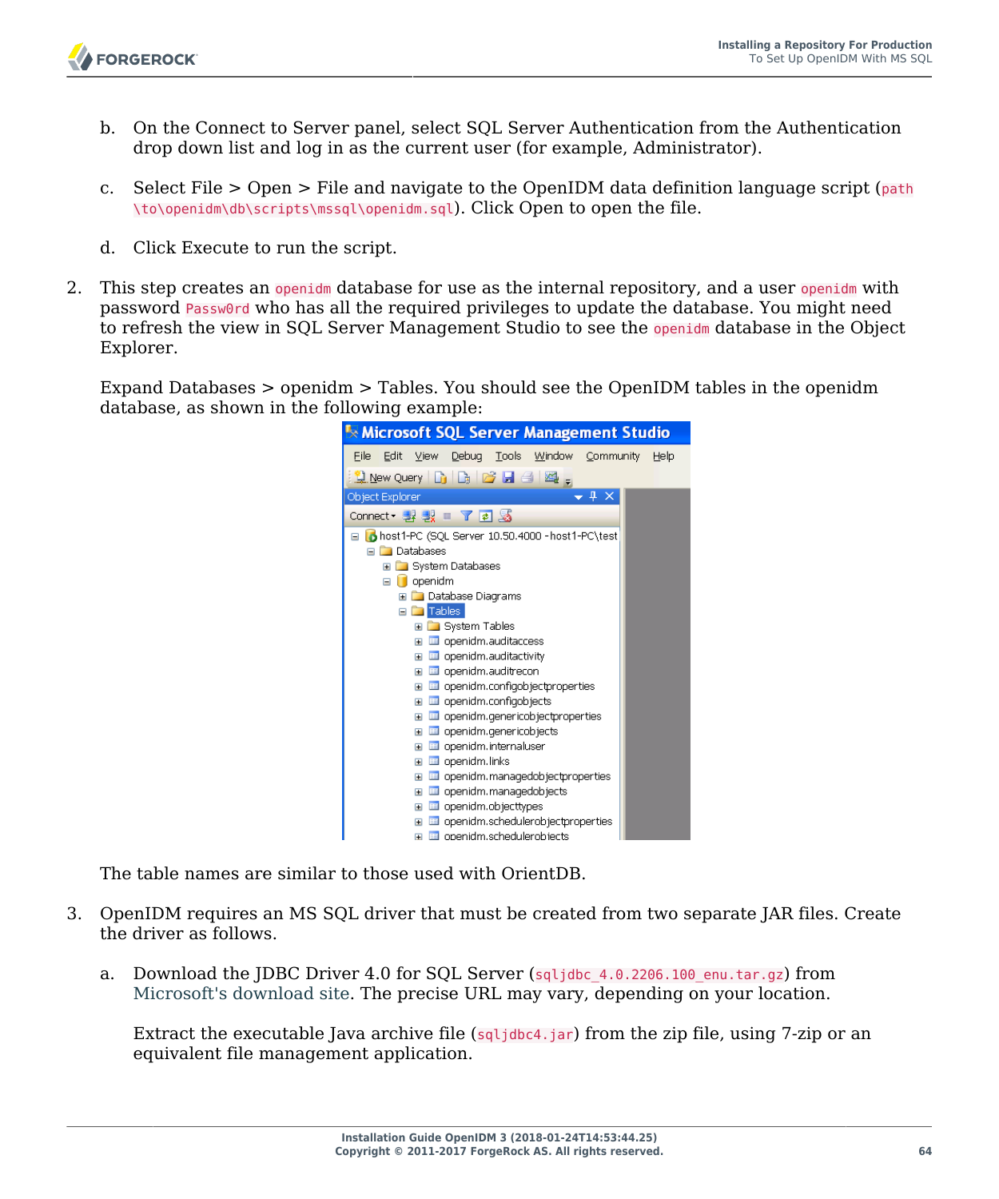b. On the Connect to Server panel, select SQL Server Authentication from the Authentication drop down list and log in as the current user (for example, Administrator).

c. Select File > Open > File and navigate to the OpenIDM data definition language script (`path\to\openidm\db\scripts\mssql\openidm.sql`). Click Open to open the file.

d. Click Execute to run the script.

2. This step creates an `openidm` database for use as the internal repository, and a user `openidm` with password `Passw0rd` who has all the required privileges to update the database. You might need to refresh the view in SQL Server Management Studio to see the `openidm` database in the Object Explorer.

   Expand Databases > openidm > Tables. You should see the OpenIDM tables in the openidm database, as shown in the following example:

   The table names are similar to those used with OrientDB.

3. OpenIDM requires an MS SQL driver that must be created from two separate JAR files. Create the driver as follows.

   a. Download the JDBC Driver 4.0 for SQL Server (`sqljdbc_4.0.2206.100_enu.tar.gz`) from Microsoft's download site. The precise URL may vary, depending on your location.

      Extract the executable Java archive file (`sqljdbc4.jar`) from the zip file, using 7-zip or an equivalent file management application.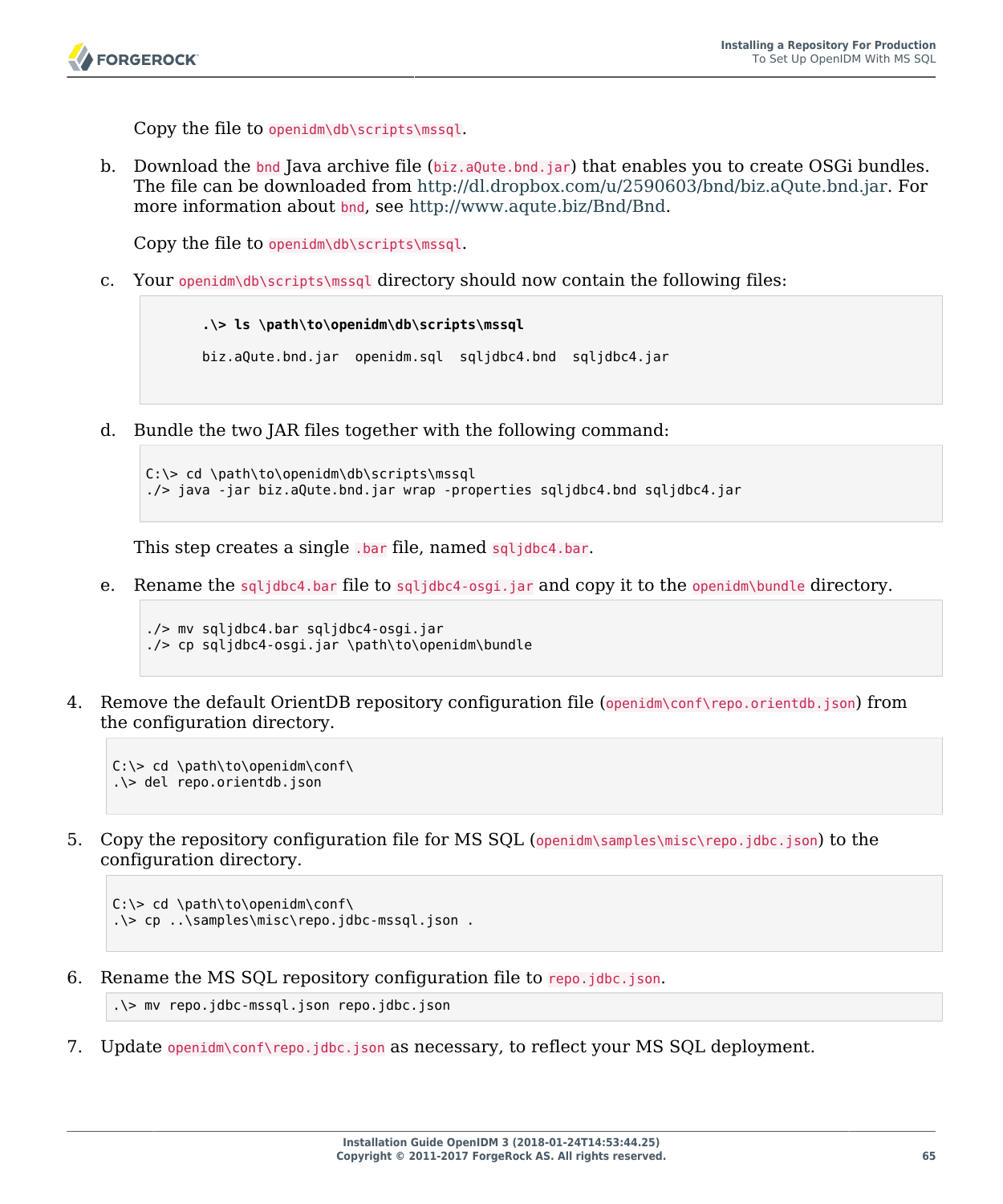Copy the file to `openidm\db\scripts\mssql`.

b. Download the `bnd` Java archive file (`biz.aQute.bnd.jar`) that enables you to create OSGi bundles. The file can be downloaded from http://dl.dropbox.com/u/2590603/bnd/biz.aQute.bnd.jar. For more information about `bnd`, see http://www.aqute.biz/Bnd/Bnd.

   Copy the file to `openidm\db\scripts\mssql`.

c. Your `openidm\db\scripts\mssql` directory should now contain the following files:

```
.\> ls \path\to\openidm\db\scripts\mssql

biz.aQute.bnd.jar  openidm.sql  sqljdbc4.bnd  sqljdbc4.jar
```

d. Bundle the two JAR files together with the following command:

```
C:\> cd \path\to\openidm\db\scripts\mssql
./> java -jar biz.aQute.bnd.jar wrap -properties sqljdbc4.bnd sqljdbc4.jar
```

   This step creates a single `.bar` file, named `sqljdbc4.bar`.

e. Rename the `sqljdbc4.bar` file to `sqljdbc4-osgi.jar` and copy it to the `openidm\bundle` directory.

```
./> mv sqljdbc4.bar sqljdbc4-osgi.jar
./> cp sqljdbc4-osgi.jar \path\to\openidm\bundle
```

4. Remove the default OrientDB repository configuration file (`openidm\conf\repo.orientdb.json`) from the configuration directory.

```
C:\> cd \path\to\openidm\conf\
.\> del repo.orientdb.json
```

5. Copy the repository configuration file for MS SQL (`openidm\samples\misc\repo.jdbc.json`) to the configuration directory.

```
C:\> cd \path\to\openidm\conf\
.\> cp ..\samples\misc\repo.jdbc-mssql.json .
```

6. Rename the MS SQL repository configuration file to `repo.jdbc.json`.

```
.\> mv repo.jdbc-mssql.json repo.jdbc.json
```

7. Update `openidm\conf\repo.jdbc.json` as necessary, to reflect your MS SQL deployment.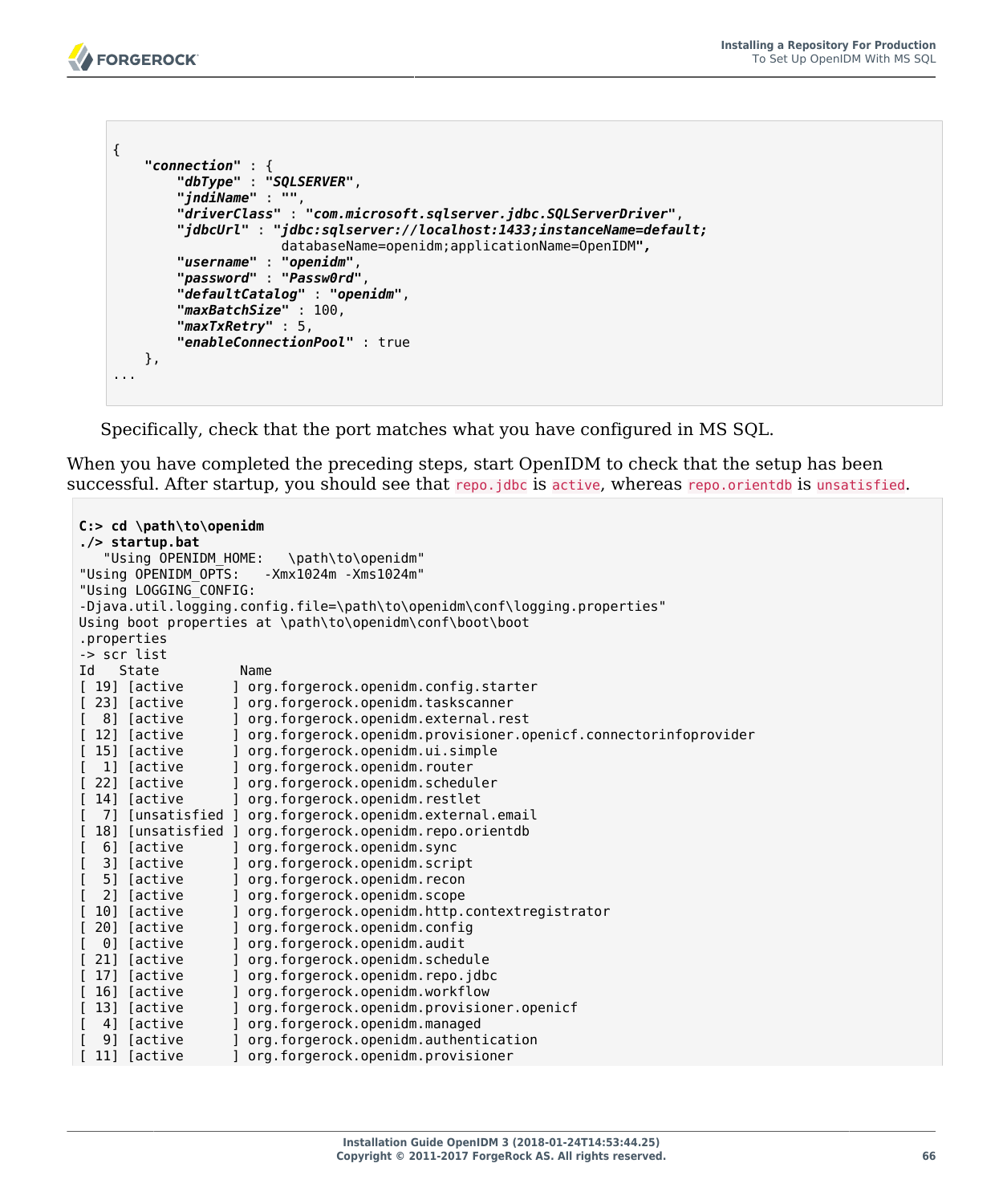```
{
    "connection" : {
        "dbType" : "SQLSERVER",
        "jndiName" : "",
        "driverClass" : "com.microsoft.sqlserver.jdbc.SQLServerDriver",
        "jdbcUrl" : "jdbc:sqlserver://localhost:1433;instanceName=default;
                    databaseName=openidm;applicationName=OpenIDM",
        "username" : "openidm",
        "password" : "Passw0rd",
        "defaultCatalog" : "openidm",
        "maxBatchSize" : 100,
        "maxTxRetry" : 5,
        "enableConnectionPool" : true
    },
...
```

Specifically, check that the port matches what you have configured in MS SQL.

When you have completed the preceding steps, start OpenIDM to check that the setup has been successful. After startup, you should see that `repo.jdbc` is `active`, whereas `repo.orientdb` is `unsatisfied`.

```
C:> cd \path\to\openidm
./> startup.bat
   "Using OPENIDM_HOME:   \path\to\openidm"
"Using OPENIDM_OPTS:   -Xmx1024m -Xms1024m"
"Using LOGGING_CONFIG:
-Djava.util.logging.config.file=\path\to\openidm\conf\logging.properties"
Using boot properties at \path\to\openidm\conf\boot\boot
.properties
-> scr list
Id   State          Name
[ 19] [active      ] org.forgerock.openidm.config.starter
[ 23] [active      ] org.forgerock.openidm.taskscanner
[  8] [active      ] org.forgerock.openidm.external.rest
[ 12] [active      ] org.forgerock.openidm.provisioner.openicf.connectorinfoprovider
[ 15] [active      ] org.forgerock.openidm.ui.simple
[  1] [active      ] org.forgerock.openidm.router
[ 22] [active      ] org.forgerock.openidm.scheduler
[ 14] [active      ] org.forgerock.openidm.restlet
[  7] [unsatisfied ] org.forgerock.openidm.external.email
[ 18] [unsatisfied ] org.forgerock.openidm.repo.orientdb
[  6] [active      ] org.forgerock.openidm.sync
[  3] [active      ] org.forgerock.openidm.script
[  5] [active      ] org.forgerock.openidm.recon
[  2] [active      ] org.forgerock.openidm.scope
[ 10] [active      ] org.forgerock.openidm.http.contextregistrator
[ 20] [active      ] org.forgerock.openidm.config
[  0] [active      ] org.forgerock.openidm.audit
[ 21] [active      ] org.forgerock.openidm.schedule
[ 17] [active      ] org.forgerock.openidm.repo.jdbc
[ 16] [active      ] org.forgerock.openidm.workflow
[ 13] [active      ] org.forgerock.openidm.provisioner.openicf
[  4] [active      ] org.forgerock.openidm.managed
[  9] [active      ] org.forgerock.openidm.authentication
[ 11] [active      ] org.forgerock.openidm.provisioner
```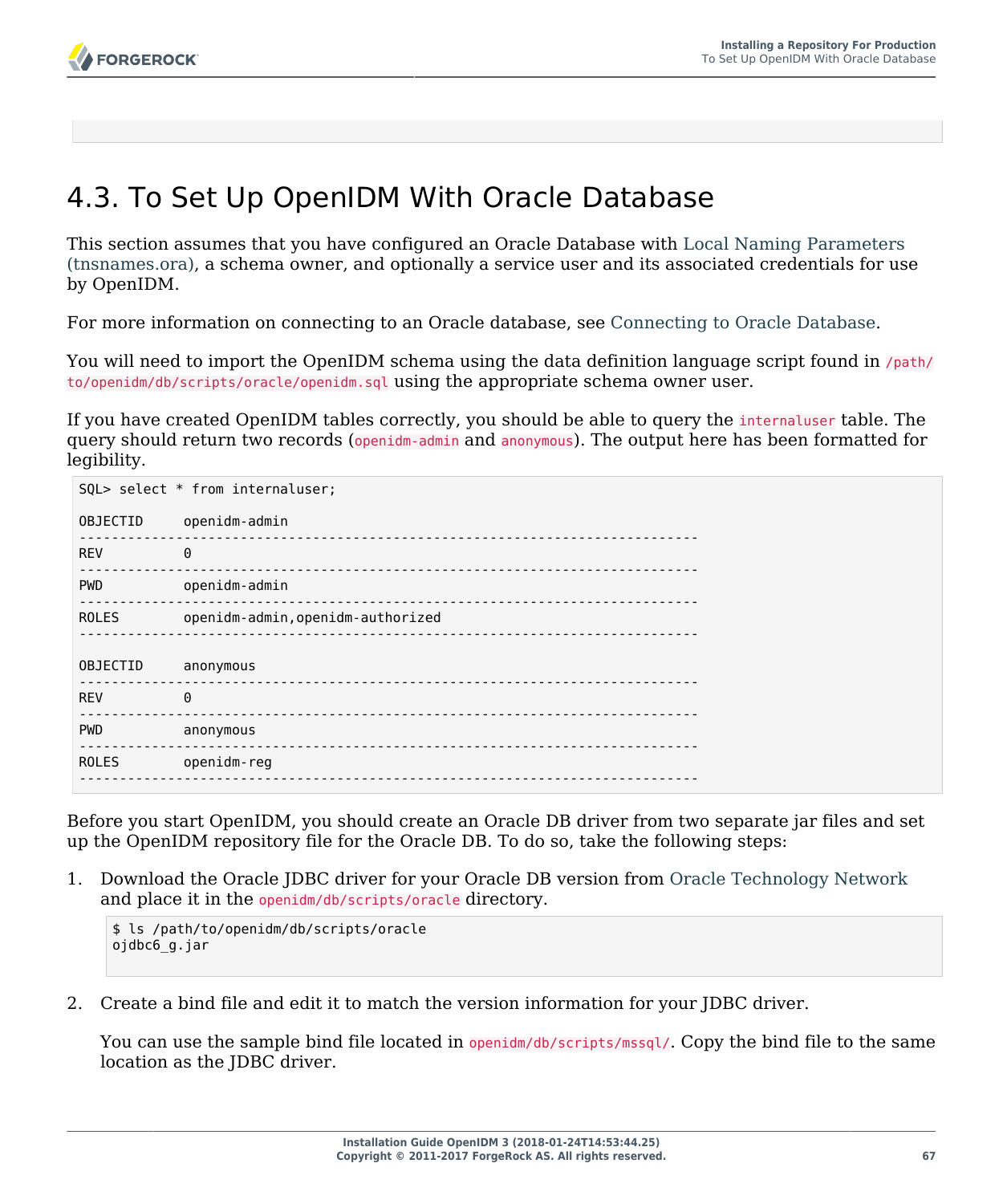## 4.3. To Set Up OpenIDM With Oracle Database

This section assumes that you have configured an Oracle Database with Local Naming Parameters (tnsnames.ora), a schema owner, and optionally a service user and its associated credentials for use by OpenIDM.

For more information on connecting to an Oracle database, see Connecting to Oracle Database.

You will need to import the OpenIDM schema using the data definition language script found in `/path/to/openidm/db/scripts/oracle/openidm.sql` using the appropriate schema owner user.

If you have created OpenIDM tables correctly, you should be able to query the `internaluser` table. The query should return two records (`openidm-admin` and `anonymous`). The output here has been formatted for legibility.

```
SQL> select * from internaluser;

OBJECTID     openidm-admin
-----------------------------------------------------------------------------
REV          0
-----------------------------------------------------------------------------
PWD          openidm-admin
-----------------------------------------------------------------------------
ROLES        openidm-admin,openidm-authorized
-----------------------------------------------------------------------------

OBJECTID     anonymous
-----------------------------------------------------------------------------
REV          0
-----------------------------------------------------------------------------
PWD          anonymous
-----------------------------------------------------------------------------
ROLES        openidm-reg
-----------------------------------------------------------------------------
```

Before you start OpenIDM, you should create an Oracle DB driver from two separate jar files and set up the OpenIDM repository file for the Oracle DB. To do so, take the following steps:

1. Download the Oracle JDBC driver for your Oracle DB version from Oracle Technology Network and place it in the `openidm/db/scripts/oracle` directory.

   ```
   $ ls /path/to/openidm/db/scripts/oracle
   ojdbc6_g.jar
   ```

2. Create a bind file and edit it to match the version information for your JDBC driver.

   You can use the sample bind file located in `openidm/db/scripts/mssql/`. Copy the bind file to the same location as the JDBC driver.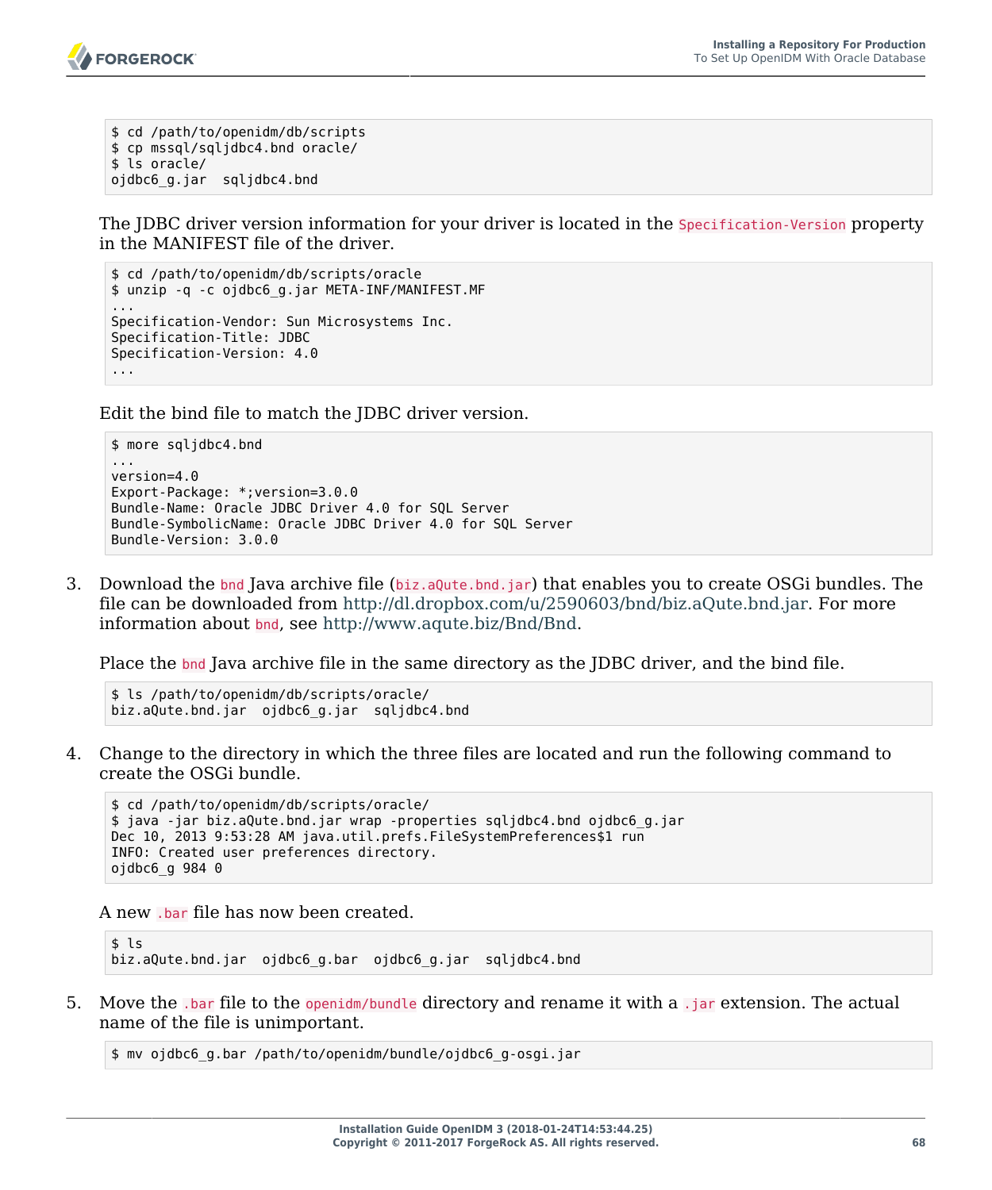```
$ cd /path/to/openidm/db/scripts
$ cp mssql/sqljdbc4.bnd oracle/
$ ls oracle/
ojdbc6_g.jar  sqljdbc4.bnd
```

The JDBC driver version information for your driver is located in the `Specification-Version` property in the MANIFEST file of the driver.

```
$ cd /path/to/openidm/db/scripts/oracle
$ unzip -q -c ojdbc6_g.jar META-INF/MANIFEST.MF
...
Specification-Vendor: Sun Microsystems Inc.
Specification-Title: JDBC
Specification-Version: 4.0
...
```

Edit the bind file to match the JDBC driver version.

```
$ more sqljdbc4.bnd
...
version=4.0
Export-Package: *;version=3.0.0
Bundle-Name: Oracle JDBC Driver 4.0 for SQL Server
Bundle-SymbolicName: Oracle JDBC Driver 4.0 for SQL Server
Bundle-Version: 3.0.0
```

3. Download the `bnd` Java archive file (`biz.aQute.bnd.jar`) that enables you to create OSGi bundles. The file can be downloaded from http://dl.dropbox.com/u/2590603/bnd/biz.aQute.bnd.jar. For more information about `bnd`, see http://www.aqute.biz/Bnd/Bnd.

   Place the `bnd` Java archive file in the same directory as the JDBC driver, and the bind file.

```
$ ls /path/to/openidm/db/scripts/oracle/
biz.aQute.bnd.jar  ojdbc6_g.jar  sqljdbc4.bnd
```

4. Change to the directory in which the three files are located and run the following command to create the OSGi bundle.

```
$ cd /path/to/openidm/db/scripts/oracle/
$ java -jar biz.aQute.bnd.jar wrap -properties sqljdbc4.bnd ojdbc6_g.jar
Dec 10, 2013 9:53:28 AM java.util.prefs.FileSystemPreferences$1 run
INFO: Created user preferences directory.
ojdbc6_g 984 0
```

   A new `.bar` file has now been created.

```
$ ls
biz.aQute.bnd.jar  ojdbc6_g.bar  ojdbc6_g.jar  sqljdbc4.bnd
```

5. Move the `.bar` file to the `openidm/bundle` directory and rename it with a `.jar` extension. The actual name of the file is unimportant.

```
$ mv ojdbc6_g.bar /path/to/openidm/bundle/ojdbc6_g-osgi.jar
```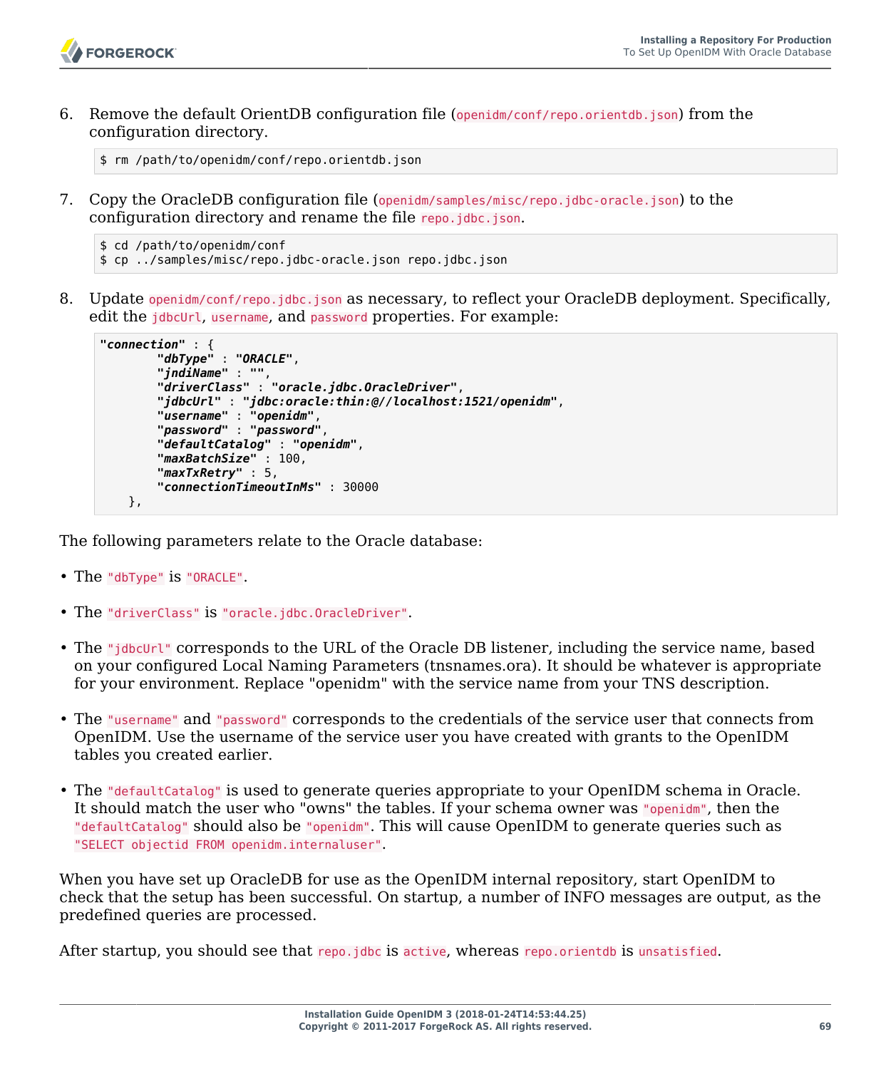6. Remove the default OrientDB configuration file (`openidm/conf/repo.orientdb.json`) from the configuration directory.

```
$ rm /path/to/openidm/conf/repo.orientdb.json
```

7. Copy the OracleDB configuration file (`openidm/samples/misc/repo.jdbc-oracle.json`) to the configuration directory and rename the file `repo.jdbc.json`.

```
$ cd /path/to/openidm/conf
$ cp ../samples/misc/repo.jdbc-oracle.json repo.jdbc.json
```

8. Update `openidm/conf/repo.jdbc.json` as necessary, to reflect your OracleDB deployment. Specifically, edit the `jdbcUrl`, `username`, and `password` properties. For example:

```
"connection" : {
        "dbType" : "ORACLE",
        "jndiName" : "",
        "driverClass" : "oracle.jdbc.OracleDriver",
        "jdbcUrl" : "jdbc:oracle:thin:@//localhost:1521/openidm",
        "username" : "openidm",
        "password" : "password",
        "defaultCatalog" : "openidm",
        "maxBatchSize" : 100,
        "maxTxRetry" : 5,
        "connectionTimeoutInMs" : 30000
    },
```

The following parameters relate to the Oracle database:

- The `"dbType"` is `"ORACLE"`.
- The `"driverClass"` is `"oracle.jdbc.OracleDriver"`.
- The `"jdbcUrl"` corresponds to the URL of the Oracle DB listener, including the service name, based on your configured Local Naming Parameters (tnsnames.ora). It should be whatever is appropriate for your environment. Replace "openidm" with the service name from your TNS description.
- The `"username"` and `"password"` corresponds to the credentials of the service user that connects from OpenIDM. Use the username of the service user you have created with grants to the OpenIDM tables you created earlier.
- The `"defaultCatalog"` is used to generate queries appropriate to your OpenIDM schema in Oracle. It should match the user who "owns" the tables. If your schema owner was `"openidm"`, then the `"defaultCatalog"` should also be `"openidm"`. This will cause OpenIDM to generate queries such as `"SELECT objectid FROM openidm.internaluser"`.

When you have set up OracleDB for use as the OpenIDM internal repository, start OpenIDM to check that the setup has been successful. On startup, a number of INFO messages are output, as the predefined queries are processed.

After startup, you should see that `repo.jdbc` is `active`, whereas `repo.orientdb` is `unsatisfied`.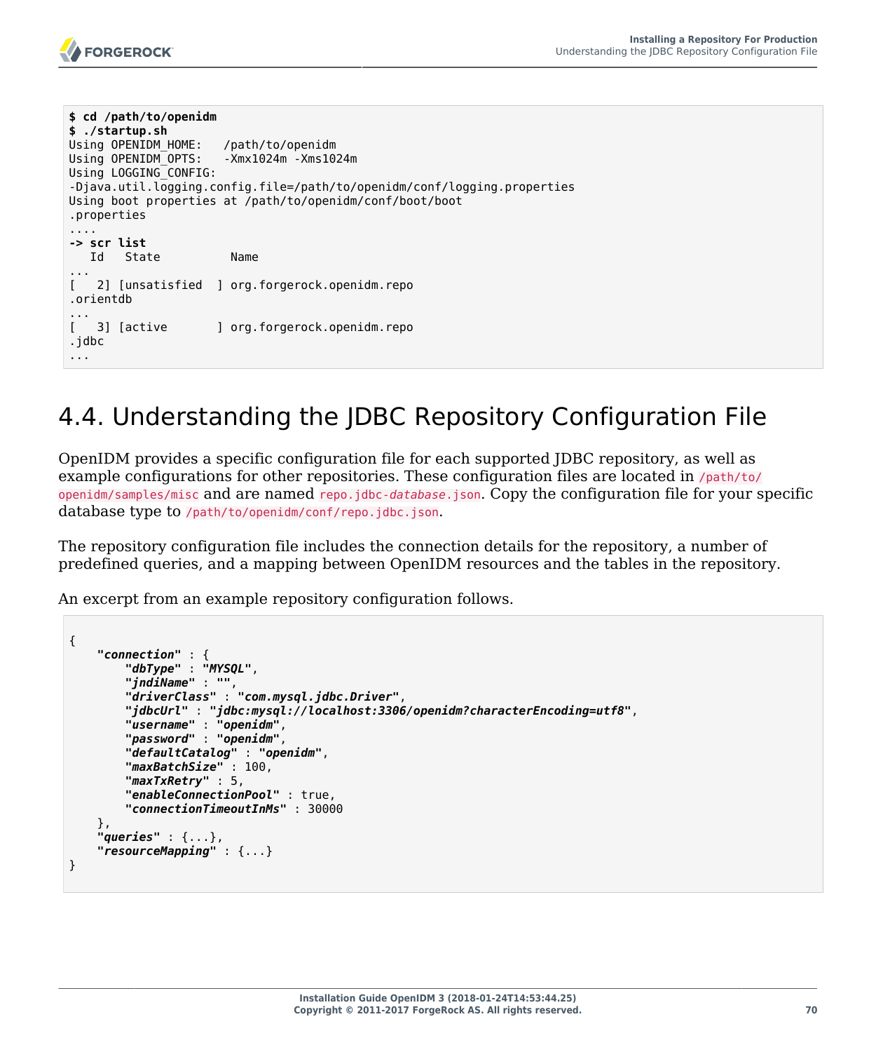```
$ cd /path/to/openidm
$ ./startup.sh
Using OPENIDM_HOME:   /path/to/openidm
Using OPENIDM_OPTS:   -Xmx1024m -Xms1024m
Using LOGGING_CONFIG:
-Djava.util.logging.config.file=/path/to/openidm/conf/logging.properties
Using boot properties at /path/to/openidm/conf/boot/boot
.properties
....
-> scr list
   Id   State          Name
...
[   2] [unsatisfied  ] org.forgerock.openidm.repo
.orientdb
...
[   3] [active       ] org.forgerock.openidm.repo
.jdbc
...
```

## 4.4. Understanding the JDBC Repository Configuration File

OpenIDM provides a specific configuration file for each supported JDBC repository, as well as example configurations for other repositories. These configuration files are located in `/path/to/openidm/samples/misc` and are named `repo.jdbc-database.json`. Copy the configuration file for your specific database type to `/path/to/openidm/conf/repo.jdbc.json`.

The repository configuration file includes the connection details for the repository, a number of predefined queries, and a mapping between OpenIDM resources and the tables in the repository.

An excerpt from an example repository configuration follows.

```
{
    "connection" : {
        "dbType" : "MYSQL",
        "jndiName" : "",
        "driverClass" : "com.mysql.jdbc.Driver",
        "jdbcUrl" : "jdbc:mysql://localhost:3306/openidm?characterEncoding=utf8",
        "username" : "openidm",
        "password" : "openidm",
        "defaultCatalog" : "openidm",
        "maxBatchSize" : 100,
        "maxTxRetry" : 5,
        "enableConnectionPool" : true,
        "connectionTimeoutInMs" : 30000
    },
    "queries" : {...},
    "resourceMapping" : {...}
}
```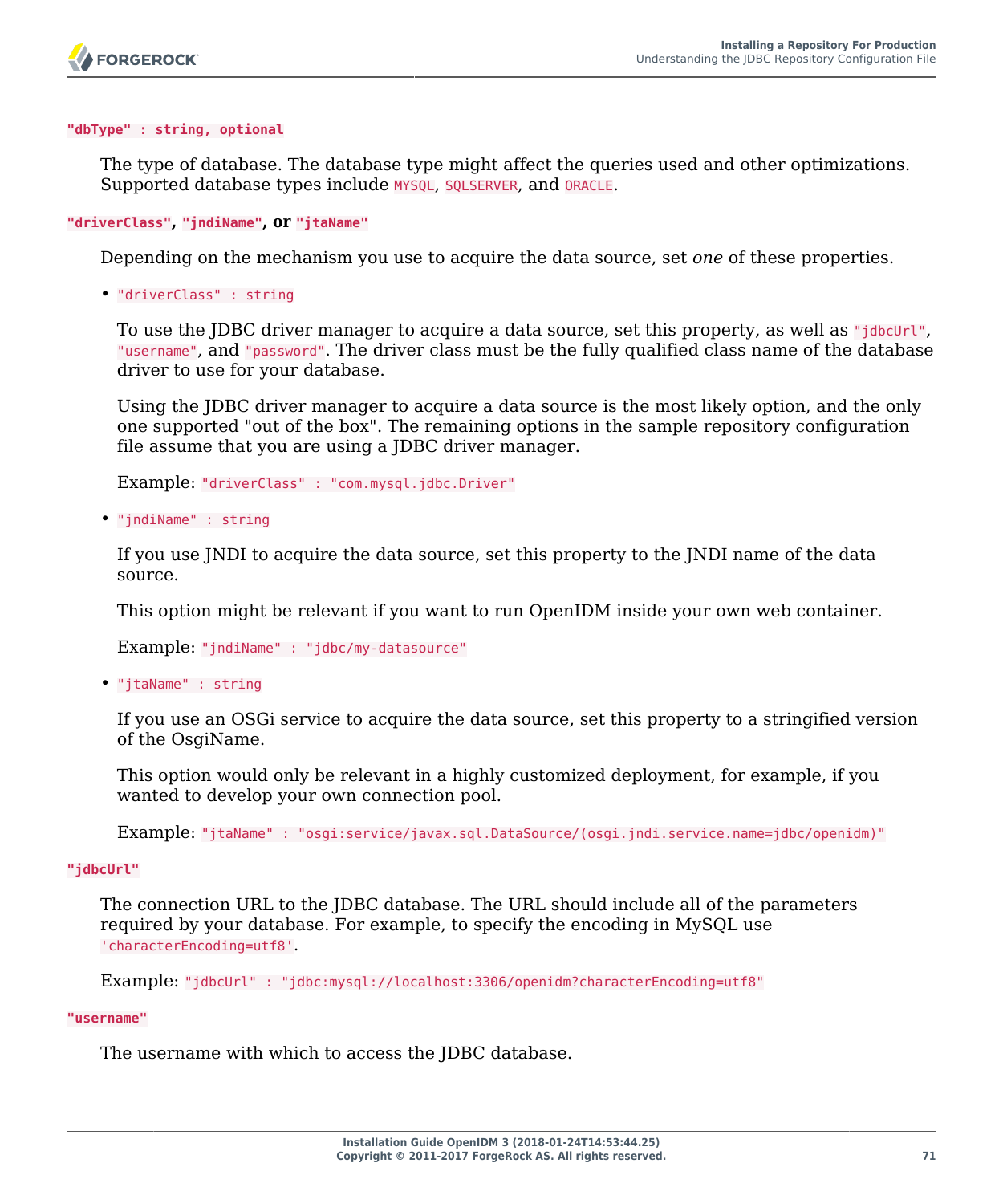**`"dbType" : string, optional`**

The type of database. The database type might affect the queries used and other optimizations. Supported database types include `MYSQL`, `SQLSERVER`, and `ORACLE`.

**`"driverClass"`, `"jndiName"`, or `"jtaName"`**

Depending on the mechanism you use to acquire the data source, set *one* of these properties.

- `"driverClass" : string`

  To use the JDBC driver manager to acquire a data source, set this property, as well as `"jdbcUrl"`, `"username"`, and `"password"`. The driver class must be the fully qualified class name of the database driver to use for your database.

  Using the JDBC driver manager to acquire a data source is the most likely option, and the only one supported "out of the box". The remaining options in the sample repository configuration file assume that you are using a JDBC driver manager.

  Example: `"driverClass" : "com.mysql.jdbc.Driver"`

- `"jndiName" : string`

  If you use JNDI to acquire the data source, set this property to the JNDI name of the data source.

  This option might be relevant if you want to run OpenIDM inside your own web container.

  Example: `"jndiName" : "jdbc/my-datasource"`

- `"jtaName" : string`

  If you use an OSGi service to acquire the data source, set this property to a stringified version of the OsgiName.

  This option would only be relevant in a highly customized deployment, for example, if you wanted to develop your own connection pool.

  Example: `"jtaName" : "osgi:service/javax.sql.DataSource/(osgi.jndi.service.name=jdbc/openidm)"`

**`"jdbcUrl"`**

The connection URL to the JDBC database. The URL should include all of the parameters required by your database. For example, to specify the encoding in MySQL use `'characterEncoding=utf8'`.

Example: `"jdbcUrl" : "jdbc:mysql://localhost:3306/openidm?characterEncoding=utf8"`

**`"username"`**

The username with which to access the JDBC database.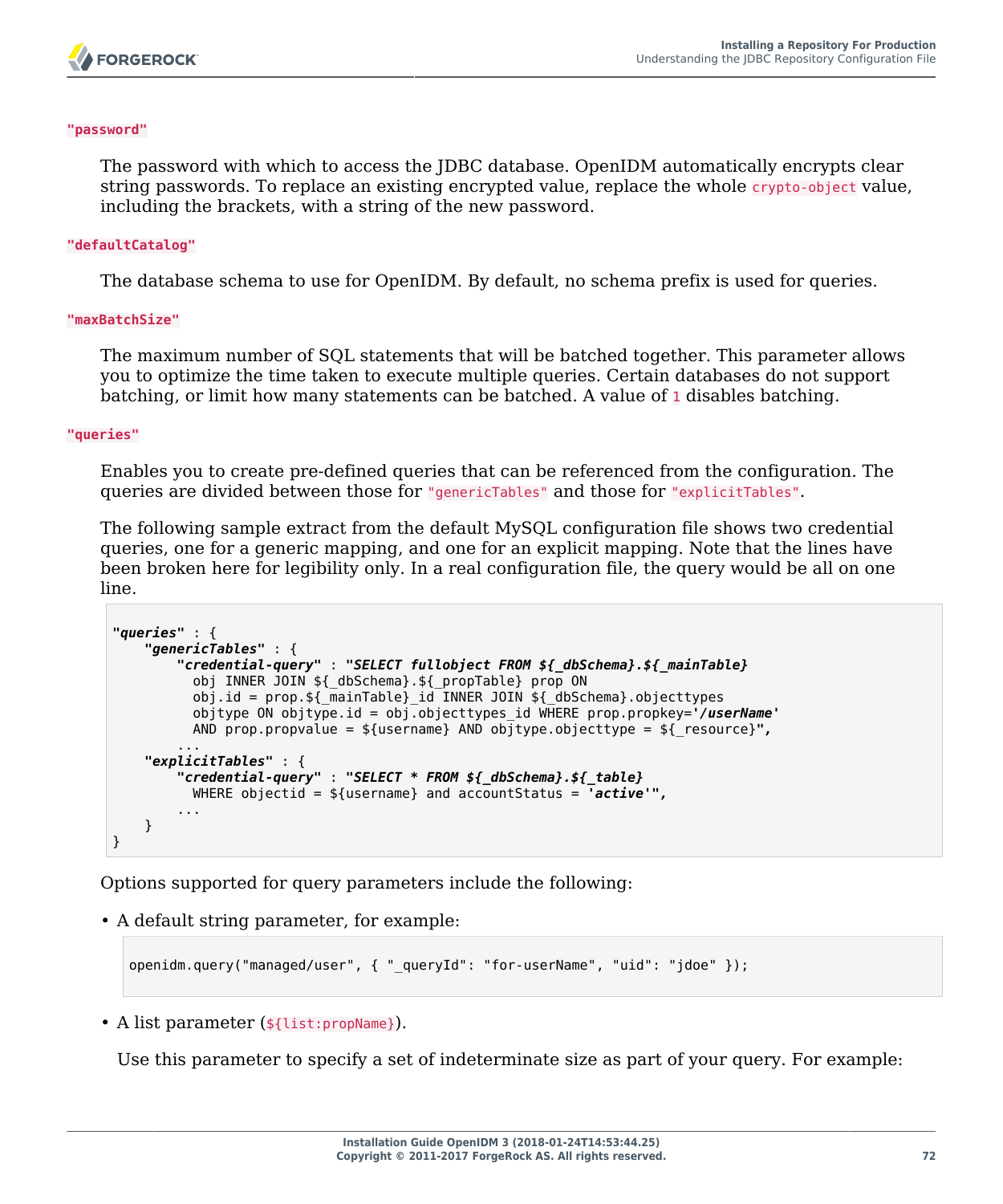`"password"`

The password with which to access the JDBC database. OpenIDM automatically encrypts clear string passwords. To replace an existing encrypted value, replace the whole `crypto-object` value, including the brackets, with a string of the new password.

`"defaultCatalog"`

The database schema to use for OpenIDM. By default, no schema prefix is used for queries.

`"maxBatchSize"`

The maximum number of SQL statements that will be batched together. This parameter allows you to optimize the time taken to execute multiple queries. Certain databases do not support batching, or limit how many statements can be batched. A value of `1` disables batching.

`"queries"`

Enables you to create pre-defined queries that can be referenced from the configuration. The queries are divided between those for `"genericTables"` and those for `"explicitTables"`.

The following sample extract from the default MySQL configuration file shows two credential queries, one for a generic mapping, and one for an explicit mapping. Note that the lines have been broken here for legibility only. In a real configuration file, the query would be all on one line.

```
"queries" : {
    "genericTables" : {
        "credential-query" : "SELECT fullobject FROM ${_dbSchema}.${_mainTable}
          obj INNER JOIN ${_dbSchema}.${_propTable} prop ON
          obj.id = prop.${_mainTable}_id INNER JOIN ${_dbSchema}.objecttypes
          objtype ON objtype.id = obj.objecttypes_id WHERE prop.propkey='/userName'
          AND prop.propvalue = ${username} AND objtype.objecttype = ${_resource}",
        ...
    "explicitTables" : {
        "credential-query" : "SELECT * FROM ${_dbSchema}.${_table}
          WHERE objectid = ${username} and accountStatus = 'active'",
        ...
    }
}
```

Options supported for query parameters include the following:

- A default string parameter, for example:

```
openidm.query("managed/user", { "_queryId": "for-userName", "uid": "jdoe" });
```

- A list parameter (`${list:propName}`).

  Use this parameter to specify a set of indeterminate size as part of your query. For example: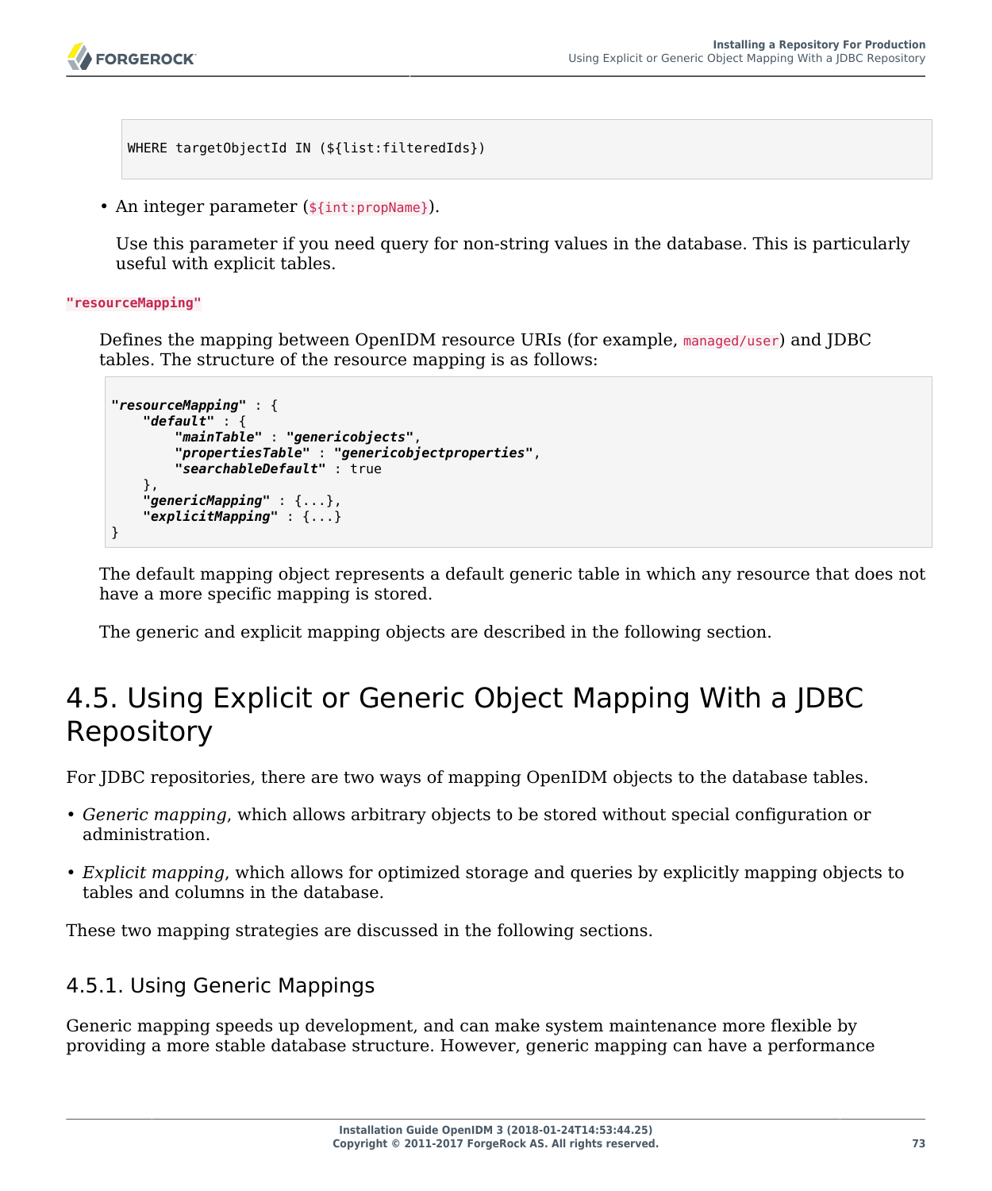```
WHERE targetObjectId IN (${list:filteredIds})
```

- An integer parameter (`${int:propName}`).

  Use this parameter if you need query for non-string values in the database. This is particularly useful with explicit tables.

**`"resourceMapping"`**

Defines the mapping between OpenIDM resource URIs (for example, `managed/user`) and JDBC tables. The structure of the resource mapping is as follows:

```
"resourceMapping" : {
    "default" : {
        "mainTable" : "genericobjects",
        "propertiesTable" : "genericobjectproperties",
        "searchableDefault" : true
    },
    "genericMapping" : {...},
    "explicitMapping" : {...}
}
```

The default mapping object represents a default generic table in which any resource that does not have a more specific mapping is stored.

The generic and explicit mapping objects are described in the following section.

## 4.5. Using Explicit or Generic Object Mapping With a JDBC Repository

For JDBC repositories, there are two ways of mapping OpenIDM objects to the database tables.

- *Generic mapping*, which allows arbitrary objects to be stored without special configuration or administration.
- *Explicit mapping*, which allows for optimized storage and queries by explicitly mapping objects to tables and columns in the database.

These two mapping strategies are discussed in the following sections.

### 4.5.1. Using Generic Mappings

Generic mapping speeds up development, and can make system maintenance more flexible by providing a more stable database structure. However, generic mapping can have a performance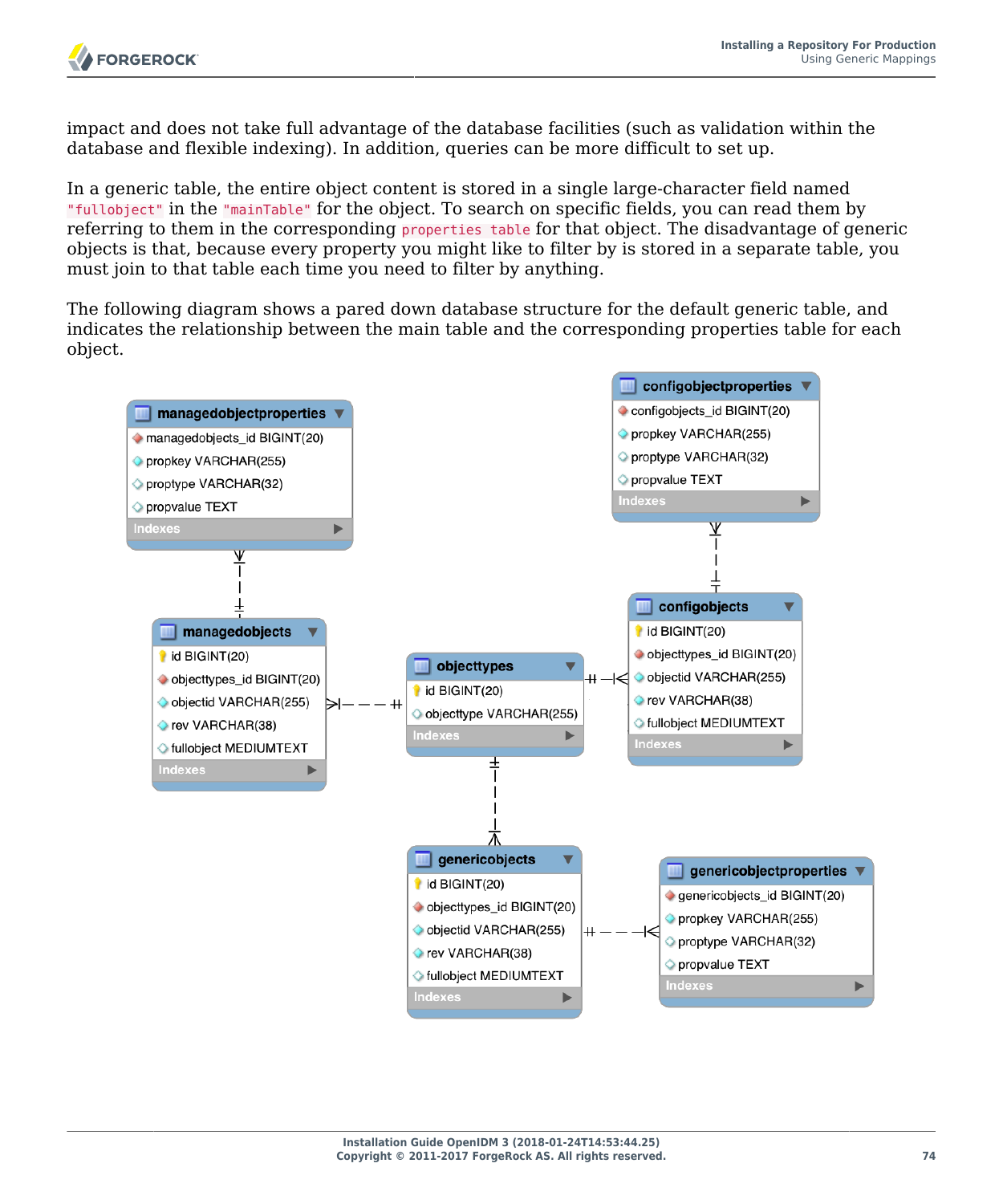impact and does not take full advantage of the database facilities (such as validation within the database and flexible indexing). In addition, queries can be more difficult to set up.

In a generic table, the entire object content is stored in a single large-character field named `"fullobject"` in the `"mainTable"` for the object. To search on specific fields, you can read them by referring to them in the corresponding `properties table` for that object. The disadvantage of generic objects is that, because every property you might like to filter by is stored in a separate table, you must join to that table each time you need to filter by anything.

The following diagram shows a pared down database structure for the default generic table, and indicates the relationship between the main table and the corresponding properties table for each object.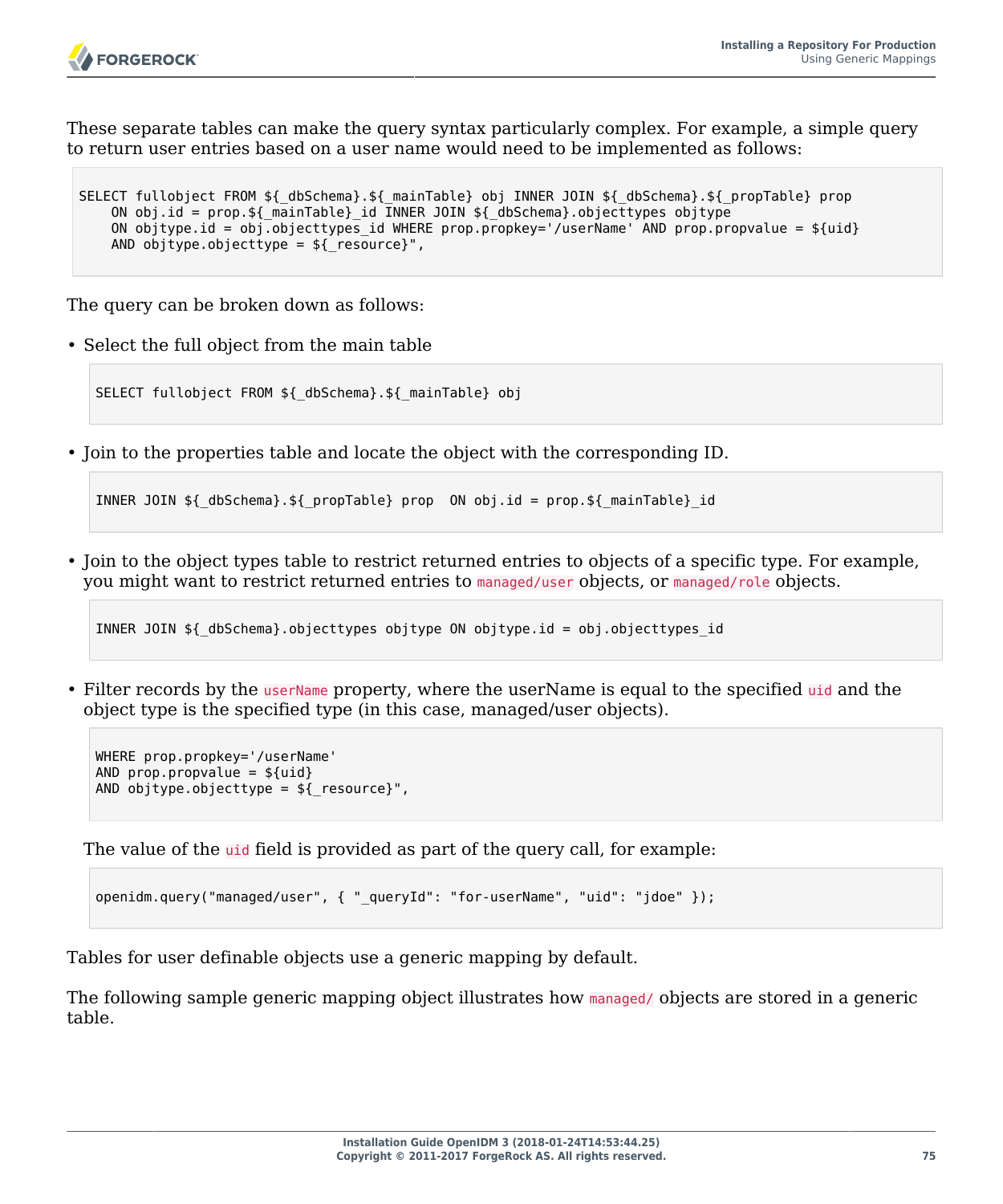These separate tables can make the query syntax particularly complex. For example, a simple query to return user entries based on a user name would need to be implemented as follows:

```
SELECT fullobject FROM ${_dbSchema}.${_mainTable} obj INNER JOIN ${_dbSchema}.${_propTable} prop
    ON obj.id = prop.${_mainTable}_id INNER JOIN ${_dbSchema}.objecttypes objtype
    ON objtype.id = obj.objecttypes_id WHERE prop.propkey='/userName' AND prop.propvalue = ${uid}
    AND objtype.objecttype = ${_resource}",
```

The query can be broken down as follows:

- Select the full object from the main table

  ```
  SELECT fullobject FROM ${_dbSchema}.${_mainTable} obj
  ```

- Join to the properties table and locate the object with the corresponding ID.

  ```
  INNER JOIN ${_dbSchema}.${_propTable} prop  ON obj.id = prop.${_mainTable}_id
  ```

- Join to the object types table to restrict returned entries to objects of a specific type. For example, you might want to restrict returned entries to `managed/user` objects, or `managed/role` objects.

  ```
  INNER JOIN ${_dbSchema}.objecttypes objtype ON objtype.id = obj.objecttypes_id
  ```

- Filter records by the `userName` property, where the userName is equal to the specified `uid` and the object type is the specified type (in this case, managed/user objects).

  ```
  WHERE prop.propkey='/userName'
  AND prop.propvalue = ${uid}
  AND objtype.objecttype = ${_resource}",
  ```

  The value of the `uid` field is provided as part of the query call, for example:

  ```
  openidm.query("managed/user", { "_queryId": "for-userName", "uid": "jdoe" });
  ```

Tables for user definable objects use a generic mapping by default.

The following sample generic mapping object illustrates how `managed/` objects are stored in a generic table.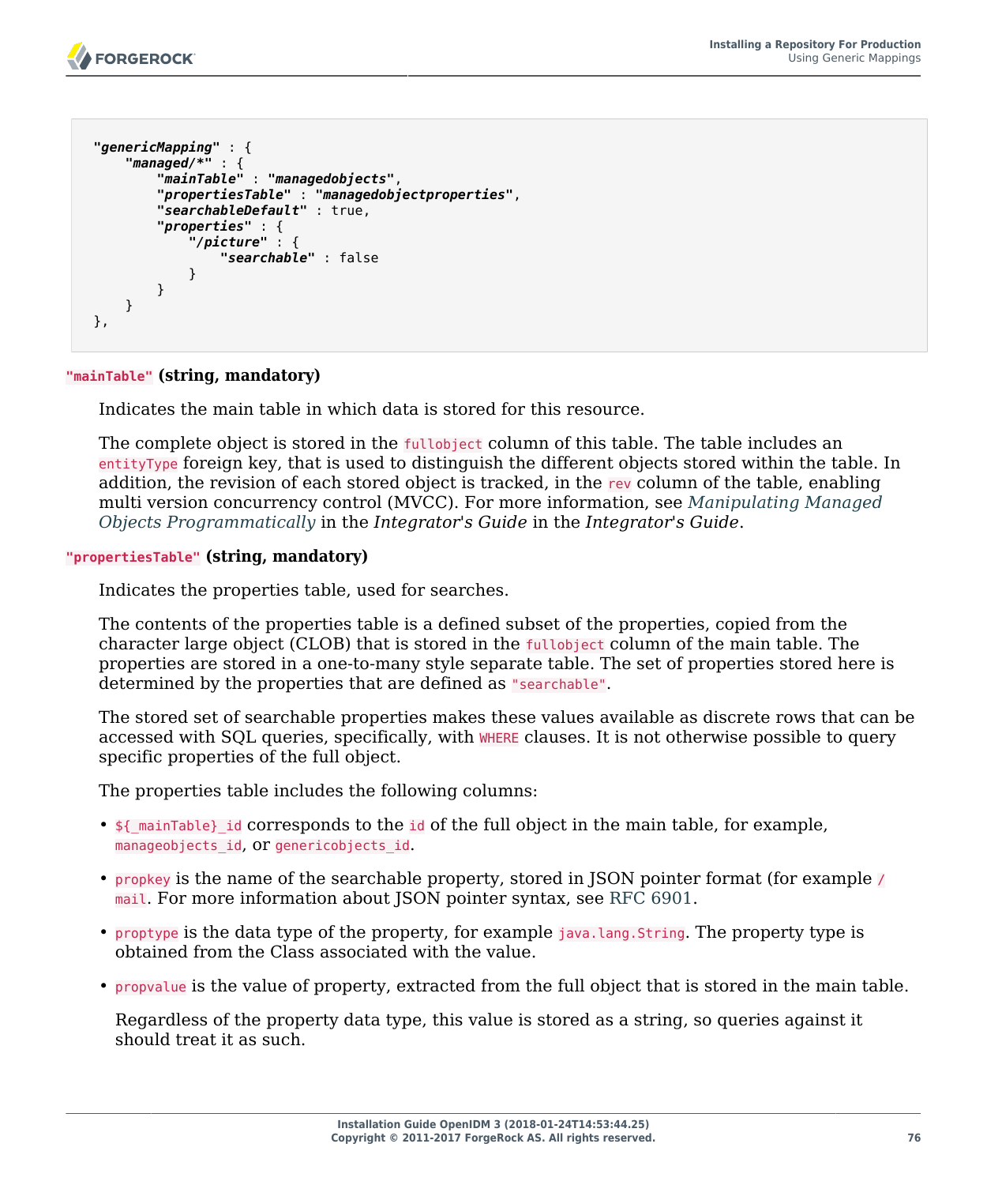```
"genericMapping" : {
    "managed/*" : {
        "mainTable" : "managedobjects",
        "propertiesTable" : "managedobjectproperties",
        "searchableDefault" : true,
        "properties" : {
            "/picture" : {
                "searchable" : false
            }
        }
    }
},
```

`"mainTable"` **(string, mandatory)**

Indicates the main table in which data is stored for this resource.

The complete object is stored in the `fullobject` column of this table. The table includes an `entityType` foreign key, that is used to distinguish the different objects stored within the table. In addition, the revision of each stored object is tracked, in the `rev` column of the table, enabling multi version concurrency control (MVCC). For more information, see *Manipulating Managed Objects Programmatically* in the *Integrator's Guide* in the *Integrator's Guide*.

`"propertiesTable"` **(string, mandatory)**

Indicates the properties table, used for searches.

The contents of the properties table is a defined subset of the properties, copied from the character large object (CLOB) that is stored in the `fullobject` column of the main table. The properties are stored in a one-to-many style separate table. The set of properties stored here is determined by the properties that are defined as `"searchable"`.

The stored set of searchable properties makes these values available as discrete rows that can be accessed with SQL queries, specifically, with `WHERE` clauses. It is not otherwise possible to query specific properties of the full object.

The properties table includes the following columns:

- `${_mainTable}_id` corresponds to the `id` of the full object in the main table, for example, `manageobjects_id`, or `genericobjects_id`.
- `propkey` is the name of the searchable property, stored in JSON pointer format (for example `/mail`. For more information about JSON pointer syntax, see RFC 6901.
- `proptype` is the data type of the property, for example `java.lang.String`. The property type is obtained from the Class associated with the value.
- `propvalue` is the value of property, extracted from the full object that is stored in the main table.

  Regardless of the property data type, this value is stored as a string, so queries against it should treat it as such.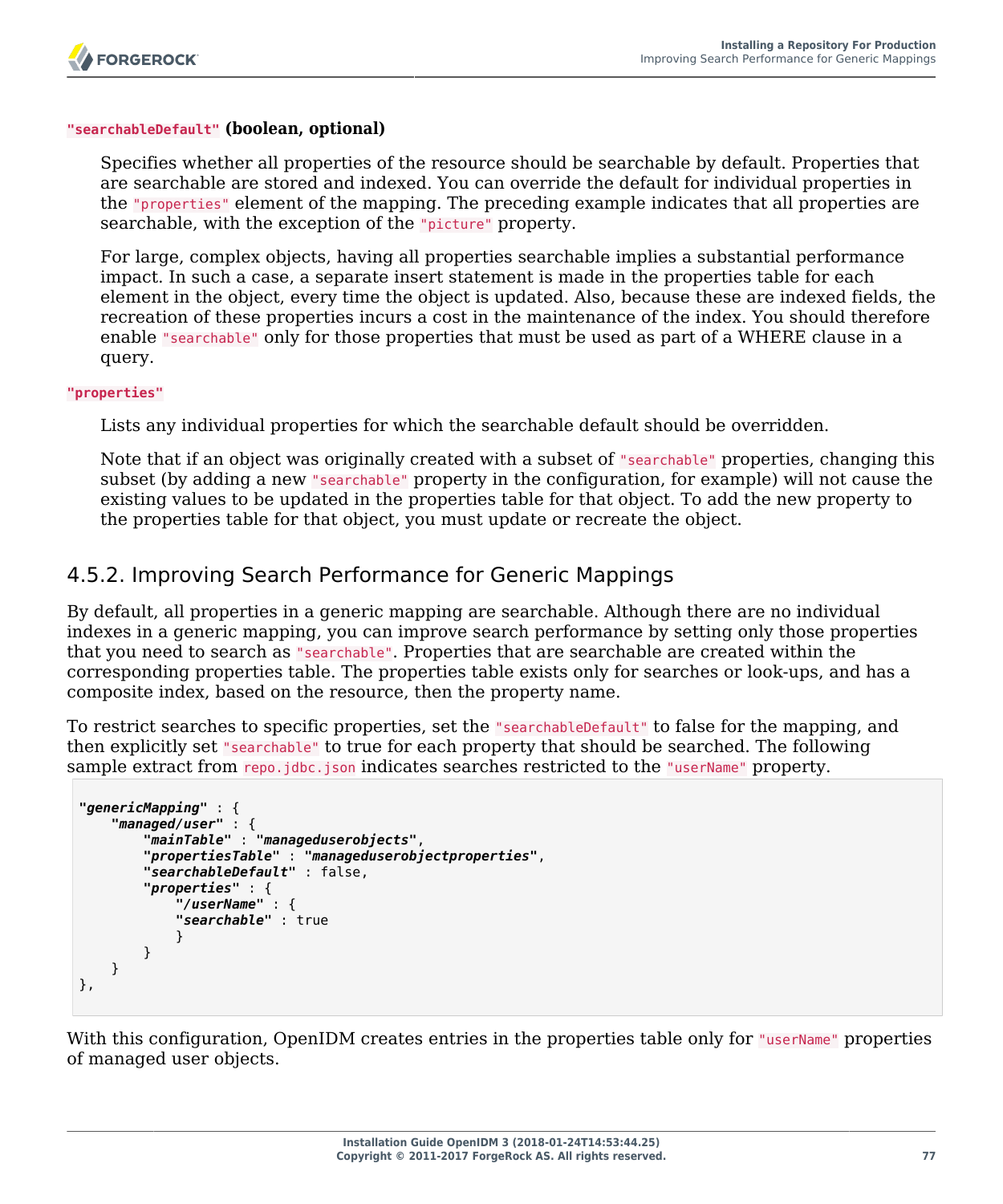`"searchableDefault"` **(boolean, optional)**

Specifies whether all properties of the resource should be searchable by default. Properties that are searchable are stored and indexed. You can override the default for individual properties in the `"properties"` element of the mapping. The preceding example indicates that all properties are searchable, with the exception of the `"picture"` property.

For large, complex objects, having all properties searchable implies a substantial performance impact. In such a case, a separate insert statement is made in the properties table for each element in the object, every time the object is updated. Also, because these are indexed fields, the recreation of these properties incurs a cost in the maintenance of the index. You should therefore enable `"searchable"` only for those properties that must be used as part of a WHERE clause in a query.

`"properties"`

Lists any individual properties for which the searchable default should be overridden.

Note that if an object was originally created with a subset of `"searchable"` properties, changing this subset (by adding a new `"searchable"` property in the configuration, for example) will not cause the existing values to be updated in the properties table for that object. To add the new property to the properties table for that object, you must update or recreate the object.

## 4.5.2. Improving Search Performance for Generic Mappings

By default, all properties in a generic mapping are searchable. Although there are no individual indexes in a generic mapping, you can improve search performance by setting only those properties that you need to search as `"searchable"`. Properties that are searchable are created within the corresponding properties table. The properties table exists only for searches or look-ups, and has a composite index, based on the resource, then the property name.

To restrict searches to specific properties, set the `"searchableDefault"` to false for the mapping, and then explicitly set `"searchable"` to true for each property that should be searched. The following sample extract from `repo.jdbc.json` indicates searches restricted to the `"userName"` property.

```
"genericMapping" : {
    "managed/user" : {
        "mainTable" : "manageduserobjects",
        "propertiesTable" : "manageduserobjectproperties",
        "searchableDefault" : false,
        "properties" : {
            "/userName" : {
            "searchable" : true
            }
        }
    }
},
```

With this configuration, OpenIDM creates entries in the properties table only for `"userName"` properties of managed user objects.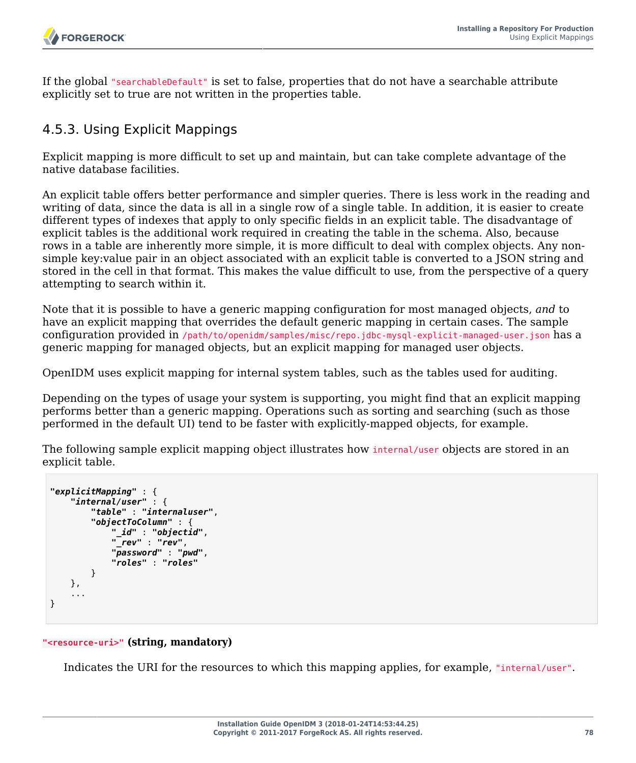If the global `"searchableDefault"` is set to false, properties that do not have a searchable attribute explicitly set to true are not written in the properties table.

### 4.5.3. Using Explicit Mappings

Explicit mapping is more difficult to set up and maintain, but can take complete advantage of the native database facilities.

An explicit table offers better performance and simpler queries. There is less work in the reading and writing of data, since the data is all in a single row of a single table. In addition, it is easier to create different types of indexes that apply to only specific fields in an explicit table. The disadvantage of explicit tables is the additional work required in creating the table in the schema. Also, because rows in a table are inherently more simple, it is more difficult to deal with complex objects. Any non-simple key:value pair in an object associated with an explicit table is converted to a JSON string and stored in the cell in that format. This makes the value difficult to use, from the perspective of a query attempting to search within it.

Note that it is possible to have a generic mapping configuration for most managed objects, *and* to have an explicit mapping that overrides the default generic mapping in certain cases. The sample configuration provided in `/path/to/openidm/samples/misc/repo.jdbc-mysql-explicit-managed-user.json` has a generic mapping for managed objects, but an explicit mapping for managed user objects.

OpenIDM uses explicit mapping for internal system tables, such as the tables used for auditing.

Depending on the types of usage your system is supporting, you might find that an explicit mapping performs better than a generic mapping. Operations such as sorting and searching (such as those performed in the default UI) tend to be faster with explicitly-mapped objects, for example.

The following sample explicit mapping object illustrates how `internal/user` objects are stored in an explicit table.

```
"explicitMapping" : {
    "internal/user" : {
        "table" : "internaluser",
        "objectToColumn" : {
            "_id" : "objectid",
            "_rev" : "rev",
            "password" : "pwd",
            "roles" : "roles"
        }
    },
    ...
}
```

`"<resource-uri>"` **(string, mandatory)**

Indicates the URI for the resources to which this mapping applies, for example, `"internal/user"`.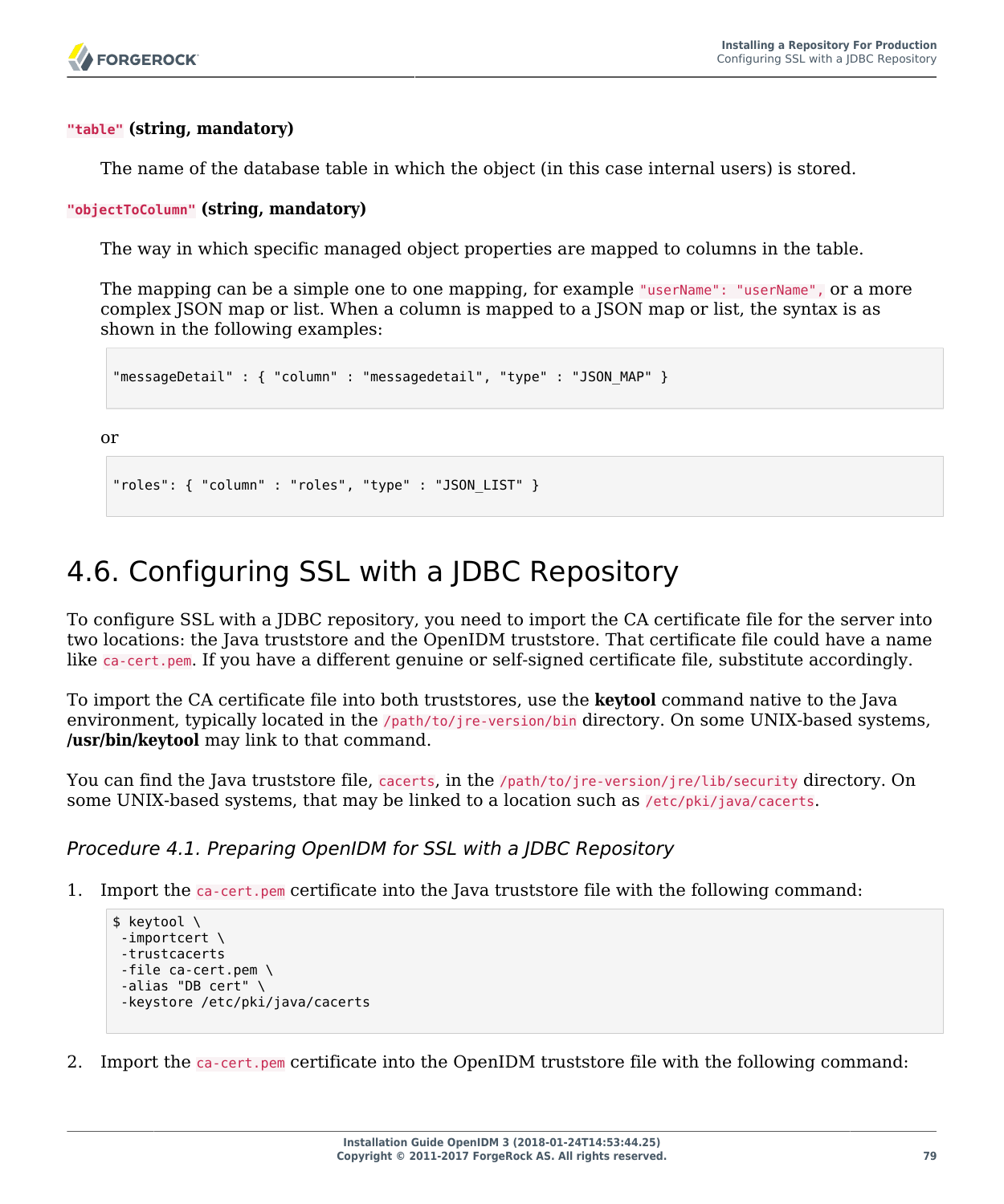`"table"` **(string, mandatory)**

The name of the database table in which the object (in this case internal users) is stored.

`"objectToColumn"` **(string, mandatory)**

The way in which specific managed object properties are mapped to columns in the table.

The mapping can be a simple one to one mapping, for example `"userName": "userName",` or a more complex JSON map or list. When a column is mapped to a JSON map or list, the syntax is as shown in the following examples:

```
"messageDetail" : { "column" : "messagedetail", "type" : "JSON_MAP" }
```

or

```
"roles": { "column" : "roles", "type" : "JSON_LIST" }
```

## 4.6. Configuring SSL with a JDBC Repository

To configure SSL with a JDBC repository, you need to import the CA certificate file for the server into two locations: the Java truststore and the OpenIDM truststore. That certificate file could have a name like `ca-cert.pem`. If you have a different genuine or self-signed certificate file, substitute accordingly.

To import the CA certificate file into both truststores, use the **keytool** command native to the Java environment, typically located in the `/path/to/jre-version/bin` directory. On some UNIX-based systems, **/usr/bin/keytool** may link to that command.

You can find the Java truststore file, `cacerts`, in the `/path/to/jre-version/jre/lib/security` directory. On some UNIX-based systems, that may be linked to a location such as `/etc/pki/java/cacerts`.

*Procedure 4.1. Preparing OpenIDM for SSL with a JDBC Repository*

1. Import the `ca-cert.pem` certificate into the Java truststore file with the following command:

```
$ keytool \
 -importcert \
 -trustcacerts
 -file ca-cert.pem \
 -alias "DB cert" \
 -keystore /etc/pki/java/cacerts
```

2. Import the `ca-cert.pem` certificate into the OpenIDM truststore file with the following command: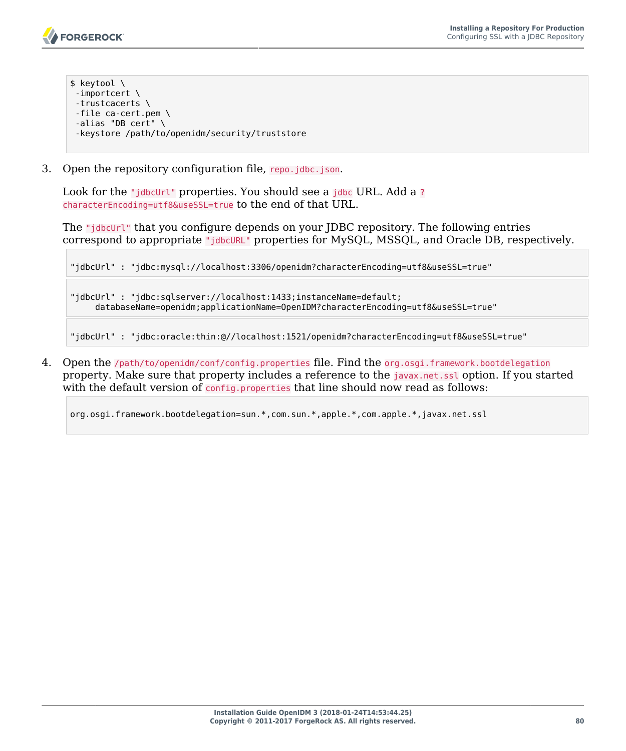```
$ keytool \
 -importcert \
 -trustcacerts \
 -file ca-cert.pem \
 -alias "DB cert" \
 -keystore /path/to/openidm/security/truststore
```

3. Open the repository configuration file, `repo.jdbc.json`.

   Look for the `"jdbcUrl"` properties. You should see a `jdbc` URL. Add a `?characterEncoding=utf8&useSSL=true` to the end of that URL.

   The `"jdbcUrl"` that you configure depends on your JDBC repository. The following entries correspond to appropriate `"jdbcURL"` properties for MySQL, MSSQL, and Oracle DB, respectively.

   ```
   "jdbcUrl" : "jdbc:mysql://localhost:3306/openidm?characterEncoding=utf8&useSSL=true"
   ```

   ```
   "jdbcUrl" : "jdbc:sqlserver://localhost:1433;instanceName=default;
        databaseName=openidm;applicationName=OpenIDM?characterEncoding=utf8&useSSL=true"
   ```

   ```
   "jdbcUrl" : "jdbc:oracle:thin:@//localhost:1521/openidm?characterEncoding=utf8&useSSL=true"
   ```

4. Open the `/path/to/openidm/conf/config.properties` file. Find the `org.osgi.framework.bootdelegation` property. Make sure that property includes a reference to the `javax.net.ssl` option. If you started with the default version of `config.properties` that line should now read as follows:

   ```
   org.osgi.framework.bootdelegation=sun.*,com.sun.*,apple.*,com.apple.*,javax.net.ssl
   ```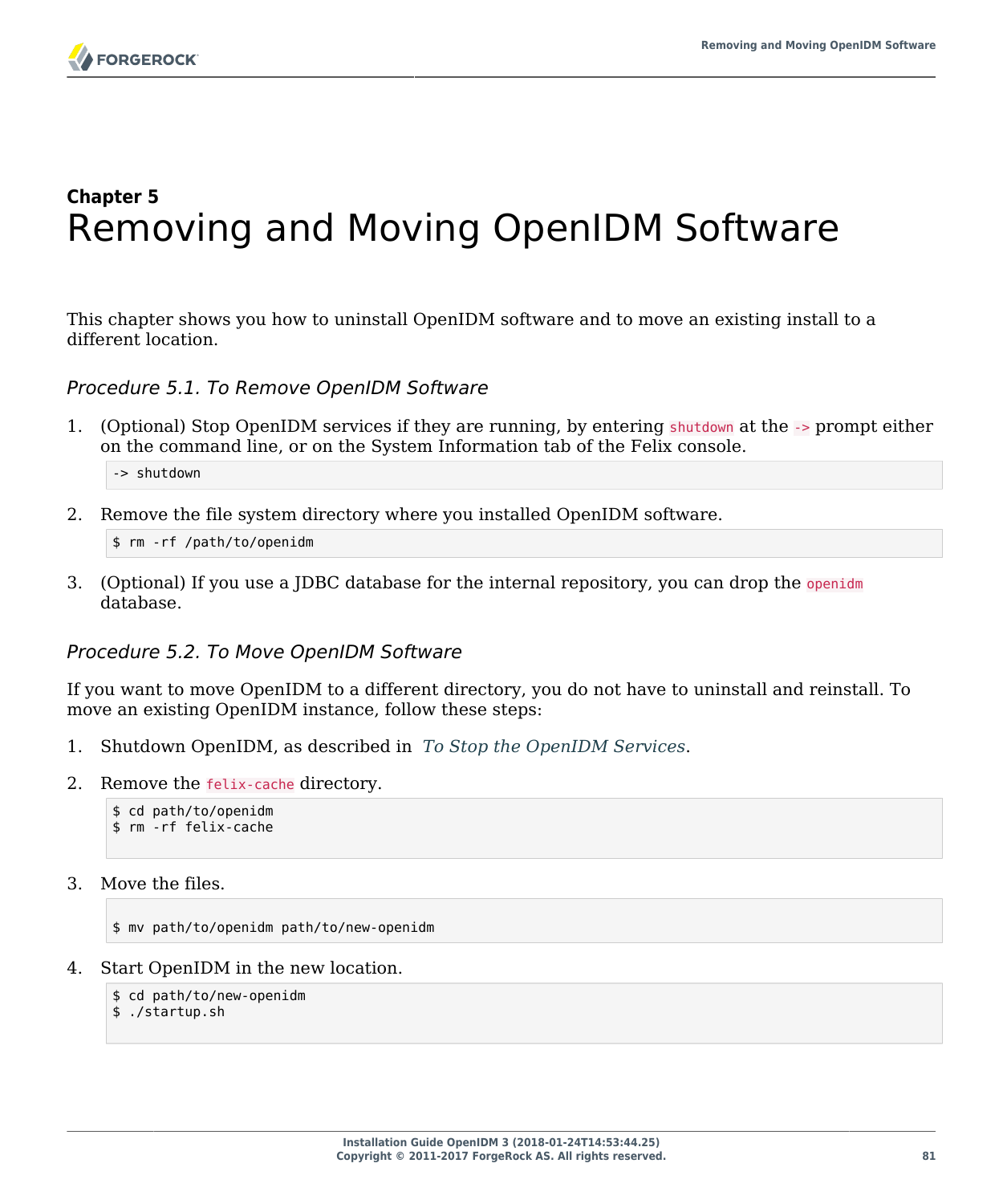# Chapter 5 Removing and Moving OpenIDM Software

This chapter shows you how to uninstall OpenIDM software and to move an existing install to a different location.

### *Procedure 5.1. To Remove OpenIDM Software*

1. (Optional) Stop OpenIDM services if they are running, by entering `shutdown` at the `->` prompt either on the command line, or on the System Information tab of the Felix console.

```
-> shutdown
```

2. Remove the file system directory where you installed OpenIDM software.

```
$ rm -rf /path/to/openidm
```

3. (Optional) If you use a JDBC database for the internal repository, you can drop the `openidm` database.

### *Procedure 5.2. To Move OpenIDM Software*

If you want to move OpenIDM to a different directory, you do not have to uninstall and reinstall. To move an existing OpenIDM instance, follow these steps:

1. Shutdown OpenIDM, as described in *To Stop the OpenIDM Services*.

2. Remove the `felix-cache` directory.

```
$ cd path/to/openidm
$ rm -rf felix-cache
```

3. Move the files.

```
$ mv path/to/openidm path/to/new-openidm
```

4. Start OpenIDM in the new location.

```
$ cd path/to/new-openidm
$ ./startup.sh
```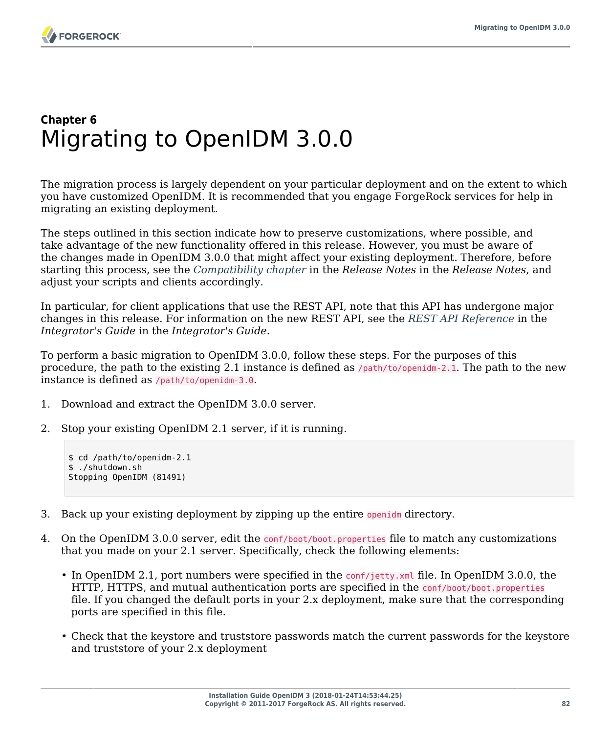# Chapter 6
# Migrating to OpenIDM 3.0.0

The migration process is largely dependent on your particular deployment and on the extent to which you have customized OpenIDM. It is recommended that you engage ForgeRock services for help in migrating an existing deployment.

The steps outlined in this section indicate how to preserve customizations, where possible, and take advantage of the new functionality offered in this release. However, you must be aware of the changes made in OpenIDM 3.0.0 that might affect your existing deployment. Therefore, before starting this process, see the *Compatibility chapter* in the *Release Notes* in the *Release Notes*, and adjust your scripts and clients accordingly.

In particular, for client applications that use the REST API, note that this API has undergone major changes in this release. For information on the new REST API, see the *REST API Reference* in the *Integrator's Guide* in the *Integrator's Guide*.

To perform a basic migration to OpenIDM 3.0.0, follow these steps. For the purposes of this procedure, the path to the existing 2.1 instance is defined as `/path/to/openidm-2.1`. The path to the new instance is defined as `/path/to/openidm-3.0`.

1. Download and extract the OpenIDM 3.0.0 server.

2. Stop your existing OpenIDM 2.1 server, if it is running.

```
$ cd /path/to/openidm-2.1
$ ./shutdown.sh
Stopping OpenIDM (81491)
```

3. Back up your existing deployment by zipping up the entire `openidm` directory.

4. On the OpenIDM 3.0.0 server, edit the `conf/boot/boot.properties` file to match any customizations that you made on your 2.1 server. Specifically, check the following elements:

   - In OpenIDM 2.1, port numbers were specified in the `conf/jetty.xml` file. In OpenIDM 3.0.0, the HTTP, HTTPS, and mutual authentication ports are specified in the `conf/boot/boot.properties` file. If you changed the default ports in your 2.x deployment, make sure that the corresponding ports are specified in this file.

   - Check that the keystore and truststore passwords match the current passwords for the keystore and truststore of your 2.x deployment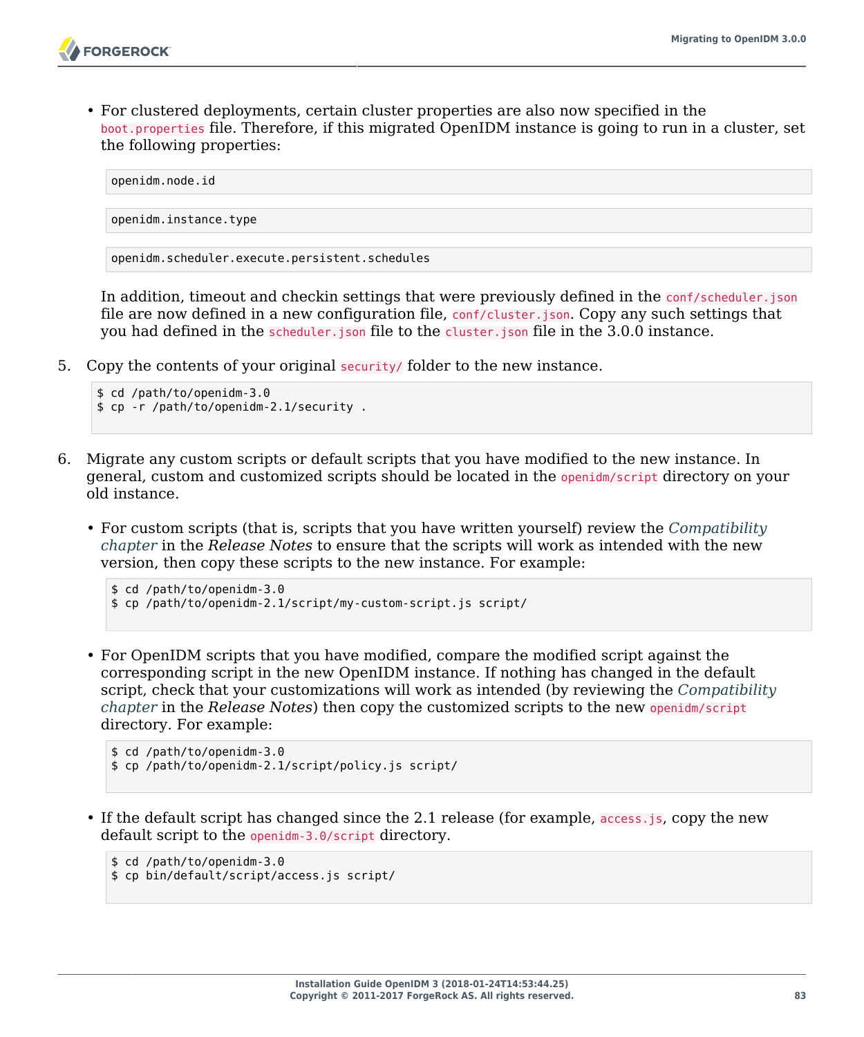- For clustered deployments, certain cluster properties are also now specified in the `boot.properties` file. Therefore, if this migrated OpenIDM instance is going to run in a cluster, set the following properties:

  ```
  openidm.node.id
  ```

  ```
  openidm.instance.type
  ```

  ```
  openidm.scheduler.execute.persistent.schedules
  ```

  In addition, timeout and checkin settings that were previously defined in the `conf/scheduler.json` file are now defined in a new configuration file, `conf/cluster.json`. Copy any such settings that you had defined in the `scheduler.json` file to the `cluster.json` file in the 3.0.0 instance.

5. Copy the contents of your original `security/` folder to the new instance.

```
$ cd /path/to/openidm-3.0
$ cp -r /path/to/openidm-2.1/security .
```

6. Migrate any custom scripts or default scripts that you have modified to the new instance. In general, custom and customized scripts should be located in the `openidm/script` directory on your old instance.

   - For custom scripts (that is, scripts that you have written yourself) review the *Compatibility chapter* in the *Release Notes* to ensure that the scripts will work as intended with the new version, then copy these scripts to the new instance. For example:

     ```
     $ cd /path/to/openidm-3.0
     $ cp /path/to/openidm-2.1/script/my-custom-script.js script/
     ```

   - For OpenIDM scripts that you have modified, compare the modified script against the corresponding script in the new OpenIDM instance. If nothing has changed in the default script, check that your customizations will work as intended (by reviewing the *Compatibility chapter* in the *Release Notes*) then copy the customized scripts to the new `openidm/script` directory. For example:

     ```
     $ cd /path/to/openidm-3.0
     $ cp /path/to/openidm-2.1/script/policy.js script/
     ```

   - If the default script has changed since the 2.1 release (for example, `access.js`, copy the new default script to the `openidm-3.0/script` directory.

     ```
     $ cd /path/to/openidm-3.0
     $ cp bin/default/script/access.js script/
     ```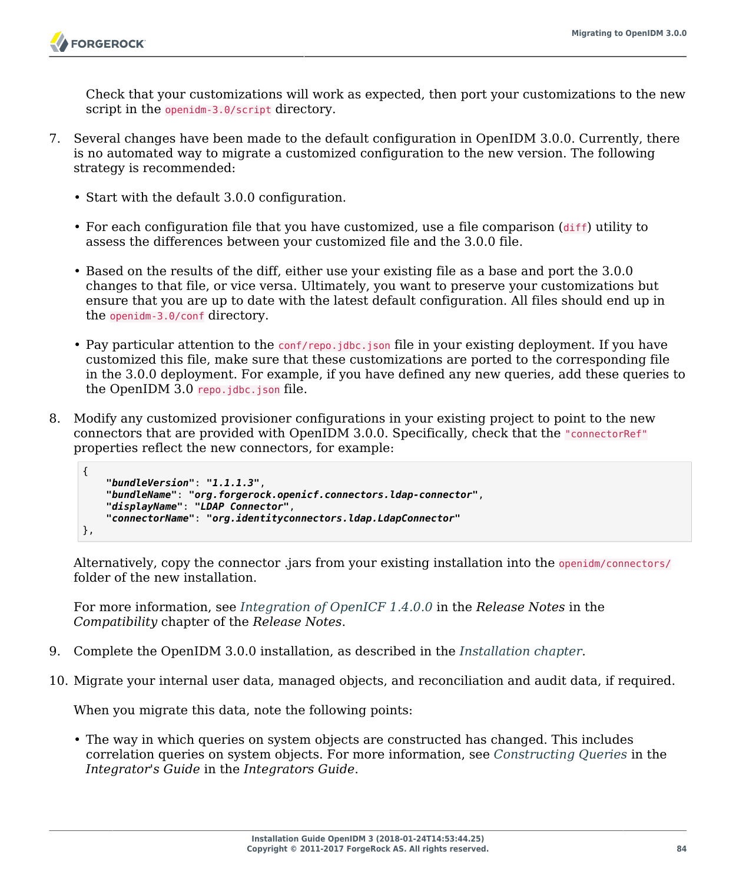Check that your customizations will work as expected, then port your customizations to the new script in the `openidm-3.0/script` directory.

7. Several changes have been made to the default configuration in OpenIDM 3.0.0. Currently, there is no automated way to migrate a customized configuration to the new version. The following strategy is recommended:

   - Start with the default 3.0.0 configuration.
   - For each configuration file that you have customized, use a file comparison (`diff`) utility to assess the differences between your customized file and the 3.0.0 file.
   - Based on the results of the diff, either use your existing file as a base and port the 3.0.0 changes to that file, or vice versa. Ultimately, you want to preserve your customizations but ensure that you are up to date with the latest default configuration. All files should end up in the `openidm-3.0/conf` directory.
   - Pay particular attention to the `conf/repo.jdbc.json` file in your existing deployment. If you have customized this file, make sure that these customizations are ported to the corresponding file in the 3.0.0 deployment. For example, if you have defined any new queries, add these queries to the OpenIDM 3.0 `repo.jdbc.json` file.

8. Modify any customized provisioner configurations in your existing project to point to the new connectors that are provided with OpenIDM 3.0.0. Specifically, check that the `"connectorRef"` properties reflect the new connectors, for example:

   ```
   {
       "bundleVersion": "1.1.1.3",
       "bundleName": "org.forgerock.openicf.connectors.ldap-connector",
       "displayName": "LDAP Connector",
       "connectorName": "org.identityconnectors.ldap.LdapConnector"
   },
   ```

   Alternatively, copy the connector .jars from your existing installation into the `openidm/connectors/` folder of the new installation.

   For more information, see *Integration of OpenICF 1.4.0.0* in the *Release Notes* in the *Compatibility* chapter of the *Release Notes*.

9. Complete the OpenIDM 3.0.0 installation, as described in the *Installation chapter*.

10. Migrate your internal user data, managed objects, and reconciliation and audit data, if required.

    When you migrate this data, note the following points:

    - The way in which queries on system objects are constructed has changed. This includes correlation queries on system objects. For more information, see *Constructing Queries* in the *Integrator's Guide* in the *Integrators Guide*.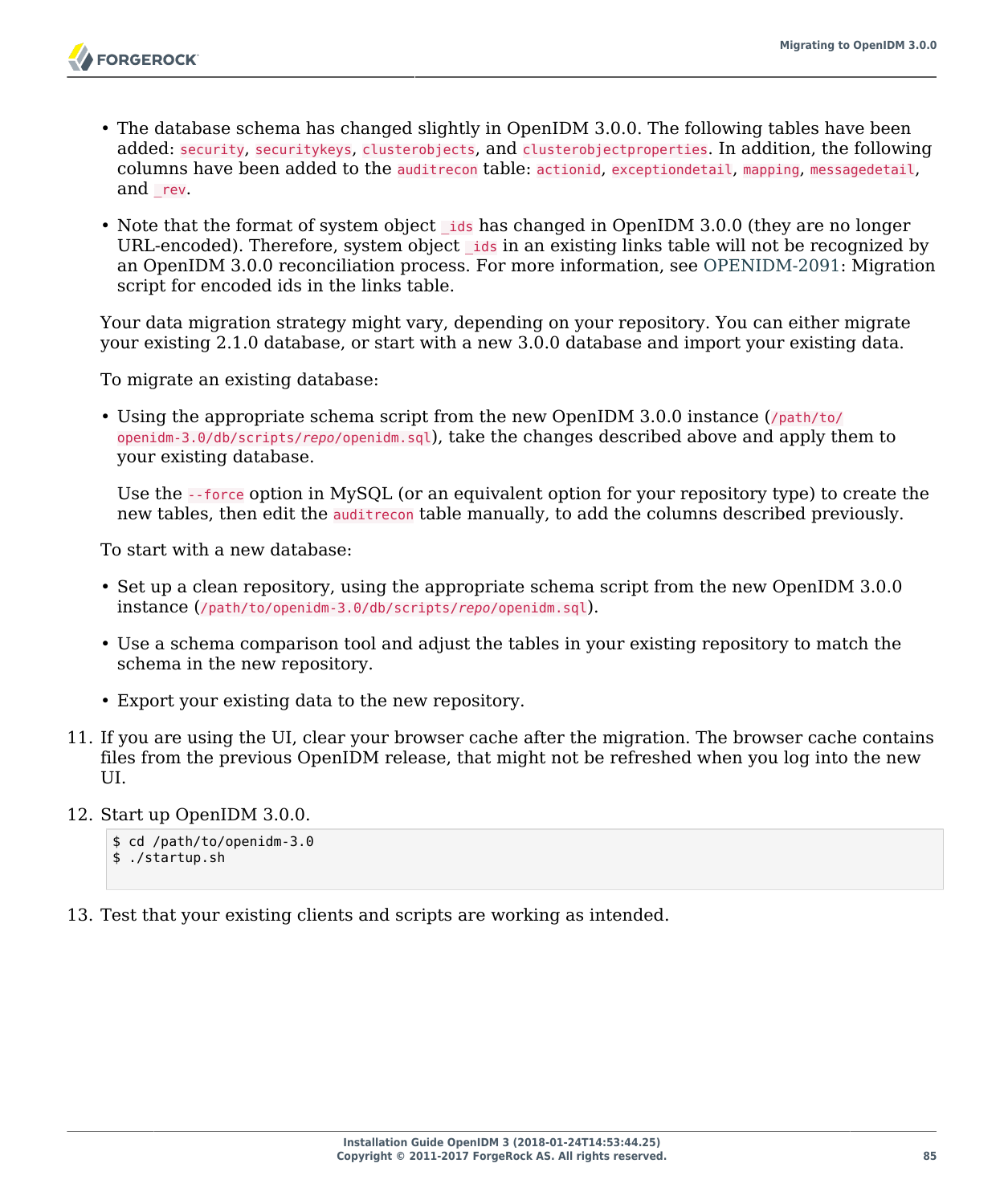- The database schema has changed slightly in OpenIDM 3.0.0. The following tables have been added: `security`, `securitykeys`, `clusterobjects`, and `clusterobjectproperties`. In addition, the following columns have been added to the `auditrecon` table: `actionid`, `exceptiondetail`, `mapping`, `messagedetail`, and `_rev`.
- Note that the format of system object `_ids` has changed in OpenIDM 3.0.0 (they are no longer URL-encoded). Therefore, system object `_ids` in an existing links table will not be recognized by an OpenIDM 3.0.0 reconciliation process. For more information, see OPENIDM-2091: Migration script for encoded ids in the links table.

Your data migration strategy might vary, depending on your repository. You can either migrate your existing 2.1.0 database, or start with a new 3.0.0 database and import your existing data.

To migrate an existing database:

- Using the appropriate schema script from the new OpenIDM 3.0.0 instance (`/path/to/openidm-3.0/db/scripts/repo/openidm.sql`), take the changes described above and apply them to your existing database.

  Use the `--force` option in MySQL (or an equivalent option for your repository type) to create the new tables, then edit the `auditrecon` table manually, to add the columns described previously.

To start with a new database:

- Set up a clean repository, using the appropriate schema script from the new OpenIDM 3.0.0 instance (`/path/to/openidm-3.0/db/scripts/repo/openidm.sql`).
- Use a schema comparison tool and adjust the tables in your existing repository to match the schema in the new repository.
- Export your existing data to the new repository.

11. If you are using the UI, clear your browser cache after the migration. The browser cache contains files from the previous OpenIDM release, that might not be refreshed when you log into the new UI.

12. Start up OpenIDM 3.0.0.

```
$ cd /path/to/openidm-3.0
$ ./startup.sh
```

13. Test that your existing clients and scripts are working as intended.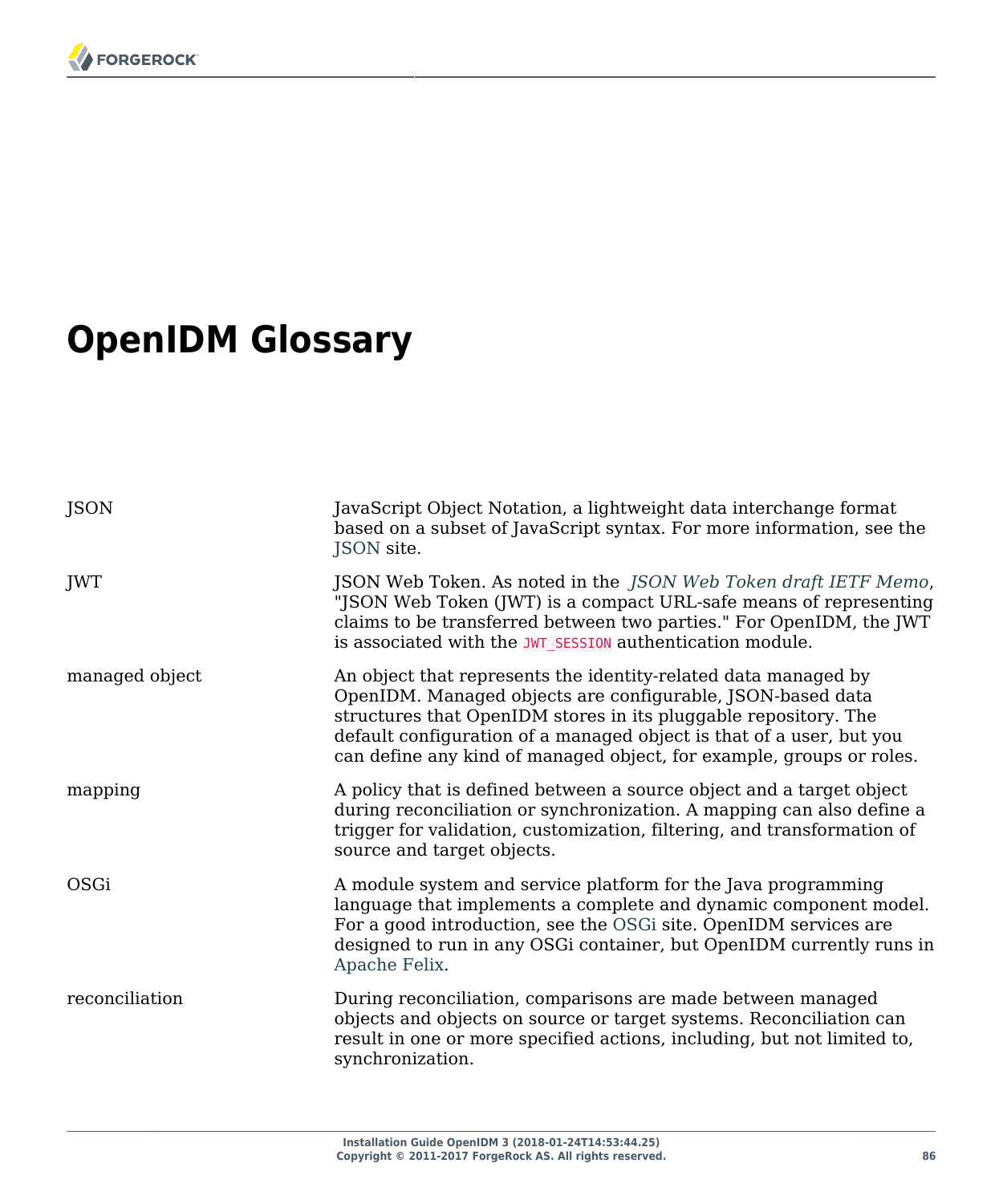# OpenIDM Glossary

| | |
|---|---|
| JSON | JavaScript Object Notation, a lightweight data interchange format based on a subset of JavaScript syntax. For more information, see the JSON site. |
| JWT | JSON Web Token. As noted in the *JSON Web Token draft IETF Memo*, "JSON Web Token (JWT) is a compact URL-safe means of representing claims to be transferred between two parties." For OpenIDM, the JWT is associated with the `JWT_SESSION` authentication module. |
| managed object | An object that represents the identity-related data managed by OpenIDM. Managed objects are configurable, JSON-based data structures that OpenIDM stores in its pluggable repository. The default configuration of a managed object is that of a user, but you can define any kind of managed object, for example, groups or roles. |
| mapping | A policy that is defined between a source object and a target object during reconciliation or synchronization. A mapping can also define a trigger for validation, customization, filtering, and transformation of source and target objects. |
| OSGi | A module system and service platform for the Java programming language that implements a complete and dynamic component model. For a good introduction, see the OSGi site. OpenIDM services are designed to run in any OSGi container, but OpenIDM currently runs in Apache Felix. |
| reconciliation | During reconciliation, comparisons are made between managed objects and objects on source or target systems. Reconciliation can result in one or more specified actions, including, but not limited to, synchronization. |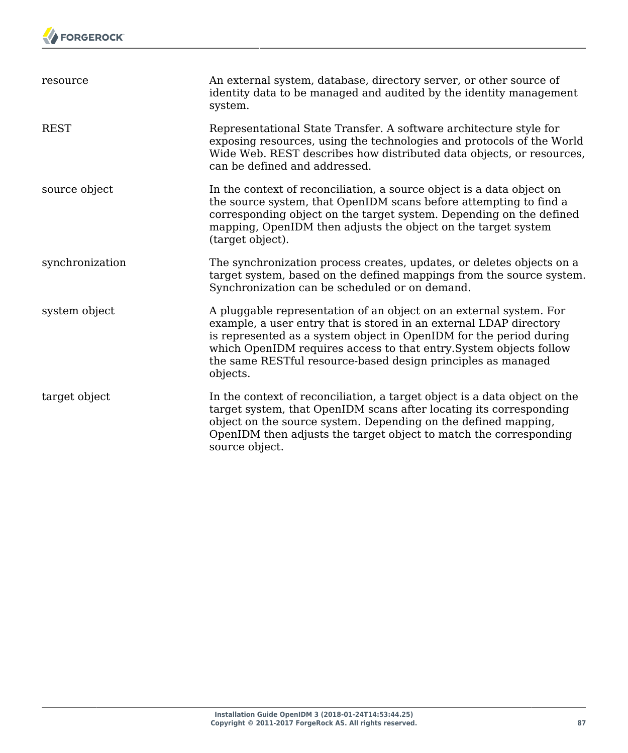| | |
|---|---|
| resource | An external system, database, directory server, or other source of identity data to be managed and audited by the identity management system. |
| REST | Representational State Transfer. A software architecture style for exposing resources, using the technologies and protocols of the World Wide Web. REST describes how distributed data objects, or resources, can be defined and addressed. |
| source object | In the context of reconciliation, a source object is a data object on the source system, that OpenIDM scans before attempting to find a corresponding object on the target system. Depending on the defined mapping, OpenIDM then adjusts the object on the target system (target object). |
| synchronization | The synchronization process creates, updates, or deletes objects on a target system, based on the defined mappings from the source system. Synchronization can be scheduled or on demand. |
| system object | A pluggable representation of an object on an external system. For example, a user entry that is stored in an external LDAP directory is represented as a system object in OpenIDM for the period during which OpenIDM requires access to that entry.System objects follow the same RESTful resource-based design principles as managed objects. |
| target object | In the context of reconciliation, a target object is a data object on the target system, that OpenIDM scans after locating its corresponding object on the source system. Depending on the defined mapping, OpenIDM then adjusts the target object to match the corresponding source object. |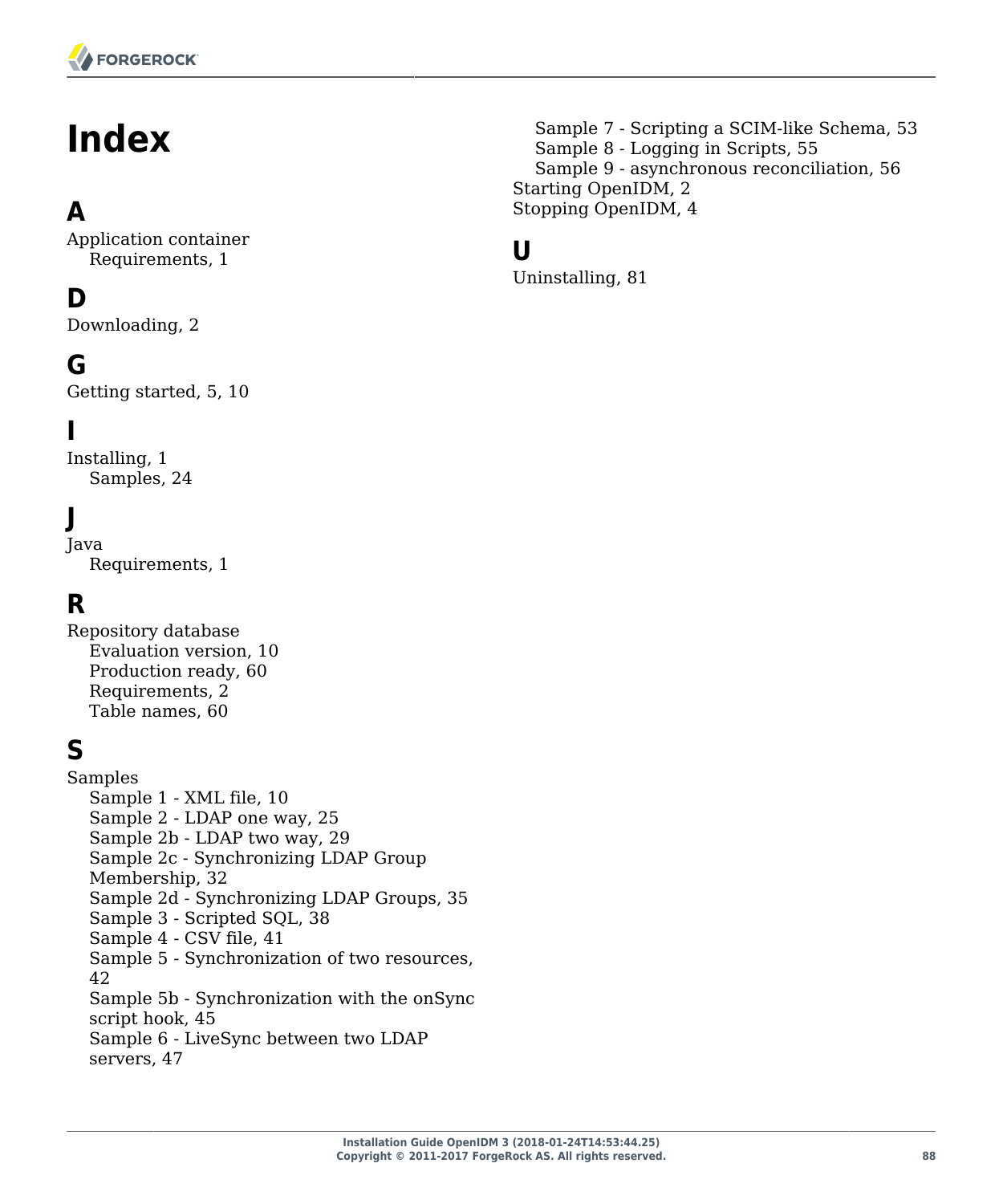# Index

## A

Application container
- Requirements, 1

## D

Downloading, 2

## G

Getting started, 5, 10

## I

Installing, 1
- Samples, 24

## J

Java
- Requirements, 1

## R

Repository database
- Evaluation version, 10
- Production ready, 60
- Requirements, 2
- Table names, 60

## S

Samples
- Sample 1 - XML file, 10
- Sample 2 - LDAP one way, 25
- Sample 2b - LDAP two way, 29
- Sample 2c - Synchronizing LDAP Group Membership, 32
- Sample 2d - Synchronizing LDAP Groups, 35
- Sample 3 - Scripted SQL, 38
- Sample 4 - CSV file, 41
- Sample 5 - Synchronization of two resources, 42
- Sample 5b - Synchronization with the onSync script hook, 45
- Sample 6 - LiveSync between two LDAP servers, 47
- Sample 7 - Scripting a SCIM-like Schema, 53
- Sample 8 - Logging in Scripts, 55
- Sample 9 - asynchronous reconciliation, 56

Starting OpenIDM, 2

Stopping OpenIDM, 4

## U

Uninstalling, 81